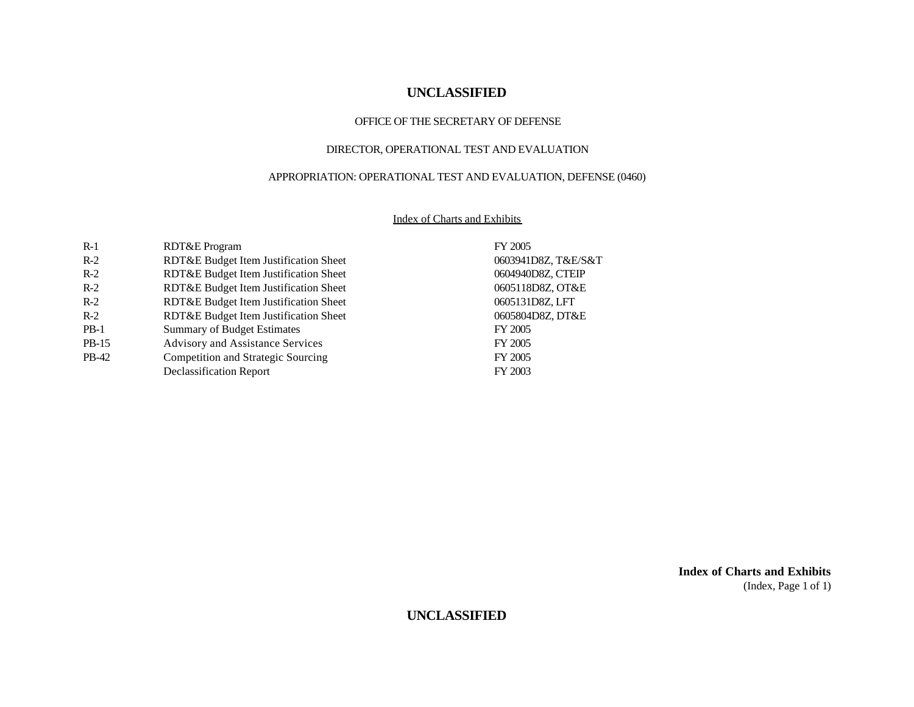**UNCLASSIFIED**

OFFICE OF THE SECRETARY OF DEFENSE

DIRECTOR, OPERATIONAL TEST AND EVALUATION

APPROPRIATION: OPERATIONAL TEST AND EVALUATION, DEFENSE (0460)

Index of Charts and Exhibits

| | | |
|---|---|---|
| R-1 | RDT&E Program | FY 2005 |
| R-2 | RDT&E Budget Item Justification Sheet | 0603941D8Z, T&E/S&T |
| R-2 | RDT&E Budget Item Justification Sheet | 0604940D8Z, CTEIP |
| R-2 | RDT&E Budget Item Justification Sheet | 0605118D8Z, OT&E |
| R-2 | RDT&E Budget Item Justification Sheet | 0605131D8Z, LFT |
| R-2 | RDT&E Budget Item Justification Sheet | 0605804D8Z, DT&E |
| PB-1 | Summary of Budget Estimates | FY 2005 |
| PB-15 | Advisory and Assistance Services | FY 2005 |
| PB-42 | Competition and Strategic Sourcing | FY 2005 |
| | Declassification Report | FY 2003 |

**Index of Charts and Exhibits**
(Index, Page 1 of 1)

**UNCLASSIFIED**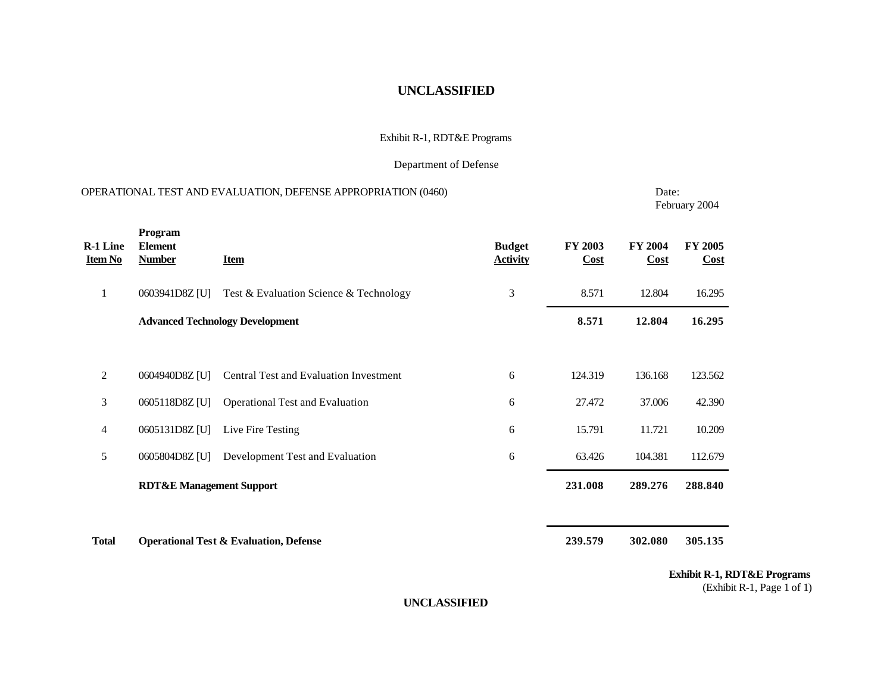**UNCLASSIFIED**

Exhibit R-1, RDT&E Programs

Department of Defense

OPERATIONAL TEST AND EVALUATION, DEFENSE APPROPRIATION (0460)

Date:
February 2004

| R-1 Line Item No | Program Element Number | Item | Budget Activity | FY 2003 Cost | FY 2004 Cost | FY 2005 Cost |
|---|---|---|---|---|---|---|
| 1 | 0603941D8Z [U] | Test & Evaluation Science & Technology | 3 | 8.571 | 12.804 | 16.295 |
| | **Advanced Technology Development** | | | **8.571** | **12.804** | **16.295** |
| 2 | 0604940D8Z [U] | Central Test and Evaluation Investment | 6 | 124.319 | 136.168 | 123.562 |
| 3 | 0605118D8Z [U] | Operational Test and Evaluation | 6 | 27.472 | 37.006 | 42.390 |
| 4 | 0605131D8Z [U] | Live Fire Testing | 6 | 15.791 | 11.721 | 10.209 |
| 5 | 0605804D8Z [U] | Development Test and Evaluation | 6 | 63.426 | 104.381 | 112.679 |
| | **RDT&E Management Support** | | | **231.008** | **289.276** | **288.840** |
| **Total** | **Operational Test & Evaluation, Defense** | | | **239.579** | **302.080** | **305.135** |

**Exhibit R-1, RDT&E Programs**
(Exhibit R-1, Page 1 of 1)

**UNCLASSIFIED**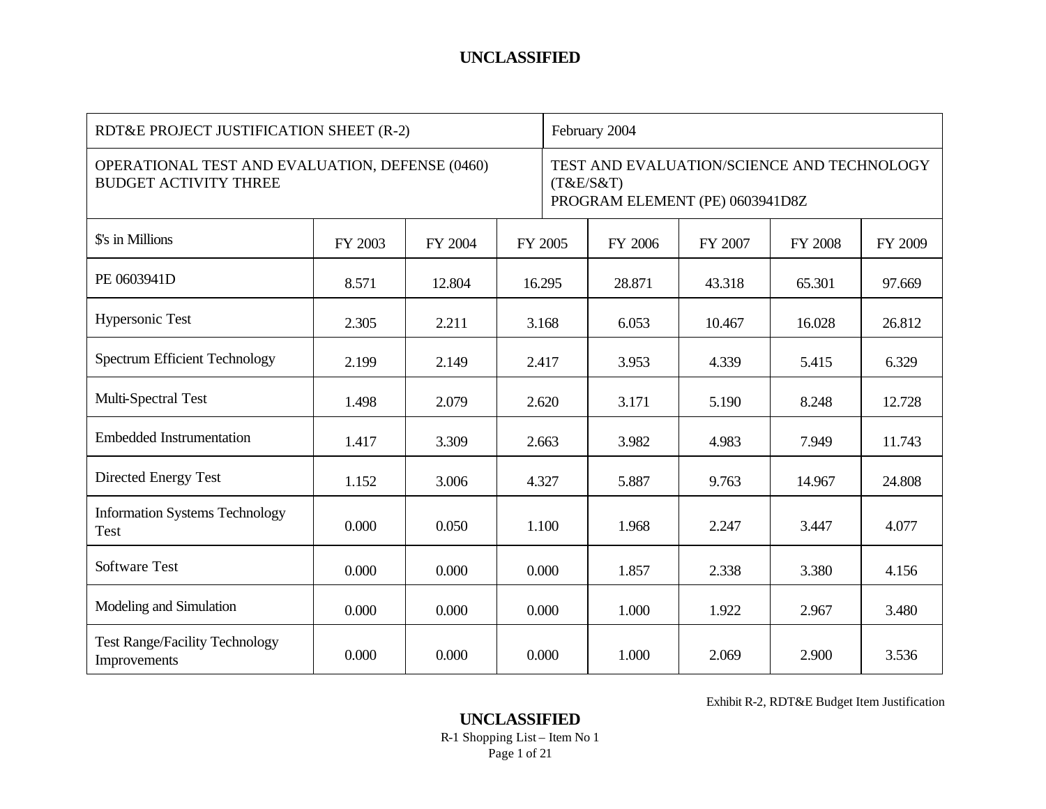| RDT&E PROJECT JUSTIFICATION SHEET (R-2) | | | | February 2004 | | | |
|---|---|---|---|---|---|---|---|
| OPERATIONAL TEST AND EVALUATION, DEFENSE (0460) BUDGET ACTIVITY THREE | | | | TEST AND EVALUATION/SCIENCE AND TECHNOLOGY (T&E/S&T) PROGRAM ELEMENT (PE) 0603941D8Z | | | |
| $'s in Millions | FY 2003 | FY 2004 | FY 2005 | FY 2006 | FY 2007 | FY 2008 | FY 2009 |
| PE 0603941D | 8.571 | 12.804 | 16.295 | 28.871 | 43.318 | 65.301 | 97.669 |
| Hypersonic Test | 2.305 | 2.211 | 3.168 | 6.053 | 10.467 | 16.028 | 26.812 |
| Spectrum Efficient Technology | 2.199 | 2.149 | 2.417 | 3.953 | 4.339 | 5.415 | 6.329 |
| Multi-Spectral Test | 1.498 | 2.079 | 2.620 | 3.171 | 5.190 | 8.248 | 12.728 |
| Embedded Instrumentation | 1.417 | 3.309 | 2.663 | 3.982 | 4.983 | 7.949 | 11.743 |
| Directed Energy Test | 1.152 | 3.006 | 4.327 | 5.887 | 9.763 | 14.967 | 24.808 |
| Information Systems Technology Test | 0.000 | 0.050 | 1.100 | 1.968 | 2.247 | 3.447 | 4.077 |
| Software Test | 0.000 | 0.000 | 0.000 | 1.857 | 2.338 | 3.380 | 4.156 |
| Modeling and Simulation | 0.000 | 0.000 | 0.000 | 1.000 | 1.922 | 2.967 | 3.480 |
| Test Range/Facility Technology Improvements | 0.000 | 0.000 | 0.000 | 1.000 | 2.069 | 2.900 | 3.536 |

Exhibit R-2, RDT&E Budget Item Justification

R-1 Shopping List – Item No 1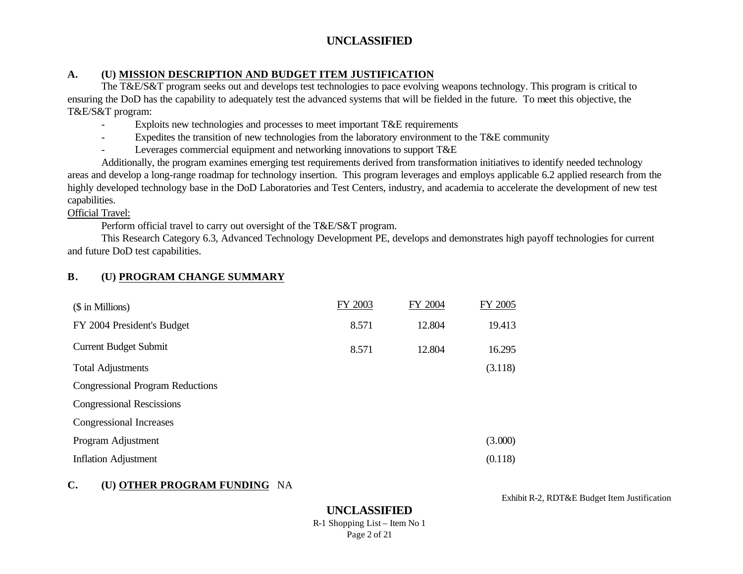## A. (U) MISSION DESCRIPTION AND BUDGET ITEM JUSTIFICATION

The T&E/S&T program seeks out and develops test technologies to pace evolving weapons technology. This program is critical to ensuring the DoD has the capability to adequately test the advanced systems that will be fielded in the future. To meet this objective, the T&E/S&T program:

- Exploits new technologies and processes to meet important T&E requirements
- Expedites the transition of new technologies from the laboratory environment to the T&E community
- Leverages commercial equipment and networking innovations to support T&E

Additionally, the program examines emerging test requirements derived from transformation initiatives to identify needed technology areas and develop a long-range roadmap for technology insertion. This program leverages and employs applicable 6.2 applied research from the highly developed technology base in the DoD Laboratories and Test Centers, industry, and academia to accelerate the development of new test capabilities.

Official Travel:

Perform official travel to carry out oversight of the T&E/S&T program.

This Research Category 6.3, Advanced Technology Development PE, develops and demonstrates high payoff technologies for current and future DoD test capabilities.

## B. (U) PROGRAM CHANGE SUMMARY

| ($ in Millions) | FY 2003 | FY 2004 | FY 2005 |
|---|---|---|---|
| FY 2004 President's Budget | 8.571 | 12.804 | 19.413 |
| Current Budget Submit | 8.571 | 12.804 | 16.295 |
| Total Adjustments | | | (3.118) |
| Congressional Program Reductions | | | |
| Congressional Rescissions | | | |
| Congressional Increases | | | |
| Program Adjustment | | | (3.000) |
| Inflation Adjustment | | | (0.118) |

## C. (U) OTHER PROGRAM FUNDING NA

Exhibit R-2, RDT&E Budget Item Justification

R-1 Shopping List – Item No 1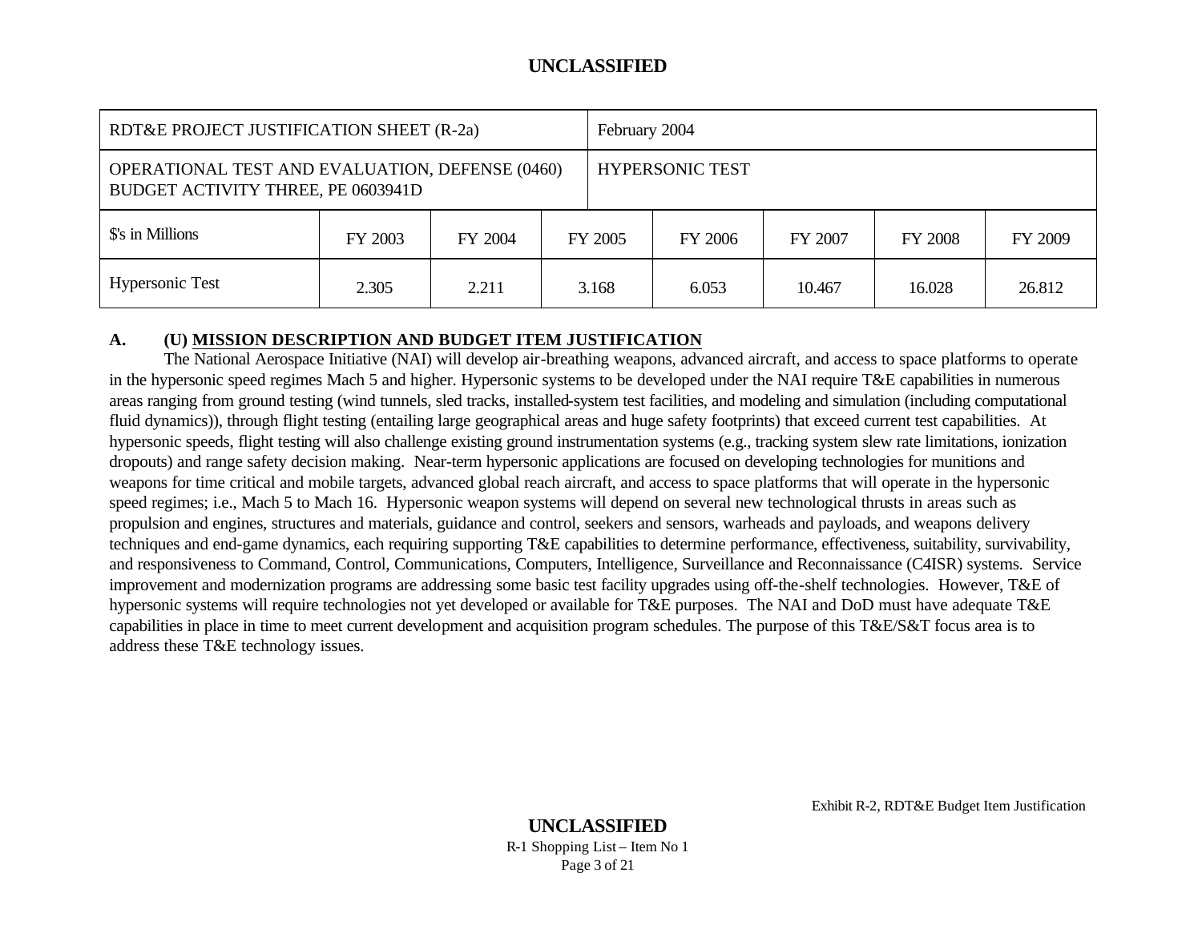| RDT&E PROJECT JUSTIFICATION SHEET (R-2a) | | | February 2004 | | | | |
|---|---|---|---|---|---|---|---|
| OPERATIONAL TEST AND EVALUATION, DEFENSE (0460) BUDGET ACTIVITY THREE, PE 0603941D | | | HYPERSONIC TEST | | | | |
| $'s in Millions | FY 2003 | FY 2004 | FY 2005 | FY 2006 | FY 2007 | FY 2008 | FY 2009 |
| Hypersonic Test | 2.305 | 2.211 | 3.168 | 6.053 | 10.467 | 16.028 | 26.812 |

**A. (U) MISSION DESCRIPTION AND BUDGET ITEM JUSTIFICATION**

The National Aerospace Initiative (NAI) will develop air-breathing weapons, advanced aircraft, and access to space platforms to operate in the hypersonic speed regimes Mach 5 and higher. Hypersonic systems to be developed under the NAI require T&E capabilities in numerous areas ranging from ground testing (wind tunnels, sled tracks, installed-system test facilities, and modeling and simulation (including computational fluid dynamics)), through flight testing (entailing large geographical areas and huge safety footprints) that exceed current test capabilities. At hypersonic speeds, flight testing will also challenge existing ground instrumentation systems (e.g., tracking system slew rate limitations, ionization dropouts) and range safety decision making. Near-term hypersonic applications are focused on developing technologies for munitions and weapons for time critical and mobile targets, advanced global reach aircraft, and access to space platforms that will operate in the hypersonic speed regimes; i.e., Mach 5 to Mach 16. Hypersonic weapon systems will depend on several new technological thrusts in areas such as propulsion and engines, structures and materials, guidance and control, seekers and sensors, warheads and payloads, and weapons delivery techniques and end-game dynamics, each requiring supporting T&E capabilities to determine performance, effectiveness, suitability, survivability, and responsiveness to Command, Control, Communications, Computers, Intelligence, Surveillance and Reconnaissance (C4ISR) systems. Service improvement and modernization programs are addressing some basic test facility upgrades using off-the-shelf technologies. However, T&E of hypersonic systems will require technologies not yet developed or available for T&E purposes. The NAI and DoD must have adequate T&E capabilities in place in time to meet current development and acquisition program schedules. The purpose of this T&E/S&T focus area is to address these T&E technology issues.

Exhibit R-2, RDT&E Budget Item Justification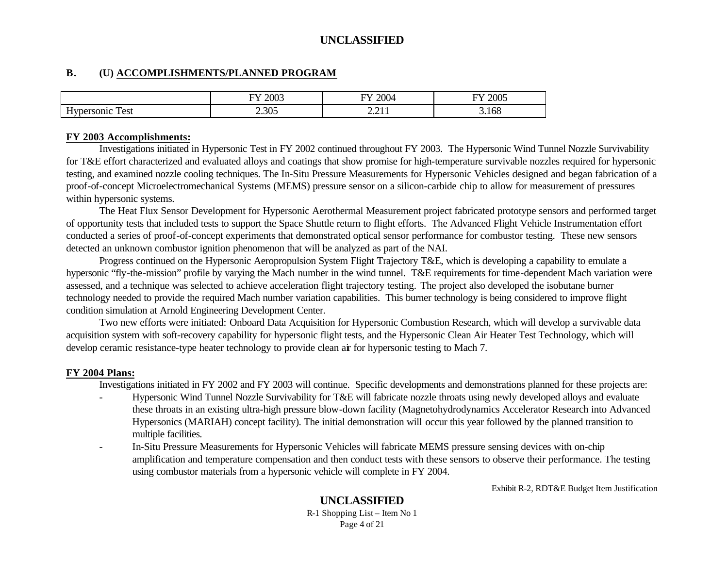## B. (U) ACCOMPLISHMENTS/PLANNED PROGRAM

| | FY 2003 | FY 2004 | FY 2005 |
|---|---|---|---|
| Hypersonic Test | 2.305 | 2.211 | 3.168 |

**FY 2003 Accomplishments:**

Investigations initiated in Hypersonic Test in FY 2002 continued throughout FY 2003. The Hypersonic Wind Tunnel Nozzle Survivability for T&E effort characterized and evaluated alloys and coatings that show promise for high-temperature survivable nozzles required for hypersonic testing, and examined nozzle cooling techniques. The In-Situ Pressure Measurements for Hypersonic Vehicles designed and began fabrication of a proof-of-concept Microelectromechanical Systems (MEMS) pressure sensor on a silicon-carbide chip to allow for measurement of pressures within hypersonic systems.

The Heat Flux Sensor Development for Hypersonic Aerothermal Measurement project fabricated prototype sensors and performed target of opportunity tests that included tests to support the Space Shuttle return to flight efforts. The Advanced Flight Vehicle Instrumentation effort conducted a series of proof-of-concept experiments that demonstrated optical sensor performance for combustor testing. These new sensors detected an unknown combustor ignition phenomenon that will be analyzed as part of the NAI.

Progress continued on the Hypersonic Aeropropulsion System Flight Trajectory T&E, which is developing a capability to emulate a hypersonic "fly-the-mission" profile by varying the Mach number in the wind tunnel. T&E requirements for time-dependent Mach variation were assessed, and a technique was selected to achieve acceleration flight trajectory testing. The project also developed the isobutane burner technology needed to provide the required Mach number variation capabilities. This burner technology is being considered to improve flight condition simulation at Arnold Engineering Development Center.

Two new efforts were initiated: Onboard Data Acquisition for Hypersonic Combustion Research, which will develop a survivable data acquisition system with soft-recovery capability for hypersonic flight tests, and the Hypersonic Clean Air Heater Test Technology, which will develop ceramic resistance-type heater technology to provide clean air for hypersonic testing to Mach 7.

**FY 2004 Plans:**

Investigations initiated in FY 2002 and FY 2003 will continue. Specific developments and demonstrations planned for these projects are:

- Hypersonic Wind Tunnel Nozzle Survivability for T&E will fabricate nozzle throats using newly developed alloys and evaluate these throats in an existing ultra-high pressure blow-down facility (Magnetohydrodynamics Accelerator Research into Advanced Hypersonics (MARIAH) concept facility). The initial demonstration will occur this year followed by the planned transition to multiple facilities.
- In-Situ Pressure Measurements for Hypersonic Vehicles will fabricate MEMS pressure sensing devices with on-chip amplification and temperature compensation and then conduct tests with these sensors to observe their performance. The testing using combustor materials from a hypersonic vehicle will complete in FY 2004.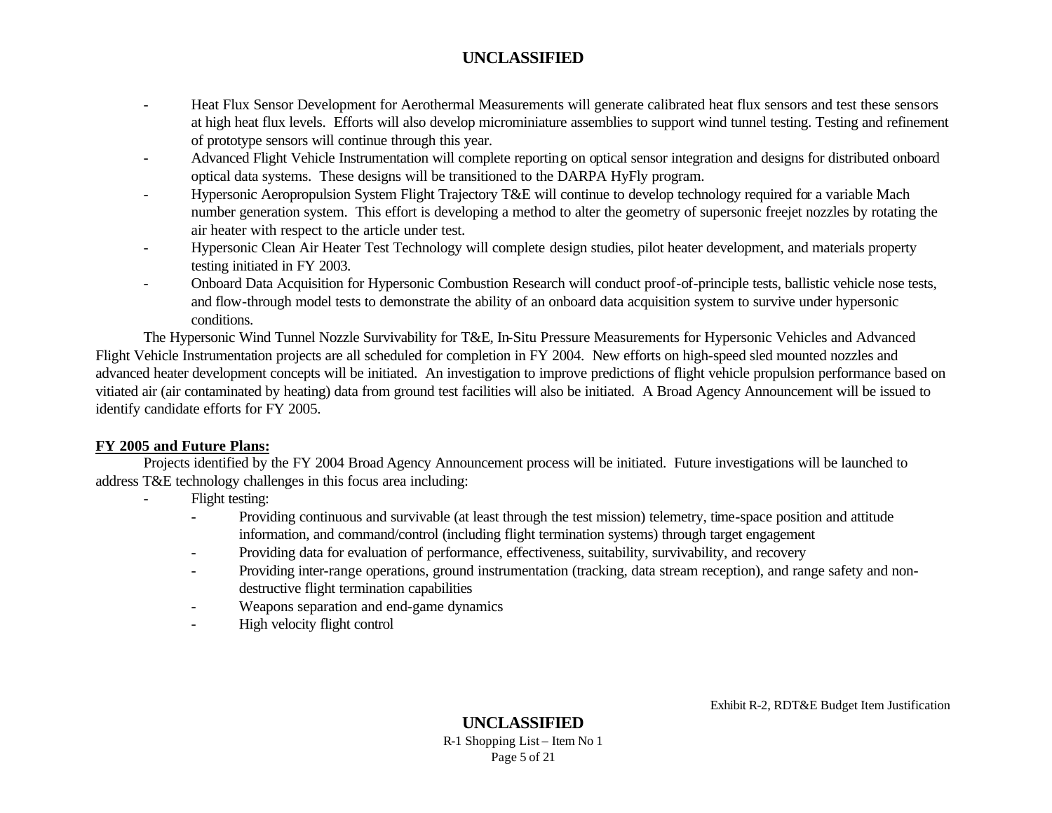- Heat Flux Sensor Development for Aerothermal Measurements will generate calibrated heat flux sensors and test these sensors at high heat flux levels. Efforts will also develop microminiature assemblies to support wind tunnel testing. Testing and refinement of prototype sensors will continue through this year.
- Advanced Flight Vehicle Instrumentation will complete reporting on optical sensor integration and designs for distributed onboard optical data systems. These designs will be transitioned to the DARPA HyFly program.
- Hypersonic Aeropropulsion System Flight Trajectory T&E will continue to develop technology required for a variable Mach number generation system. This effort is developing a method to alter the geometry of supersonic freejet nozzles by rotating the air heater with respect to the article under test.
- Hypersonic Clean Air Heater Test Technology will complete design studies, pilot heater development, and materials property testing initiated in FY 2003.
- Onboard Data Acquisition for Hypersonic Combustion Research will conduct proof-of-principle tests, ballistic vehicle nose tests, and flow-through model tests to demonstrate the ability of an onboard data acquisition system to survive under hypersonic conditions.

The Hypersonic Wind Tunnel Nozzle Survivability for T&E, In-Situ Pressure Measurements for Hypersonic Vehicles and Advanced Flight Vehicle Instrumentation projects are all scheduled for completion in FY 2004. New efforts on high-speed sled mounted nozzles and advanced heater development concepts will be initiated. An investigation to improve predictions of flight vehicle propulsion performance based on vitiated air (air contaminated by heating) data from ground test facilities will also be initiated. A Broad Agency Announcement will be issued to identify candidate efforts for FY 2005.

**FY 2005 and Future Plans:**

Projects identified by the FY 2004 Broad Agency Announcement process will be initiated. Future investigations will be launched to address T&E technology challenges in this focus area including:

- Flight testing:
  - Providing continuous and survivable (at least through the test mission) telemetry, time-space position and attitude information, and command/control (including flight termination systems) through target engagement
  - Providing data for evaluation of performance, effectiveness, suitability, survivability, and recovery
  - Providing inter-range operations, ground instrumentation (tracking, data stream reception), and range safety and non-destructive flight termination capabilities
  - Weapons separation and end-game dynamics
  - High velocity flight control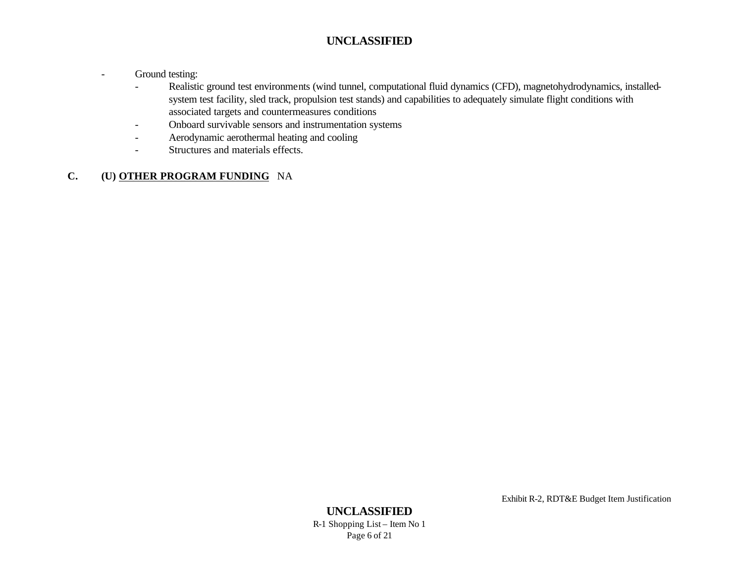- Ground testing:
  - Realistic ground test environments (wind tunnel, computational fluid dynamics (CFD), magnetohydrodynamics, installed-system test facility, sled track, propulsion test stands) and capabilities to adequately simulate flight conditions with associated targets and countermeasures conditions
  - Onboard survivable sensors and instrumentation systems
  - Aerodynamic aerothermal heating and cooling
  - Structures and materials effects.

**C. (U) <u>OTHER PROGRAM FUNDING</u>** NA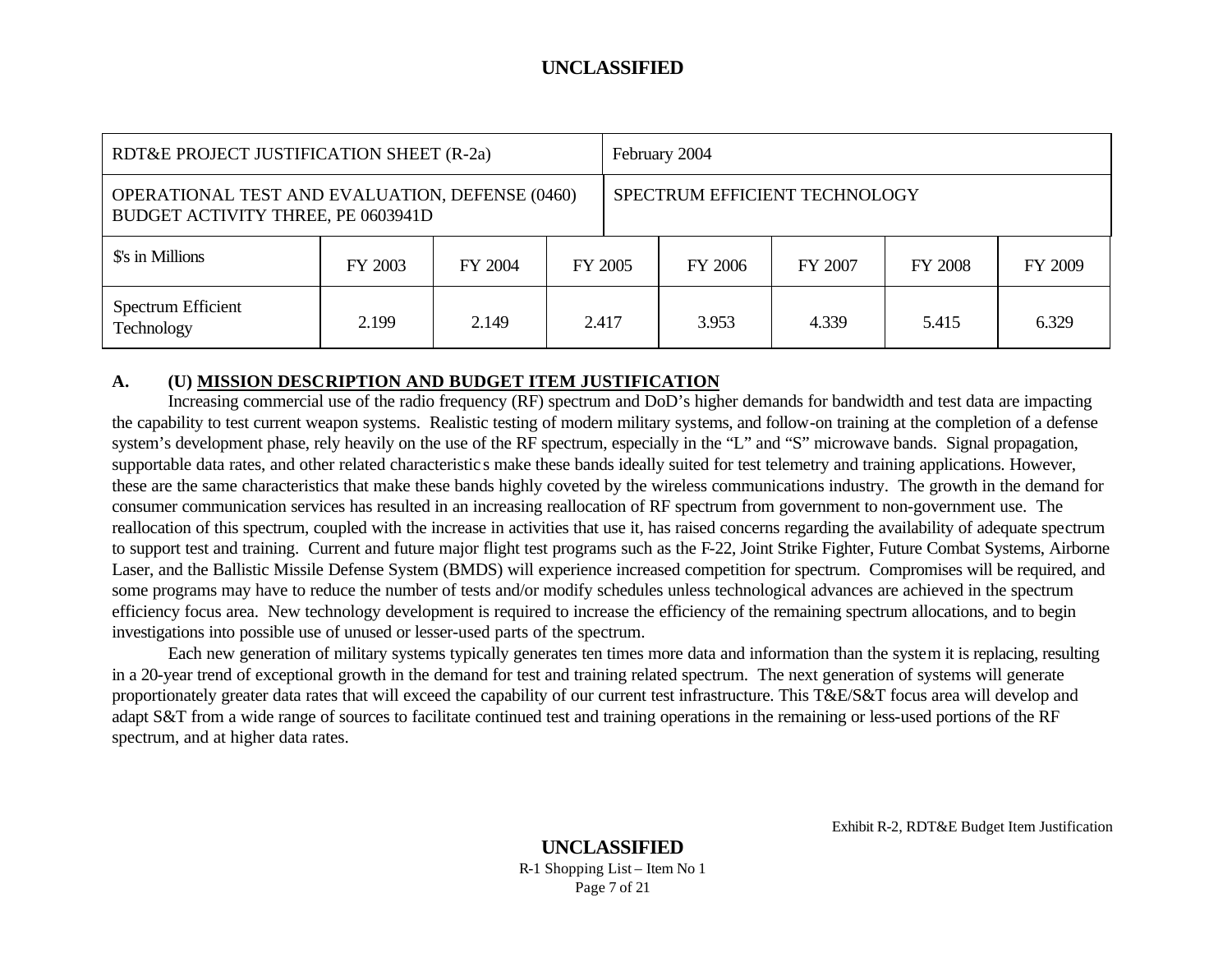| RDT&E PROJECT JUSTIFICATION SHEET (R-2a) | | | | February 2004 | | | |
|---|---|---|---|---|---|---|---|
| OPERATIONAL TEST AND EVALUATION, DEFENSE (0460) BUDGET ACTIVITY THREE, PE 0603941D | | | | SPECTRUM EFFICIENT TECHNOLOGY | | | |
| $'s in Millions | FY 2003 | FY 2004 | FY 2005 | FY 2006 | FY 2007 | FY 2008 | FY 2009 |
| Spectrum Efficient Technology | 2.199 | 2.149 | 2.417 | 3.953 | 4.339 | 5.415 | 6.329 |

## A. (U) MISSION DESCRIPTION AND BUDGET ITEM JUSTIFICATION

Increasing commercial use of the radio frequency (RF) spectrum and DoD's higher demands for bandwidth and test data are impacting the capability to test current weapon systems. Realistic testing of modern military systems, and follow-on training at the completion of a defense system's development phase, rely heavily on the use of the RF spectrum, especially in the "L" and "S" microwave bands. Signal propagation, supportable data rates, and other related characteristics make these bands ideally suited for test telemetry and training applications. However, these are the same characteristics that make these bands highly coveted by the wireless communications industry. The growth in the demand for consumer communication services has resulted in an increasing reallocation of RF spectrum from government to non-government use. The reallocation of this spectrum, coupled with the increase in activities that use it, has raised concerns regarding the availability of adequate spectrum to support test and training. Current and future major flight test programs such as the F-22, Joint Strike Fighter, Future Combat Systems, Airborne Laser, and the Ballistic Missile Defense System (BMDS) will experience increased competition for spectrum. Compromises will be required, and some programs may have to reduce the number of tests and/or modify schedules unless technological advances are achieved in the spectrum efficiency focus area. New technology development is required to increase the efficiency of the remaining spectrum allocations, and to begin investigations into possible use of unused or lesser-used parts of the spectrum.

Each new generation of military systems typically generates ten times more data and information than the system it is replacing, resulting in a 20-year trend of exceptional growth in the demand for test and training related spectrum. The next generation of systems will generate proportionately greater data rates that will exceed the capability of our current test infrastructure. This T&E/S&T focus area will develop and adapt S&T from a wide range of sources to facilitate continued test and training operations in the remaining or less-used portions of the RF spectrum, and at higher data rates.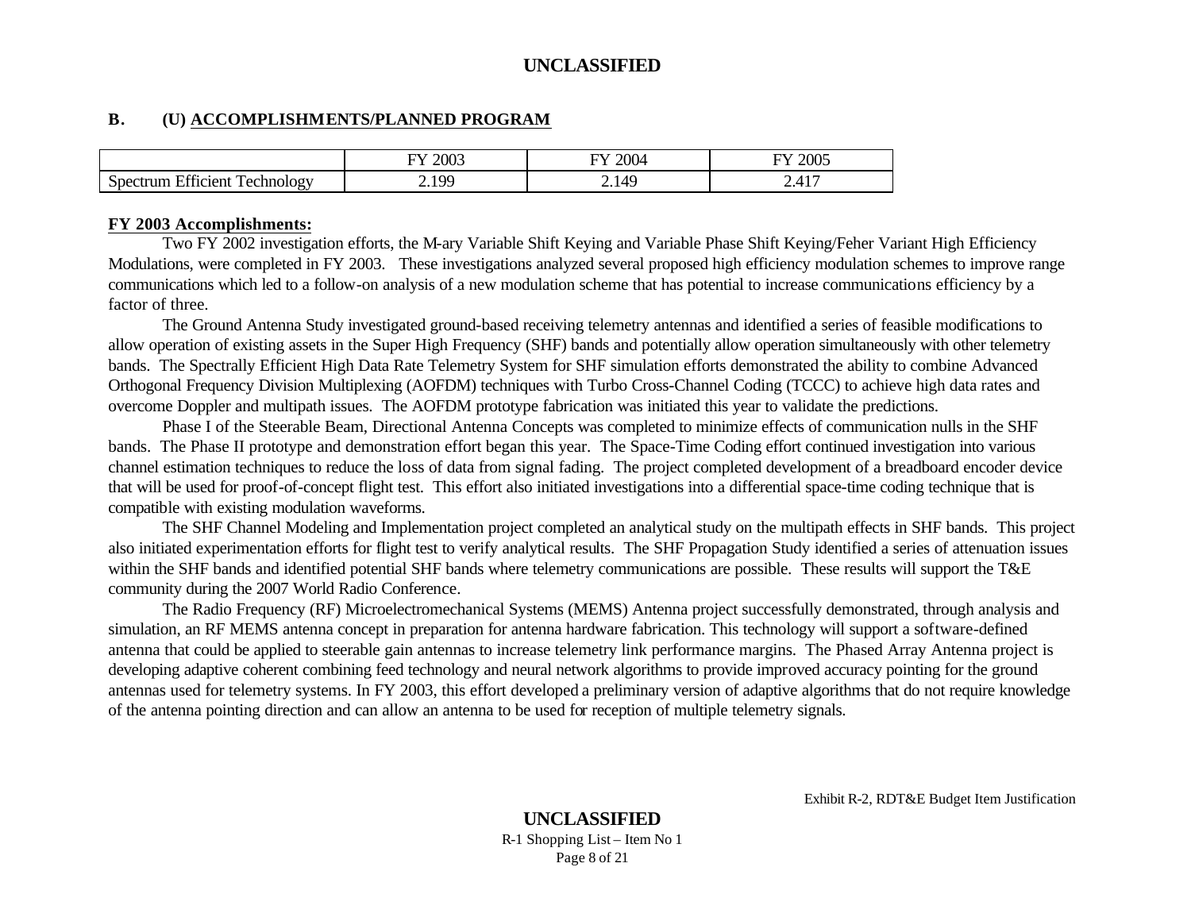## B. (U) ACCOMPLISHMENTS/PLANNED PROGRAM

| | FY 2003 | FY 2004 | FY 2005 |
|---|---|---|---|
| Spectrum Efficient Technology | 2.199 | 2.149 | 2.417 |

**FY 2003 Accomplishments:**

Two FY 2002 investigation efforts, the M-ary Variable Shift Keying and Variable Phase Shift Keying/Feher Variant High Efficiency Modulations, were completed in FY 2003. These investigations analyzed several proposed high efficiency modulation schemes to improve range communications which led to a follow-on analysis of a new modulation scheme that has potential to increase communications efficiency by a factor of three.

The Ground Antenna Study investigated ground-based receiving telemetry antennas and identified a series of feasible modifications to allow operation of existing assets in the Super High Frequency (SHF) bands and potentially allow operation simultaneously with other telemetry bands. The Spectrally Efficient High Data Rate Telemetry System for SHF simulation efforts demonstrated the ability to combine Advanced Orthogonal Frequency Division Multiplexing (AOFDM) techniques with Turbo Cross-Channel Coding (TCCC) to achieve high data rates and overcome Doppler and multipath issues. The AOFDM prototype fabrication was initiated this year to validate the predictions.

Phase I of the Steerable Beam, Directional Antenna Concepts was completed to minimize effects of communication nulls in the SHF bands. The Phase II prototype and demonstration effort began this year. The Space-Time Coding effort continued investigation into various channel estimation techniques to reduce the loss of data from signal fading. The project completed development of a breadboard encoder device that will be used for proof-of-concept flight test. This effort also initiated investigations into a differential space-time coding technique that is compatible with existing modulation waveforms.

The SHF Channel Modeling and Implementation project completed an analytical study on the multipath effects in SHF bands. This project also initiated experimentation efforts for flight test to verify analytical results. The SHF Propagation Study identified a series of attenuation issues within the SHF bands and identified potential SHF bands where telemetry communications are possible. These results will support the T&E community during the 2007 World Radio Conference.

The Radio Frequency (RF) Microelectromechanical Systems (MEMS) Antenna project successfully demonstrated, through analysis and simulation, an RF MEMS antenna concept in preparation for antenna hardware fabrication. This technology will support a software-defined antenna that could be applied to steerable gain antennas to increase telemetry link performance margins. The Phased Array Antenna project is developing adaptive coherent combining feed technology and neural network algorithms to provide improved accuracy pointing for the ground antennas used for telemetry systems. In FY 2003, this effort developed a preliminary version of adaptive algorithms that do not require knowledge of the antenna pointing direction and can allow an antenna to be used for reception of multiple telemetry signals.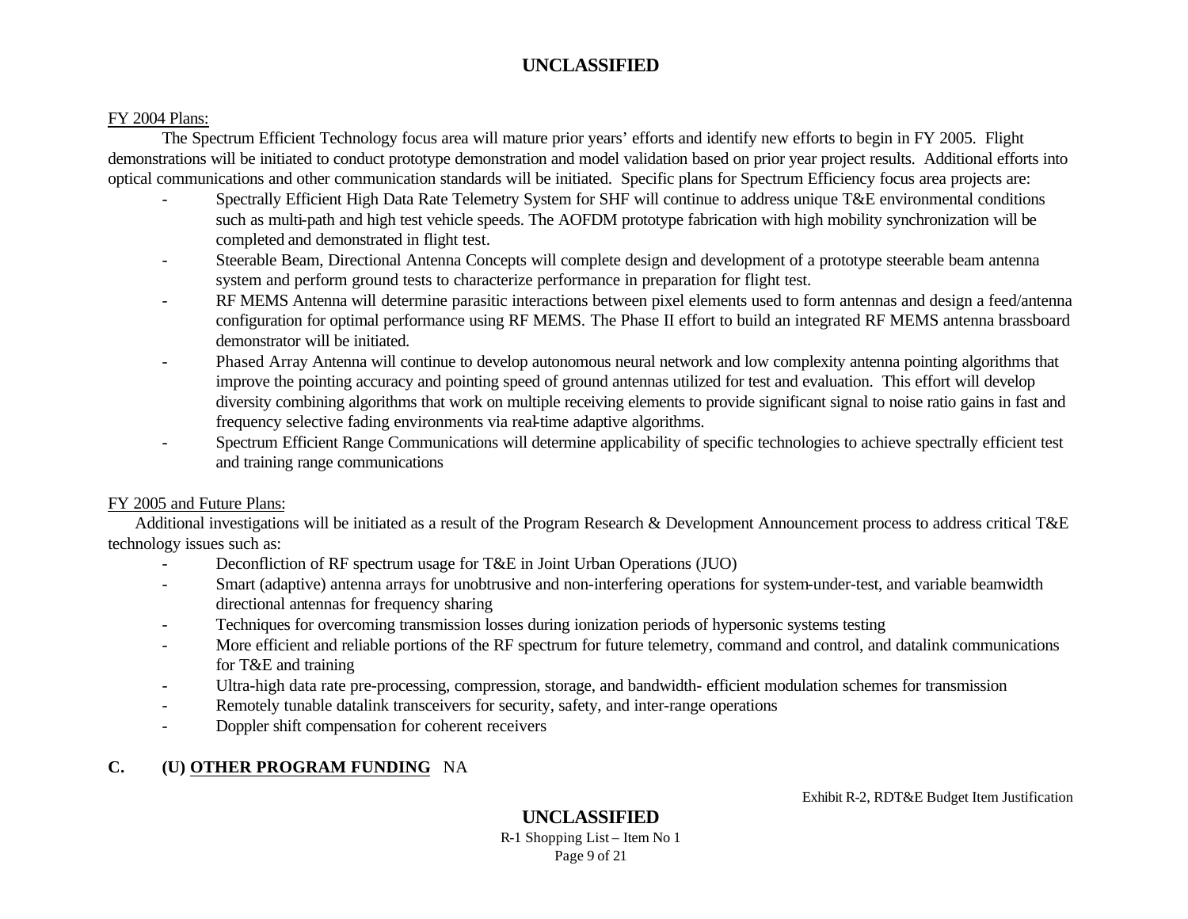FY 2004 Plans:

The Spectrum Efficient Technology focus area will mature prior years' efforts and identify new efforts to begin in FY 2005. Flight demonstrations will be initiated to conduct prototype demonstration and model validation based on prior year project results. Additional efforts into optical communications and other communication standards will be initiated. Specific plans for Spectrum Efficiency focus area projects are:

- Spectrally Efficient High Data Rate Telemetry System for SHF will continue to address unique T&E environmental conditions such as multi-path and high test vehicle speeds. The AOFDM prototype fabrication with high mobility synchronization will be completed and demonstrated in flight test.
- Steerable Beam, Directional Antenna Concepts will complete design and development of a prototype steerable beam antenna system and perform ground tests to characterize performance in preparation for flight test.
- RF MEMS Antenna will determine parasitic interactions between pixel elements used to form antennas and design a feed/antenna configuration for optimal performance using RF MEMS. The Phase II effort to build an integrated RF MEMS antenna brassboard demonstrator will be initiated.
- Phased Array Antenna will continue to develop autonomous neural network and low complexity antenna pointing algorithms that improve the pointing accuracy and pointing speed of ground antennas utilized for test and evaluation. This effort will develop diversity combining algorithms that work on multiple receiving elements to provide significant signal to noise ratio gains in fast and frequency selective fading environments via real-time adaptive algorithms.
- Spectrum Efficient Range Communications will determine applicability of specific technologies to achieve spectrally efficient test and training range communications

FY 2005 and Future Plans:

Additional investigations will be initiated as a result of the Program Research & Development Announcement process to address critical T&E technology issues such as:

- Deconfliction of RF spectrum usage for T&E in Joint Urban Operations (JUO)
- Smart (adaptive) antenna arrays for unobtrusive and non-interfering operations for system-under-test, and variable beamwidth directional antennas for frequency sharing
- Techniques for overcoming transmission losses during ionization periods of hypersonic systems testing
- More efficient and reliable portions of the RF spectrum for future telemetry, command and control, and datalink communications for T&E and training
- Ultra-high data rate pre-processing, compression, storage, and bandwidth- efficient modulation schemes for transmission
- Remotely tunable datalink transceivers for security, safety, and inter-range operations
- Doppler shift compensation for coherent receivers

**C. (U) OTHER PROGRAM FUNDING** NA

Exhibit R-2, RDT&E Budget Item Justification

R-1 Shopping List – Item No 1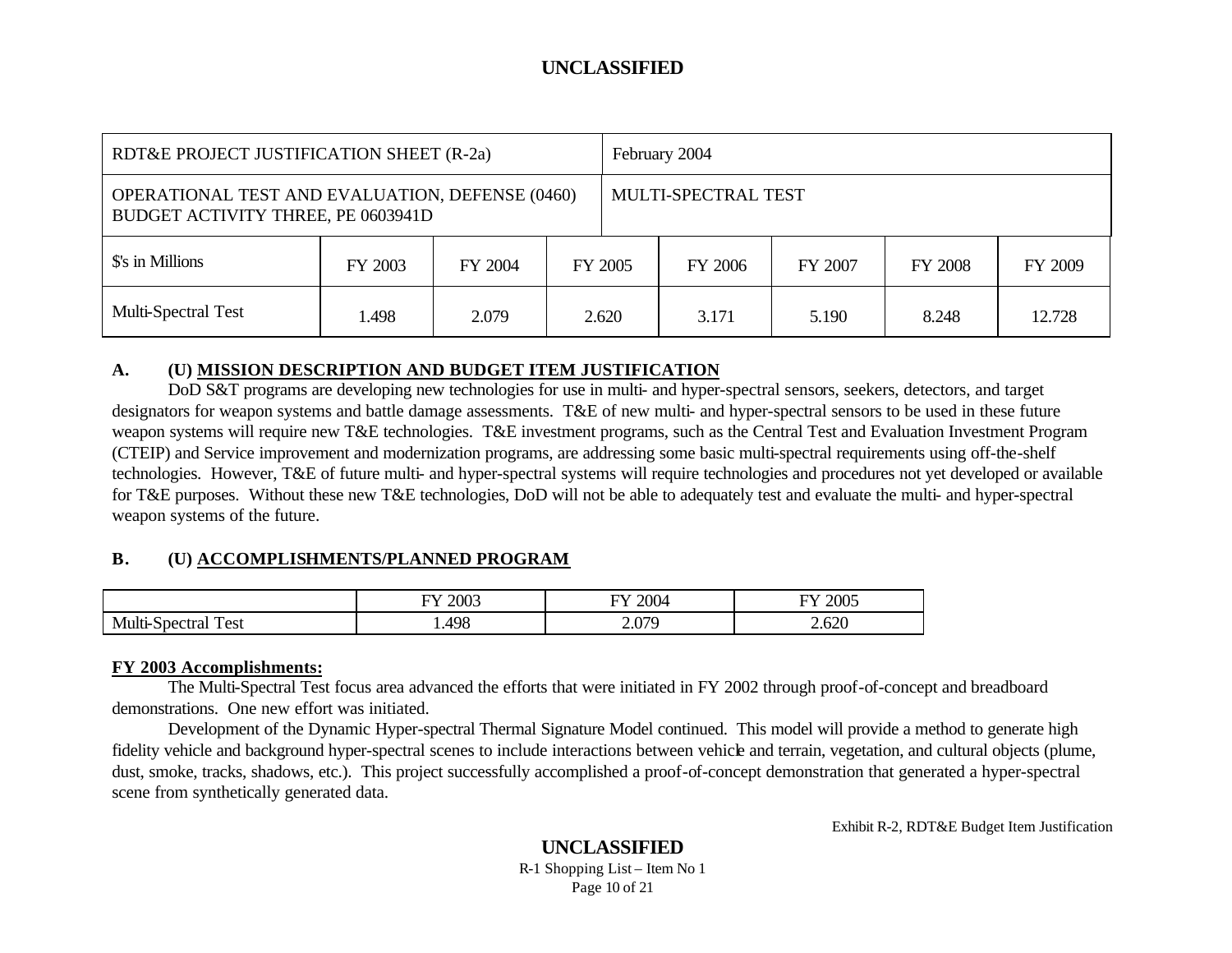| RDT&E PROJECT JUSTIFICATION SHEET (R-2a) | | | February 2004 | | | | |
|---|---|---|---|---|---|---|---|
| OPERATIONAL TEST AND EVALUATION, DEFENSE (0460) BUDGET ACTIVITY THREE, PE 0603941D | | | MULTI-SPECTRAL TEST | | | | |
| $'s in Millions | FY 2003 | FY 2004 | FY 2005 | FY 2006 | FY 2007 | FY 2008 | FY 2009 |
| Multi-Spectral Test | 1.498 | 2.079 | 2.620 | 3.171 | 5.190 | 8.248 | 12.728 |

**A. (U) MISSION DESCRIPTION AND BUDGET ITEM JUSTIFICATION**

DoD S&T programs are developing new technologies for use in multi- and hyper-spectral sensors, seekers, detectors, and target designators for weapon systems and battle damage assessments. T&E of new multi- and hyper-spectral sensors to be used in these future weapon systems will require new T&E technologies. T&E investment programs, such as the Central Test and Evaluation Investment Program (CTEIP) and Service improvement and modernization programs, are addressing some basic multi-spectral requirements using off-the-shelf technologies. However, T&E of future multi- and hyper-spectral systems will require technologies and procedures not yet developed or available for T&E purposes. Without these new T&E technologies, DoD will not be able to adequately test and evaluate the multi- and hyper-spectral weapon systems of the future.

**B. (U) ACCOMPLISHMENTS/PLANNED PROGRAM**

| | FY 2003 | FY 2004 | FY 2005 |
|---|---|---|---|
| Multi-Spectral Test | 1.498 | 2.079 | 2.620 |

**FY 2003 Accomplishments:**

The Multi-Spectral Test focus area advanced the efforts that were initiated in FY 2002 through proof-of-concept and breadboard demonstrations. One new effort was initiated.

Development of the Dynamic Hyper-spectral Thermal Signature Model continued. This model will provide a method to generate high fidelity vehicle and background hyper-spectral scenes to include interactions between vehicle and terrain, vegetation, and cultural objects (plume, dust, smoke, tracks, shadows, etc.). This project successfully accomplished a proof-of-concept demonstration that generated a hyper-spectral scene from synthetically generated data.

Exhibit R-2, RDT&E Budget Item Justification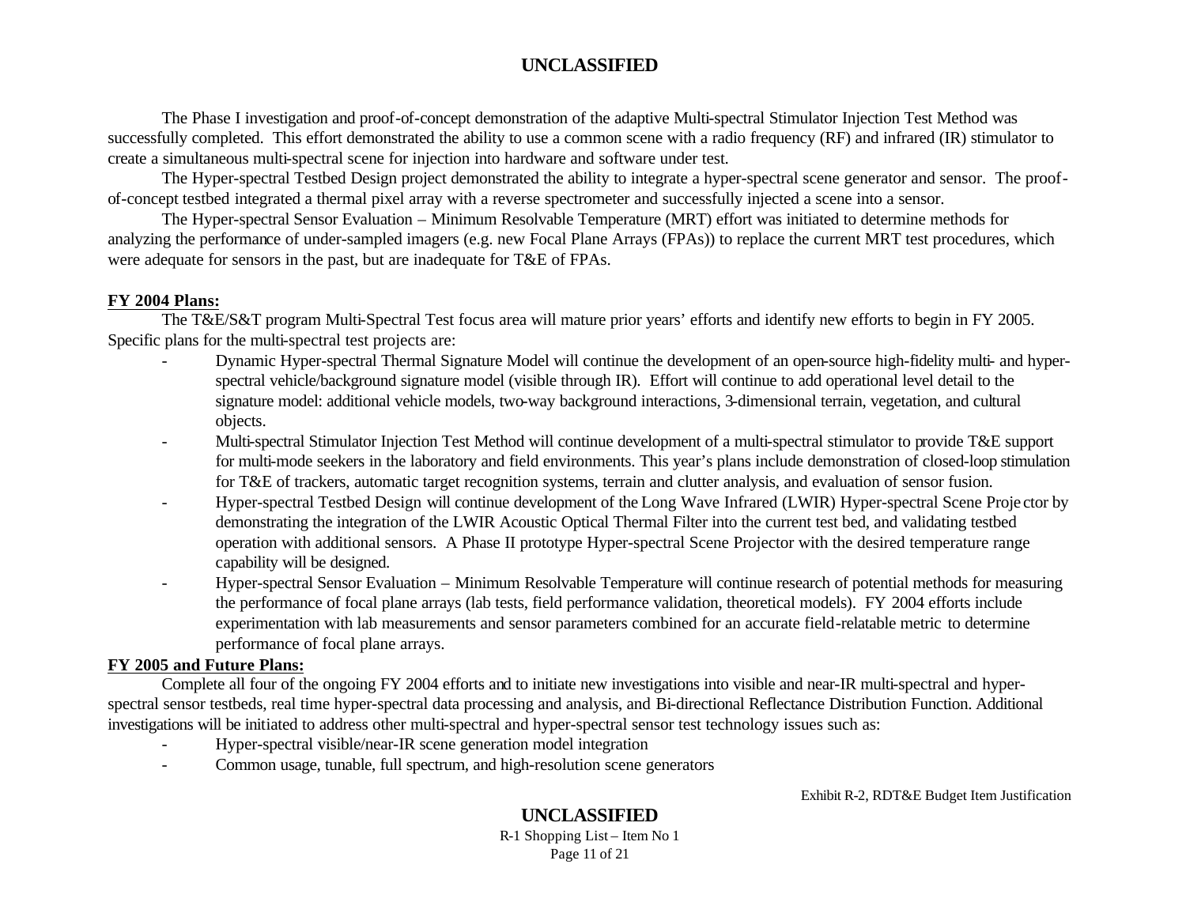The Phase I investigation and proof-of-concept demonstration of the adaptive Multi-spectral Stimulator Injection Test Method was successfully completed. This effort demonstrated the ability to use a common scene with a radio frequency (RF) and infrared (IR) stimulator to create a simultaneous multi-spectral scene for injection into hardware and software under test.

The Hyper-spectral Testbed Design project demonstrated the ability to integrate a hyper-spectral scene generator and sensor. The proof-of-concept testbed integrated a thermal pixel array with a reverse spectrometer and successfully injected a scene into a sensor.

The Hyper-spectral Sensor Evaluation – Minimum Resolvable Temperature (MRT) effort was initiated to determine methods for analyzing the performance of under-sampled imagers (e.g. new Focal Plane Arrays (FPAs)) to replace the current MRT test procedures, which were adequate for sensors in the past, but are inadequate for T&E of FPAs.

**FY 2004 Plans:**

The T&E/S&T program Multi-Spectral Test focus area will mature prior years' efforts and identify new efforts to begin in FY 2005. Specific plans for the multi-spectral test projects are:

- Dynamic Hyper-spectral Thermal Signature Model will continue the development of an open-source high-fidelity multi- and hyper-spectral vehicle/background signature model (visible through IR). Effort will continue to add operational level detail to the signature model: additional vehicle models, two-way background interactions, 3-dimensional terrain, vegetation, and cultural objects.
- Multi-spectral Stimulator Injection Test Method will continue development of a multi-spectral stimulator to provide T&E support for multi-mode seekers in the laboratory and field environments. This year's plans include demonstration of closed-loop stimulation for T&E of trackers, automatic target recognition systems, terrain and clutter analysis, and evaluation of sensor fusion.
- Hyper-spectral Testbed Design will continue development of the Long Wave Infrared (LWIR) Hyper-spectral Scene Projector by demonstrating the integration of the LWIR Acoustic Optical Thermal Filter into the current test bed, and validating testbed operation with additional sensors. A Phase II prototype Hyper-spectral Scene Projector with the desired temperature range capability will be designed.
- Hyper-spectral Sensor Evaluation – Minimum Resolvable Temperature will continue research of potential methods for measuring the performance of focal plane arrays (lab tests, field performance validation, theoretical models). FY 2004 efforts include experimentation with lab measurements and sensor parameters combined for an accurate field-relatable metric to determine performance of focal plane arrays.

**FY 2005 and Future Plans:**

Complete all four of the ongoing FY 2004 efforts and to initiate new investigations into visible and near-IR multi-spectral and hyper-spectral sensor testbeds, real time hyper-spectral data processing and analysis, and Bi-directional Reflectance Distribution Function. Additional investigations will be initiated to address other multi-spectral and hyper-spectral sensor test technology issues such as:

- Hyper-spectral visible/near-IR scene generation model integration
- Common usage, tunable, full spectrum, and high-resolution scene generators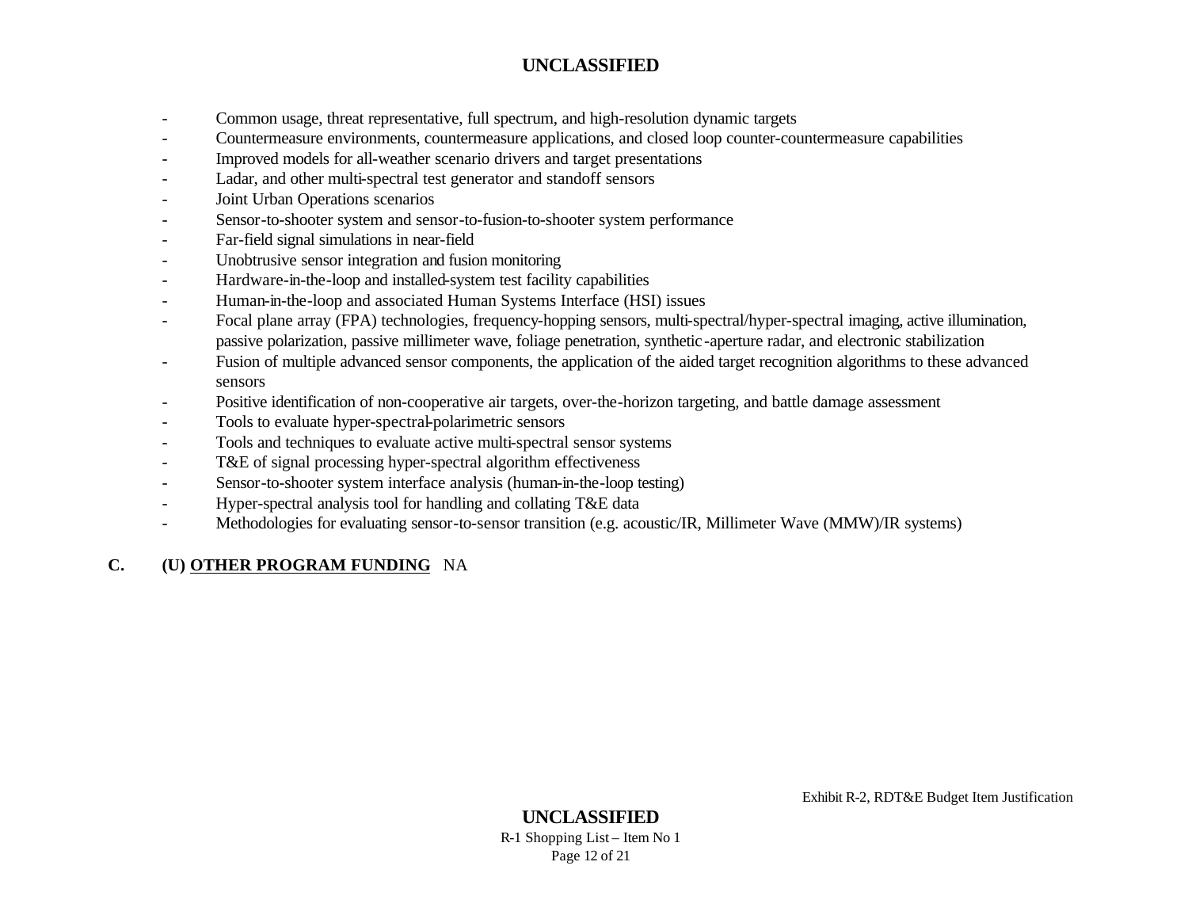- Common usage, threat representative, full spectrum, and high-resolution dynamic targets
- Countermeasure environments, countermeasure applications, and closed loop counter-countermeasure capabilities
- Improved models for all-weather scenario drivers and target presentations
- Ladar, and other multi-spectral test generator and standoff sensors
- Joint Urban Operations scenarios
- Sensor-to-shooter system and sensor-to-fusion-to-shooter system performance
- Far-field signal simulations in near-field
- Unobtrusive sensor integration and fusion monitoring
- Hardware-in-the-loop and installed-system test facility capabilities
- Human-in-the-loop and associated Human Systems Interface (HSI) issues
- Focal plane array (FPA) technologies, frequency-hopping sensors, multi-spectral/hyper-spectral imaging, active illumination, passive polarization, passive millimeter wave, foliage penetration, synthetic-aperture radar, and electronic stabilization
- Fusion of multiple advanced sensor components, the application of the aided target recognition algorithms to these advanced sensors
- Positive identification of non-cooperative air targets, over-the-horizon targeting, and battle damage assessment
- Tools to evaluate hyper-spectral-polarimetric sensors
- Tools and techniques to evaluate active multi-spectral sensor systems
- T&E of signal processing hyper-spectral algorithm effectiveness
- Sensor-to-shooter system interface analysis (human-in-the-loop testing)
- Hyper-spectral analysis tool for handling and collating T&E data
- Methodologies for evaluating sensor-to-sensor transition (e.g. acoustic/IR, Millimeter Wave (MMW)/IR systems)

**C. (U) <u>OTHER PROGRAM FUNDING</u>** NA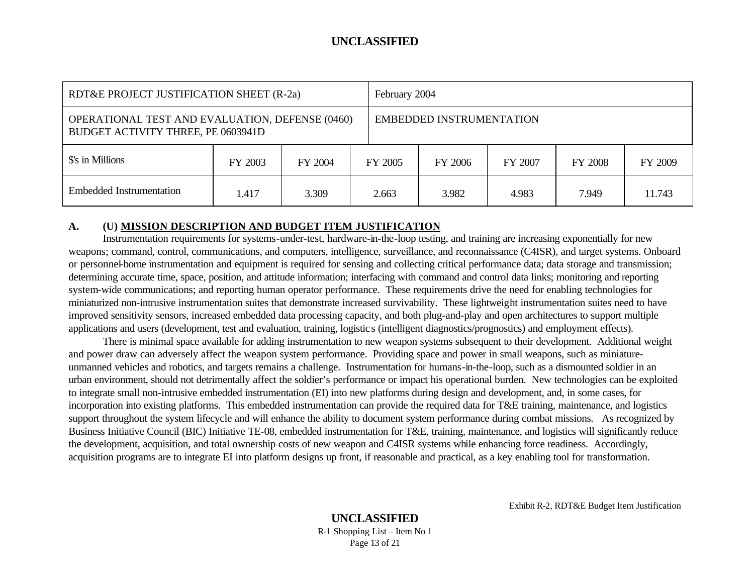| RDT&E PROJECT JUSTIFICATION SHEET (R-2a) | | | February 2004 | | | | |
|---|---|---|---|---|---|---|---|
| OPERATIONAL TEST AND EVALUATION, DEFENSE (0460) BUDGET ACTIVITY THREE, PE 0603941D | | | EMBEDDED INSTRUMENTATION | | | | |
| $'s in Millions | FY 2003 | FY 2004 | FY 2005 | FY 2006 | FY 2007 | FY 2008 | FY 2009 |
| Embedded Instrumentation | 1.417 | 3.309 | 2.663 | 3.982 | 4.983 | 7.949 | 11.743 |

**A. (U) MISSION DESCRIPTION AND BUDGET ITEM JUSTIFICATION**

Instrumentation requirements for systems-under-test, hardware-in-the-loop testing, and training are increasing exponentially for new weapons; command, control, communications, and computers, intelligence, surveillance, and reconnaissance (C4ISR), and target systems. Onboard or personnel-borne instrumentation and equipment is required for sensing and collecting critical performance data; data storage and transmission; determining accurate time, space, position, and attitude information; interfacing with command and control data links; monitoring and reporting system-wide communications; and reporting human operator performance. These requirements drive the need for enabling technologies for miniaturized non-intrusive instrumentation suites that demonstrate increased survivability. These lightweight instrumentation suites need to have improved sensitivity sensors, increased embedded data processing capacity, and both plug-and-play and open architectures to support multiple applications and users (development, test and evaluation, training, logistics (intelligent diagnostics/prognostics) and employment effects).

There is minimal space available for adding instrumentation to new weapon systems subsequent to their development. Additional weight and power draw can adversely affect the weapon system performance. Providing space and power in small weapons, such as miniature-unmanned vehicles and robotics, and targets remains a challenge. Instrumentation for humans-in-the-loop, such as a dismounted soldier in an urban environment, should not detrimentally affect the soldier's performance or impact his operational burden. New technologies can be exploited to integrate small non-intrusive embedded instrumentation (EI) into new platforms during design and development, and, in some cases, for incorporation into existing platforms. This embedded instrumentation can provide the required data for T&E training, maintenance, and logistics support throughout the system lifecycle and will enhance the ability to document system performance during combat missions. As recognized by Business Initiative Council (BIC) Initiative TE-08, embedded instrumentation for T&E, training, maintenance, and logistics will significantly reduce the development, acquisition, and total ownership costs of new weapon and C4ISR systems while enhancing force readiness. Accordingly, acquisition programs are to integrate EI into platform designs up front, if reasonable and practical, as a key enabling tool for transformation.

Exhibit R-2, RDT&E Budget Item Justification

R-1 Shopping List – Item No 1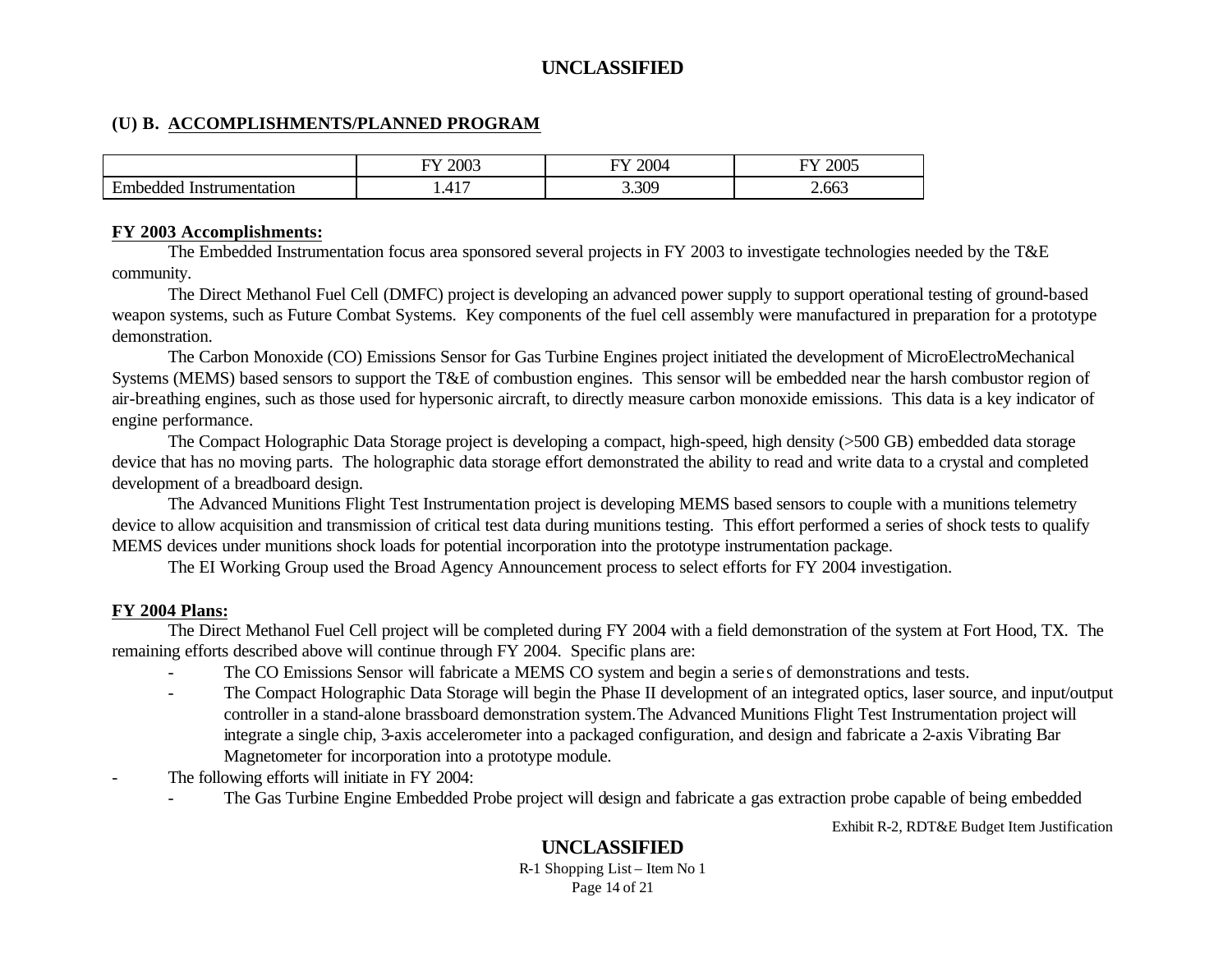### (U) B. ACCOMPLISHMENTS/PLANNED PROGRAM

| | FY 2003 | FY 2004 | FY 2005 |
|---|---|---|---|
| Embedded Instrumentation | 1.417 | 3.309 | 2.663 |

**FY 2003 Accomplishments:**

The Embedded Instrumentation focus area sponsored several projects in FY 2003 to investigate technologies needed by the T&E community.

The Direct Methanol Fuel Cell (DMFC) project is developing an advanced power supply to support operational testing of ground-based weapon systems, such as Future Combat Systems. Key components of the fuel cell assembly were manufactured in preparation for a prototype demonstration.

The Carbon Monoxide (CO) Emissions Sensor for Gas Turbine Engines project initiated the development of MicroElectroMechanical Systems (MEMS) based sensors to support the T&E of combustion engines. This sensor will be embedded near the harsh combustor region of air-breathing engines, such as those used for hypersonic aircraft, to directly measure carbon monoxide emissions. This data is a key indicator of engine performance.

The Compact Holographic Data Storage project is developing a compact, high-speed, high density (>500 GB) embedded data storage device that has no moving parts. The holographic data storage effort demonstrated the ability to read and write data to a crystal and completed development of a breadboard design.

The Advanced Munitions Flight Test Instrumentation project is developing MEMS based sensors to couple with a munitions telemetry device to allow acquisition and transmission of critical test data during munitions testing. This effort performed a series of shock tests to qualify MEMS devices under munitions shock loads for potential incorporation into the prototype instrumentation package.

The EI Working Group used the Broad Agency Announcement process to select efforts for FY 2004 investigation.

**FY 2004 Plans:**

The Direct Methanol Fuel Cell project will be completed during FY 2004 with a field demonstration of the system at Fort Hood, TX. The remaining efforts described above will continue through FY 2004. Specific plans are:

- The CO Emissions Sensor will fabricate a MEMS CO system and begin a series of demonstrations and tests.
- The Compact Holographic Data Storage will begin the Phase II development of an integrated optics, laser source, and input/output controller in a stand-alone brassboard demonstration system.The Advanced Munitions Flight Test Instrumentation project will integrate a single chip, 3-axis accelerometer into a packaged configuration, and design and fabricate a 2-axis Vibrating Bar Magnetometer for incorporation into a prototype module.

- The following efforts will initiate in FY 2004:
    - The Gas Turbine Engine Embedded Probe project will design and fabricate a gas extraction probe capable of being embedded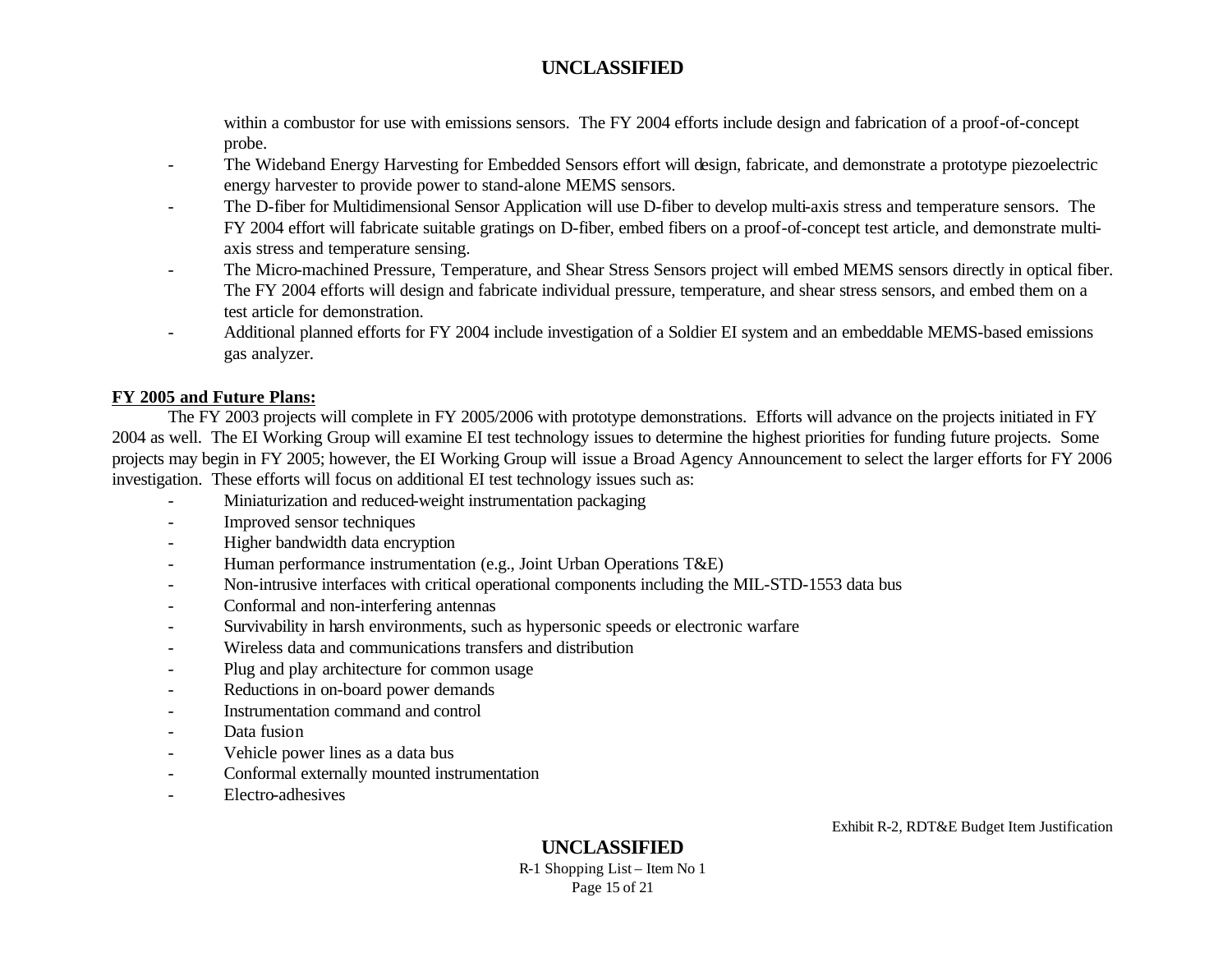within a combustor for use with emissions sensors. The FY 2004 efforts include design and fabrication of a proof-of-concept probe.

- The Wideband Energy Harvesting for Embedded Sensors effort will design, fabricate, and demonstrate a prototype piezoelectric energy harvester to provide power to stand-alone MEMS sensors.
- The D-fiber for Multidimensional Sensor Application will use D-fiber to develop multi-axis stress and temperature sensors. The FY 2004 effort will fabricate suitable gratings on D-fiber, embed fibers on a proof-of-concept test article, and demonstrate multi-axis stress and temperature sensing.
- The Micro-machined Pressure, Temperature, and Shear Stress Sensors project will embed MEMS sensors directly in optical fiber. The FY 2004 efforts will design and fabricate individual pressure, temperature, and shear stress sensors, and embed them on a test article for demonstration.
- Additional planned efforts for FY 2004 include investigation of a Soldier EI system and an embeddable MEMS-based emissions gas analyzer.

**FY 2005 and Future Plans:**

The FY 2003 projects will complete in FY 2005/2006 with prototype demonstrations. Efforts will advance on the projects initiated in FY 2004 as well. The EI Working Group will examine EI test technology issues to determine the highest priorities for funding future projects. Some projects may begin in FY 2005; however, the EI Working Group will issue a Broad Agency Announcement to select the larger efforts for FY 2006 investigation. These efforts will focus on additional EI test technology issues such as:

- Miniaturization and reduced-weight instrumentation packaging
- Improved sensor techniques
- Higher bandwidth data encryption
- Human performance instrumentation (e.g., Joint Urban Operations T&E)
- Non-intrusive interfaces with critical operational components including the MIL-STD-1553 data bus
- Conformal and non-interfering antennas
- Survivability in harsh environments, such as hypersonic speeds or electronic warfare
- Wireless data and communications transfers and distribution
- Plug and play architecture for common usage
- Reductions in on-board power demands
- Instrumentation command and control
- Data fusion
- Vehicle power lines as a data bus
- Conformal externally mounted instrumentation
- Electro-adhesives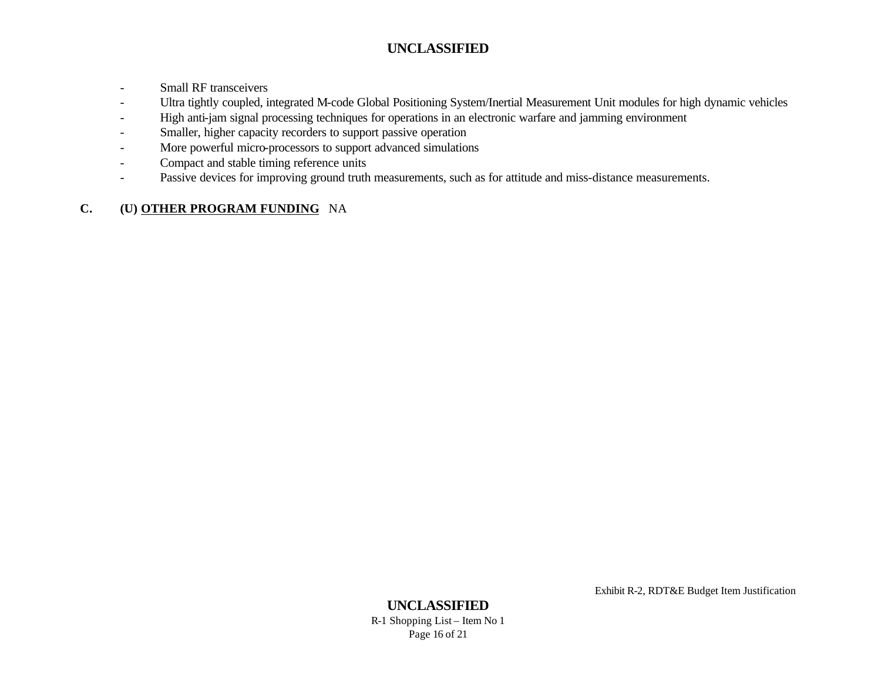- Small RF transceivers
- Ultra tightly coupled, integrated M-code Global Positioning System/Inertial Measurement Unit modules for high dynamic vehicles
- High anti-jam signal processing techniques for operations in an electronic warfare and jamming environment
- Smaller, higher capacity recorders to support passive operation
- More powerful micro-processors to support advanced simulations
- Compact and stable timing reference units
- Passive devices for improving ground truth measurements, such as for attitude and miss-distance measurements.

**C. (U) OTHER PROGRAM FUNDING** NA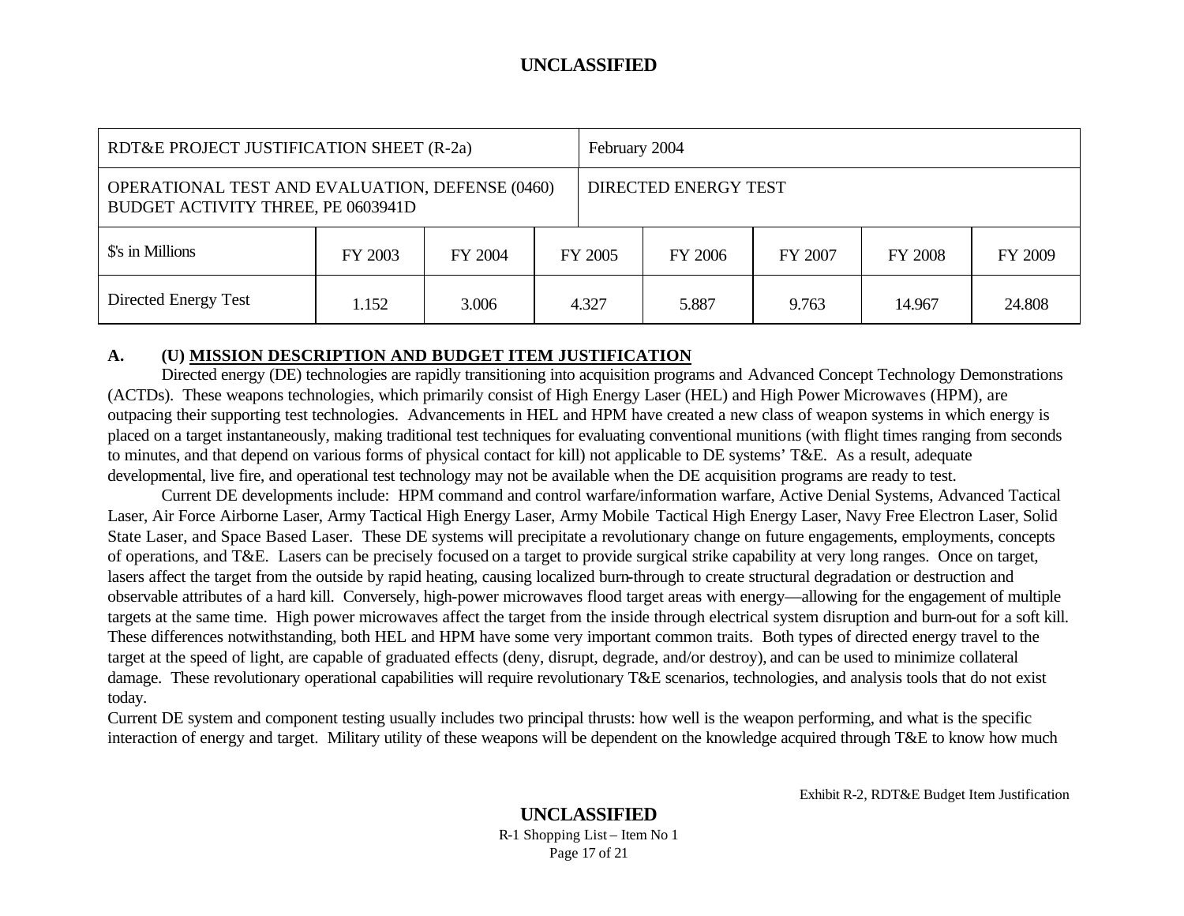| RDT&E PROJECT JUSTIFICATION SHEET (R-2a) | | | February 2004 | | | | |
|---|---|---|---|---|---|---|---|
| OPERATIONAL TEST AND EVALUATION, DEFENSE (0460) BUDGET ACTIVITY THREE, PE 0603941D | | | DIRECTED ENERGY TEST | | | | |
| $'s in Millions | FY 2003 | FY 2004 | FY 2005 | FY 2006 | FY 2007 | FY 2008 | FY 2009 |
| Directed Energy Test | 1.152 | 3.006 | 4.327 | 5.887 | 9.763 | 14.967 | 24.808 |

**A. (U) MISSION DESCRIPTION AND BUDGET ITEM JUSTIFICATION**

Directed energy (DE) technologies are rapidly transitioning into acquisition programs and Advanced Concept Technology Demonstrations (ACTDs). These weapons technologies, which primarily consist of High Energy Laser (HEL) and High Power Microwaves (HPM), are outpacing their supporting test technologies. Advancements in HEL and HPM have created a new class of weapon systems in which energy is placed on a target instantaneously, making traditional test techniques for evaluating conventional munitions (with flight times ranging from seconds to minutes, and that depend on various forms of physical contact for kill) not applicable to DE systems' T&E. As a result, adequate developmental, live fire, and operational test technology may not be available when the DE acquisition programs are ready to test.

Current DE developments include: HPM command and control warfare/information warfare, Active Denial Systems, Advanced Tactical Laser, Air Force Airborne Laser, Army Tactical High Energy Laser, Army Mobile Tactical High Energy Laser, Navy Free Electron Laser, Solid State Laser, and Space Based Laser. These DE systems will precipitate a revolutionary change on future engagements, employments, concepts of operations, and T&E. Lasers can be precisely focused on a target to provide surgical strike capability at very long ranges. Once on target, lasers affect the target from the outside by rapid heating, causing localized burn-through to create structural degradation or destruction and observable attributes of a hard kill. Conversely, high-power microwaves flood target areas with energy—allowing for the engagement of multiple targets at the same time. High power microwaves affect the target from the inside through electrical system disruption and burn-out for a soft kill. These differences notwithstanding, both HEL and HPM have some very important common traits. Both types of directed energy travel to the target at the speed of light, are capable of graduated effects (deny, disrupt, degrade, and/or destroy), and can be used to minimize collateral damage. These revolutionary operational capabilities will require revolutionary T&E scenarios, technologies, and analysis tools that do not exist today.

Current DE system and component testing usually includes two principal thrusts: how well is the weapon performing, and what is the specific interaction of energy and target. Military utility of these weapons will be dependent on the knowledge acquired through T&E to know how much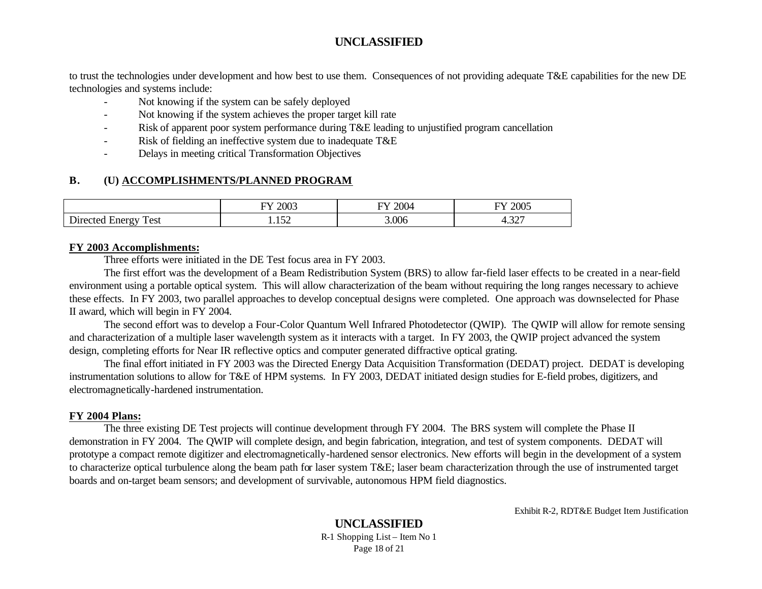to trust the technologies under development and how best to use them. Consequences of not providing adequate T&E capabilities for the new DE technologies and systems include:

- Not knowing if the system can be safely deployed
- Not knowing if the system achieves the proper target kill rate
- Risk of apparent poor system performance during T&E leading to unjustified program cancellation
- Risk of fielding an ineffective system due to inadequate T&E
- Delays in meeting critical Transformation Objectives

## B. (U) ACCOMPLISHMENTS/PLANNED PROGRAM

| | FY 2003 | FY 2004 | FY 2005 |
|---|---|---|---|
| Directed Energy Test | 1.152 | 3.006 | 4.327 |

**FY 2003 Accomplishments:**

Three efforts were initiated in the DE Test focus area in FY 2003.

The first effort was the development of a Beam Redistribution System (BRS) to allow far-field laser effects to be created in a near-field environment using a portable optical system. This will allow characterization of the beam without requiring the long ranges necessary to achieve these effects. In FY 2003, two parallel approaches to develop conceptual designs were completed. One approach was downselected for Phase II award, which will begin in FY 2004.

The second effort was to develop a Four-Color Quantum Well Infrared Photodetector (QWIP). The QWIP will allow for remote sensing and characterization of a multiple laser wavelength system as it interacts with a target. In FY 2003, the QWIP project advanced the system design, completing efforts for Near IR reflective optics and computer generated diffractive optical grating.

The final effort initiated in FY 2003 was the Directed Energy Data Acquisition Transformation (DEDAT) project. DEDAT is developing instrumentation solutions to allow for T&E of HPM systems. In FY 2003, DEDAT initiated design studies for E-field probes, digitizers, and electromagnetically-hardened instrumentation.

**FY 2004 Plans:**

The three existing DE Test projects will continue development through FY 2004. The BRS system will complete the Phase II demonstration in FY 2004. The QWIP will complete design, and begin fabrication, integration, and test of system components. DEDAT will prototype a compact remote digitizer and electromagnetically-hardened sensor electronics. New efforts will begin in the development of a system to characterize optical turbulence along the beam path for laser system T&E; laser beam characterization through the use of instrumented target boards and on-target beam sensors; and development of survivable, autonomous HPM field diagnostics.

Exhibit R-2, RDT&E Budget Item Justification

R-1 Shopping List – Item No 1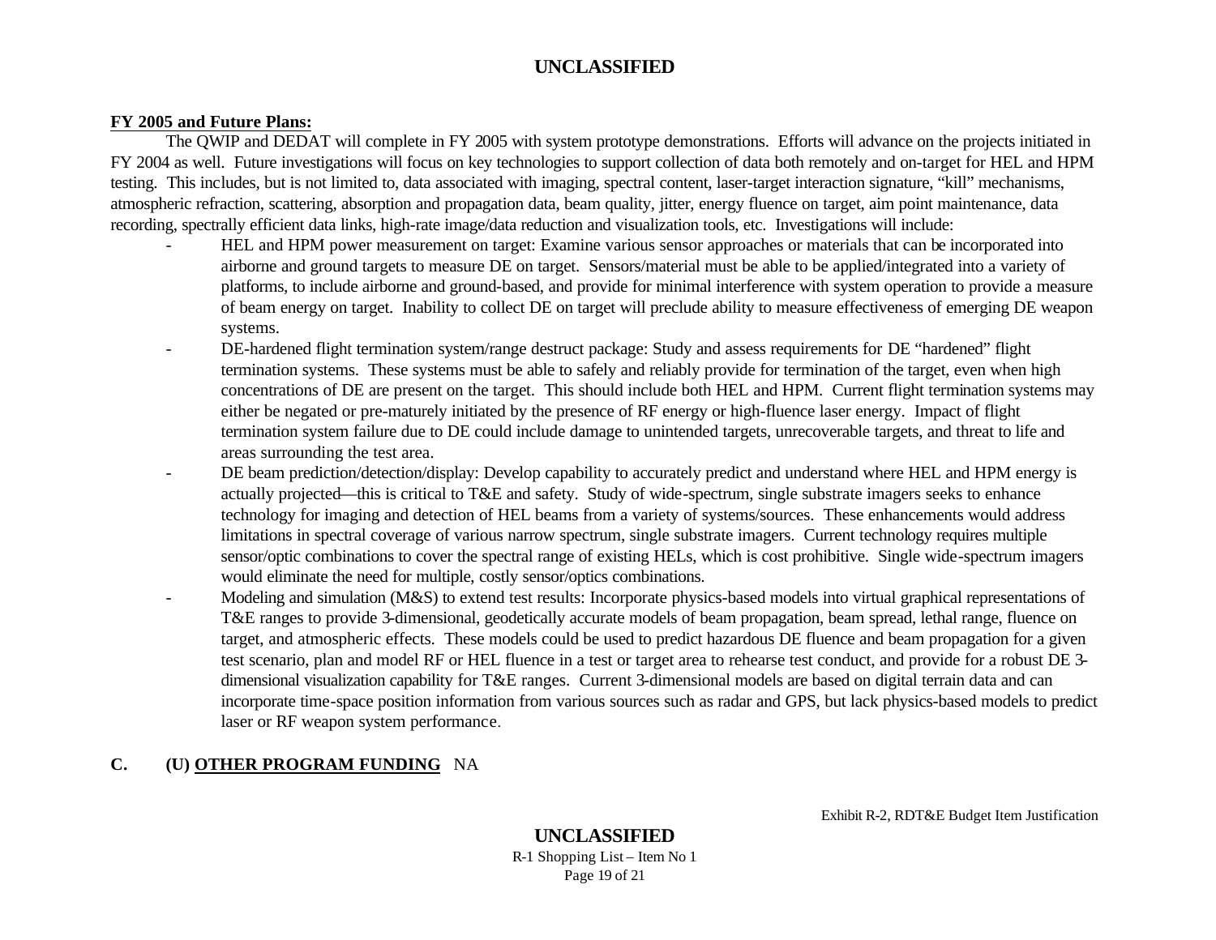**FY 2005 and Future Plans:**

The QWIP and DEDAT will complete in FY 2005 with system prototype demonstrations. Efforts will advance on the projects initiated in FY 2004 as well. Future investigations will focus on key technologies to support collection of data both remotely and on-target for HEL and HPM testing. This includes, but is not limited to, data associated with imaging, spectral content, laser-target interaction signature, "kill" mechanisms, atmospheric refraction, scattering, absorption and propagation data, beam quality, jitter, energy fluence on target, aim point maintenance, data recording, spectrally efficient data links, high-rate image/data reduction and visualization tools, etc. Investigations will include:

- HEL and HPM power measurement on target: Examine various sensor approaches or materials that can be incorporated into airborne and ground targets to measure DE on target. Sensors/material must be able to be applied/integrated into a variety of platforms, to include airborne and ground-based, and provide for minimal interference with system operation to provide a measure of beam energy on target. Inability to collect DE on target will preclude ability to measure effectiveness of emerging DE weapon systems.
- DE-hardened flight termination system/range destruct package: Study and assess requirements for DE "hardened" flight termination systems. These systems must be able to safely and reliably provide for termination of the target, even when high concentrations of DE are present on the target. This should include both HEL and HPM. Current flight termination systems may either be negated or pre-maturely initiated by the presence of RF energy or high-fluence laser energy. Impact of flight termination system failure due to DE could include damage to unintended targets, unrecoverable targets, and threat to life and areas surrounding the test area.
- DE beam prediction/detection/display: Develop capability to accurately predict and understand where HEL and HPM energy is actually projected—this is critical to T&E and safety. Study of wide-spectrum, single substrate imagers seeks to enhance technology for imaging and detection of HEL beams from a variety of systems/sources. These enhancements would address limitations in spectral coverage of various narrow spectrum, single substrate imagers. Current technology requires multiple sensor/optic combinations to cover the spectral range of existing HELs, which is cost prohibitive. Single wide-spectrum imagers would eliminate the need for multiple, costly sensor/optics combinations.
- Modeling and simulation (M&S) to extend test results: Incorporate physics-based models into virtual graphical representations of T&E ranges to provide 3-dimensional, geodetically accurate models of beam propagation, beam spread, lethal range, fluence on target, and atmospheric effects. These models could be used to predict hazardous DE fluence and beam propagation for a given test scenario, plan and model RF or HEL fluence in a test or target area to rehearse test conduct, and provide for a robust DE 3-dimensional visualization capability for T&E ranges. Current 3-dimensional models are based on digital terrain data and can incorporate time-space position information from various sources such as radar and GPS, but lack physics-based models to predict laser or RF weapon system performance.

**C. (U) OTHER PROGRAM FUNDING** NA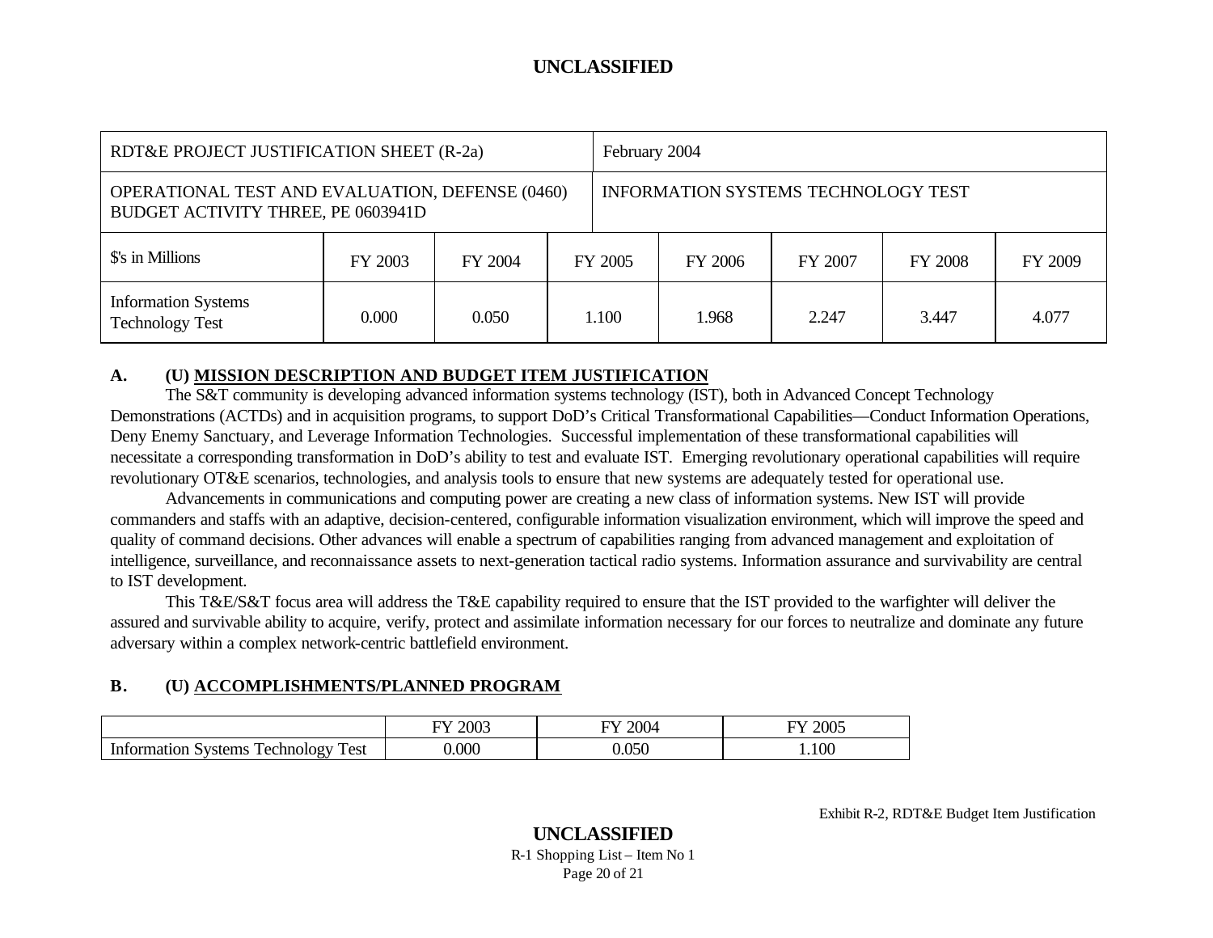| RDT&E PROJECT JUSTIFICATION SHEET (R-2a) | | | February 2004 | | | | |
|---|---|---|---|---|---|---|---|
| OPERATIONAL TEST AND EVALUATION, DEFENSE (0460) BUDGET ACTIVITY THREE, PE 0603941D | | | INFORMATION SYSTEMS TECHNOLOGY TEST | | | | |
| $'s in Millions | FY 2003 | FY 2004 | FY 2005 | FY 2006 | FY 2007 | FY 2008 | FY 2009 |
| Information Systems Technology Test | 0.000 | 0.050 | 1.100 | 1.968 | 2.247 | 3.447 | 4.077 |

**A. (U) MISSION DESCRIPTION AND BUDGET ITEM JUSTIFICATION**

The S&T community is developing advanced information systems technology (IST), both in Advanced Concept Technology Demonstrations (ACTDs) and in acquisition programs, to support DoD's Critical Transformational Capabilities—Conduct Information Operations, Deny Enemy Sanctuary, and Leverage Information Technologies. Successful implementation of these transformational capabilities will necessitate a corresponding transformation in DoD's ability to test and evaluate IST. Emerging revolutionary operational capabilities will require revolutionary OT&E scenarios, technologies, and analysis tools to ensure that new systems are adequately tested for operational use.

Advancements in communications and computing power are creating a new class of information systems. New IST will provide commanders and staffs with an adaptive, decision-centered, configurable information visualization environment, which will improve the speed and quality of command decisions. Other advances will enable a spectrum of capabilities ranging from advanced management and exploitation of intelligence, surveillance, and reconnaissance assets to next-generation tactical radio systems. Information assurance and survivability are central to IST development.

This T&E/S&T focus area will address the T&E capability required to ensure that the IST provided to the warfighter will deliver the assured and survivable ability to acquire, verify, protect and assimilate information necessary for our forces to neutralize and dominate any future adversary within a complex network-centric battlefield environment.

**B. (U) ACCOMPLISHMENTS/PLANNED PROGRAM**

| | FY 2003 | FY 2004 | FY 2005 |
|---|---|---|---|
| Information Systems Technology Test | 0.000 | 0.050 | 1.100 |

Exhibit R-2, RDT&E Budget Item Justification

R-1 Shopping List – Item No 1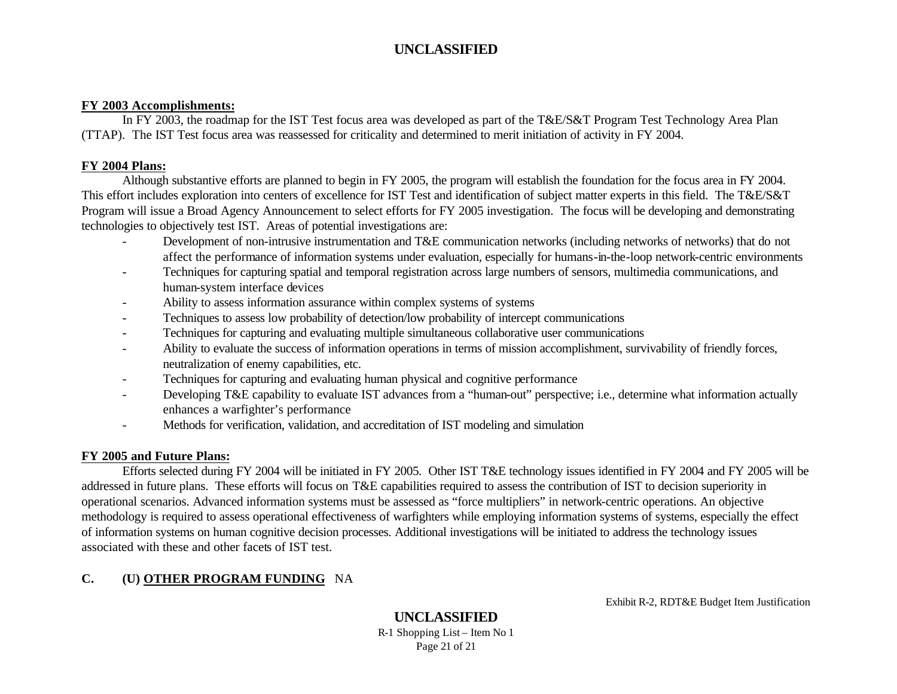**FY 2003 Accomplishments:**

In FY 2003, the roadmap for the IST Test focus area was developed as part of the T&E/S&T Program Test Technology Area Plan (TTAP). The IST Test focus area was reassessed for criticality and determined to merit initiation of activity in FY 2004.

**FY 2004 Plans:**

Although substantive efforts are planned to begin in FY 2005, the program will establish the foundation for the focus area in FY 2004. This effort includes exploration into centers of excellence for IST Test and identification of subject matter experts in this field. The T&E/S&T Program will issue a Broad Agency Announcement to select efforts for FY 2005 investigation. The focus will be developing and demonstrating technologies to objectively test IST. Areas of potential investigations are:

- Development of non-intrusive instrumentation and T&E communication networks (including networks of networks) that do not affect the performance of information systems under evaluation, especially for humans-in-the-loop network-centric environments
- Techniques for capturing spatial and temporal registration across large numbers of sensors, multimedia communications, and human-system interface devices
- Ability to assess information assurance within complex systems of systems
- Techniques to assess low probability of detection/low probability of intercept communications
- Techniques for capturing and evaluating multiple simultaneous collaborative user communications
- Ability to evaluate the success of information operations in terms of mission accomplishment, survivability of friendly forces, neutralization of enemy capabilities, etc.
- Techniques for capturing and evaluating human physical and cognitive performance
- Developing T&E capability to evaluate IST advances from a “human-out” perspective; i.e., determine what information actually enhances a warfighter’s performance
- Methods for verification, validation, and accreditation of IST modeling and simulation

**FY 2005 and Future Plans:**

Efforts selected during FY 2004 will be initiated in FY 2005. Other IST T&E technology issues identified in FY 2004 and FY 2005 will be addressed in future plans. These efforts will focus on T&E capabilities required to assess the contribution of IST to decision superiority in operational scenarios. Advanced information systems must be assessed as “force multipliers” in network-centric operations. An objective methodology is required to assess operational effectiveness of warfighters while employing information systems of systems, especially the effect of information systems on human cognitive decision processes. Additional investigations will be initiated to address the technology issues associated with these and other facets of IST test.

**C. (U) OTHER PROGRAM FUNDING** NA

Exhibit R-2, RDT&E Budget Item Justification

R-1 Shopping List – Item No 1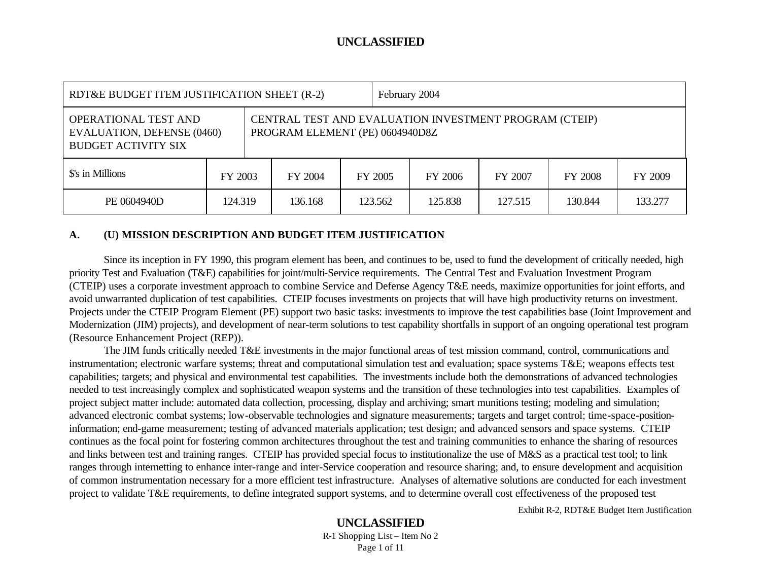**UNCLASSIFIED**

| RDT&E BUDGET ITEM JUSTIFICATION SHEET (R-2) | | | February 2004 | | | | |
|---|---|---|---|---|---|---|---|
| OPERATIONAL TEST AND EVALUATION, DEFENSE (0460) BUDGET ACTIVITY SIX | CENTRAL TEST AND EVALUATION INVESTMENT PROGRAM (CTEIP) PROGRAM ELEMENT (PE) 0604940D8Z | | | | | | |
| $'s in Millions | FY 2003 | FY 2004 | FY 2005 | FY 2006 | FY 2007 | FY 2008 | FY 2009 |
| PE 0604940D | 124.319 | 136.168 | 123.562 | 125.838 | 127.515 | 130.844 | 133.277 |

**A. (U) MISSION DESCRIPTION AND BUDGET ITEM JUSTIFICATION**

Since its inception in FY 1990, this program element has been, and continues to be, used to fund the development of critically needed, high priority Test and Evaluation (T&E) capabilities for joint/multi-Service requirements. The Central Test and Evaluation Investment Program (CTEIP) uses a corporate investment approach to combine Service and Defense Agency T&E needs, maximize opportunities for joint efforts, and avoid unwarranted duplication of test capabilities. CTEIP focuses investments on projects that will have high productivity returns on investment. Projects under the CTEIP Program Element (PE) support two basic tasks: investments to improve the test capabilities base (Joint Improvement and Modernization (JIM) projects), and development of near-term solutions to test capability shortfalls in support of an ongoing operational test program (Resource Enhancement Project (REP)).

The JIM funds critically needed T&E investments in the major functional areas of test mission command, control, communications and instrumentation; electronic warfare systems; threat and computational simulation test and evaluation; space systems T&E; weapons effects test capabilities; targets; and physical and environmental test capabilities. The investments include both the demonstrations of advanced technologies needed to test increasingly complex and sophisticated weapon systems and the transition of these technologies into test capabilities. Examples of project subject matter include: automated data collection, processing, display and archiving; smart munitions testing; modeling and simulation; advanced electronic combat systems; low-observable technologies and signature measurements; targets and target control; time-space-position-information; end-game measurement; testing of advanced materials application; test design; and advanced sensors and space systems. CTEIP continues as the focal point for fostering common architectures throughout the test and training communities to enhance the sharing of resources and links between test and training ranges. CTEIP has provided special focus to institutionalize the use of M&S as a practical test tool; to link ranges through internetting to enhance inter-range and inter-Service cooperation and resource sharing; and, to ensure development and acquisition of common instrumentation necessary for a more efficient test infrastructure. Analyses of alternative solutions are conducted for each investment project to validate T&E requirements, to define integrated support systems, and to determine overall cost effectiveness of the proposed test

Exhibit R-2, RDT&E Budget Item Justification

**UNCLASSIFIED**

R-1 Shopping List – Item No 2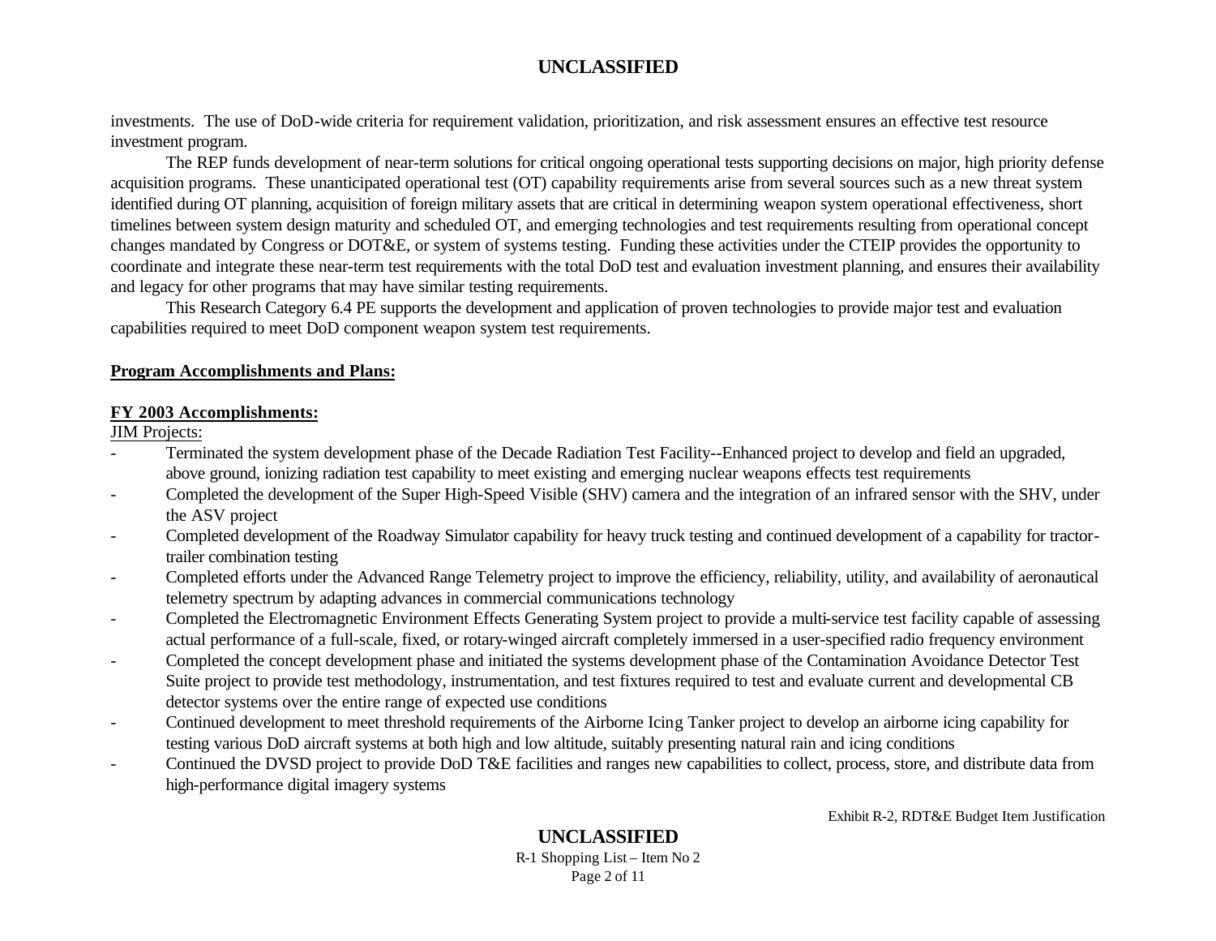investments. The use of DoD-wide criteria for requirement validation, prioritization, and risk assessment ensures an effective test resource investment program.

The REP funds development of near-term solutions for critical ongoing operational tests supporting decisions on major, high priority defense acquisition programs. These unanticipated operational test (OT) capability requirements arise from several sources such as a new threat system identified during OT planning, acquisition of foreign military assets that are critical in determining weapon system operational effectiveness, short timelines between system design maturity and scheduled OT, and emerging technologies and test requirements resulting from operational concept changes mandated by Congress or DOT&E, or system of systems testing. Funding these activities under the CTEIP provides the opportunity to coordinate and integrate these near-term test requirements with the total DoD test and evaluation investment planning, and ensures their availability and legacy for other programs that may have similar testing requirements.

This Research Category 6.4 PE supports the development and application of proven technologies to provide major test and evaluation capabilities required to meet DoD component weapon system test requirements.

**Program Accomplishments and Plans:**

**FY 2003 Accomplishments:**

JIM Projects:

- Terminated the system development phase of the Decade Radiation Test Facility--Enhanced project to develop and field an upgraded, above ground, ionizing radiation test capability to meet existing and emerging nuclear weapons effects test requirements
- Completed the development of the Super High-Speed Visible (SHV) camera and the integration of an infrared sensor with the SHV, under the ASV project
- Completed development of the Roadway Simulator capability for heavy truck testing and continued development of a capability for tractor-trailer combination testing
- Completed efforts under the Advanced Range Telemetry project to improve the efficiency, reliability, utility, and availability of aeronautical telemetry spectrum by adapting advances in commercial communications technology
- Completed the Electromagnetic Environment Effects Generating System project to provide a multi-service test facility capable of assessing actual performance of a full-scale, fixed, or rotary-winged aircraft completely immersed in a user-specified radio frequency environment
- Completed the concept development phase and initiated the systems development phase of the Contamination Avoidance Detector Test Suite project to provide test methodology, instrumentation, and test fixtures required to test and evaluate current and developmental CB detector systems over the entire range of expected use conditions
- Continued development to meet threshold requirements of the Airborne Icing Tanker project to develop an airborne icing capability for testing various DoD aircraft systems at both high and low altitude, suitably presenting natural rain and icing conditions
- Continued the DVSD project to provide DoD T&E facilities and ranges new capabilities to collect, process, store, and distribute data from high-performance digital imagery systems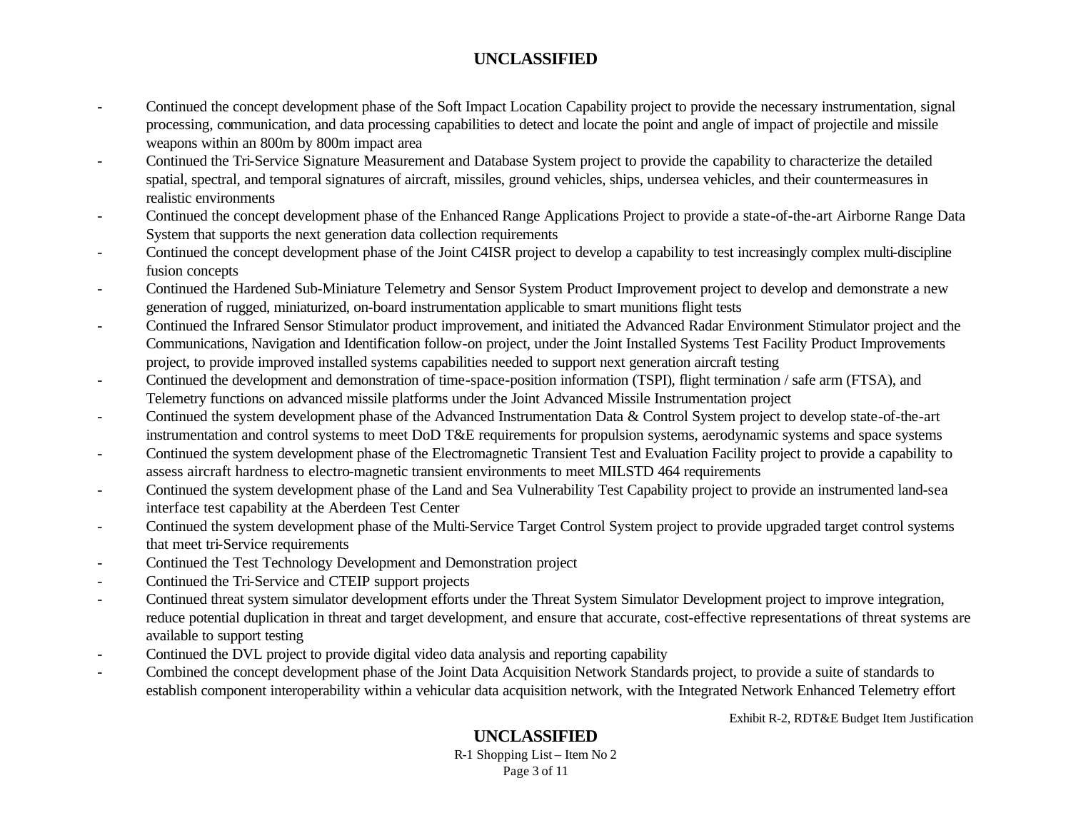- Continued the concept development phase of the Soft Impact Location Capability project to provide the necessary instrumentation, signal processing, communication, and data processing capabilities to detect and locate the point and angle of impact of projectile and missile weapons within an 800m by 800m impact area
- Continued the Tri-Service Signature Measurement and Database System project to provide the capability to characterize the detailed spatial, spectral, and temporal signatures of aircraft, missiles, ground vehicles, ships, undersea vehicles, and their countermeasures in realistic environments
- Continued the concept development phase of the Enhanced Range Applications Project to provide a state-of-the-art Airborne Range Data System that supports the next generation data collection requirements
- Continued the concept development phase of the Joint C4ISR project to develop a capability to test increasingly complex multi-discipline fusion concepts
- Continued the Hardened Sub-Miniature Telemetry and Sensor System Product Improvement project to develop and demonstrate a new generation of rugged, miniaturized, on-board instrumentation applicable to smart munitions flight tests
- Continued the Infrared Sensor Stimulator product improvement, and initiated the Advanced Radar Environment Stimulator project and the Communications, Navigation and Identification follow-on project, under the Joint Installed Systems Test Facility Product Improvements project, to provide improved installed systems capabilities needed to support next generation aircraft testing
- Continued the development and demonstration of time-space-position information (TSPI), flight termination / safe arm (FTSA), and Telemetry functions on advanced missile platforms under the Joint Advanced Missile Instrumentation project
- Continued the system development phase of the Advanced Instrumentation Data & Control System project to develop state-of-the-art instrumentation and control systems to meet DoD T&E requirements for propulsion systems, aerodynamic systems and space systems
- Continued the system development phase of the Electromagnetic Transient Test and Evaluation Facility project to provide a capability to assess aircraft hardness to electro-magnetic transient environments to meet MILSTD 464 requirements
- Continued the system development phase of the Land and Sea Vulnerability Test Capability project to provide an instrumented land-sea interface test capability at the Aberdeen Test Center
- Continued the system development phase of the Multi-Service Target Control System project to provide upgraded target control systems that meet tri-Service requirements
- Continued the Test Technology Development and Demonstration project
- Continued the Tri-Service and CTEIP support projects
- Continued threat system simulator development efforts under the Threat System Simulator Development project to improve integration, reduce potential duplication in threat and target development, and ensure that accurate, cost-effective representations of threat systems are available to support testing
- Continued the DVL project to provide digital video data analysis and reporting capability
- Combined the concept development phase of the Joint Data Acquisition Network Standards project, to provide a suite of standards to establish component interoperability within a vehicular data acquisition network, with the Integrated Network Enhanced Telemetry effort

Exhibit R-2, RDT&E Budget Item Justification

R-1 Shopping List – Item No 2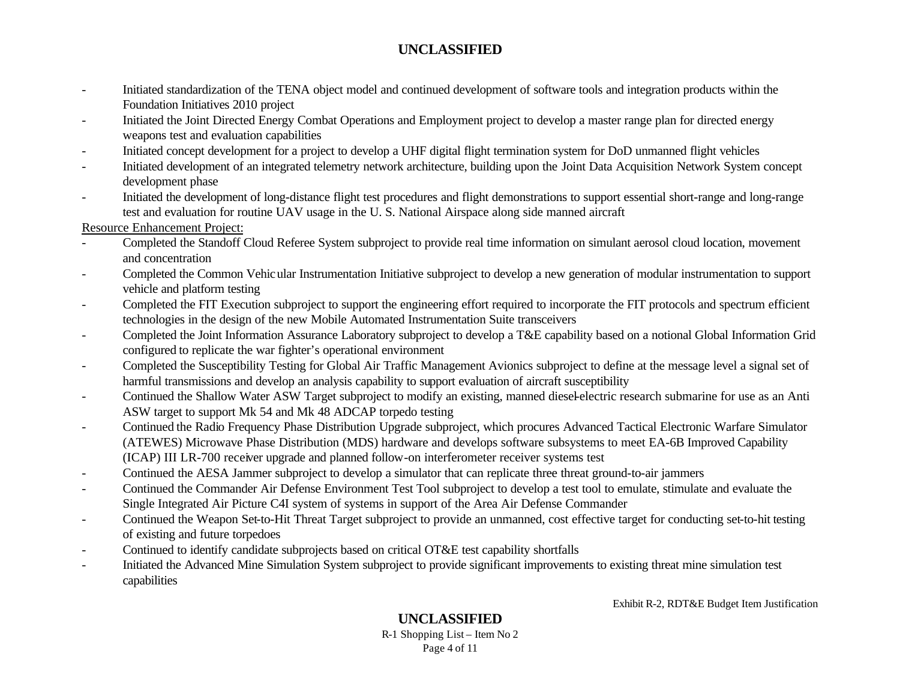- Initiated standardization of the TENA object model and continued development of software tools and integration products within the Foundation Initiatives 2010 project
- Initiated the Joint Directed Energy Combat Operations and Employment project to develop a master range plan for directed energy weapons test and evaluation capabilities
- Initiated concept development for a project to develop a UHF digital flight termination system for DoD unmanned flight vehicles
- Initiated development of an integrated telemetry network architecture, building upon the Joint Data Acquisition Network System concept development phase
- Initiated the development of long-distance flight test procedures and flight demonstrations to support essential short-range and long-range test and evaluation for routine UAV usage in the U. S. National Airspace along side manned aircraft

Resource Enhancement Project:

- Completed the Standoff Cloud Referee System subproject to provide real time information on simulant aerosol cloud location, movement and concentration
- Completed the Common Vehicular Instrumentation Initiative subproject to develop a new generation of modular instrumentation to support vehicle and platform testing
- Completed the FIT Execution subproject to support the engineering effort required to incorporate the FIT protocols and spectrum efficient technologies in the design of the new Mobile Automated Instrumentation Suite transceivers
- Completed the Joint Information Assurance Laboratory subproject to develop a T&E capability based on a notional Global Information Grid configured to replicate the war fighter's operational environment
- Completed the Susceptibility Testing for Global Air Traffic Management Avionics subproject to define at the message level a signal set of harmful transmissions and develop an analysis capability to support evaluation of aircraft susceptibility
- Continued the Shallow Water ASW Target subproject to modify an existing, manned diesel-electric research submarine for use as an Anti ASW target to support Mk 54 and Mk 48 ADCAP torpedo testing
- Continued the Radio Frequency Phase Distribution Upgrade subproject, which procures Advanced Tactical Electronic Warfare Simulator (ATEWES) Microwave Phase Distribution (MDS) hardware and develops software subsystems to meet EA-6B Improved Capability (ICAP) III LR-700 receiver upgrade and planned follow-on interferometer receiver systems test
- Continued the AESA Jammer subproject to develop a simulator that can replicate three threat ground-to-air jammers
- Continued the Commander Air Defense Environment Test Tool subproject to develop a test tool to emulate, stimulate and evaluate the Single Integrated Air Picture C4I system of systems in support of the Area Air Defense Commander
- Continued the Weapon Set-to-Hit Threat Target subproject to provide an unmanned, cost effective target for conducting set-to-hit testing of existing and future torpedoes
- Continued to identify candidate subprojects based on critical OT&E test capability shortfalls
- Initiated the Advanced Mine Simulation System subproject to provide significant improvements to existing threat mine simulation test capabilities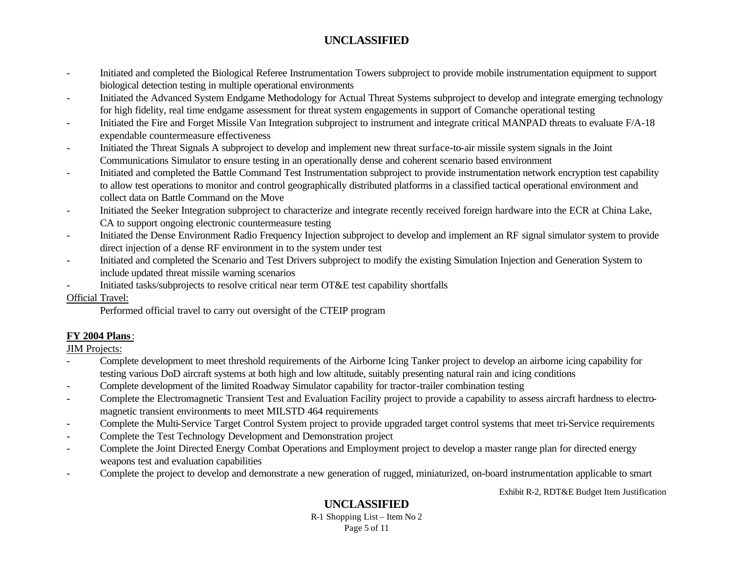- Initiated and completed the Biological Referee Instrumentation Towers subproject to provide mobile instrumentation equipment to support biological detection testing in multiple operational environments
- Initiated the Advanced System Endgame Methodology for Actual Threat Systems subproject to develop and integrate emerging technology for high fidelity, real time endgame assessment for threat system engagements in support of Comanche operational testing
- Initiated the Fire and Forget Missile Van Integration subproject to instrument and integrate critical MANPAD threats to evaluate F/A-18 expendable countermeasure effectiveness
- Initiated the Threat Signals A subproject to develop and implement new threat surface-to-air missile system signals in the Joint Communications Simulator to ensure testing in an operationally dense and coherent scenario based environment
- Initiated and completed the Battle Command Test Instrumentation subproject to provide instrumentation network encryption test capability to allow test operations to monitor and control geographically distributed platforms in a classified tactical operational environment and collect data on Battle Command on the Move
- Initiated the Seeker Integration subproject to characterize and integrate recently received foreign hardware into the ECR at China Lake, CA to support ongoing electronic countermeasure testing
- Initiated the Dense Environment Radio Frequency Injection subproject to develop and implement an RF signal simulator system to provide direct injection of a dense RF environment in to the system under test
- Initiated and completed the Scenario and Test Drivers subproject to modify the existing Simulation Injection and Generation System to include updated threat missile warning scenarios
- Initiated tasks/subprojects to resolve critical near term OT&E test capability shortfalls

Official Travel:

Performed official travel to carry out oversight of the CTEIP program

**FY 2004 Plans**:

JIM Projects:

- Complete development to meet threshold requirements of the Airborne Icing Tanker project to develop an airborne icing capability for testing various DoD aircraft systems at both high and low altitude, suitably presenting natural rain and icing conditions
- Complete development of the limited Roadway Simulator capability for tractor-trailer combination testing
- Complete the Electromagnetic Transient Test and Evaluation Facility project to provide a capability to assess aircraft hardness to electro-magnetic transient environments to meet MILSTD 464 requirements
- Complete the Multi-Service Target Control System project to provide upgraded target control systems that meet tri-Service requirements
- Complete the Test Technology Development and Demonstration project
- Complete the Joint Directed Energy Combat Operations and Employment project to develop a master range plan for directed energy weapons test and evaluation capabilities
- Complete the project to develop and demonstrate a new generation of rugged, miniaturized, on-board instrumentation applicable to smart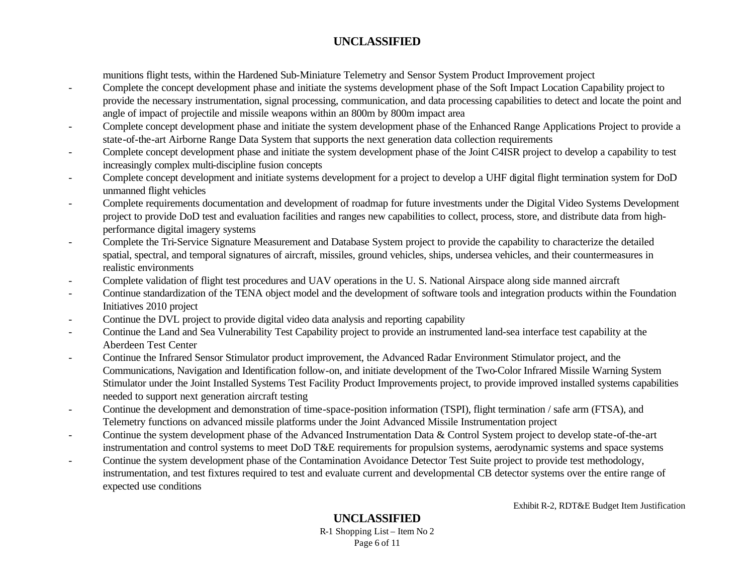munitions flight tests, within the Hardened Sub-Miniature Telemetry and Sensor System Product Improvement project

- Complete the concept development phase and initiate the systems development phase of the Soft Impact Location Capability project to provide the necessary instrumentation, signal processing, communication, and data processing capabilities to detect and locate the point and angle of impact of projectile and missile weapons within an 800m by 800m impact area
- Complete concept development phase and initiate the system development phase of the Enhanced Range Applications Project to provide a state-of-the-art Airborne Range Data System that supports the next generation data collection requirements
- Complete concept development phase and initiate the system development phase of the Joint C4ISR project to develop a capability to test increasingly complex multi-discipline fusion concepts
- Complete concept development and initiate systems development for a project to develop a UHF digital flight termination system for DoD unmanned flight vehicles
- Complete requirements documentation and development of roadmap for future investments under the Digital Video Systems Development project to provide DoD test and evaluation facilities and ranges new capabilities to collect, process, store, and distribute data from high-performance digital imagery systems
- Complete the Tri-Service Signature Measurement and Database System project to provide the capability to characterize the detailed spatial, spectral, and temporal signatures of aircraft, missiles, ground vehicles, ships, undersea vehicles, and their countermeasures in realistic environments
- Complete validation of flight test procedures and UAV operations in the U. S. National Airspace along side manned aircraft
- Continue standardization of the TENA object model and the development of software tools and integration products within the Foundation Initiatives 2010 project
- Continue the DVL project to provide digital video data analysis and reporting capability
- Continue the Land and Sea Vulnerability Test Capability project to provide an instrumented land-sea interface test capability at the Aberdeen Test Center
- Continue the Infrared Sensor Stimulator product improvement, the Advanced Radar Environment Stimulator project, and the Communications, Navigation and Identification follow-on, and initiate development of the Two-Color Infrared Missile Warning System Stimulator under the Joint Installed Systems Test Facility Product Improvements project, to provide improved installed systems capabilities needed to support next generation aircraft testing
- Continue the development and demonstration of time-space-position information (TSPI), flight termination / safe arm (FTSA), and Telemetry functions on advanced missile platforms under the Joint Advanced Missile Instrumentation project
- Continue the system development phase of the Advanced Instrumentation Data & Control System project to develop state-of-the-art instrumentation and control systems to meet DoD T&E requirements for propulsion systems, aerodynamic systems and space systems
- Continue the system development phase of the Contamination Avoidance Detector Test Suite project to provide test methodology, instrumentation, and test fixtures required to test and evaluate current and developmental CB detector systems over the entire range of expected use conditions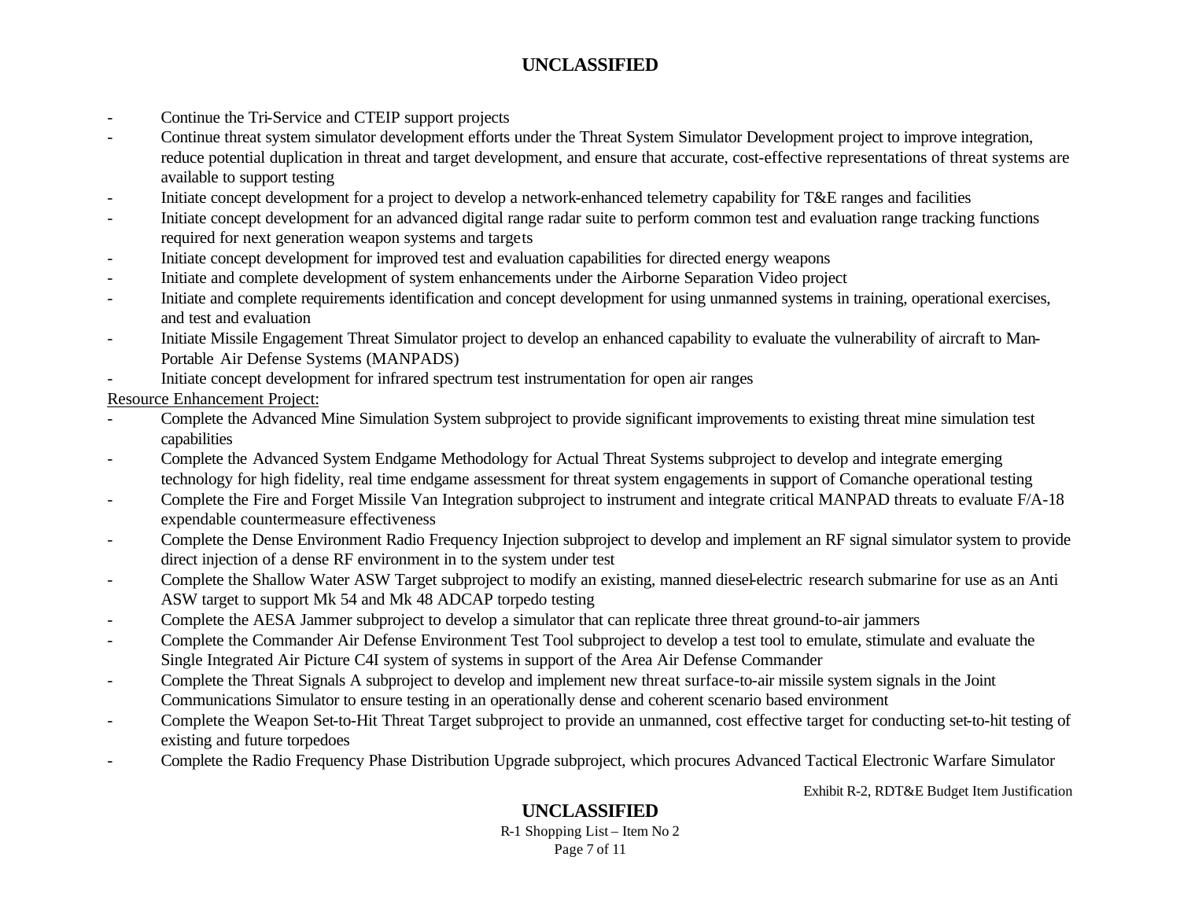- Continue the Tri-Service and CTEIP support projects
- Continue threat system simulator development efforts under the Threat System Simulator Development project to improve integration, reduce potential duplication in threat and target development, and ensure that accurate, cost-effective representations of threat systems are available to support testing
- Initiate concept development for a project to develop a network-enhanced telemetry capability for T&E ranges and facilities
- Initiate concept development for an advanced digital range radar suite to perform common test and evaluation range tracking functions required for next generation weapon systems and targets
- Initiate concept development for improved test and evaluation capabilities for directed energy weapons
- Initiate and complete development of system enhancements under the Airborne Separation Video project
- Initiate and complete requirements identification and concept development for using unmanned systems in training, operational exercises, and test and evaluation
- Initiate Missile Engagement Threat Simulator project to develop an enhanced capability to evaluate the vulnerability of aircraft to Man-Portable Air Defense Systems (MANPADS)
- Initiate concept development for infrared spectrum test instrumentation for open air ranges

<u>Resource Enhancement Project:</u>

- Complete the Advanced Mine Simulation System subproject to provide significant improvements to existing threat mine simulation test capabilities
- Complete the Advanced System Endgame Methodology for Actual Threat Systems subproject to develop and integrate emerging technology for high fidelity, real time endgame assessment for threat system engagements in support of Comanche operational testing
- Complete the Fire and Forget Missile Van Integration subproject to instrument and integrate critical MANPAD threats to evaluate F/A-18 expendable countermeasure effectiveness
- Complete the Dense Environment Radio Frequency Injection subproject to develop and implement an RF signal simulator system to provide direct injection of a dense RF environment in to the system under test
- Complete the Shallow Water ASW Target subproject to modify an existing, manned diesel-electric research submarine for use as an Anti ASW target to support Mk 54 and Mk 48 ADCAP torpedo testing
- Complete the AESA Jammer subproject to develop a simulator that can replicate three threat ground-to-air jammers
- Complete the Commander Air Defense Environment Test Tool subproject to develop a test tool to emulate, stimulate and evaluate the Single Integrated Air Picture C4I system of systems in support of the Area Air Defense Commander
- Complete the Threat Signals A subproject to develop and implement new threat surface-to-air missile system signals in the Joint Communications Simulator to ensure testing in an operationally dense and coherent scenario based environment
- Complete the Weapon Set-to-Hit Threat Target subproject to provide an unmanned, cost effective target for conducting set-to-hit testing of existing and future torpedoes
- Complete the Radio Frequency Phase Distribution Upgrade subproject, which procures Advanced Tactical Electronic Warfare Simulator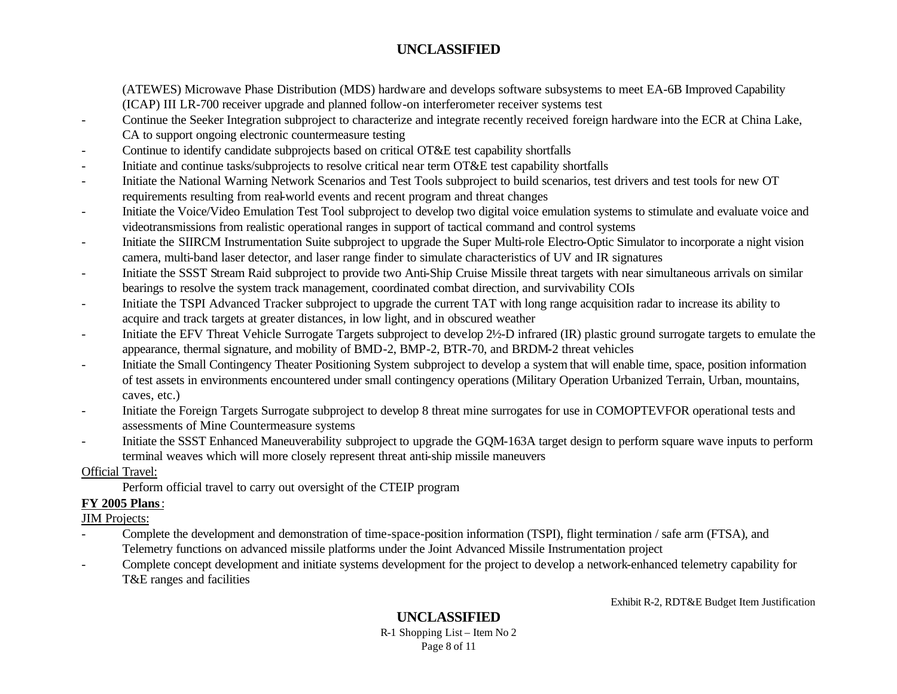(ATEWES) Microwave Phase Distribution (MDS) hardware and develops software subsystems to meet EA-6B Improved Capability (ICAP) III LR-700 receiver upgrade and planned follow-on interferometer receiver systems test

- Continue the Seeker Integration subproject to characterize and integrate recently received foreign hardware into the ECR at China Lake, CA to support ongoing electronic countermeasure testing
- Continue to identify candidate subprojects based on critical OT&E test capability shortfalls
- Initiate and continue tasks/subprojects to resolve critical near term OT&E test capability shortfalls
- Initiate the National Warning Network Scenarios and Test Tools subproject to build scenarios, test drivers and test tools for new OT requirements resulting from real-world events and recent program and threat changes
- Initiate the Voice/Video Emulation Test Tool subproject to develop two digital voice emulation systems to stimulate and evaluate voice and videotransmissions from realistic operational ranges in support of tactical command and control systems
- Initiate the SIIRCM Instrumentation Suite subproject to upgrade the Super Multi-role Electro-Optic Simulator to incorporate a night vision camera, multi-band laser detector, and laser range finder to simulate characteristics of UV and IR signatures
- Initiate the SSST Stream Raid subproject to provide two Anti-Ship Cruise Missile threat targets with near simultaneous arrivals on similar bearings to resolve the system track management, coordinated combat direction, and survivability COIs
- Initiate the TSPI Advanced Tracker subproject to upgrade the current TAT with long range acquisition radar to increase its ability to acquire and track targets at greater distances, in low light, and in obscured weather
- Initiate the EFV Threat Vehicle Surrogate Targets subproject to develop 2½-D infrared (IR) plastic ground surrogate targets to emulate the appearance, thermal signature, and mobility of BMD-2, BMP-2, BTR-70, and BRDM-2 threat vehicles
- Initiate the Small Contingency Theater Positioning System subproject to develop a system that will enable time, space, position information of test assets in environments encountered under small contingency operations (Military Operation Urbanized Terrain, Urban, mountains, caves, etc.)
- Initiate the Foreign Targets Surrogate subproject to develop 8 threat mine surrogates for use in COMOPTEVFOR operational tests and assessments of Mine Countermeasure systems
- Initiate the SSST Enhanced Maneuverability subproject to upgrade the GQM-163A target design to perform square wave inputs to perform terminal weaves which will more closely represent threat anti-ship missile maneuvers

<u>Official Travel:</u>

Perform official travel to carry out oversight of the CTEIP program

**<u>FY 2005 Plans</u>**:

<u>JIM Projects:</u>

- Complete the development and demonstration of time-space-position information (TSPI), flight termination / safe arm (FTSA), and Telemetry functions on advanced missile platforms under the Joint Advanced Missile Instrumentation project
- Complete concept development and initiate systems development for the project to develop a network-enhanced telemetry capability for T&E ranges and facilities

Exhibit R-2, RDT&E Budget Item Justification

R-1 Shopping List – Item No 2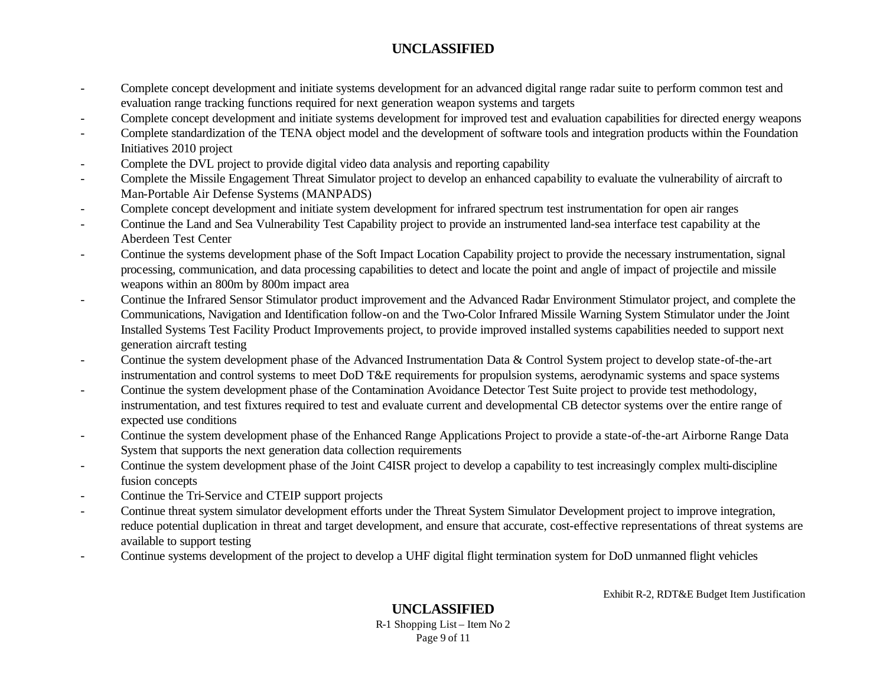- Complete concept development and initiate systems development for an advanced digital range radar suite to perform common test and evaluation range tracking functions required for next generation weapon systems and targets
- Complete concept development and initiate systems development for improved test and evaluation capabilities for directed energy weapons
- Complete standardization of the TENA object model and the development of software tools and integration products within the Foundation Initiatives 2010 project
- Complete the DVL project to provide digital video data analysis and reporting capability
- Complete the Missile Engagement Threat Simulator project to develop an enhanced capability to evaluate the vulnerability of aircraft to Man-Portable Air Defense Systems (MANPADS)
- Complete concept development and initiate system development for infrared spectrum test instrumentation for open air ranges
- Continue the Land and Sea Vulnerability Test Capability project to provide an instrumented land-sea interface test capability at the Aberdeen Test Center
- Continue the systems development phase of the Soft Impact Location Capability project to provide the necessary instrumentation, signal processing, communication, and data processing capabilities to detect and locate the point and angle of impact of projectile and missile weapons within an 800m by 800m impact area
- Continue the Infrared Sensor Stimulator product improvement and the Advanced Radar Environment Stimulator project, and complete the Communications, Navigation and Identification follow-on and the Two-Color Infrared Missile Warning System Stimulator under the Joint Installed Systems Test Facility Product Improvements project, to provide improved installed systems capabilities needed to support next generation aircraft testing
- Continue the system development phase of the Advanced Instrumentation Data & Control System project to develop state-of-the-art instrumentation and control systems to meet DoD T&E requirements for propulsion systems, aerodynamic systems and space systems
- Continue the system development phase of the Contamination Avoidance Detector Test Suite project to provide test methodology, instrumentation, and test fixtures required to test and evaluate current and developmental CB detector systems over the entire range of expected use conditions
- Continue the system development phase of the Enhanced Range Applications Project to provide a state-of-the-art Airborne Range Data System that supports the next generation data collection requirements
- Continue the system development phase of the Joint C4ISR project to develop a capability to test increasingly complex multi-discipline fusion concepts
- Continue the Tri-Service and CTEIP support projects
- Continue threat system simulator development efforts under the Threat System Simulator Development project to improve integration, reduce potential duplication in threat and target development, and ensure that accurate, cost-effective representations of threat systems are available to support testing
- Continue systems development of the project to develop a UHF digital flight termination system for DoD unmanned flight vehicles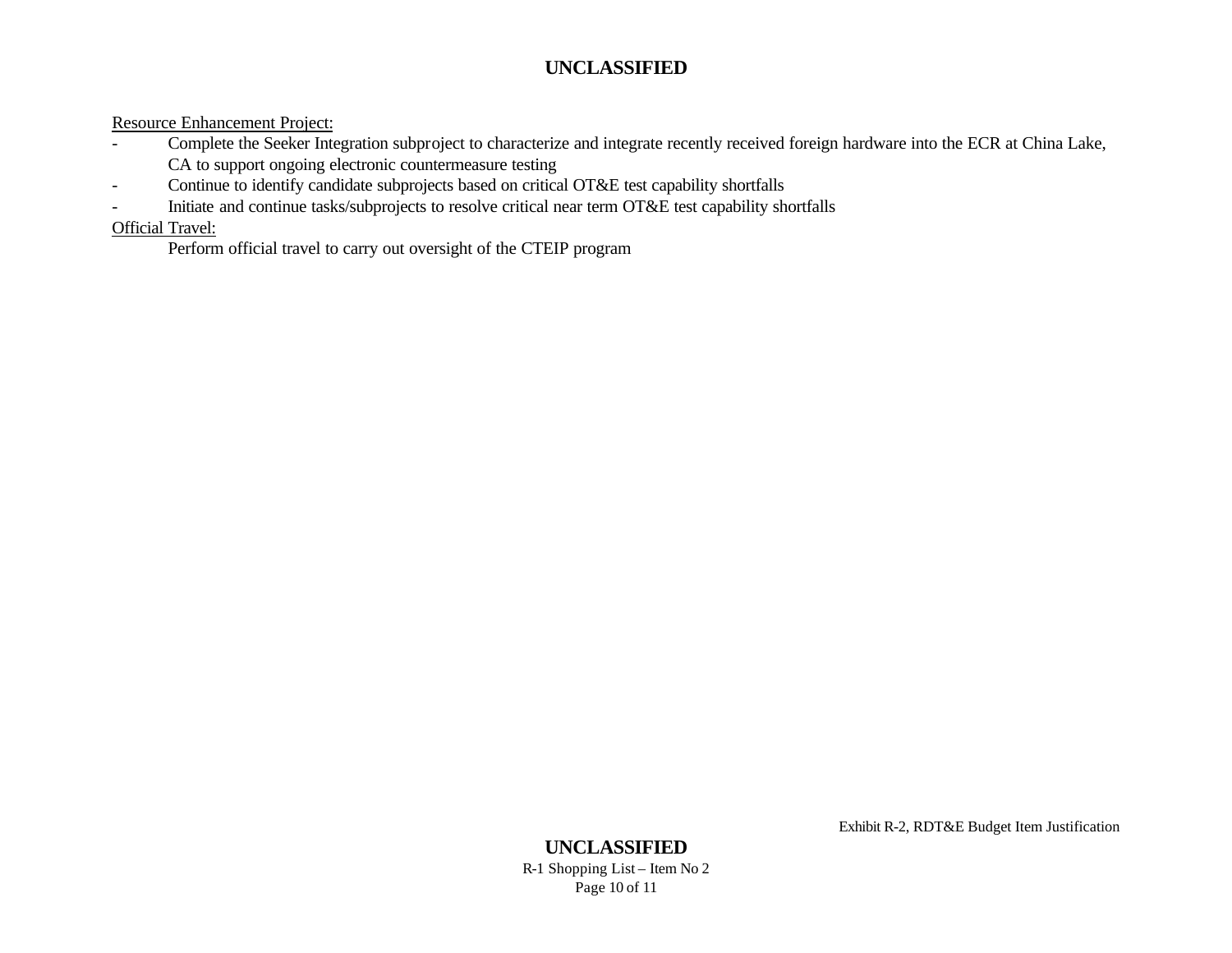Resource Enhancement Project:

- Complete the Seeker Integration subproject to characterize and integrate recently received foreign hardware into the ECR at China Lake, CA to support ongoing electronic countermeasure testing
- Continue to identify candidate subprojects based on critical OT&E test capability shortfalls
- Initiate and continue tasks/subprojects to resolve critical near term OT&E test capability shortfalls

Official Travel:

Perform official travel to carry out oversight of the CTEIP program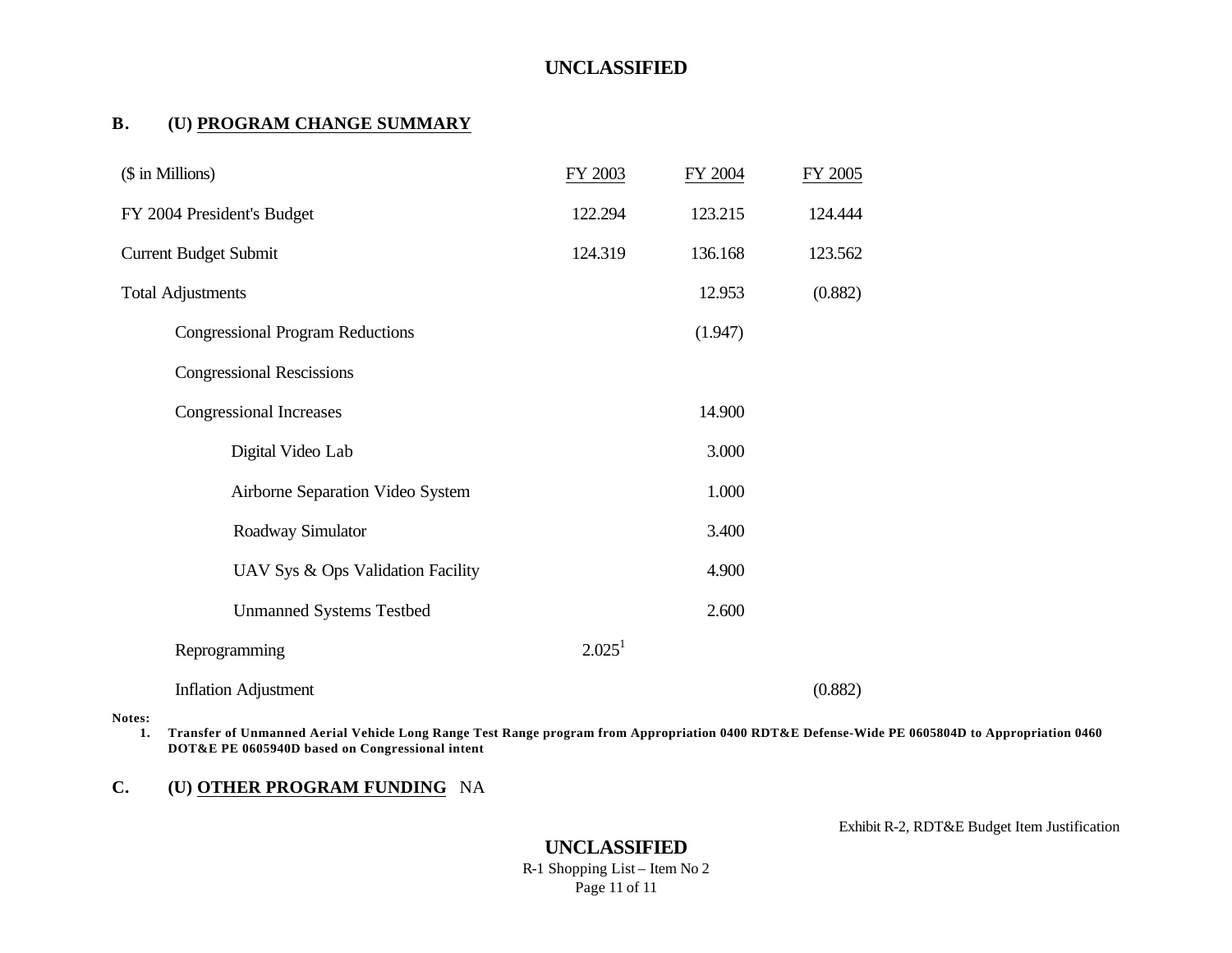**UNCLASSIFIED**

## B. (U) PROGRAM CHANGE SUMMARY

| ($ in Millions) | FY 2003 | FY 2004 | FY 2005 |
|---|---|---|---|
| FY 2004 President's Budget | 122.294 | 123.215 | 124.444 |
| Current Budget Submit | 124.319 | 136.168 | 123.562 |
| Total Adjustments | | 12.953 | (0.882) |
| Congressional Program Reductions | | (1.947) | |
| Congressional Rescissions | | | |
| Congressional Increases | | 14.900 | |
| Digital Video Lab | | 3.000 | |
| Airborne Separation Video System | | 1.000 | |
| Roadway Simulator | | 3.400 | |
| UAV Sys & Ops Validation Facility | | 4.900 | |
| Unmanned Systems Testbed | | 2.600 | |
| Reprogramming | 2.025[1] | | |
| Inflation Adjustment | | | (0.882) |

**Notes:**

1. **Transfer of Unmanned Aerial Vehicle Long Range Test Range program from Appropriation 0400 RDT&E Defense-Wide PE 0605804D to Appropriation 0460 DOT&E PE 0605940D based on Congressional intent**

## C. (U) OTHER PROGRAM FUNDING NA

Exhibit R-2, RDT&E Budget Item Justification

**UNCLASSIFIED**

R-1 Shopping List – Item No 2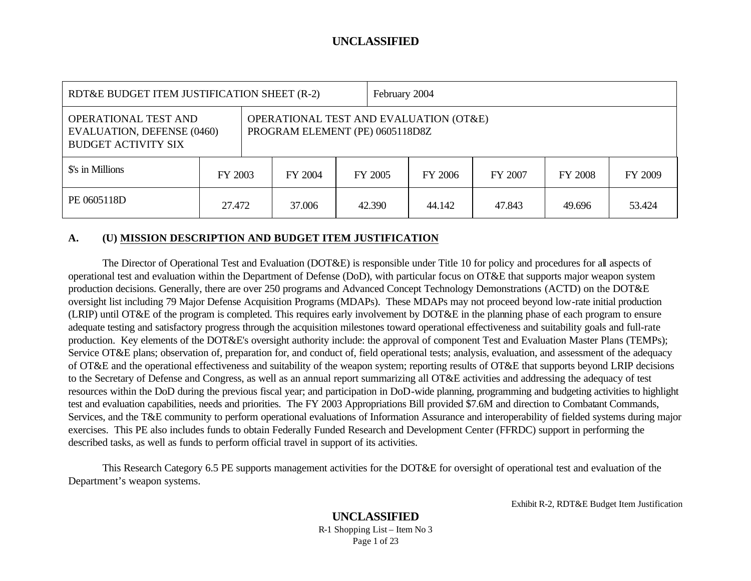| RDT&E BUDGET ITEM JUSTIFICATION SHEET (R-2) | | | | February 2004 | | | |
|---|---|---|---|---|---|---|---|
| OPERATIONAL TEST AND EVALUATION, DEFENSE (0460) BUDGET ACTIVITY SIX | OPERATIONAL TEST AND EVALUATION (OT&E) PROGRAM ELEMENT (PE) 0605118D8Z | | | | | | |
| $'s in Millions | FY 2003 | FY 2004 | FY 2005 | FY 2006 | FY 2007 | FY 2008 | FY 2009 |
| PE 0605118D | 27.472 | 37.006 | 42.390 | 44.142 | 47.843 | 49.696 | 53.424 |

**A. (U) MISSION DESCRIPTION AND BUDGET ITEM JUSTIFICATION**

The Director of Operational Test and Evaluation (DOT&E) is responsible under Title 10 for policy and procedures for all aspects of operational test and evaluation within the Department of Defense (DoD), with particular focus on OT&E that supports major weapon system production decisions. Generally, there are over 250 programs and Advanced Concept Technology Demonstrations (ACTD) on the DOT&E oversight list including 79 Major Defense Acquisition Programs (MDAPs). These MDAPs may not proceed beyond low-rate initial production (LRIP) until OT&E of the program is completed. This requires early involvement by DOT&E in the planning phase of each program to ensure adequate testing and satisfactory progress through the acquisition milestones toward operational effectiveness and suitability goals and full-rate production. Key elements of the DOT&E's oversight authority include: the approval of component Test and Evaluation Master Plans (TEMPs); Service OT&E plans; observation of, preparation for, and conduct of, field operational tests; analysis, evaluation, and assessment of the adequacy of OT&E and the operational effectiveness and suitability of the weapon system; reporting results of OT&E that supports beyond LRIP decisions to the Secretary of Defense and Congress, as well as an annual report summarizing all OT&E activities and addressing the adequacy of test resources within the DoD during the previous fiscal year; and participation in DoD-wide planning, programming and budgeting activities to highlight test and evaluation capabilities, needs and priorities. The FY 2003 Appropriations Bill provided $7.6M and direction to Combatant Commands, Services, and the T&E community to perform operational evaluations of Information Assurance and interoperability of fielded systems during major exercises. This PE also includes funds to obtain Federally Funded Research and Development Center (FFRDC) support in performing the described tasks, as well as funds to perform official travel in support of its activities.

This Research Category 6.5 PE supports management activities for the DOT&E for oversight of operational test and evaluation of the Department's weapon systems.

Exhibit R-2, RDT&E Budget Item Justification

R-1 Shopping List – Item No 3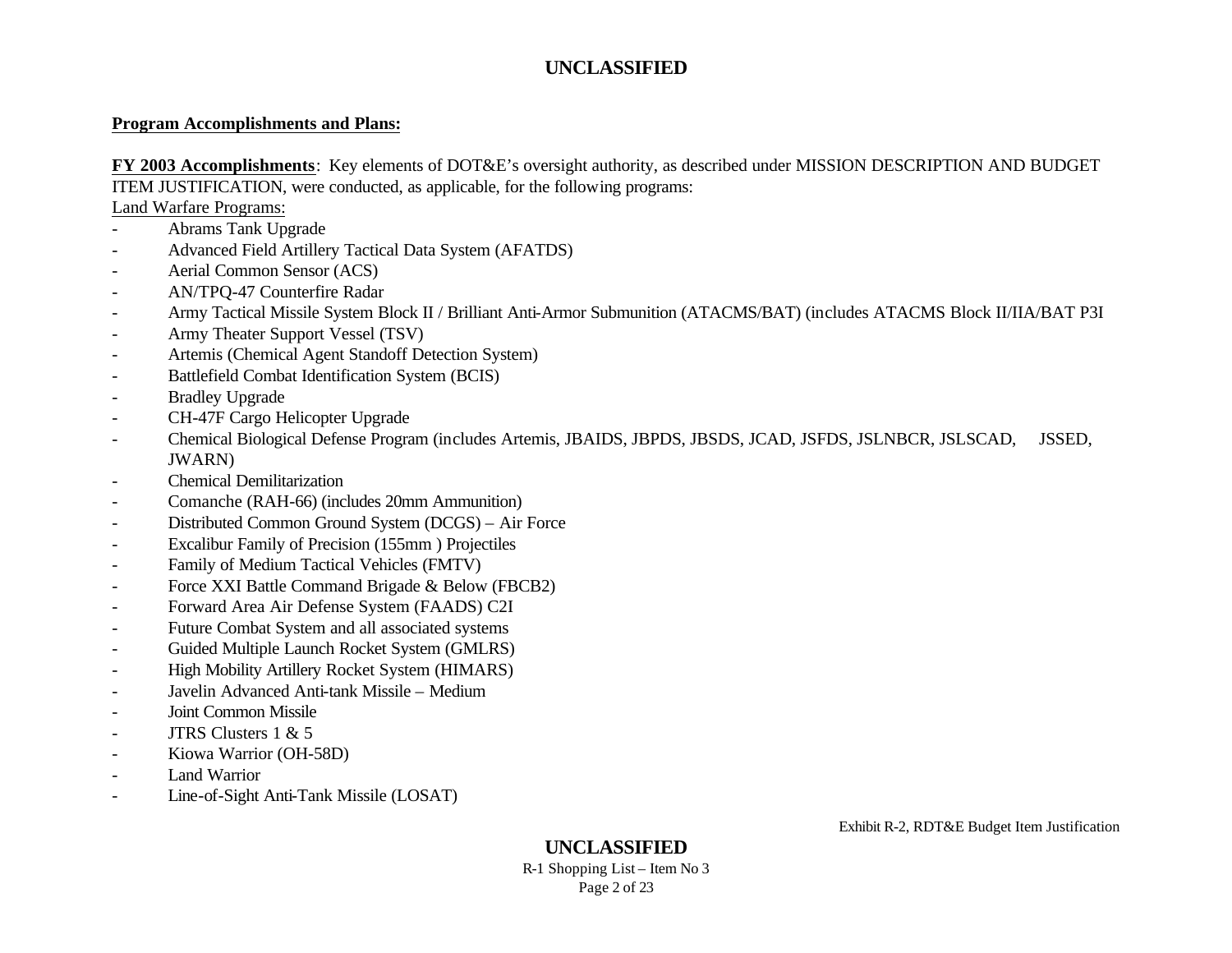**Program Accomplishments and Plans:**

**FY 2003 Accomplishments**: Key elements of DOT&E's oversight authority, as described under MISSION DESCRIPTION AND BUDGET ITEM JUSTIFICATION, were conducted, as applicable, for the following programs:

Land Warfare Programs:

- Abrams Tank Upgrade
- Advanced Field Artillery Tactical Data System (AFATDS)
- Aerial Common Sensor (ACS)
- AN/TPQ-47 Counterfire Radar
- Army Tactical Missile System Block II / Brilliant Anti-Armor Submunition (ATACMS/BAT) (includes ATACMS Block II/IIA/BAT P3I
- Army Theater Support Vessel (TSV)
- Artemis (Chemical Agent Standoff Detection System)
- Battlefield Combat Identification System (BCIS)
- Bradley Upgrade
- CH-47F Cargo Helicopter Upgrade
- Chemical Biological Defense Program (includes Artemis, JBAIDS, JBPDS, JBSDS, JCAD, JSFDS, JSLNBCR, JSLSCAD, JSSED, JWARN)
- Chemical Demilitarization
- Comanche (RAH-66) (includes 20mm Ammunition)
- Distributed Common Ground System (DCGS) – Air Force
- Excalibur Family of Precision (155mm ) Projectiles
- Family of Medium Tactical Vehicles (FMTV)
- Force XXI Battle Command Brigade & Below (FBCB2)
- Forward Area Air Defense System (FAADS) C2I
- Future Combat System and all associated systems
- Guided Multiple Launch Rocket System (GMLRS)
- High Mobility Artillery Rocket System (HIMARS)
- Javelin Advanced Anti-tank Missile – Medium
- Joint Common Missile
- JTRS Clusters 1 & 5
- Kiowa Warrior (OH-58D)
- Land Warrior
- Line-of-Sight Anti-Tank Missile (LOSAT)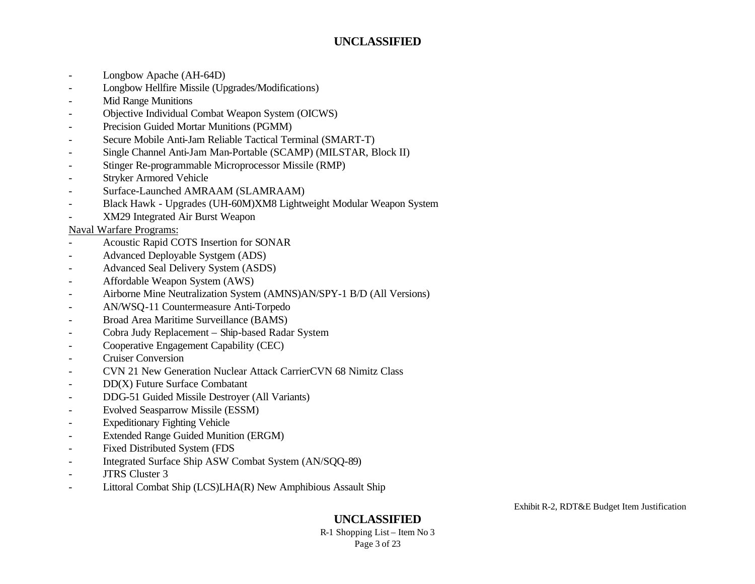- Longbow Apache (AH-64D)
- Longbow Hellfire Missile (Upgrades/Modifications)
- Mid Range Munitions
- Objective Individual Combat Weapon System (OICWS)
- Precision Guided Mortar Munitions (PGMM)
- Secure Mobile Anti-Jam Reliable Tactical Terminal (SMART-T)
- Single Channel Anti-Jam Man-Portable (SCAMP) (MILSTAR, Block II)
- Stinger Re-programmable Microprocessor Missile (RMP)
- Stryker Armored Vehicle
- Surface-Launched AMRAAM (SLAMRAAM)
- Black Hawk - Upgrades (UH-60M)XM8 Lightweight Modular Weapon System
- XM29 Integrated Air Burst Weapon

<u>Naval Warfare Programs:</u>

- Acoustic Rapid COTS Insertion for SONAR
- Advanced Deployable Systgem (ADS)
- Advanced Seal Delivery System (ASDS)
- Affordable Weapon System (AWS)
- Airborne Mine Neutralization System (AMNS)AN/SPY-1 B/D (All Versions)
- AN/WSQ-11 Countermeasure Anti-Torpedo
- Broad Area Maritime Surveillance (BAMS)
- Cobra Judy Replacement – Ship-based Radar System
- Cooperative Engagement Capability (CEC)
- Cruiser Conversion
- CVN 21 New Generation Nuclear Attack CarrierCVN 68 Nimitz Class
- DD(X) Future Surface Combatant
- DDG-51 Guided Missile Destroyer (All Variants)
- Evolved Seasparrow Missile (ESSM)
- Expeditionary Fighting Vehicle
- Extended Range Guided Munition (ERGM)
- Fixed Distributed System (FDS
- Integrated Surface Ship ASW Combat System (AN/SQQ-89)
- JTRS Cluster 3
- Littoral Combat Ship (LCS)LHA(R) New Amphibious Assault Ship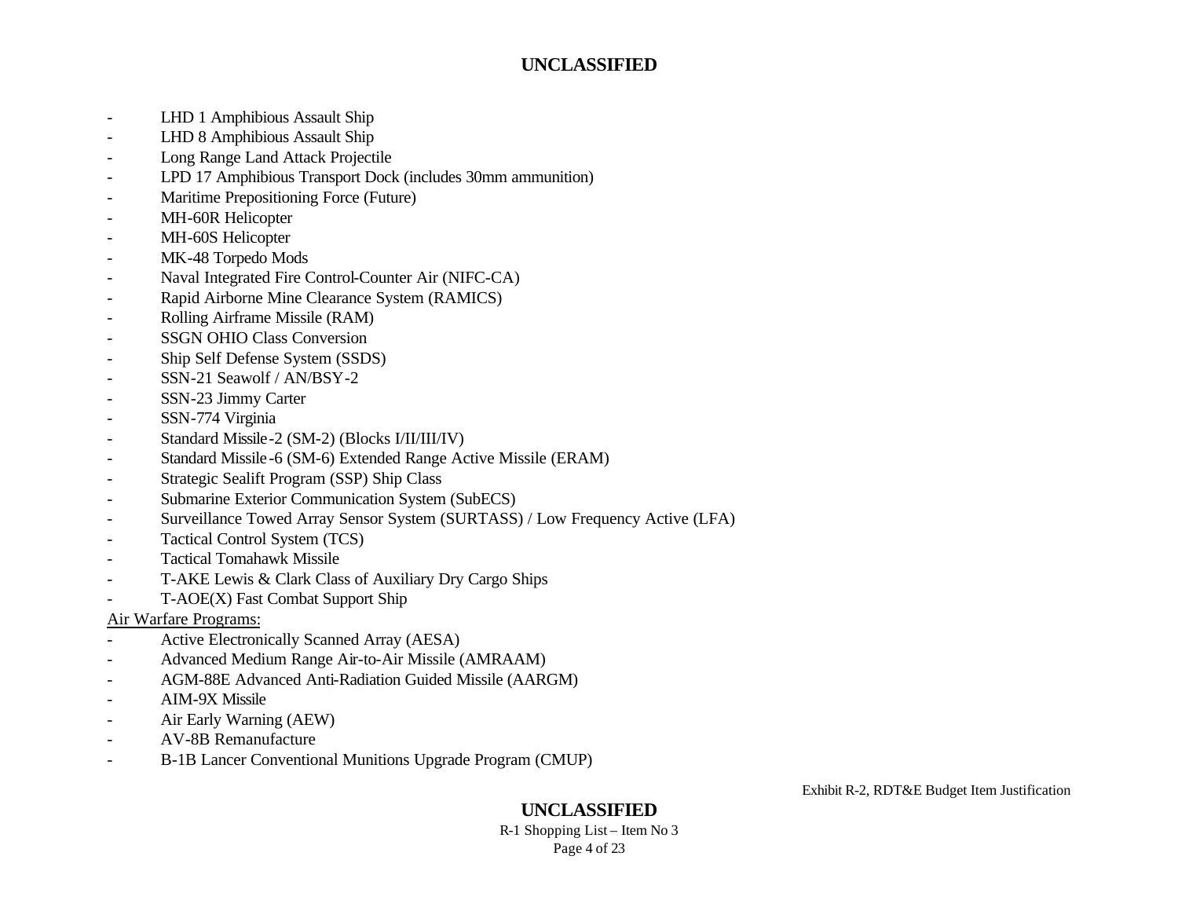- LHD 1 Amphibious Assault Ship
- LHD 8 Amphibious Assault Ship
- Long Range Land Attack Projectile
- LPD 17 Amphibious Transport Dock (includes 30mm ammunition)
- Maritime Prepositioning Force (Future)
- MH-60R Helicopter
- MH-60S Helicopter
- MK-48 Torpedo Mods
- Naval Integrated Fire Control-Counter Air (NIFC-CA)
- Rapid Airborne Mine Clearance System (RAMICS)
- Rolling Airframe Missile (RAM)
- SSGN OHIO Class Conversion
- Ship Self Defense System (SSDS)
- SSN-21 Seawolf / AN/BSY-2
- SSN-23 Jimmy Carter
- SSN-774 Virginia
- Standard Missile-2 (SM-2) (Blocks I/II/III/IV)
- Standard Missile-6 (SM-6) Extended Range Active Missile (ERAM)
- Strategic Sealift Program (SSP) Ship Class
- Submarine Exterior Communication System (SubECS)
- Surveillance Towed Array Sensor System (SURTASS) / Low Frequency Active (LFA)
- Tactical Control System (TCS)
- Tactical Tomahawk Missile
- T-AKE Lewis & Clark Class of Auxiliary Dry Cargo Ships
- T-AOE(X) Fast Combat Support Ship

<u>Air Warfare Programs:</u>

- Active Electronically Scanned Array (AESA)
- Advanced Medium Range Air-to-Air Missile (AMRAAM)
- AGM-88E Advanced Anti-Radiation Guided Missile (AARGM)
- AIM-9X Missile
- Air Early Warning (AEW)
- AV-8B Remanufacture
- B-1B Lancer Conventional Munitions Upgrade Program (CMUP)

Exhibit R-2, RDT&E Budget Item Justification

R-1 Shopping List – Item No 3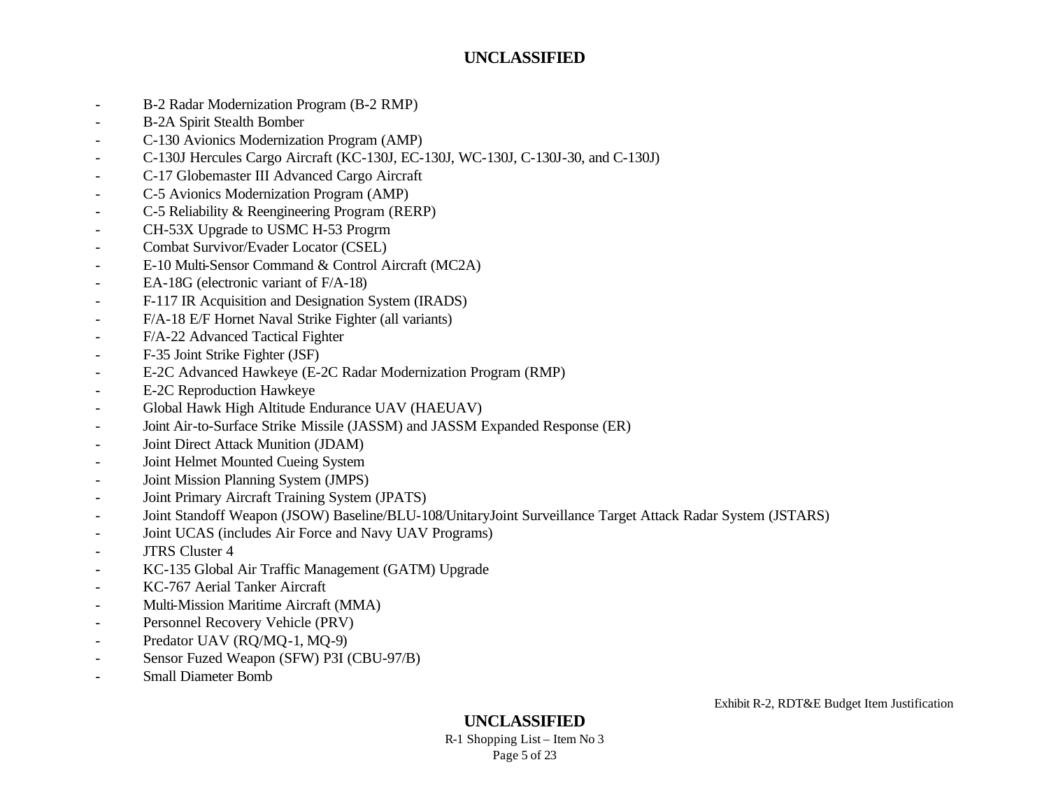- B-2 Radar Modernization Program (B-2 RMP)
- B-2A Spirit Stealth Bomber
- C-130 Avionics Modernization Program (AMP)
- C-130J Hercules Cargo Aircraft (KC-130J, EC-130J, WC-130J, C-130J-30, and C-130J)
- C-17 Globemaster III Advanced Cargo Aircraft
- C-5 Avionics Modernization Program (AMP)
- C-5 Reliability & Reengineering Program (RERP)
- CH-53X Upgrade to USMC H-53 Progrm
- Combat Survivor/Evader Locator (CSEL)
- E-10 Multi-Sensor Command & Control Aircraft (MC2A)
- EA-18G (electronic variant of F/A-18)
- F-117 IR Acquisition and Designation System (IRADS)
- F/A-18 E/F Hornet Naval Strike Fighter (all variants)
- F/A-22 Advanced Tactical Fighter
- F-35 Joint Strike Fighter (JSF)
- E-2C Advanced Hawkeye (E-2C Radar Modernization Program (RMP)
- E-2C Reproduction Hawkeye
- Global Hawk High Altitude Endurance UAV (HAEUAV)
- Joint Air-to-Surface Strike Missile (JASSM) and JASSM Expanded Response (ER)
- Joint Direct Attack Munition (JDAM)
- Joint Helmet Mounted Cueing System
- Joint Mission Planning System (JMPS)
- Joint Primary Aircraft Training System (JPATS)
- Joint Standoff Weapon (JSOW) Baseline/BLU-108/UnitaryJoint Surveillance Target Attack Radar System (JSTARS)
- Joint UCAS (includes Air Force and Navy UAV Programs)
- JTRS Cluster 4
- KC-135 Global Air Traffic Management (GATM) Upgrade
- KC-767 Aerial Tanker Aircraft
- Multi-Mission Maritime Aircraft (MMA)
- Personnel Recovery Vehicle (PRV)
- Predator UAV (RQ/MQ-1, MQ-9)
- Sensor Fuzed Weapon (SFW) P3I (CBU-97/B)
- Small Diameter Bomb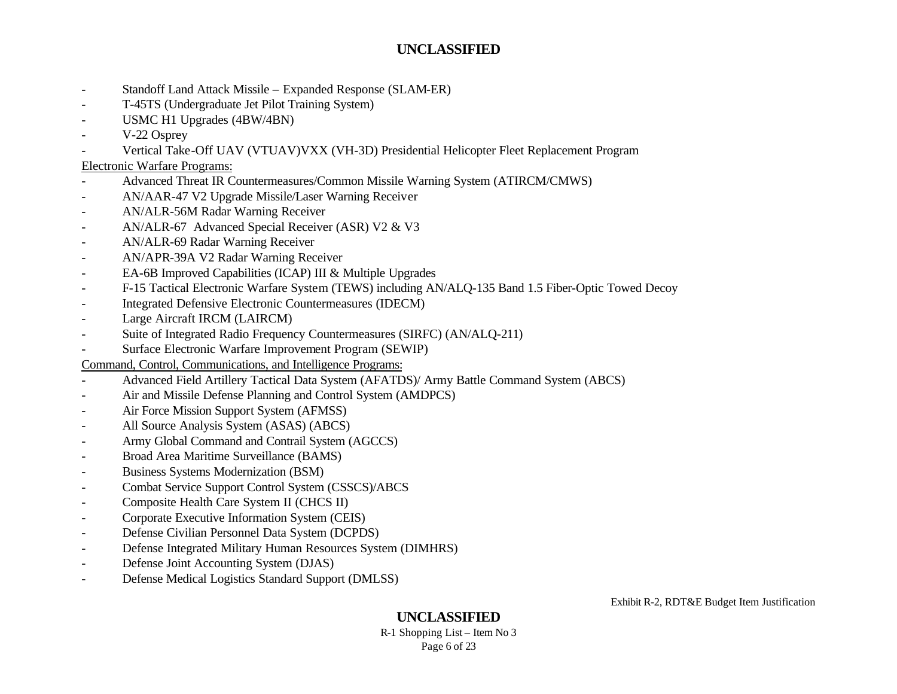- Standoff Land Attack Missile – Expanded Response (SLAM-ER)
- T-45TS (Undergraduate Jet Pilot Training System)
- USMC H1 Upgrades (4BW/4BN)
- V-22 Osprey
- Vertical Take-Off UAV (VTUAV)VXX (VH-3D) Presidential Helicopter Fleet Replacement Program

Electronic Warfare Programs:

- Advanced Threat IR Countermeasures/Common Missile Warning System (ATIRCM/CMWS)
- AN/AAR-47 V2 Upgrade Missile/Laser Warning Receiver
- AN/ALR-56M Radar Warning Receiver
- AN/ALR-67 Advanced Special Receiver (ASR) V2 & V3
- AN/ALR-69 Radar Warning Receiver
- AN/APR-39A V2 Radar Warning Receiver
- EA-6B Improved Capabilities (ICAP) III & Multiple Upgrades
- F-15 Tactical Electronic Warfare System (TEWS) including AN/ALQ-135 Band 1.5 Fiber-Optic Towed Decoy
- Integrated Defensive Electronic Countermeasures (IDECM)
- Large Aircraft IRCM (LAIRCM)
- Suite of Integrated Radio Frequency Countermeasures (SIRFC) (AN/ALQ-211)
- Surface Electronic Warfare Improvement Program (SEWIP)

Command, Control, Communications, and Intelligence Programs:

- Advanced Field Artillery Tactical Data System (AFATDS)/ Army Battle Command System (ABCS)
- Air and Missile Defense Planning and Control System (AMDPCS)
- Air Force Mission Support System (AFMSS)
- All Source Analysis System (ASAS) (ABCS)
- Army Global Command and Contrail System (AGCCS)
- Broad Area Maritime Surveillance (BAMS)
- Business Systems Modernization (BSM)
- Combat Service Support Control System (CSSCS)/ABCS
- Composite Health Care System II (CHCS II)
- Corporate Executive Information System (CEIS)
- Defense Civilian Personnel Data System (DCPDS)
- Defense Integrated Military Human Resources System (DIMHRS)
- Defense Joint Accounting System (DJAS)
- Defense Medical Logistics Standard Support (DMLSS)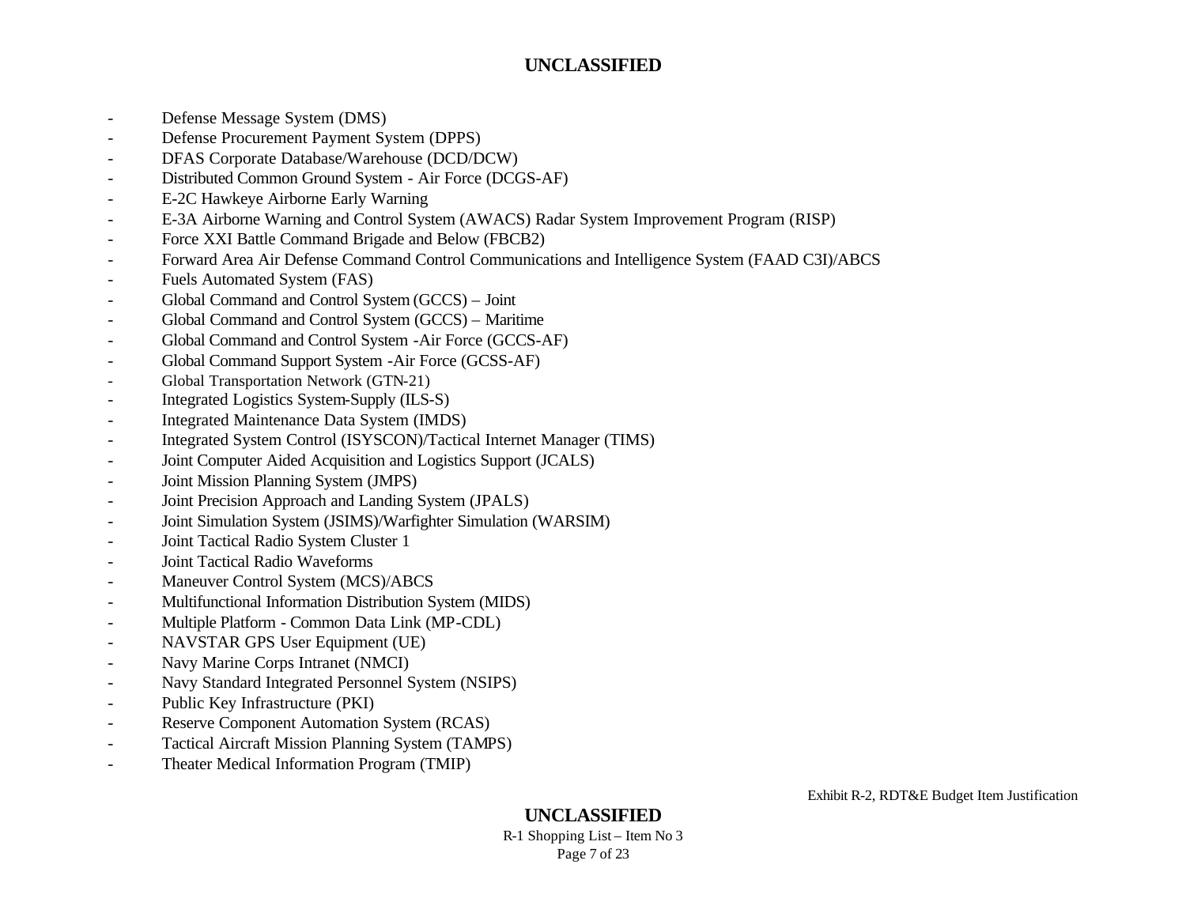- Defense Message System (DMS)
- Defense Procurement Payment System (DPPS)
- DFAS Corporate Database/Warehouse (DCD/DCW)
- Distributed Common Ground System - Air Force (DCGS-AF)
- E-2C Hawkeye Airborne Early Warning
- E-3A Airborne Warning and Control System (AWACS) Radar System Improvement Program (RISP)
- Force XXI Battle Command Brigade and Below (FBCB2)
- Forward Area Air Defense Command Control Communications and Intelligence System (FAAD C3I)/ABCS
- Fuels Automated System (FAS)
- Global Command and Control System (GCCS) – Joint
- Global Command and Control System (GCCS) – Maritime
- Global Command and Control System -Air Force (GCCS-AF)
- Global Command Support System -Air Force (GCSS-AF)
- Global Transportation Network (GTN-21)
- Integrated Logistics System-Supply (ILS-S)
- Integrated Maintenance Data System (IMDS)
- Integrated System Control (ISYSCON)/Tactical Internet Manager (TIMS)
- Joint Computer Aided Acquisition and Logistics Support (JCALS)
- Joint Mission Planning System (JMPS)
- Joint Precision Approach and Landing System (JPALS)
- Joint Simulation System (JSIMS)/Warfighter Simulation (WARSIM)
- Joint Tactical Radio System Cluster 1
- Joint Tactical Radio Waveforms
- Maneuver Control System (MCS)/ABCS
- Multifunctional Information Distribution System (MIDS)
- Multiple Platform - Common Data Link (MP-CDL)
- NAVSTAR GPS User Equipment (UE)
- Navy Marine Corps Intranet (NMCI)
- Navy Standard Integrated Personnel System (NSIPS)
- Public Key Infrastructure (PKI)
- Reserve Component Automation System (RCAS)
- Tactical Aircraft Mission Planning System (TAMPS)
- Theater Medical Information Program (TMIP)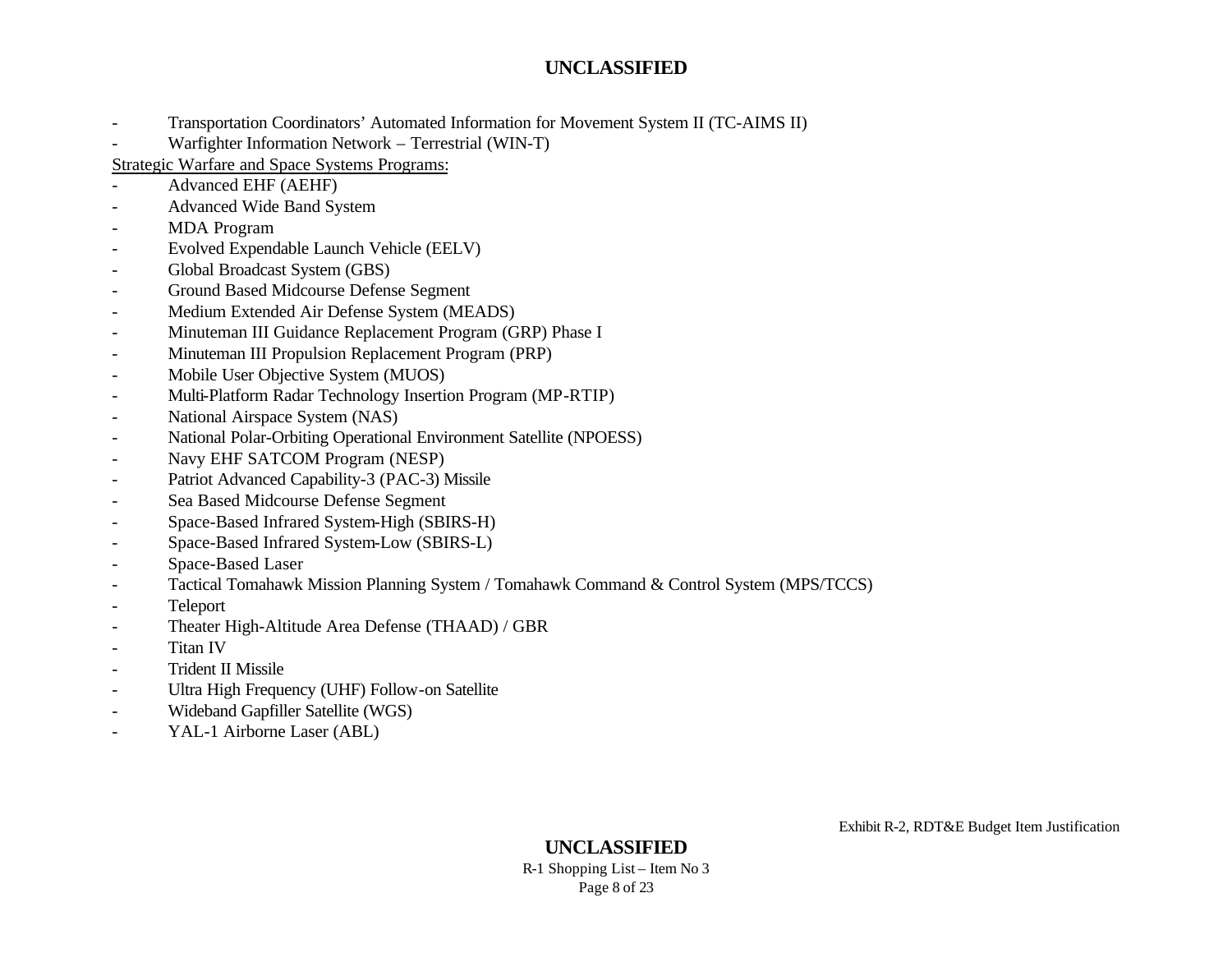- Transportation Coordinators' Automated Information for Movement System II (TC-AIMS II)
- Warfighter Information Network – Terrestrial (WIN-T)

<u>Strategic Warfare and Space Systems Programs:</u>

- Advanced EHF (AEHF)
- Advanced Wide Band System
- MDA Program
- Evolved Expendable Launch Vehicle (EELV)
- Global Broadcast System (GBS)
- Ground Based Midcourse Defense Segment
- Medium Extended Air Defense System (MEADS)
- Minuteman III Guidance Replacement Program (GRP) Phase I
- Minuteman III Propulsion Replacement Program (PRP)
- Mobile User Objective System (MUOS)
- Multi-Platform Radar Technology Insertion Program (MP-RTIP)
- National Airspace System (NAS)
- National Polar-Orbiting Operational Environment Satellite (NPOESS)
- Navy EHF SATCOM Program (NESP)
- Patriot Advanced Capability-3 (PAC-3) Missile
- Sea Based Midcourse Defense Segment
- Space-Based Infrared System-High (SBIRS-H)
- Space-Based Infrared System-Low (SBIRS-L)
- Space-Based Laser
- Tactical Tomahawk Mission Planning System / Tomahawk Command & Control System (MPS/TCCS)
- Teleport
- Theater High-Altitude Area Defense (THAAD) / GBR
- Titan IV
- Trident II Missile
- Ultra High Frequency (UHF) Follow-on Satellite
- Wideband Gapfiller Satellite (WGS)
- YAL-1 Airborne Laser (ABL)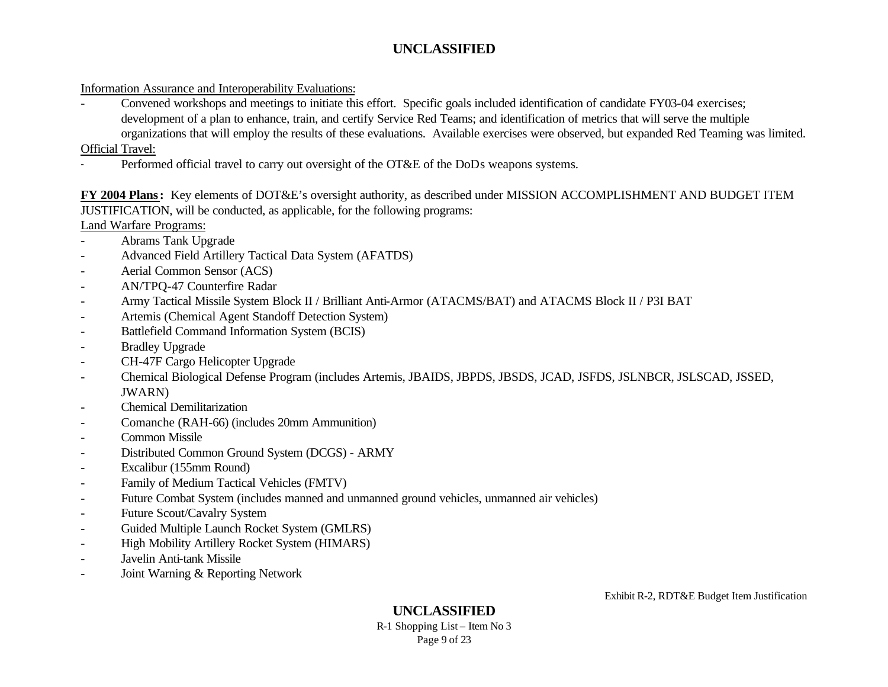Information Assurance and Interoperability Evaluations:

- Convened workshops and meetings to initiate this effort. Specific goals included identification of candidate FY03-04 exercises; development of a plan to enhance, train, and certify Service Red Teams; and identification of metrics that will serve the multiple organizations that will employ the results of these evaluations. Available exercises were observed, but expanded Red Teaming was limited.

Official Travel:

- Performed official travel to carry out oversight of the OT&E of the DoDs weapons systems.

**FY 2004 Plans:** Key elements of DOT&E's oversight authority, as described under MISSION ACCOMPLISHMENT AND BUDGET ITEM JUSTIFICATION, will be conducted, as applicable, for the following programs:

Land Warfare Programs:

- Abrams Tank Upgrade
- Advanced Field Artillery Tactical Data System (AFATDS)
- Aerial Common Sensor (ACS)
- AN/TPQ-47 Counterfire Radar
- Army Tactical Missile System Block II / Brilliant Anti-Armor (ATACMS/BAT) and ATACMS Block II / P3I BAT
- Artemis (Chemical Agent Standoff Detection System)
- Battlefield Command Information System (BCIS)
- Bradley Upgrade
- CH-47F Cargo Helicopter Upgrade
- Chemical Biological Defense Program (includes Artemis, JBAIDS, JBPDS, JBSDS, JCAD, JSFDS, JSLNBCR, JSLSCAD, JSSED, JWARN)
- Chemical Demilitarization
- Comanche (RAH-66) (includes 20mm Ammunition)
- Common Missile
- Distributed Common Ground System (DCGS) - ARMY
- Excalibur (155mm Round)
- Family of Medium Tactical Vehicles (FMTV)
- Future Combat System (includes manned and unmanned ground vehicles, unmanned air vehicles)
- Future Scout/Cavalry System
- Guided Multiple Launch Rocket System (GMLRS)
- High Mobility Artillery Rocket System (HIMARS)
- Javelin Anti-tank Missile
- Joint Warning & Reporting Network

Exhibit R-2, RDT&E Budget Item Justification

R-1 Shopping List – Item No 3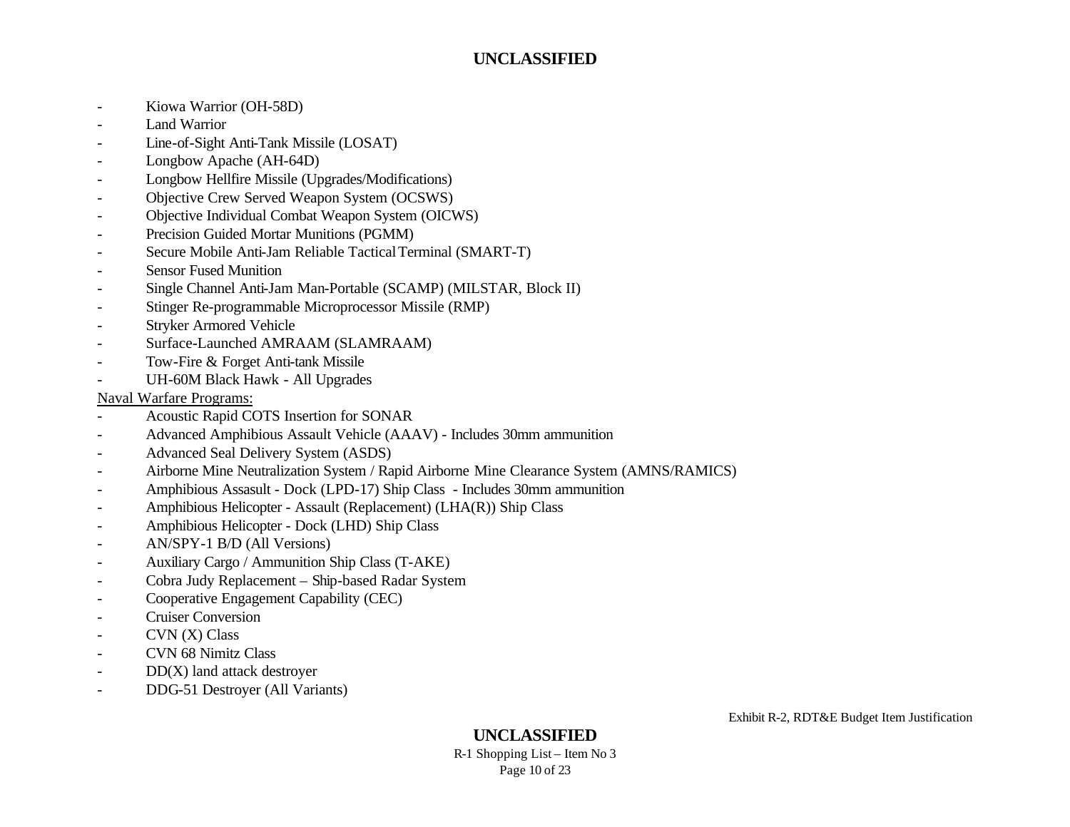- Kiowa Warrior (OH-58D)
- Land Warrior
- Line-of-Sight Anti-Tank Missile (LOSAT)
- Longbow Apache (AH-64D)
- Longbow Hellfire Missile (Upgrades/Modifications)
- Objective Crew Served Weapon System (OCSWS)
- Objective Individual Combat Weapon System (OICWS)
- Precision Guided Mortar Munitions (PGMM)
- Secure Mobile Anti-Jam Reliable Tactical Terminal (SMART-T)
- Sensor Fused Munition
- Single Channel Anti-Jam Man-Portable (SCAMP) (MILSTAR, Block II)
- Stinger Re-programmable Microprocessor Missile (RMP)
- Stryker Armored Vehicle
- Surface-Launched AMRAAM (SLAMRAAM)
- Tow-Fire & Forget Anti-tank Missile
- UH-60M Black Hawk - All Upgrades

Naval Warfare Programs:

- Acoustic Rapid COTS Insertion for SONAR
- Advanced Amphibious Assault Vehicle (AAAV) - Includes 30mm ammunition
- Advanced Seal Delivery System (ASDS)
- Airborne Mine Neutralization System / Rapid Airborne Mine Clearance System (AMNS/RAMICS)
- Amphibious Assasult - Dock (LPD-17) Ship Class - Includes 30mm ammunition
- Amphibious Helicopter - Assault (Replacement) (LHA(R)) Ship Class
- Amphibious Helicopter - Dock (LHD) Ship Class
- AN/SPY-1 B/D (All Versions)
- Auxiliary Cargo / Ammunition Ship Class (T-AKE)
- Cobra Judy Replacement – Ship-based Radar System
- Cooperative Engagement Capability (CEC)
- Cruiser Conversion
- CVN (X) Class
- CVN 68 Nimitz Class
- DD(X) land attack destroyer
- DDG-51 Destroyer (All Variants)

Exhibit R-2, RDT&E Budget Item Justification

R-1 Shopping List – Item No 3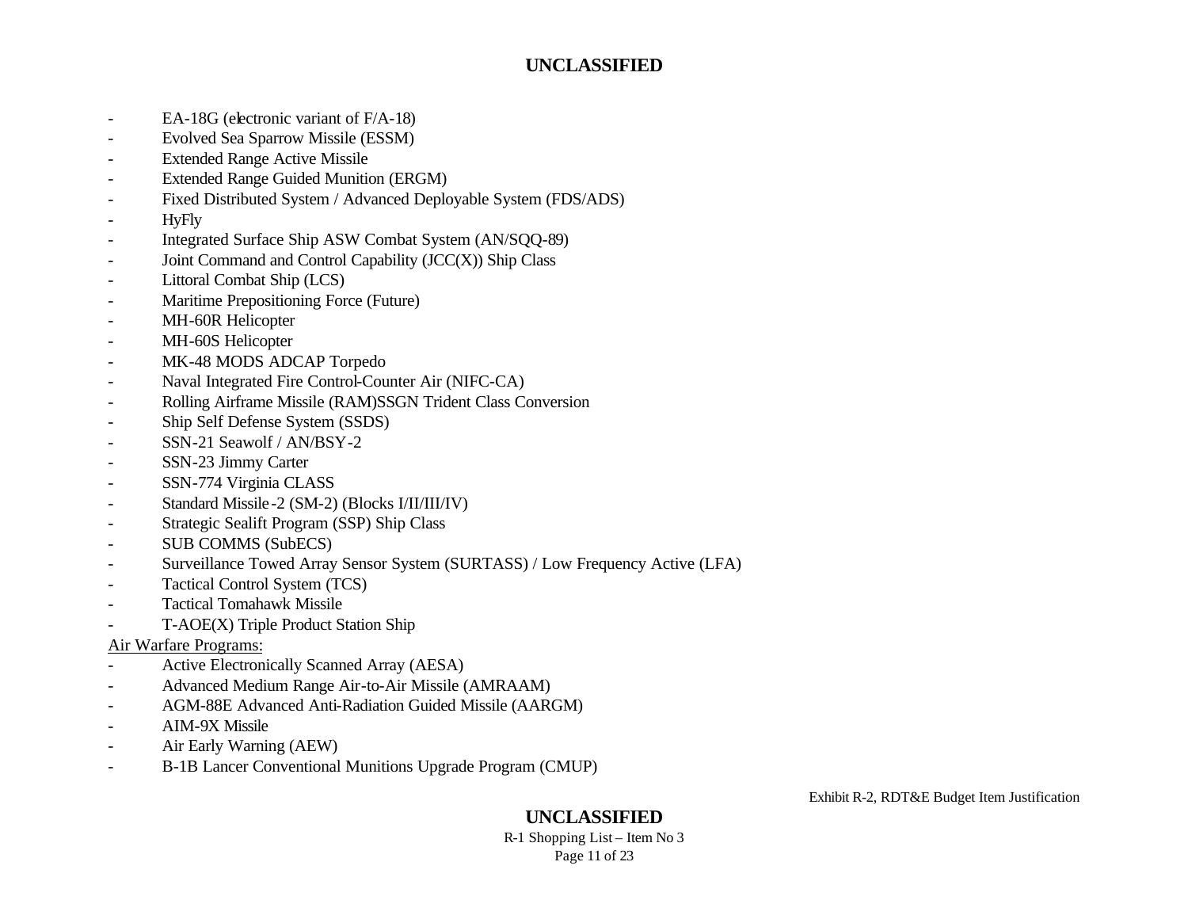- EA-18G (electronic variant of F/A-18)
- Evolved Sea Sparrow Missile (ESSM)
- Extended Range Active Missile
- Extended Range Guided Munition (ERGM)
- Fixed Distributed System / Advanced Deployable System (FDS/ADS)
- HyFly
- Integrated Surface Ship ASW Combat System (AN/SQQ-89)
- Joint Command and Control Capability (JCC(X)) Ship Class
- Littoral Combat Ship (LCS)
- Maritime Prepositioning Force (Future)
- MH-60R Helicopter
- MH-60S Helicopter
- MK-48 MODS ADCAP Torpedo
- Naval Integrated Fire Control-Counter Air (NIFC-CA)
- Rolling Airframe Missile (RAM)SSGN Trident Class Conversion
- Ship Self Defense System (SSDS)
- SSN-21 Seawolf / AN/BSY-2
- SSN-23 Jimmy Carter
- SSN-774 Virginia CLASS
- Standard Missile-2 (SM-2) (Blocks I/II/III/IV)
- Strategic Sealift Program (SSP) Ship Class
- SUB COMMS (SubECS)
- Surveillance Towed Array Sensor System (SURTASS) / Low Frequency Active (LFA)
- Tactical Control System (TCS)
- Tactical Tomahawk Missile
- T-AOE(X) Triple Product Station Ship

Air Warfare Programs:

- Active Electronically Scanned Array (AESA)
- Advanced Medium Range Air-to-Air Missile (AMRAAM)
- AGM-88E Advanced Anti-Radiation Guided Missile (AARGM)
- AIM-9X Missile
- Air Early Warning (AEW)
- B-1B Lancer Conventional Munitions Upgrade Program (CMUP)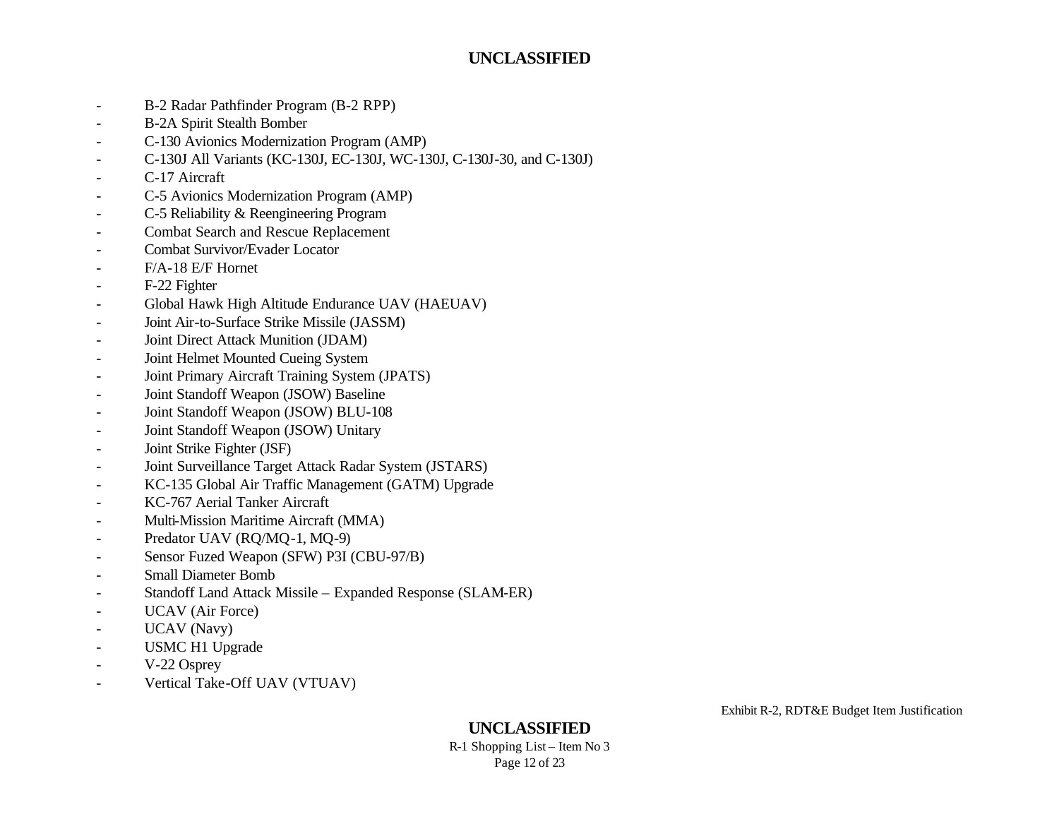- B-2 Radar Pathfinder Program (B-2 RPP)
- B-2A Spirit Stealth Bomber
- C-130 Avionics Modernization Program (AMP)
- C-130J All Variants (KC-130J, EC-130J, WC-130J, C-130J-30, and C-130J)
- C-17 Aircraft
- C-5 Avionics Modernization Program (AMP)
- C-5 Reliability & Reengineering Program
- Combat Search and Rescue Replacement
- Combat Survivor/Evader Locator
- F/A-18 E/F Hornet
- F-22 Fighter
- Global Hawk High Altitude Endurance UAV (HAEUAV)
- Joint Air-to-Surface Strike Missile (JASSM)
- Joint Direct Attack Munition (JDAM)
- Joint Helmet Mounted Cueing System
- Joint Primary Aircraft Training System (JPATS)
- Joint Standoff Weapon (JSOW) Baseline
- Joint Standoff Weapon (JSOW) BLU-108
- Joint Standoff Weapon (JSOW) Unitary
- Joint Strike Fighter (JSF)
- Joint Surveillance Target Attack Radar System (JSTARS)
- KC-135 Global Air Traffic Management (GATM) Upgrade
- KC-767 Aerial Tanker Aircraft
- Multi-Mission Maritime Aircraft (MMA)
- Predator UAV (RQ/MQ-1, MQ-9)
- Sensor Fuzed Weapon (SFW) P3I (CBU-97/B)
- Small Diameter Bomb
- Standoff Land Attack Missile – Expanded Response (SLAM-ER)
- UCAV (Air Force)
- UCAV (Navy)
- USMC H1 Upgrade
- V-22 Osprey
- Vertical Take-Off UAV (VTUAV)

Exhibit R-2, RDT&E Budget Item Justification

R-1 Shopping List – Item No 3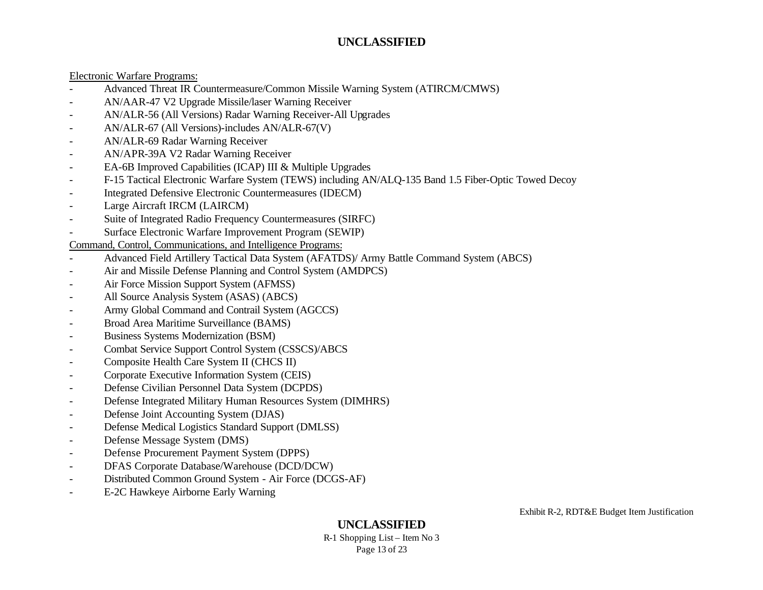Electronic Warfare Programs:

- Advanced Threat IR Countermeasure/Common Missile Warning System (ATIRCM/CMWS)
- AN/AAR-47 V2 Upgrade Missile/laser Warning Receiver
- AN/ALR-56 (All Versions) Radar Warning Receiver-All Upgrades
- AN/ALR-67 (All Versions)-includes AN/ALR-67(V)
- AN/ALR-69 Radar Warning Receiver
- AN/APR-39A V2 Radar Warning Receiver
- EA-6B Improved Capabilities (ICAP) III & Multiple Upgrades
- F-15 Tactical Electronic Warfare System (TEWS) including AN/ALQ-135 Band 1.5 Fiber-Optic Towed Decoy
- Integrated Defensive Electronic Countermeasures (IDECM)
- Large Aircraft IRCM (LAIRCM)
- Suite of Integrated Radio Frequency Countermeasures (SIRFC)
- Surface Electronic Warfare Improvement Program (SEWIP)

Command, Control, Communications, and Intelligence Programs:

- Advanced Field Artillery Tactical Data System (AFATDS)/ Army Battle Command System (ABCS)
- Air and Missile Defense Planning and Control System (AMDPCS)
- Air Force Mission Support System (AFMSS)
- All Source Analysis System (ASAS) (ABCS)
- Army Global Command and Contrail System (AGCCS)
- Broad Area Maritime Surveillance (BAMS)
- Business Systems Modernization (BSM)
- Combat Service Support Control System (CSSCS)/ABCS
- Composite Health Care System II (CHCS II)
- Corporate Executive Information System (CEIS)
- Defense Civilian Personnel Data System (DCPDS)
- Defense Integrated Military Human Resources System (DIMHRS)
- Defense Joint Accounting System (DJAS)
- Defense Medical Logistics Standard Support (DMLSS)
- Defense Message System (DMS)
- Defense Procurement Payment System (DPPS)
- DFAS Corporate Database/Warehouse (DCD/DCW)
- Distributed Common Ground System - Air Force (DCGS-AF)
- E-2C Hawkeye Airborne Early Warning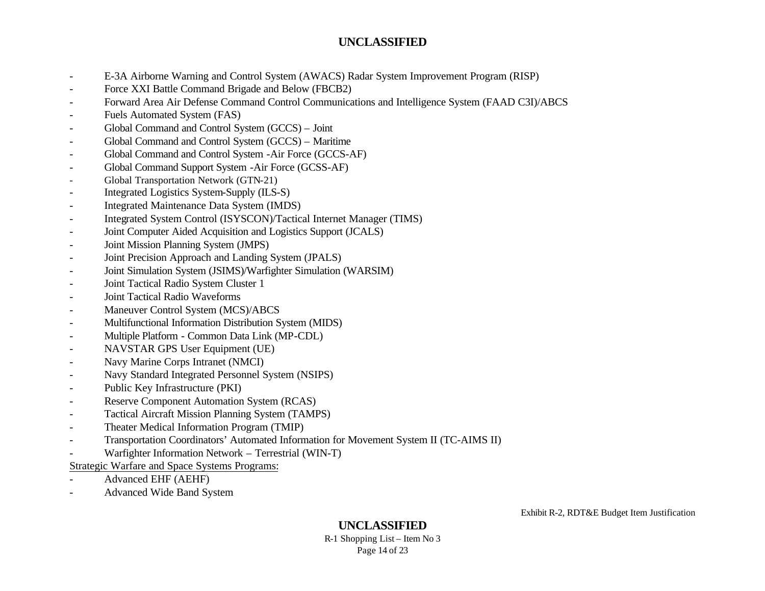- E-3A Airborne Warning and Control System (AWACS) Radar System Improvement Program (RISP)
- Force XXI Battle Command Brigade and Below (FBCB2)
- Forward Area Air Defense Command Control Communications and Intelligence System (FAAD C3I)/ABCS
- Fuels Automated System (FAS)
- Global Command and Control System (GCCS) – Joint
- Global Command and Control System (GCCS) – Maritime
- Global Command and Control System -Air Force (GCCS-AF)
- Global Command Support System -Air Force (GCSS-AF)
- Global Transportation Network (GTN-21)
- Integrated Logistics System-Supply (ILS-S)
- Integrated Maintenance Data System (IMDS)
- Integrated System Control (ISYSCON)/Tactical Internet Manager (TIMS)
- Joint Computer Aided Acquisition and Logistics Support (JCALS)
- Joint Mission Planning System (JMPS)
- Joint Precision Approach and Landing System (JPALS)
- Joint Simulation System (JSIMS)/Warfighter Simulation (WARSIM)
- Joint Tactical Radio System Cluster 1
- Joint Tactical Radio Waveforms
- Maneuver Control System (MCS)/ABCS
- Multifunctional Information Distribution System (MIDS)
- Multiple Platform - Common Data Link (MP-CDL)
- NAVSTAR GPS User Equipment (UE)
- Navy Marine Corps Intranet (NMCI)
- Navy Standard Integrated Personnel System (NSIPS)
- Public Key Infrastructure (PKI)
- Reserve Component Automation System (RCAS)
- Tactical Aircraft Mission Planning System (TAMPS)
- Theater Medical Information Program (TMIP)
- Transportation Coordinators' Automated Information for Movement System II (TC-AIMS II)
- Warfighter Information Network – Terrestrial (WIN-T)

<u>Strategic Warfare and Space Systems Programs:</u>

- Advanced EHF (AEHF)
- Advanced Wide Band System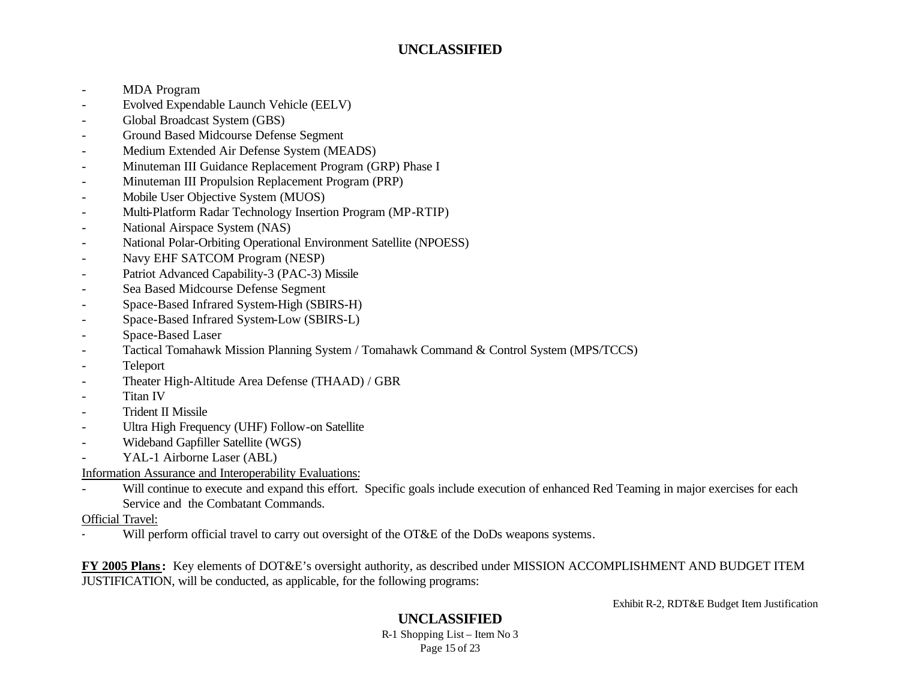- MDA Program
- Evolved Expendable Launch Vehicle (EELV)
- Global Broadcast System (GBS)
- Ground Based Midcourse Defense Segment
- Medium Extended Air Defense System (MEADS)
- Minuteman III Guidance Replacement Program (GRP) Phase I
- Minuteman III Propulsion Replacement Program (PRP)
- Mobile User Objective System (MUOS)
- Multi-Platform Radar Technology Insertion Program (MP-RTIP)
- National Airspace System (NAS)
- National Polar-Orbiting Operational Environment Satellite (NPOESS)
- Navy EHF SATCOM Program (NESP)
- Patriot Advanced Capability-3 (PAC-3) Missile
- Sea Based Midcourse Defense Segment
- Space-Based Infrared System-High (SBIRS-H)
- Space-Based Infrared System-Low (SBIRS-L)
- Space-Based Laser
- Tactical Tomahawk Mission Planning System / Tomahawk Command & Control System (MPS/TCCS)
- Teleport
- Theater High-Altitude Area Defense (THAAD) / GBR
- Titan IV
- Trident II Missile
- Ultra High Frequency (UHF) Follow-on Satellite
- Wideband Gapfiller Satellite (WGS)
- YAL-1 Airborne Laser (ABL)

Information Assurance and Interoperability Evaluations:

- Will continue to execute and expand this effort. Specific goals include execution of enhanced Red Teaming in major exercises for each Service and the Combatant Commands.

Official Travel:

- Will perform official travel to carry out oversight of the OT&E of the DoDs weapons systems.

**FY 2005 Plans:** Key elements of DOT&E's oversight authority, as described under MISSION ACCOMPLISHMENT AND BUDGET ITEM JUSTIFICATION, will be conducted, as applicable, for the following programs: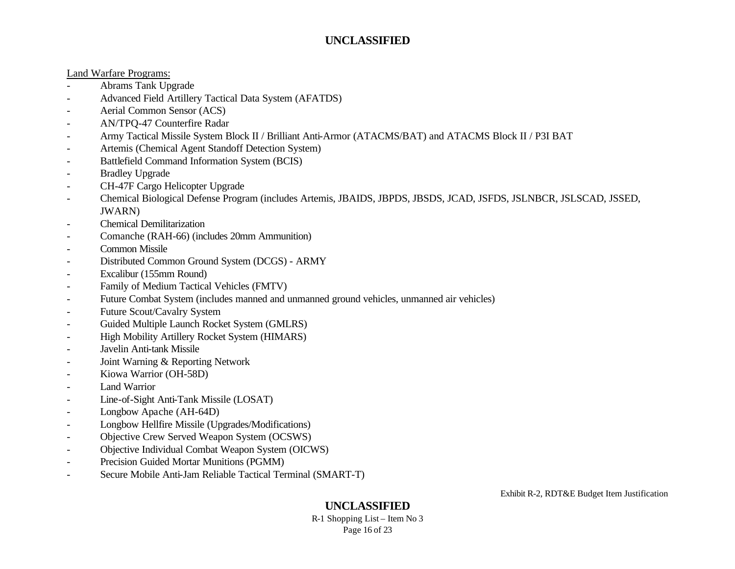Land Warfare Programs:

- Abrams Tank Upgrade
- Advanced Field Artillery Tactical Data System (AFATDS)
- Aerial Common Sensor (ACS)
- AN/TPQ-47 Counterfire Radar
- Army Tactical Missile System Block II / Brilliant Anti-Armor (ATACMS/BAT) and ATACMS Block II / P3I BAT
- Artemis (Chemical Agent Standoff Detection System)
- Battlefield Command Information System (BCIS)
- Bradley Upgrade
- CH-47F Cargo Helicopter Upgrade
- Chemical Biological Defense Program (includes Artemis, JBAIDS, JBPDS, JBSDS, JCAD, JSFDS, JSLNBCR, JSLSCAD, JSSED, JWARN)
- Chemical Demilitarization
- Comanche (RAH-66) (includes 20mm Ammunition)
- Common Missile
- Distributed Common Ground System (DCGS) - ARMY
- Excalibur (155mm Round)
- Family of Medium Tactical Vehicles (FMTV)
- Future Combat System (includes manned and unmanned ground vehicles, unmanned air vehicles)
- Future Scout/Cavalry System
- Guided Multiple Launch Rocket System (GMLRS)
- High Mobility Artillery Rocket System (HIMARS)
- Javelin Anti-tank Missile
- Joint Warning & Reporting Network
- Kiowa Warrior (OH-58D)
- Land Warrior
- Line-of-Sight Anti-Tank Missile (LOSAT)
- Longbow Apache (AH-64D)
- Longbow Hellfire Missile (Upgrades/Modifications)
- Objective Crew Served Weapon System (OCSWS)
- Objective Individual Combat Weapon System (OICWS)
- Precision Guided Mortar Munitions (PGMM)
- Secure Mobile Anti-Jam Reliable Tactical Terminal (SMART-T)

Exhibit R-2, RDT&E Budget Item Justification

R-1 Shopping List – Item No 3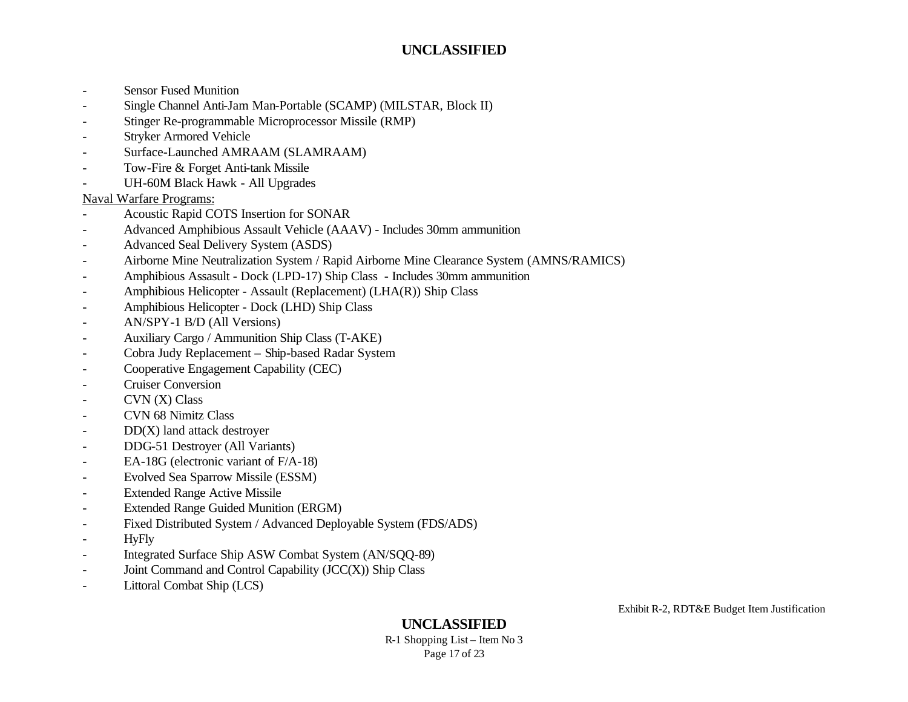- Sensor Fused Munition
- Single Channel Anti-Jam Man-Portable (SCAMP) (MILSTAR, Block II)
- Stinger Re-programmable Microprocessor Missile (RMP)
- Stryker Armored Vehicle
- Surface-Launched AMRAAM (SLAMRAAM)
- Tow-Fire & Forget Anti-tank Missile
- UH-60M Black Hawk - All Upgrades

Naval Warfare Programs:

- Acoustic Rapid COTS Insertion for SONAR
- Advanced Amphibious Assault Vehicle (AAAV) - Includes 30mm ammunition
- Advanced Seal Delivery System (ASDS)
- Airborne Mine Neutralization System / Rapid Airborne Mine Clearance System (AMNS/RAMICS)
- Amphibious Assasult - Dock (LPD-17) Ship Class - Includes 30mm ammunition
- Amphibious Helicopter - Assault (Replacement) (LHA(R)) Ship Class
- Amphibious Helicopter - Dock (LHD) Ship Class
- AN/SPY-1 B/D (All Versions)
- Auxiliary Cargo / Ammunition Ship Class (T-AKE)
- Cobra Judy Replacement – Ship-based Radar System
- Cooperative Engagement Capability (CEC)
- Cruiser Conversion
- CVN (X) Class
- CVN 68 Nimitz Class
- DD(X) land attack destroyer
- DDG-51 Destroyer (All Variants)
- EA-18G (electronic variant of F/A-18)
- Evolved Sea Sparrow Missile (ESSM)
- Extended Range Active Missile
- Extended Range Guided Munition (ERGM)
- Fixed Distributed System / Advanced Deployable System (FDS/ADS)
- HyFly
- Integrated Surface Ship ASW Combat System (AN/SQQ-89)
- Joint Command and Control Capability (JCC(X)) Ship Class
- Littoral Combat Ship (LCS)

Exhibit R-2, RDT&E Budget Item Justification

R-1 Shopping List – Item No 3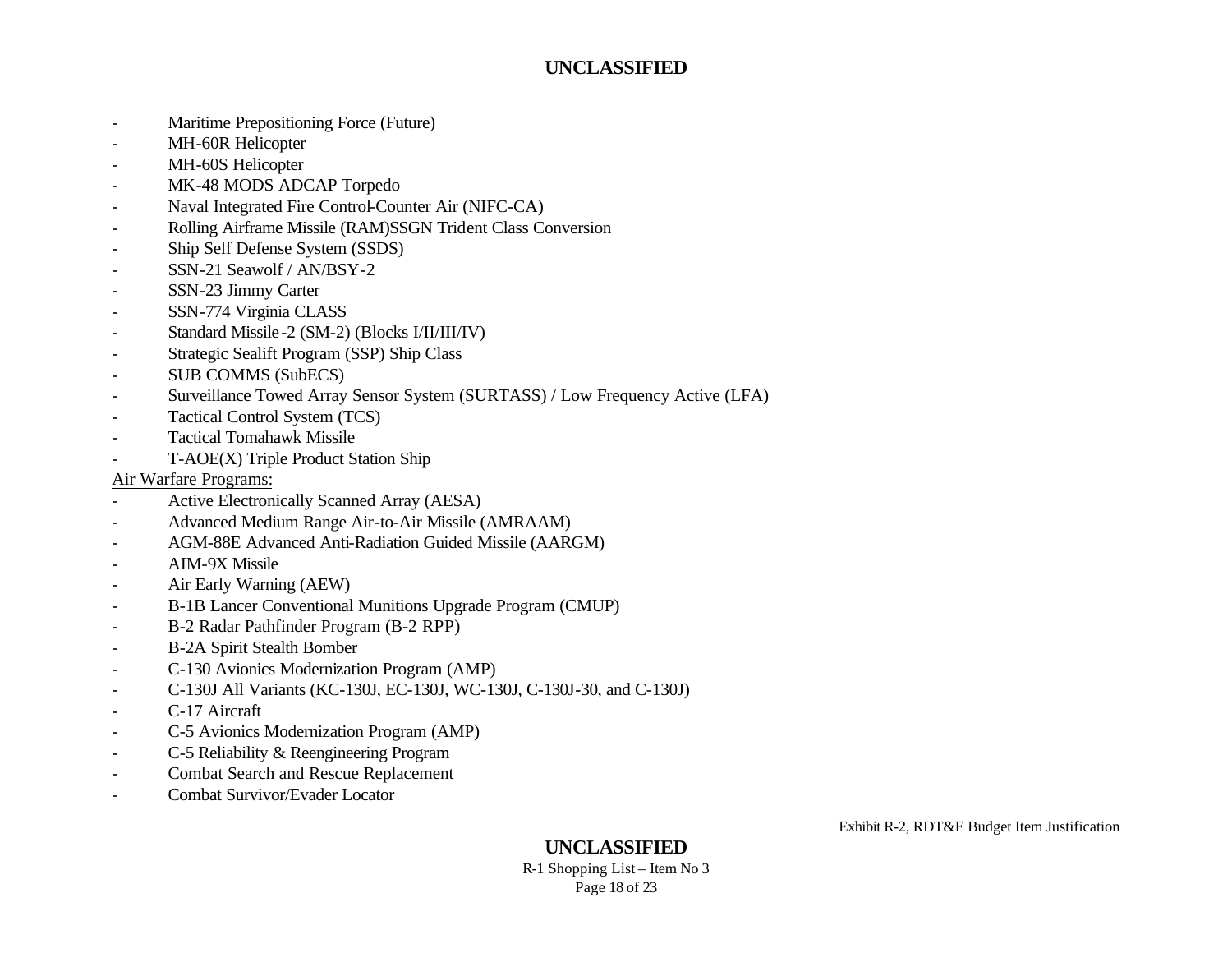- Maritime Prepositioning Force (Future)
- MH-60R Helicopter
- MH-60S Helicopter
- MK-48 MODS ADCAP Torpedo
- Naval Integrated Fire Control-Counter Air (NIFC-CA)
- Rolling Airframe Missile (RAM)SSGN Trident Class Conversion
- Ship Self Defense System (SSDS)
- SSN-21 Seawolf / AN/BSY-2
- SSN-23 Jimmy Carter
- SSN-774 Virginia CLASS
- Standard Missile-2 (SM-2) (Blocks I/II/III/IV)
- Strategic Sealift Program (SSP) Ship Class
- SUB COMMS (SubECS)
- Surveillance Towed Array Sensor System (SURTASS) / Low Frequency Active (LFA)
- Tactical Control System (TCS)
- Tactical Tomahawk Missile
- T-AOE(X) Triple Product Station Ship

Air Warfare Programs:

- Active Electronically Scanned Array (AESA)
- Advanced Medium Range Air-to-Air Missile (AMRAAM)
- AGM-88E Advanced Anti-Radiation Guided Missile (AARGM)
- AIM-9X Missile
- Air Early Warning (AEW)
- B-1B Lancer Conventional Munitions Upgrade Program (CMUP)
- B-2 Radar Pathfinder Program (B-2 RPP)
- B-2A Spirit Stealth Bomber
- C-130 Avionics Modernization Program (AMP)
- C-130J All Variants (KC-130J, EC-130J, WC-130J, C-130J-30, and C-130J)
- C-17 Aircraft
- C-5 Avionics Modernization Program (AMP)
- C-5 Reliability & Reengineering Program
- Combat Search and Rescue Replacement
- Combat Survivor/Evader Locator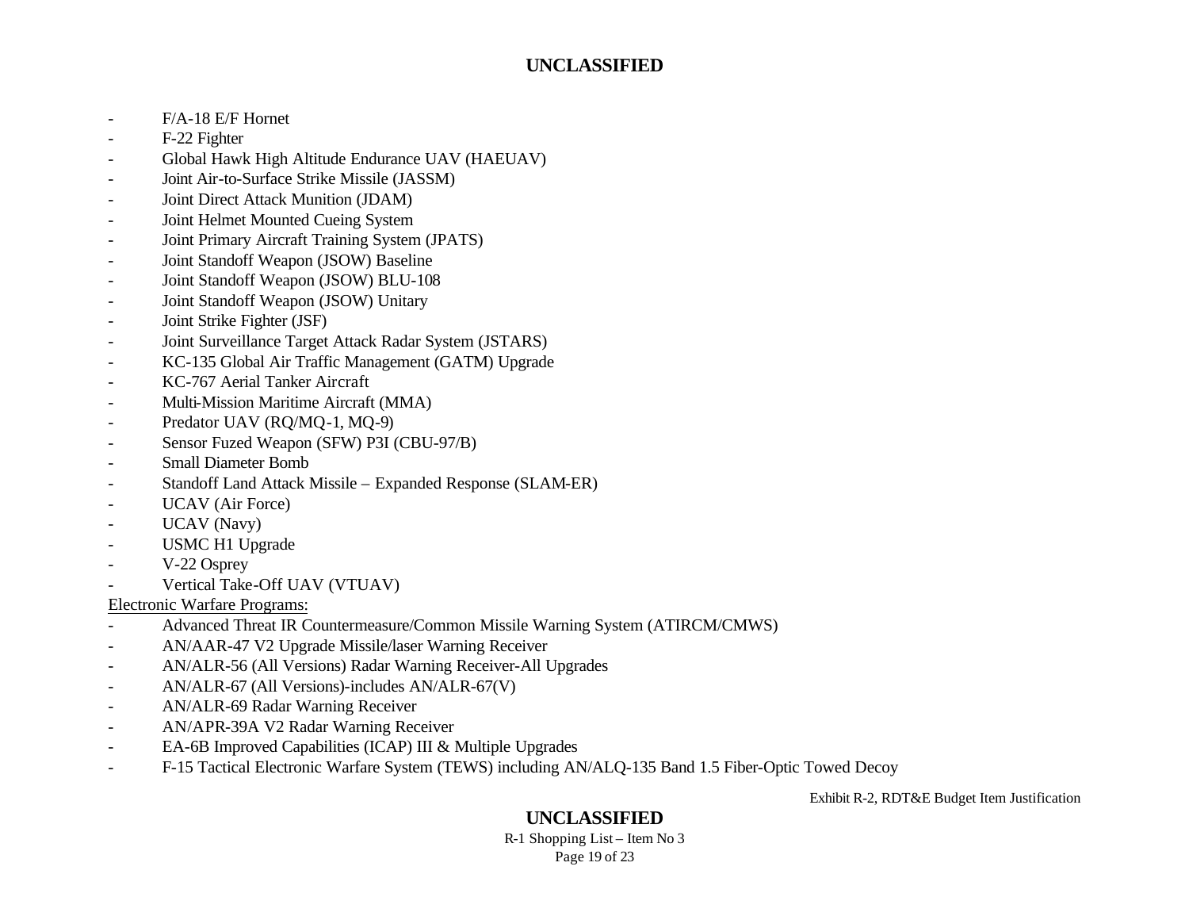- F/A-18 E/F Hornet
- F-22 Fighter
- Global Hawk High Altitude Endurance UAV (HAEUAV)
- Joint Air-to-Surface Strike Missile (JASSM)
- Joint Direct Attack Munition (JDAM)
- Joint Helmet Mounted Cueing System
- Joint Primary Aircraft Training System (JPATS)
- Joint Standoff Weapon (JSOW) Baseline
- Joint Standoff Weapon (JSOW) BLU-108
- Joint Standoff Weapon (JSOW) Unitary
- Joint Strike Fighter (JSF)
- Joint Surveillance Target Attack Radar System (JSTARS)
- KC-135 Global Air Traffic Management (GATM) Upgrade
- KC-767 Aerial Tanker Aircraft
- Multi-Mission Maritime Aircraft (MMA)
- Predator UAV (RQ/MQ-1, MQ-9)
- Sensor Fuzed Weapon (SFW) P3I (CBU-97/B)
- Small Diameter Bomb
- Standoff Land Attack Missile – Expanded Response (SLAM-ER)
- UCAV (Air Force)
- UCAV (Navy)
- USMC H1 Upgrade
- V-22 Osprey
- Vertical Take-Off UAV (VTUAV)

Electronic Warfare Programs:

- Advanced Threat IR Countermeasure/Common Missile Warning System (ATIRCM/CMWS)
- AN/AAR-47 V2 Upgrade Missile/laser Warning Receiver
- AN/ALR-56 (All Versions) Radar Warning Receiver-All Upgrades
- AN/ALR-67 (All Versions)-includes AN/ALR-67(V)
- AN/ALR-69 Radar Warning Receiver
- AN/APR-39A V2 Radar Warning Receiver
- EA-6B Improved Capabilities (ICAP) III & Multiple Upgrades
- F-15 Tactical Electronic Warfare System (TEWS) including AN/ALQ-135 Band 1.5 Fiber-Optic Towed Decoy

Exhibit R-2, RDT&E Budget Item Justification

R-1 Shopping List – Item No 3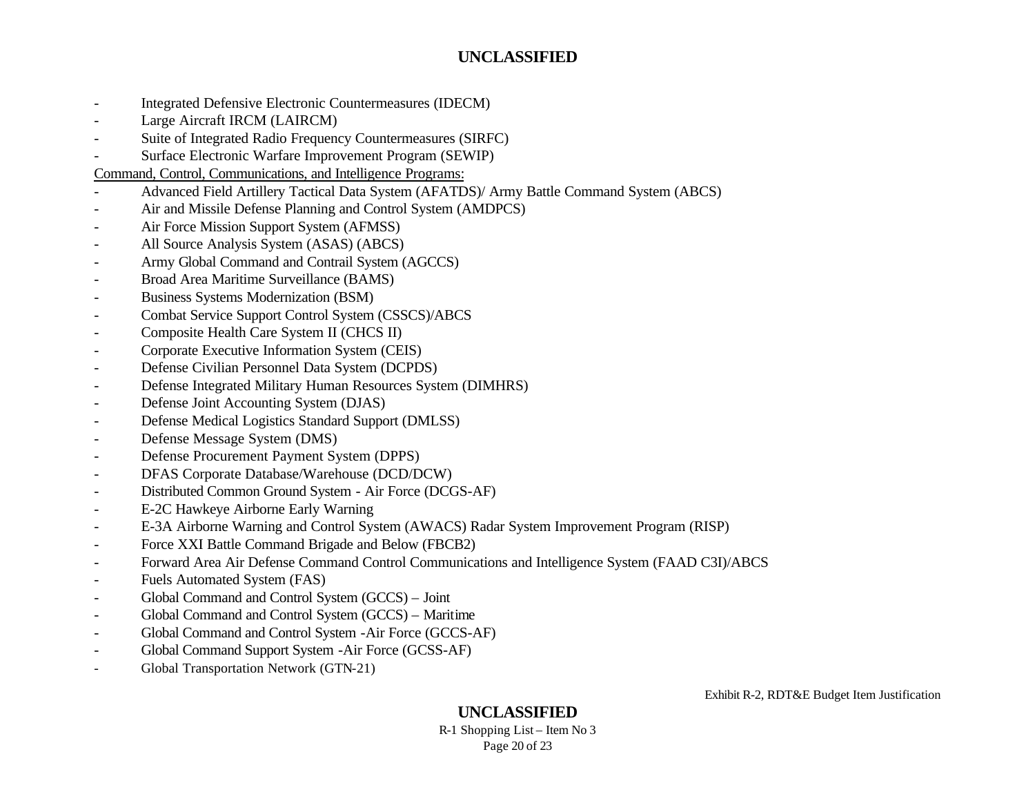- Integrated Defensive Electronic Countermeasures (IDECM)
- Large Aircraft IRCM (LAIRCM)
- Suite of Integrated Radio Frequency Countermeasures (SIRFC)
- Surface Electronic Warfare Improvement Program (SEWIP)

Command, Control, Communications, and Intelligence Programs:

- Advanced Field Artillery Tactical Data System (AFATDS)/ Army Battle Command System (ABCS)
- Air and Missile Defense Planning and Control System (AMDPCS)
- Air Force Mission Support System (AFMSS)
- All Source Analysis System (ASAS) (ABCS)
- Army Global Command and Contrail System (AGCCS)
- Broad Area Maritime Surveillance (BAMS)
- Business Systems Modernization (BSM)
- Combat Service Support Control System (CSSCS)/ABCS
- Composite Health Care System II (CHCS II)
- Corporate Executive Information System (CEIS)
- Defense Civilian Personnel Data System (DCPDS)
- Defense Integrated Military Human Resources System (DIMHRS)
- Defense Joint Accounting System (DJAS)
- Defense Medical Logistics Standard Support (DMLSS)
- Defense Message System (DMS)
- Defense Procurement Payment System (DPPS)
- DFAS Corporate Database/Warehouse (DCD/DCW)
- Distributed Common Ground System - Air Force (DCGS-AF)
- E-2C Hawkeye Airborne Early Warning
- E-3A Airborne Warning and Control System (AWACS) Radar System Improvement Program (RISP)
- Force XXI Battle Command Brigade and Below (FBCB2)
- Forward Area Air Defense Command Control Communications and Intelligence System (FAAD C3I)/ABCS
- Fuels Automated System (FAS)
- Global Command and Control System (GCCS) – Joint
- Global Command and Control System (GCCS) – Maritime
- Global Command and Control System -Air Force (GCCS-AF)
- Global Command Support System -Air Force (GCSS-AF)
- Global Transportation Network (GTN-21)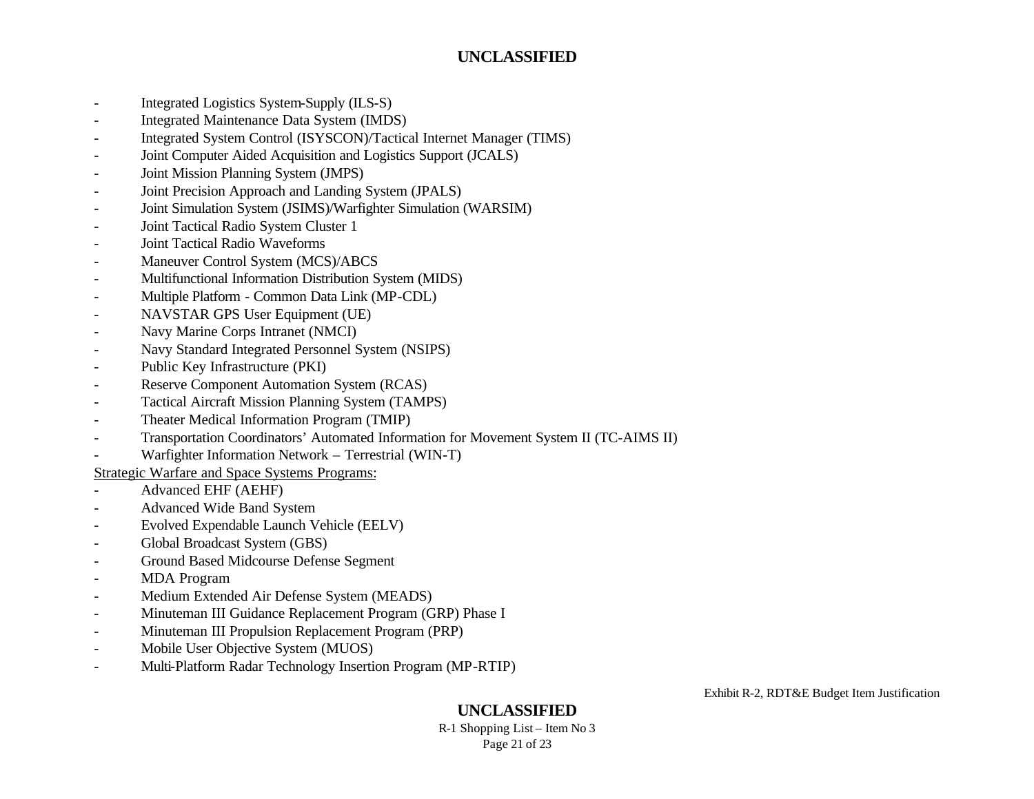- Integrated Logistics System-Supply (ILS-S)
- Integrated Maintenance Data System (IMDS)
- Integrated System Control (ISYSCON)/Tactical Internet Manager (TIMS)
- Joint Computer Aided Acquisition and Logistics Support (JCALS)
- Joint Mission Planning System (JMPS)
- Joint Precision Approach and Landing System (JPALS)
- Joint Simulation System (JSIMS)/Warfighter Simulation (WARSIM)
- Joint Tactical Radio System Cluster 1
- Joint Tactical Radio Waveforms
- Maneuver Control System (MCS)/ABCS
- Multifunctional Information Distribution System (MIDS)
- Multiple Platform - Common Data Link (MP-CDL)
- NAVSTAR GPS User Equipment (UE)
- Navy Marine Corps Intranet (NMCI)
- Navy Standard Integrated Personnel System (NSIPS)
- Public Key Infrastructure (PKI)
- Reserve Component Automation System (RCAS)
- Tactical Aircraft Mission Planning System (TAMPS)
- Theater Medical Information Program (TMIP)
- Transportation Coordinators' Automated Information for Movement System II (TC-AIMS II)
- Warfighter Information Network – Terrestrial (WIN-T)

<u>Strategic Warfare and Space Systems Programs:</u>

- Advanced EHF (AEHF)
- Advanced Wide Band System
- Evolved Expendable Launch Vehicle (EELV)
- Global Broadcast System (GBS)
- Ground Based Midcourse Defense Segment
- MDA Program
- Medium Extended Air Defense System (MEADS)
- Minuteman III Guidance Replacement Program (GRP) Phase I
- Minuteman III Propulsion Replacement Program (PRP)
- Mobile User Objective System (MUOS)
- Multi-Platform Radar Technology Insertion Program (MP-RTIP)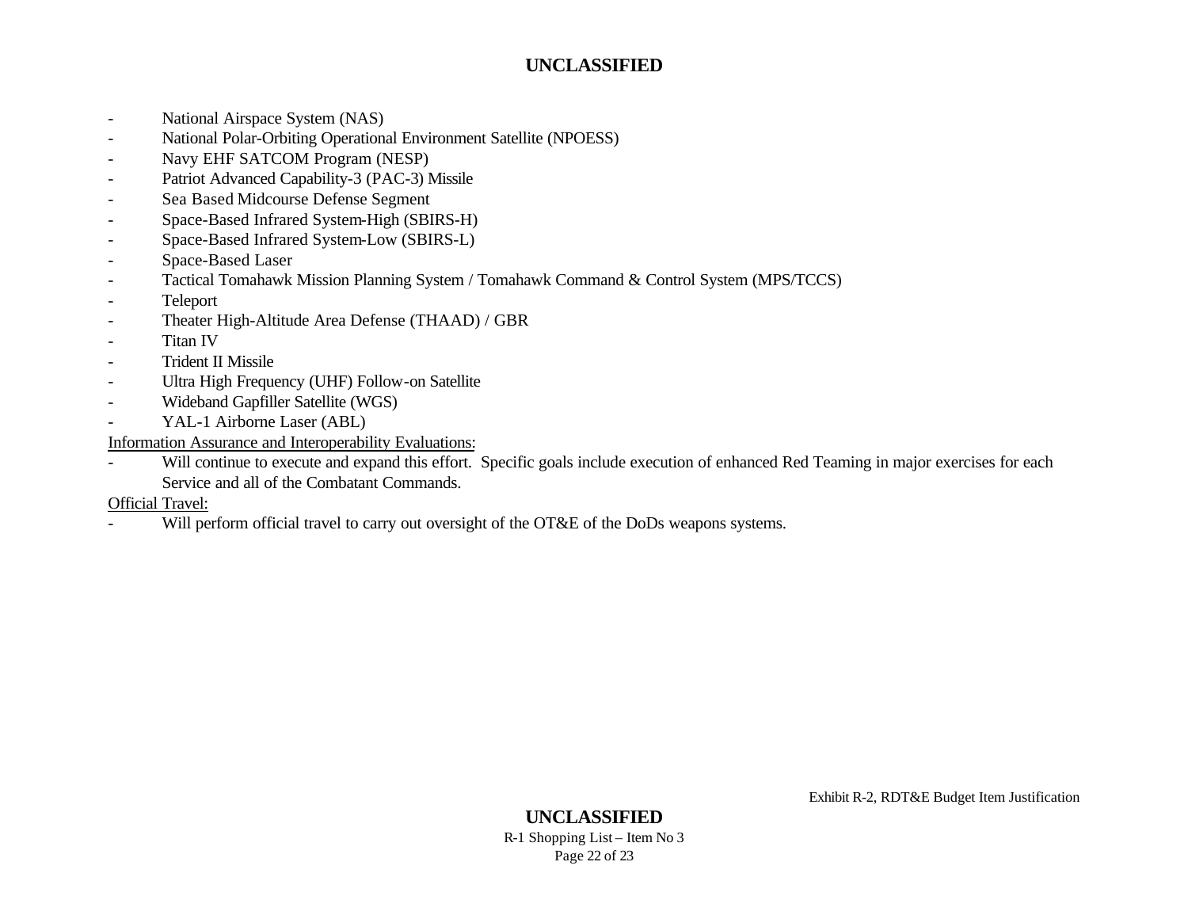- National Airspace System (NAS)
- National Polar-Orbiting Operational Environment Satellite (NPOESS)
- Navy EHF SATCOM Program (NESP)
- Patriot Advanced Capability-3 (PAC-3) Missile
- Sea Based Midcourse Defense Segment
- Space-Based Infrared System-High (SBIRS-H)
- Space-Based Infrared System-Low (SBIRS-L)
- Space-Based Laser
- Tactical Tomahawk Mission Planning System / Tomahawk Command & Control System (MPS/TCCS)
- Teleport
- Theater High-Altitude Area Defense (THAAD) / GBR
- Titan IV
- Trident II Missile
- Ultra High Frequency (UHF) Follow-on Satellite
- Wideband Gapfiller Satellite (WGS)
- YAL-1 Airborne Laser (ABL)

<u>Information Assurance and Interoperability Evaluations:</u>

- Will continue to execute and expand this effort. Specific goals include execution of enhanced Red Teaming in major exercises for each Service and all of the Combatant Commands.

<u>Official Travel:</u>

- Will perform official travel to carry out oversight of the OT&E of the DoDs weapons systems.

Exhibit R-2, RDT&E Budget Item Justification

R-1 Shopping List – Item No 3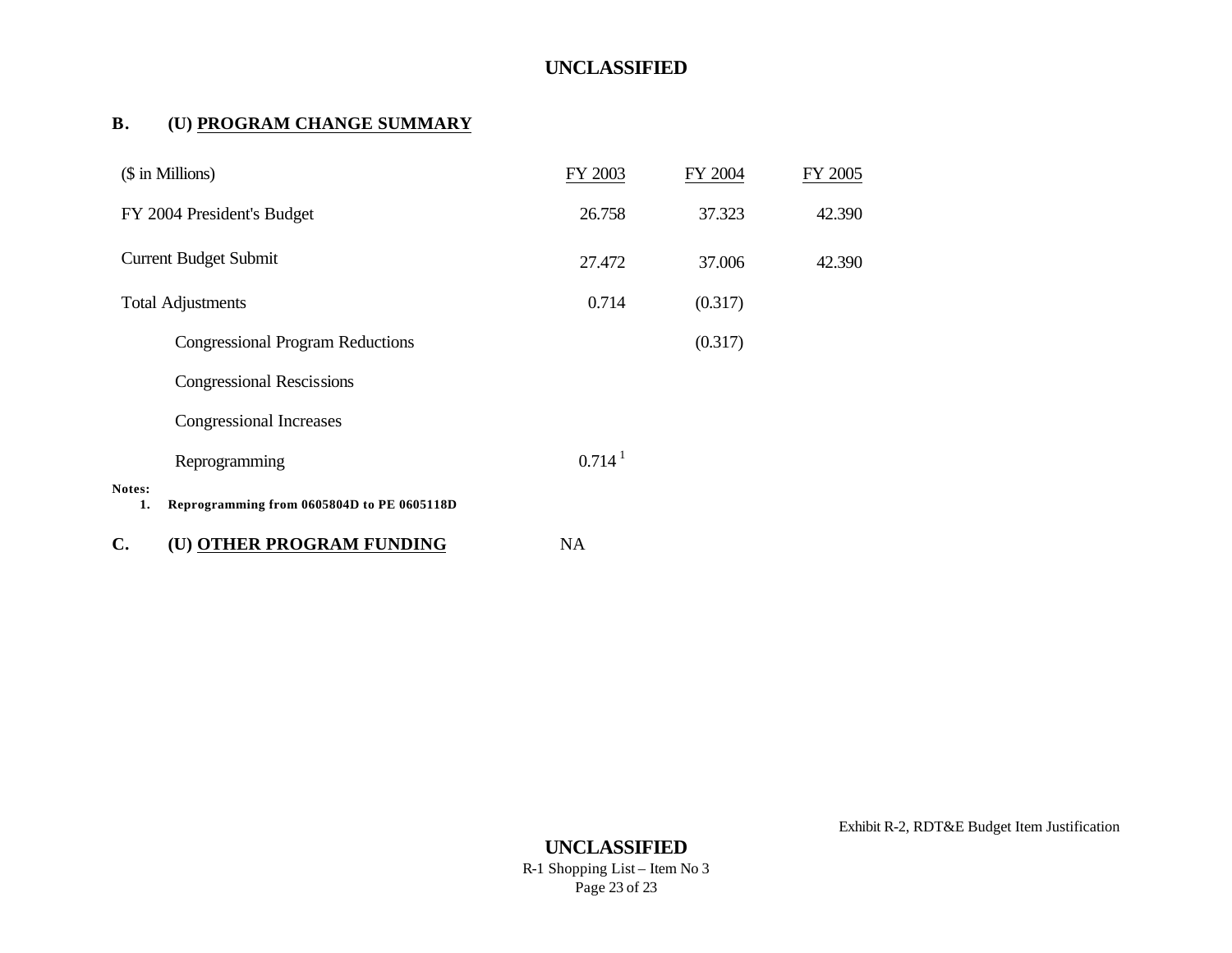## B. (U) PROGRAM CHANGE SUMMARY

| ($ in Millions) | FY 2003 | FY 2004 | FY 2005 |
|---|---|---|---|
| FY 2004 President's Budget | 26.758 | 37.323 | 42.390 |
| Current Budget Submit | 27.472 | 37.006 | 42.390 |
| Total Adjustments | 0.714 | (0.317) | |
| Congressional Program Reductions | | (0.317) | |
| Congressional Rescissions | | | |
| Congressional Increases | | | |
| Reprogramming | 0.714 [1] | | |

**Notes:**

1. **Reprogramming from 0605804D to PE 0605118D**

## C. (U) OTHER PROGRAM FUNDING NA

Exhibit R-2, RDT&E Budget Item Justification

R-1 Shopping List – Item No 3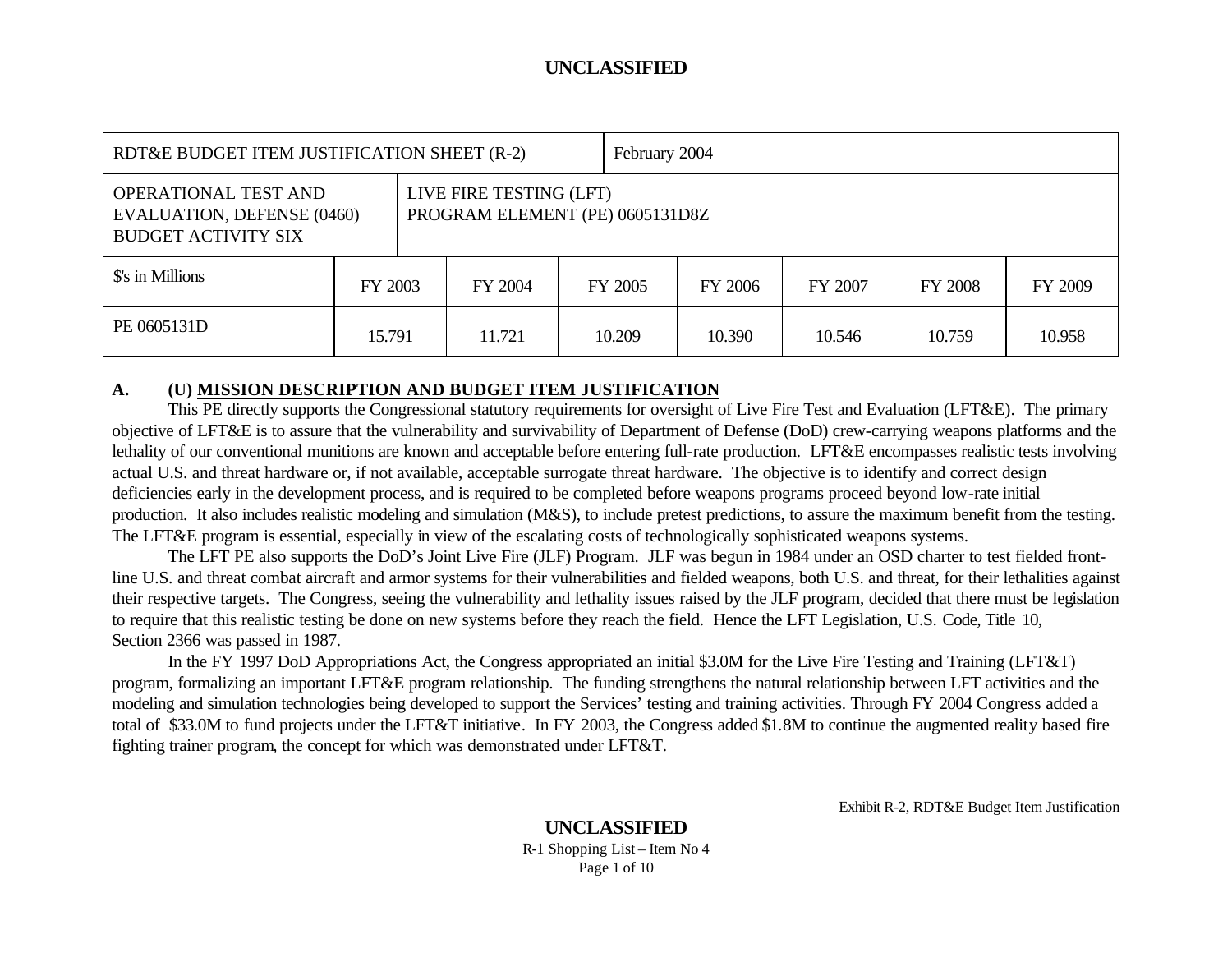| RDT&E BUDGET ITEM JUSTIFICATION SHEET (R-2) | | February 2004 | | | | | |
|---|---|---|---|---|---|---|---|
| OPERATIONAL TEST AND EVALUATION, DEFENSE (0460) BUDGET ACTIVITY SIX | LIVE FIRE TESTING (LFT) PROGRAM ELEMENT (PE) 0605131D8Z | | | | | | |
| $'s in Millions | FY 2003 | FY 2004 | FY 2005 | FY 2006 | FY 2007 | FY 2008 | FY 2009 |
| PE 0605131D | 15.791 | 11.721 | 10.209 | 10.390 | 10.546 | 10.759 | 10.958 |

**A. (U) MISSION DESCRIPTION AND BUDGET ITEM JUSTIFICATION**

This PE directly supports the Congressional statutory requirements for oversight of Live Fire Test and Evaluation (LFT&E). The primary objective of LFT&E is to assure that the vulnerability and survivability of Department of Defense (DoD) crew-carrying weapons platforms and the lethality of our conventional munitions are known and acceptable before entering full-rate production. LFT&E encompasses realistic tests involving actual U.S. and threat hardware or, if not available, acceptable surrogate threat hardware. The objective is to identify and correct design deficiencies early in the development process, and is required to be completed before weapons programs proceed beyond low-rate initial production. It also includes realistic modeling and simulation (M&S), to include pretest predictions, to assure the maximum benefit from the testing. The LFT&E program is essential, especially in view of the escalating costs of technologically sophisticated weapons systems.

The LFT PE also supports the DoD's Joint Live Fire (JLF) Program. JLF was begun in 1984 under an OSD charter to test fielded front-line U.S. and threat combat aircraft and armor systems for their vulnerabilities and fielded weapons, both U.S. and threat, for their lethalities against their respective targets. The Congress, seeing the vulnerability and lethality issues raised by the JLF program, decided that there must be legislation to require that this realistic testing be done on new systems before they reach the field. Hence the LFT Legislation, U.S. Code, Title 10, Section 2366 was passed in 1987.

In the FY 1997 DoD Appropriations Act, the Congress appropriated an initial $3.0M for the Live Fire Testing and Training (LFT&T) program, formalizing an important LFT&E program relationship. The funding strengthens the natural relationship between LFT activities and the modeling and simulation technologies being developed to support the Services' testing and training activities. Through FY 2004 Congress added a total of $33.0M to fund projects under the LFT&T initiative. In FY 2003, the Congress added $1.8M to continue the augmented reality based fire fighting trainer program, the concept for which was demonstrated under LFT&T.

Exhibit R-2, RDT&E Budget Item Justification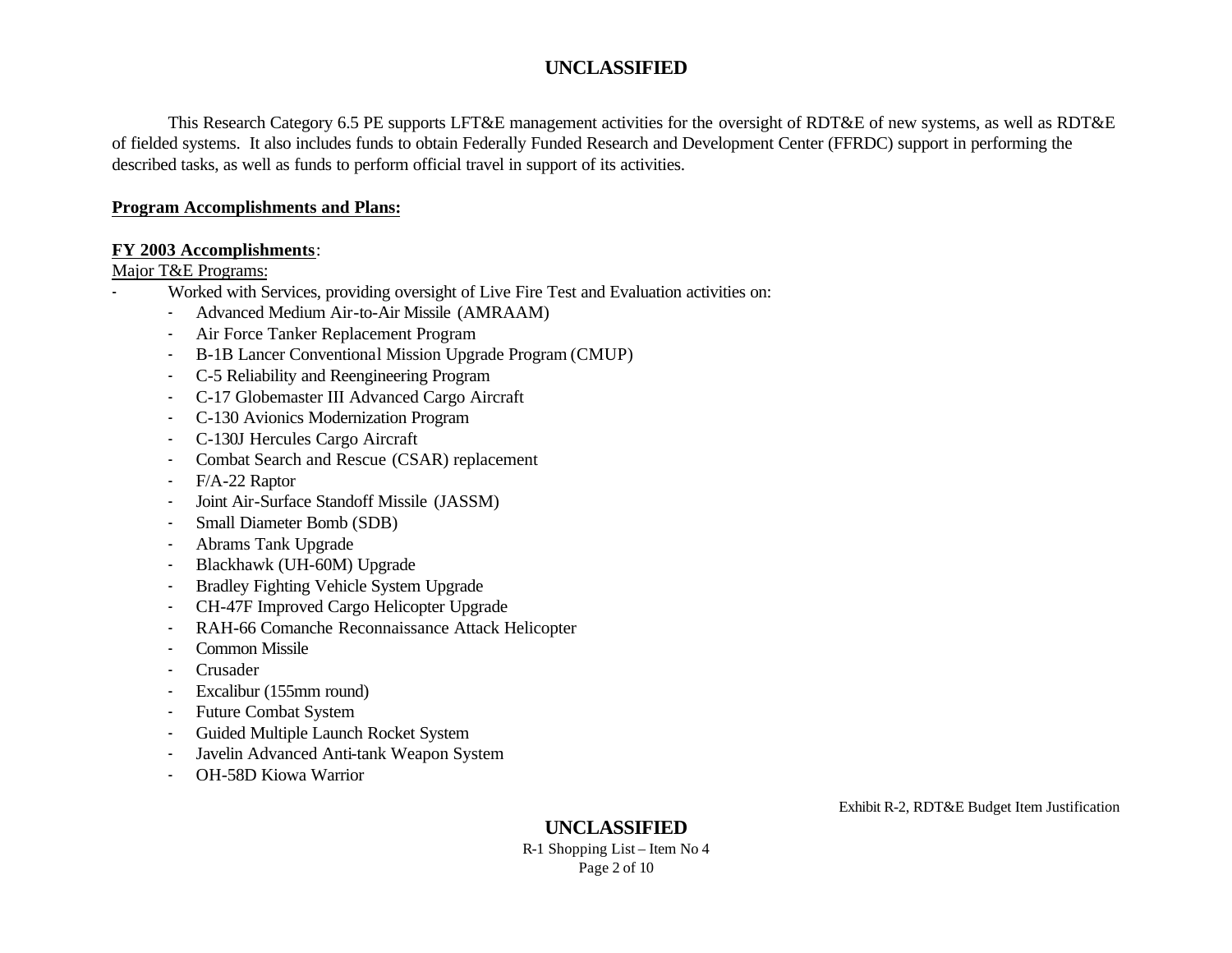This Research Category 6.5 PE supports LFT&E management activities for the oversight of RDT&E of new systems, as well as RDT&E of fielded systems. It also includes funds to obtain Federally Funded Research and Development Center (FFRDC) support in performing the described tasks, as well as funds to perform official travel in support of its activities.

**Program Accomplishments and Plans:**

**FY 2003 Accomplishments**:

Major T&E Programs:

- Worked with Services, providing oversight of Live Fire Test and Evaluation activities on:
  - Advanced Medium Air-to-Air Missile (AMRAAM)
  - Air Force Tanker Replacement Program
  - B-1B Lancer Conventional Mission Upgrade Program (CMUP)
  - C-5 Reliability and Reengineering Program
  - C-17 Globemaster III Advanced Cargo Aircraft
  - C-130 Avionics Modernization Program
  - C-130J Hercules Cargo Aircraft
  - Combat Search and Rescue (CSAR) replacement
  - F/A-22 Raptor
  - Joint Air-Surface Standoff Missile (JASSM)
  - Small Diameter Bomb (SDB)
  - Abrams Tank Upgrade
  - Blackhawk (UH-60M) Upgrade
  - Bradley Fighting Vehicle System Upgrade
  - CH-47F Improved Cargo Helicopter Upgrade
  - RAH-66 Comanche Reconnaissance Attack Helicopter
  - Common Missile
  - Crusader
  - Excalibur (155mm round)
  - Future Combat System
  - Guided Multiple Launch Rocket System
  - Javelin Advanced Anti-tank Weapon System
  - OH-58D Kiowa Warrior

Exhibit R-2, RDT&E Budget Item Justification

R-1 Shopping List – Item No 4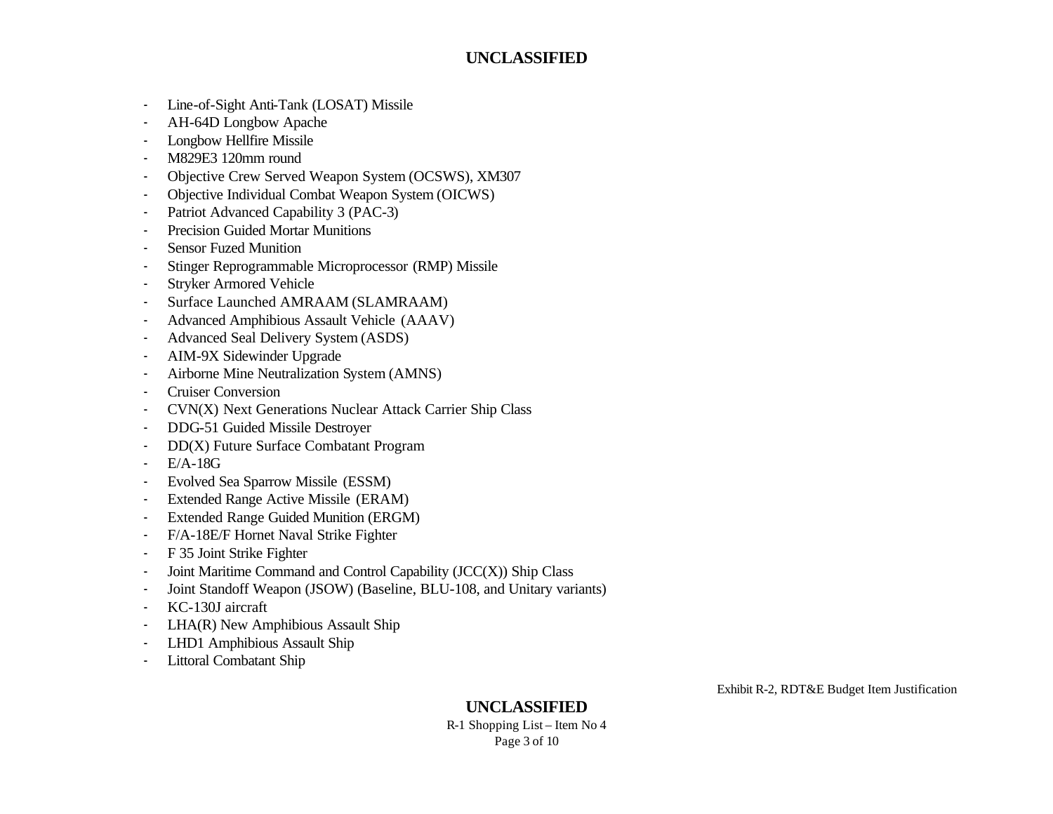- Line-of-Sight Anti-Tank (LOSAT) Missile
- AH-64D Longbow Apache
- Longbow Hellfire Missile
- M829E3 120mm round
- Objective Crew Served Weapon System (OCSWS), XM307
- Objective Individual Combat Weapon System (OICWS)
- Patriot Advanced Capability 3 (PAC-3)
- Precision Guided Mortar Munitions
- Sensor Fuzed Munition
- Stinger Reprogrammable Microprocessor (RMP) Missile
- Stryker Armored Vehicle
- Surface Launched AMRAAM (SLAMRAAM)
- Advanced Amphibious Assault Vehicle (AAAV)
- Advanced Seal Delivery System (ASDS)
- AIM-9X Sidewinder Upgrade
- Airborne Mine Neutralization System (AMNS)
- Cruiser Conversion
- CVN(X) Next Generations Nuclear Attack Carrier Ship Class
- DDG-51 Guided Missile Destroyer
- DD(X) Future Surface Combatant Program
- E/A-18G
- Evolved Sea Sparrow Missile (ESSM)
- Extended Range Active Missile (ERAM)
- Extended Range Guided Munition (ERGM)
- F/A-18E/F Hornet Naval Strike Fighter
- F 35 Joint Strike Fighter
- Joint Maritime Command and Control Capability (JCC(X)) Ship Class
- Joint Standoff Weapon (JSOW) (Baseline, BLU-108, and Unitary variants)
- KC-130J aircraft
- LHA(R) New Amphibious Assault Ship
- LHD1 Amphibious Assault Ship
- Littoral Combatant Ship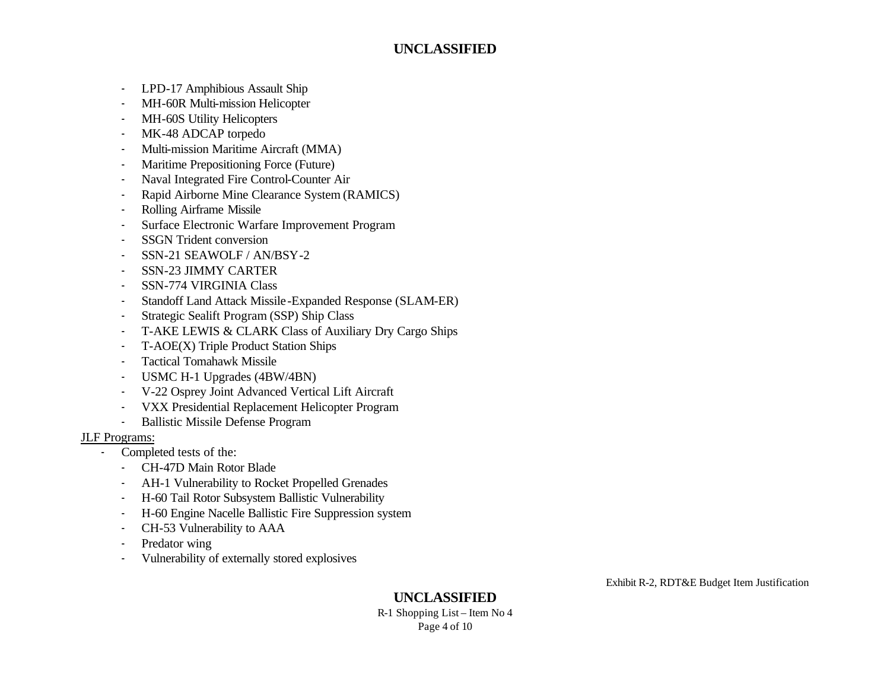- LPD-17 Amphibious Assault Ship
- MH-60R Multi-mission Helicopter
- MH-60S Utility Helicopters
- MK-48 ADCAP torpedo
- Multi-mission Maritime Aircraft (MMA)
- Maritime Prepositioning Force (Future)
- Naval Integrated Fire Control-Counter Air
- Rapid Airborne Mine Clearance System (RAMICS)
- Rolling Airframe Missile
- Surface Electronic Warfare Improvement Program
- SSGN Trident conversion
- SSN-21 SEAWOLF / AN/BSY-2
- SSN-23 JIMMY CARTER
- SSN-774 VIRGINIA Class
- Standoff Land Attack Missile-Expanded Response (SLAM-ER)
- Strategic Sealift Program (SSP) Ship Class
- T-AKE LEWIS & CLARK Class of Auxiliary Dry Cargo Ships
- T-AOE(X) Triple Product Station Ships
- Tactical Tomahawk Missile
- USMC H-1 Upgrades (4BW/4BN)
- V-22 Osprey Joint Advanced Vertical Lift Aircraft
- VXX Presidential Replacement Helicopter Program
- Ballistic Missile Defense Program

<u>JLF Programs:</u>

- Completed tests of the:
  - CH-47D Main Rotor Blade
  - AH-1 Vulnerability to Rocket Propelled Grenades
  - H-60 Tail Rotor Subsystem Ballistic Vulnerability
  - H-60 Engine Nacelle Ballistic Fire Suppression system
  - CH-53 Vulnerability to AAA
  - Predator wing
  - Vulnerability of externally stored explosives

Exhibit R-2, RDT&E Budget Item Justification

R-1 Shopping List – Item No 4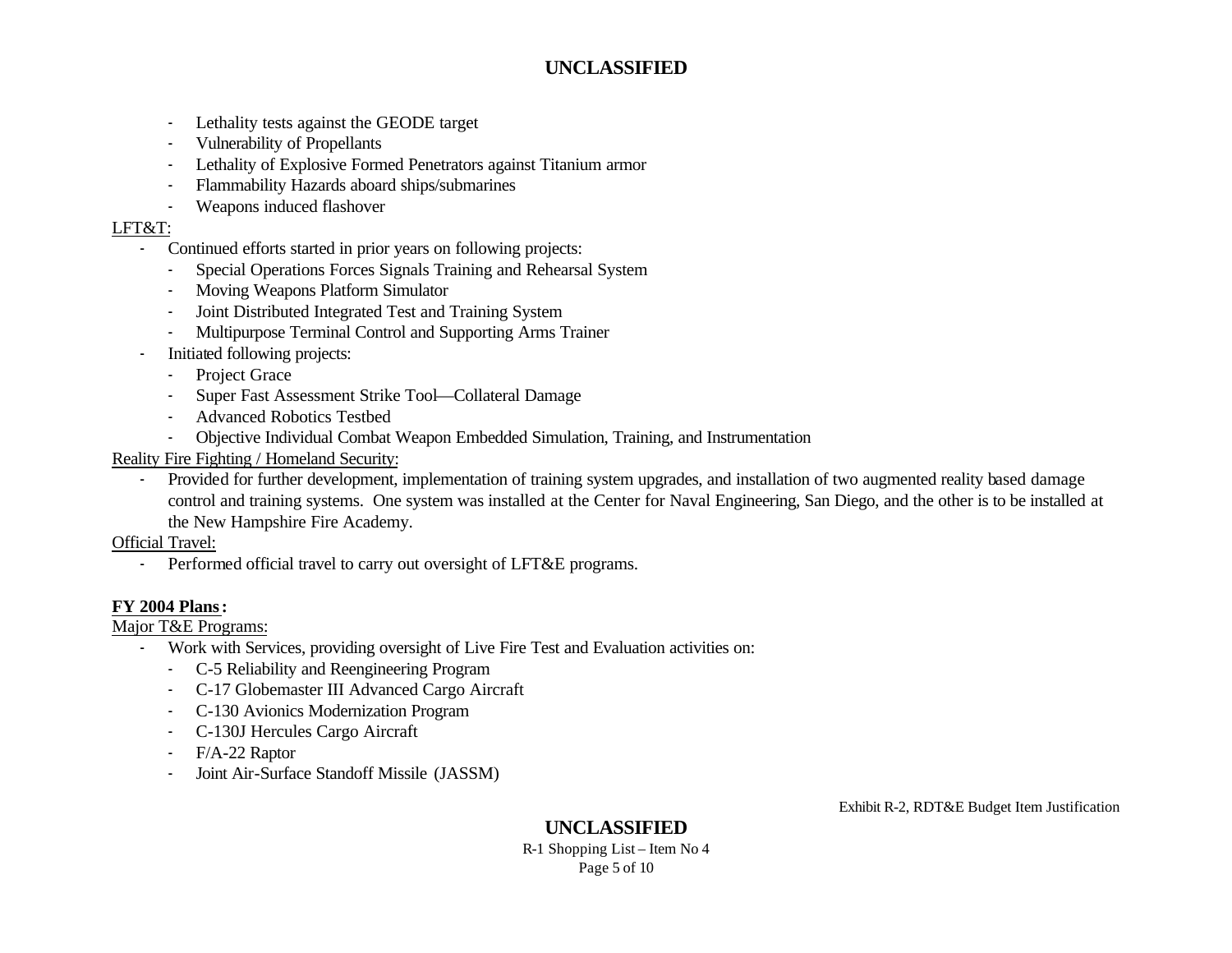- Lethality tests against the GEODE target
  - Vulnerability of Propellants
  - Lethality of Explosive Formed Penetrators against Titanium armor
  - Flammability Hazards aboard ships/submarines
  - Weapons induced flashover

<u>LFT&T:</u>

- Continued efforts started in prior years on following projects:
  - Special Operations Forces Signals Training and Rehearsal System
  - Moving Weapons Platform Simulator
  - Joint Distributed Integrated Test and Training System
  - Multipurpose Terminal Control and Supporting Arms Trainer
- Initiated following projects:
  - Project Grace
  - Super Fast Assessment Strike Tool—Collateral Damage
  - Advanced Robotics Testbed
  - Objective Individual Combat Weapon Embedded Simulation, Training, and Instrumentation

<u>Reality Fire Fighting / Homeland Security:</u>

- Provided for further development, implementation of training system upgrades, and installation of two augmented reality based damage control and training systems. One system was installed at the Center for Naval Engineering, San Diego, and the other is to be installed at the New Hampshire Fire Academy.

<u>Official Travel:</u>

- Performed official travel to carry out oversight of LFT&E programs.

**<u>FY 2004 Plans</u>:**

<u>Major T&E Programs:</u>

- Work with Services, providing oversight of Live Fire Test and Evaluation activities on:
  - C-5 Reliability and Reengineering Program
  - C-17 Globemaster III Advanced Cargo Aircraft
  - C-130 Avionics Modernization Program
  - C-130J Hercules Cargo Aircraft
  - F/A-22 Raptor
  - Joint Air-Surface Standoff Missile (JASSM)

Exhibit R-2, RDT&E Budget Item Justification

R-1 Shopping List – Item No 4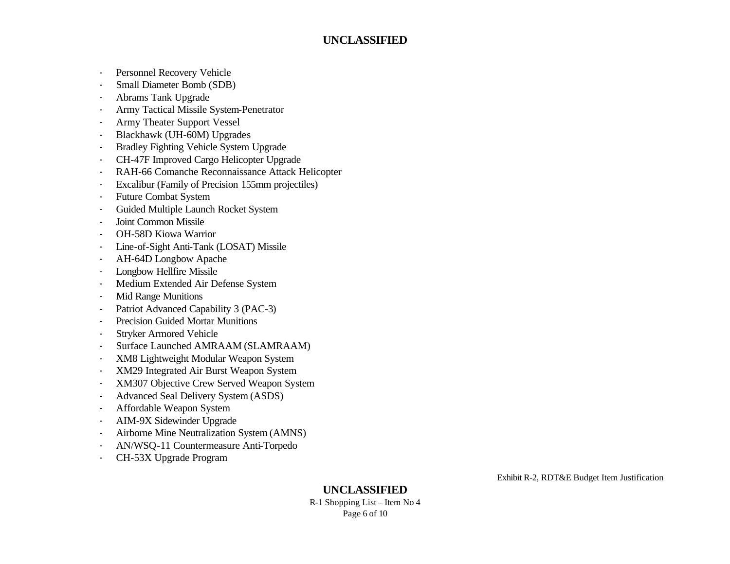- Personnel Recovery Vehicle
- Small Diameter Bomb (SDB)
- Abrams Tank Upgrade
- Army Tactical Missile System-Penetrator
- Army Theater Support Vessel
- Blackhawk (UH-60M) Upgrades
- Bradley Fighting Vehicle System Upgrade
- CH-47F Improved Cargo Helicopter Upgrade
- RAH-66 Comanche Reconnaissance Attack Helicopter
- Excalibur (Family of Precision 155mm projectiles)
- Future Combat System
- Guided Multiple Launch Rocket System
- Joint Common Missile
- OH-58D Kiowa Warrior
- Line-of-Sight Anti-Tank (LOSAT) Missile
- AH-64D Longbow Apache
- Longbow Hellfire Missile
- Medium Extended Air Defense System
- Mid Range Munitions
- Patriot Advanced Capability 3 (PAC-3)
- Precision Guided Mortar Munitions
- Stryker Armored Vehicle
- Surface Launched AMRAAM (SLAMRAAM)
- XM8 Lightweight Modular Weapon System
- XM29 Integrated Air Burst Weapon System
- XM307 Objective Crew Served Weapon System
- Advanced Seal Delivery System (ASDS)
- Affordable Weapon System
- AIM-9X Sidewinder Upgrade
- Airborne Mine Neutralization System (AMNS)
- AN/WSQ-11 Countermeasure Anti-Torpedo
- CH-53X Upgrade Program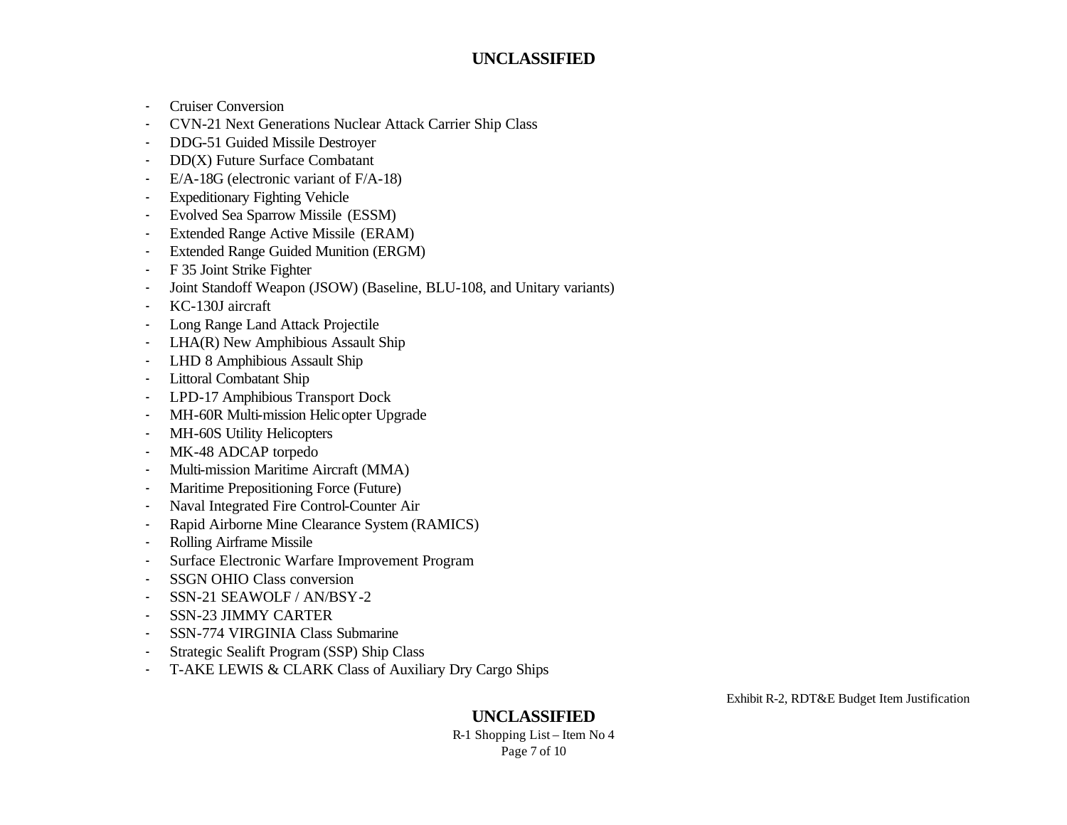- Cruiser Conversion
- CVN-21 Next Generations Nuclear Attack Carrier Ship Class
- DDG-51 Guided Missile Destroyer
- DD(X) Future Surface Combatant
- E/A-18G (electronic variant of F/A-18)
- Expeditionary Fighting Vehicle
- Evolved Sea Sparrow Missile (ESSM)
- Extended Range Active Missile (ERAM)
- Extended Range Guided Munition (ERGM)
- F 35 Joint Strike Fighter
- Joint Standoff Weapon (JSOW) (Baseline, BLU-108, and Unitary variants)
- KC-130J aircraft
- Long Range Land Attack Projectile
- LHA(R) New Amphibious Assault Ship
- LHD 8 Amphibious Assault Ship
- Littoral Combatant Ship
- LPD-17 Amphibious Transport Dock
- MH-60R Multi-mission Helicopter Upgrade
- MH-60S Utility Helicopters
- MK-48 ADCAP torpedo
- Multi-mission Maritime Aircraft (MMA)
- Maritime Prepositioning Force (Future)
- Naval Integrated Fire Control-Counter Air
- Rapid Airborne Mine Clearance System (RAMICS)
- Rolling Airframe Missile
- Surface Electronic Warfare Improvement Program
- SSGN OHIO Class conversion
- SSN-21 SEAWOLF / AN/BSY-2
- SSN-23 JIMMY CARTER
- SSN-774 VIRGINIA Class Submarine
- Strategic Sealift Program (SSP) Ship Class
- T-AKE LEWIS & CLARK Class of Auxiliary Dry Cargo Ships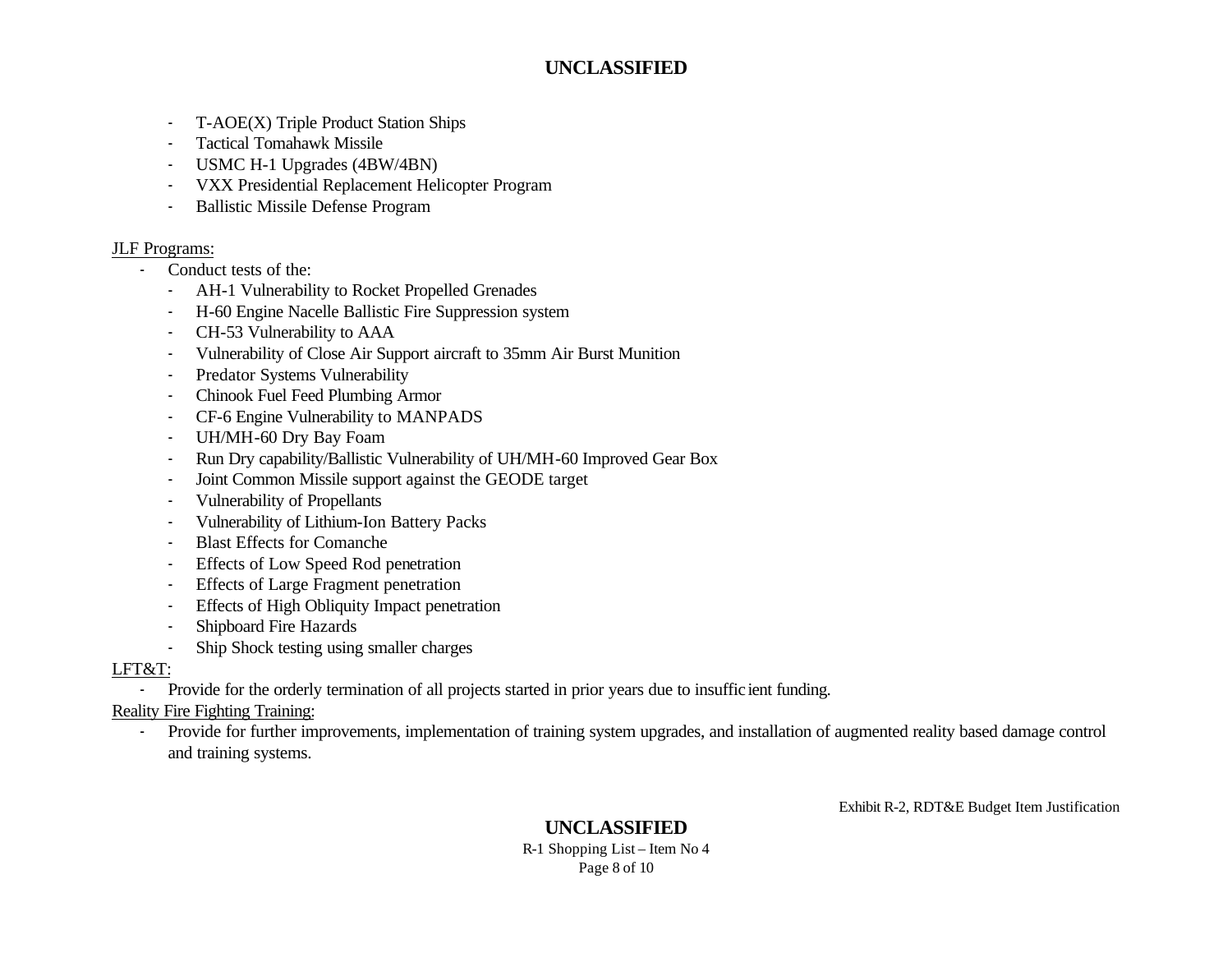- T-AOE(X) Triple Product Station Ships
- Tactical Tomahawk Missile
- USMC H-1 Upgrades (4BW/4BN)
- VXX Presidential Replacement Helicopter Program
- Ballistic Missile Defense Program

<u>JLF Programs:</u>

- Conduct tests of the:
  - AH-1 Vulnerability to Rocket Propelled Grenades
  - H-60 Engine Nacelle Ballistic Fire Suppression system
  - CH-53 Vulnerability to AAA
  - Vulnerability of Close Air Support aircraft to 35mm Air Burst Munition
  - Predator Systems Vulnerability
  - Chinook Fuel Feed Plumbing Armor
  - CF-6 Engine Vulnerability to MANPADS
  - UH/MH-60 Dry Bay Foam
  - Run Dry capability/Ballistic Vulnerability of UH/MH-60 Improved Gear Box
  - Joint Common Missile support against the GEODE target
  - Vulnerability of Propellants
  - Vulnerability of Lithium-Ion Battery Packs
  - Blast Effects for Comanche
  - Effects of Low Speed Rod penetration
  - Effects of Large Fragment penetration
  - Effects of High Obliquity Impact penetration
  - Shipboard Fire Hazards
  - Ship Shock testing using smaller charges

<u>LFT&T:</u>

- Provide for the orderly termination of all projects started in prior years due to insufficient funding.

<u>Reality Fire Fighting Training:</u>

- Provide for further improvements, implementation of training system upgrades, and installation of augmented reality based damage control and training systems.

Exhibit R-2, RDT&E Budget Item Justification

R-1 Shopping List – Item No 4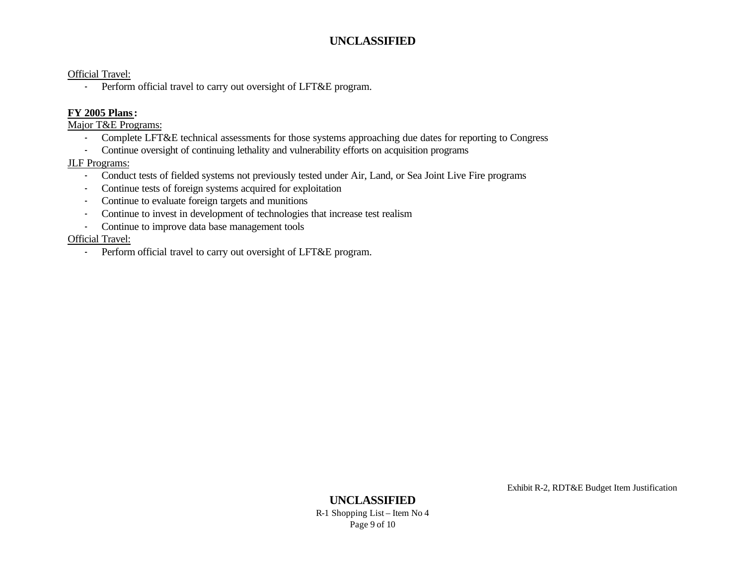Official Travel:

- Perform official travel to carry out oversight of LFT&E program.

**FY 2005 Plans:**

Major T&E Programs:

- Complete LFT&E technical assessments for those systems approaching due dates for reporting to Congress
- Continue oversight of continuing lethality and vulnerability efforts on acquisition programs

JLF Programs:

- Conduct tests of fielded systems not previously tested under Air, Land, or Sea Joint Live Fire programs
- Continue tests of foreign systems acquired for exploitation
- Continue to evaluate foreign targets and munitions
- Continue to invest in development of technologies that increase test realism
- Continue to improve data base management tools

Official Travel:

- Perform official travel to carry out oversight of LFT&E program.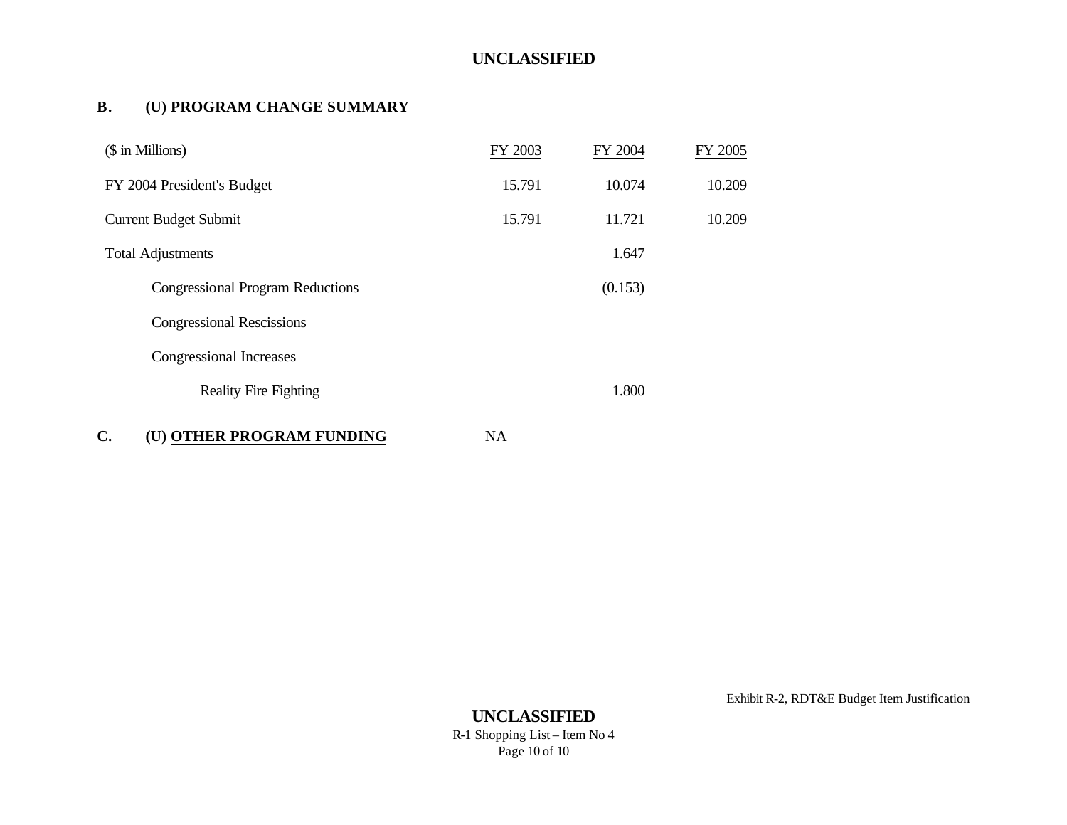## B. (U) PROGRAM CHANGE SUMMARY

| ($ in Millions) | FY 2003 | FY 2004 | FY 2005 |
|---|---|---|---|
| FY 2004 President's Budget | 15.791 | 10.074 | 10.209 |
| Current Budget Submit | 15.791 | 11.721 | 10.209 |
| Total Adjustments | | 1.647 | |
| Congressional Program Reductions | | (0.153) | |
| Congressional Rescissions | | | |
| Congressional Increases | | | |
| Reality Fire Fighting | | 1.800 | |

## C. (U) OTHER PROGRAM FUNDING NA

Exhibit R-2, RDT&E Budget Item Justification

R-1 Shopping List – Item No 4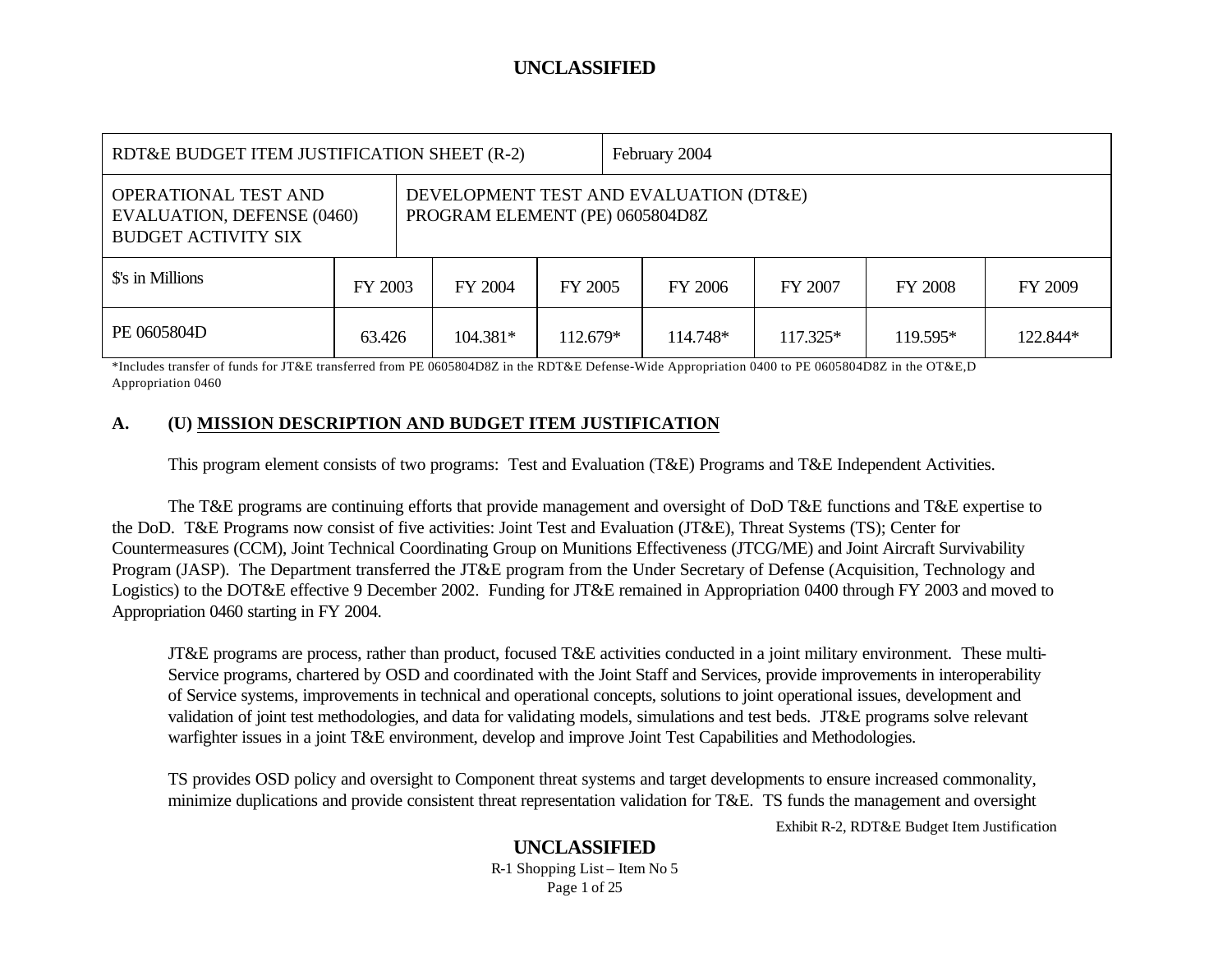**UNCLASSIFIED**

| RDT&E BUDGET ITEM JUSTIFICATION SHEET (R-2) | | | February 2004 | | | | |
|---|---|---|---|---|---|---|---|
| OPERATIONAL TEST AND EVALUATION, DEFENSE (0460) BUDGET ACTIVITY SIX | DEVELOPMENT TEST AND EVALUATION (DT&E) PROGRAM ELEMENT (PE) 0605804D8Z | | | | | | |
| $'s in Millions | FY 2003 | FY 2004 | FY 2005 | FY 2006 | FY 2007 | FY 2008 | FY 2009 |
| PE 0605804D | 63.426 | 104.381* | 112.679* | 114.748* | 117.325* | 119.595* | 122.844* |

*Includes transfer of funds for JT&E transferred from PE 0605804D8Z in the RDT&E Defense-Wide Appropriation 0400 to PE 0605804D8Z in the OT&E,D Appropriation 0460

## A. (U) MISSION DESCRIPTION AND BUDGET ITEM JUSTIFICATION

This program element consists of two programs: Test and Evaluation (T&E) Programs and T&E Independent Activities.

The T&E programs are continuing efforts that provide management and oversight of DoD T&E functions and T&E expertise to the DoD. T&E Programs now consist of five activities: Joint Test and Evaluation (JT&E), Threat Systems (TS); Center for Countermeasures (CCM), Joint Technical Coordinating Group on Munitions Effectiveness (JTCG/ME) and Joint Aircraft Survivability Program (JASP). The Department transferred the JT&E program from the Under Secretary of Defense (Acquisition, Technology and Logistics) to the DOT&E effective 9 December 2002. Funding for JT&E remained in Appropriation 0400 through FY 2003 and moved to Appropriation 0460 starting in FY 2004.

JT&E programs are process, rather than product, focused T&E activities conducted in a joint military environment. These multi-Service programs, chartered by OSD and coordinated with the Joint Staff and Services, provide improvements in interoperability of Service systems, improvements in technical and operational concepts, solutions to joint operational issues, development and validation of joint test methodologies, and data for validating models, simulations and test beds. JT&E programs solve relevant warfighter issues in a joint T&E environment, develop and improve Joint Test Capabilities and Methodologies.

TS provides OSD policy and oversight to Component threat systems and target developments to ensure increased commonality, minimize duplications and provide consistent threat representation validation for T&E. TS funds the management and oversight

Exhibit R-2, RDT&E Budget Item Justification

**UNCLASSIFIED**

R-1 Shopping List – Item No 5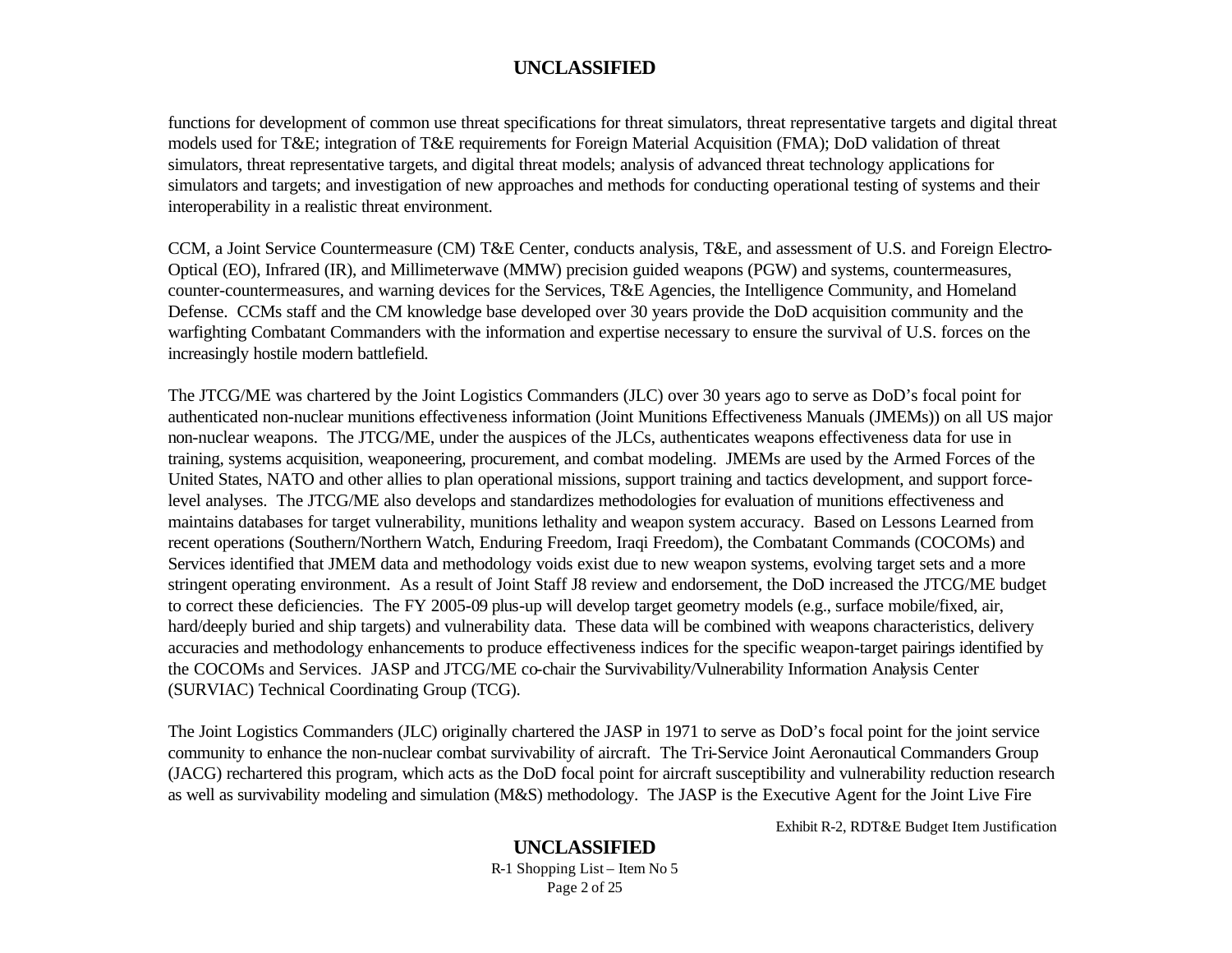functions for development of common use threat specifications for threat simulators, threat representative targets and digital threat models used for T&E; integration of T&E requirements for Foreign Material Acquisition (FMA); DoD validation of threat simulators, threat representative targets, and digital threat models; analysis of advanced threat technology applications for simulators and targets; and investigation of new approaches and methods for conducting operational testing of systems and their interoperability in a realistic threat environment.

CCM, a Joint Service Countermeasure (CM) T&E Center, conducts analysis, T&E, and assessment of U.S. and Foreign Electro-Optical (EO), Infrared (IR), and Millimeterwave (MMW) precision guided weapons (PGW) and systems, countermeasures, counter-countermeasures, and warning devices for the Services, T&E Agencies, the Intelligence Community, and Homeland Defense. CCMs staff and the CM knowledge base developed over 30 years provide the DoD acquisition community and the warfighting Combatant Commanders with the information and expertise necessary to ensure the survival of U.S. forces on the increasingly hostile modern battlefield.

The JTCG/ME was chartered by the Joint Logistics Commanders (JLC) over 30 years ago to serve as DoD's focal point for authenticated non-nuclear munitions effectiveness information (Joint Munitions Effectiveness Manuals (JMEMs)) on all US major non-nuclear weapons. The JTCG/ME, under the auspices of the JLCs, authenticates weapons effectiveness data for use in training, systems acquisition, weaponeering, procurement, and combat modeling. JMEMs are used by the Armed Forces of the United States, NATO and other allies to plan operational missions, support training and tactics development, and support force-level analyses. The JTCG/ME also develops and standardizes methodologies for evaluation of munitions effectiveness and maintains databases for target vulnerability, munitions lethality and weapon system accuracy. Based on Lessons Learned from recent operations (Southern/Northern Watch, Enduring Freedom, Iraqi Freedom), the Combatant Commands (COCOMs) and Services identified that JMEM data and methodology voids exist due to new weapon systems, evolving target sets and a more stringent operating environment. As a result of Joint Staff J8 review and endorsement, the DoD increased the JTCG/ME budget to correct these deficiencies. The FY 2005-09 plus-up will develop target geometry models (e.g., surface mobile/fixed, air, hard/deeply buried and ship targets) and vulnerability data. These data will be combined with weapons characteristics, delivery accuracies and methodology enhancements to produce effectiveness indices for the specific weapon-target pairings identified by the COCOMs and Services. JASP and JTCG/ME co-chair the Survivability/Vulnerability Information Analysis Center (SURVIAC) Technical Coordinating Group (TCG).

The Joint Logistics Commanders (JLC) originally chartered the JASP in 1971 to serve as DoD's focal point for the joint service community to enhance the non-nuclear combat survivability of aircraft. The Tri-Service Joint Aeronautical Commanders Group (JACG) rechartered this program, which acts as the DoD focal point for aircraft susceptibility and vulnerability reduction research as well as survivability modeling and simulation (M&S) methodology. The JASP is the Executive Agent for the Joint Live Fire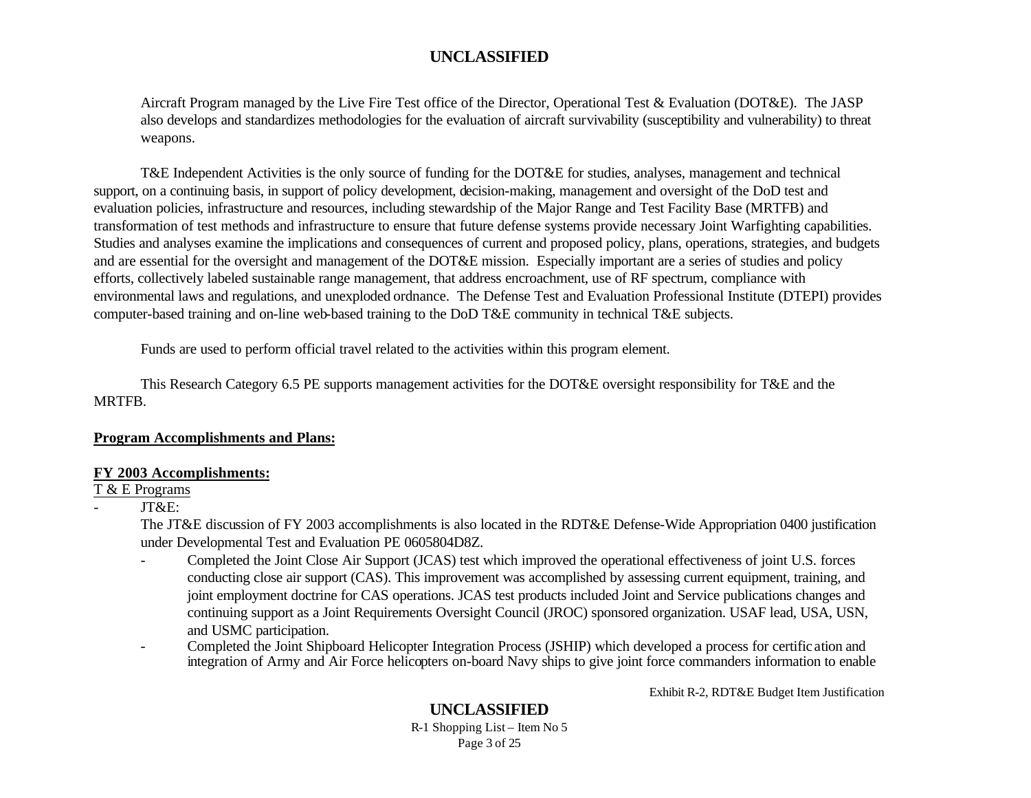Aircraft Program managed by the Live Fire Test office of the Director, Operational Test & Evaluation (DOT&E). The JASP also develops and standardizes methodologies for the evaluation of aircraft survivability (susceptibility and vulnerability) to threat weapons.

T&E Independent Activities is the only source of funding for the DOT&E for studies, analyses, management and technical support, on a continuing basis, in support of policy development, decision-making, management and oversight of the DoD test and evaluation policies, infrastructure and resources, including stewardship of the Major Range and Test Facility Base (MRTFB) and transformation of test methods and infrastructure to ensure that future defense systems provide necessary Joint Warfighting capabilities. Studies and analyses examine the implications and consequences of current and proposed policy, plans, operations, strategies, and budgets and are essential for the oversight and management of the DOT&E mission. Especially important are a series of studies and policy efforts, collectively labeled sustainable range management, that address encroachment, use of RF spectrum, compliance with environmental laws and regulations, and unexploded ordnance. The Defense Test and Evaluation Professional Institute (DTEPI) provides computer-based training and on-line web-based training to the DoD T&E community in technical T&E subjects.

Funds are used to perform official travel related to the activities within this program element.

This Research Category 6.5 PE supports management activities for the DOT&E oversight responsibility for T&E and the MRTFB.

**Program Accomplishments and Plans:**

**FY 2003 Accomplishments:**

T & E Programs

- JT&E:

  The JT&E discussion of FY 2003 accomplishments is also located in the RDT&E Defense-Wide Appropriation 0400 justification under Developmental Test and Evaluation PE 0605804D8Z.

  - Completed the Joint Close Air Support (JCAS) test which improved the operational effectiveness of joint U.S. forces conducting close air support (CAS). This improvement was accomplished by assessing current equipment, training, and joint employment doctrine for CAS operations. JCAS test products included Joint and Service publications changes and continuing support as a Joint Requirements Oversight Council (JROC) sponsored organization. USAF lead, USA, USN, and USMC participation.
  - Completed the Joint Shipboard Helicopter Integration Process (JSHIP) which developed a process for certification and integration of Army and Air Force helicopters on-board Navy ships to give joint force commanders information to enable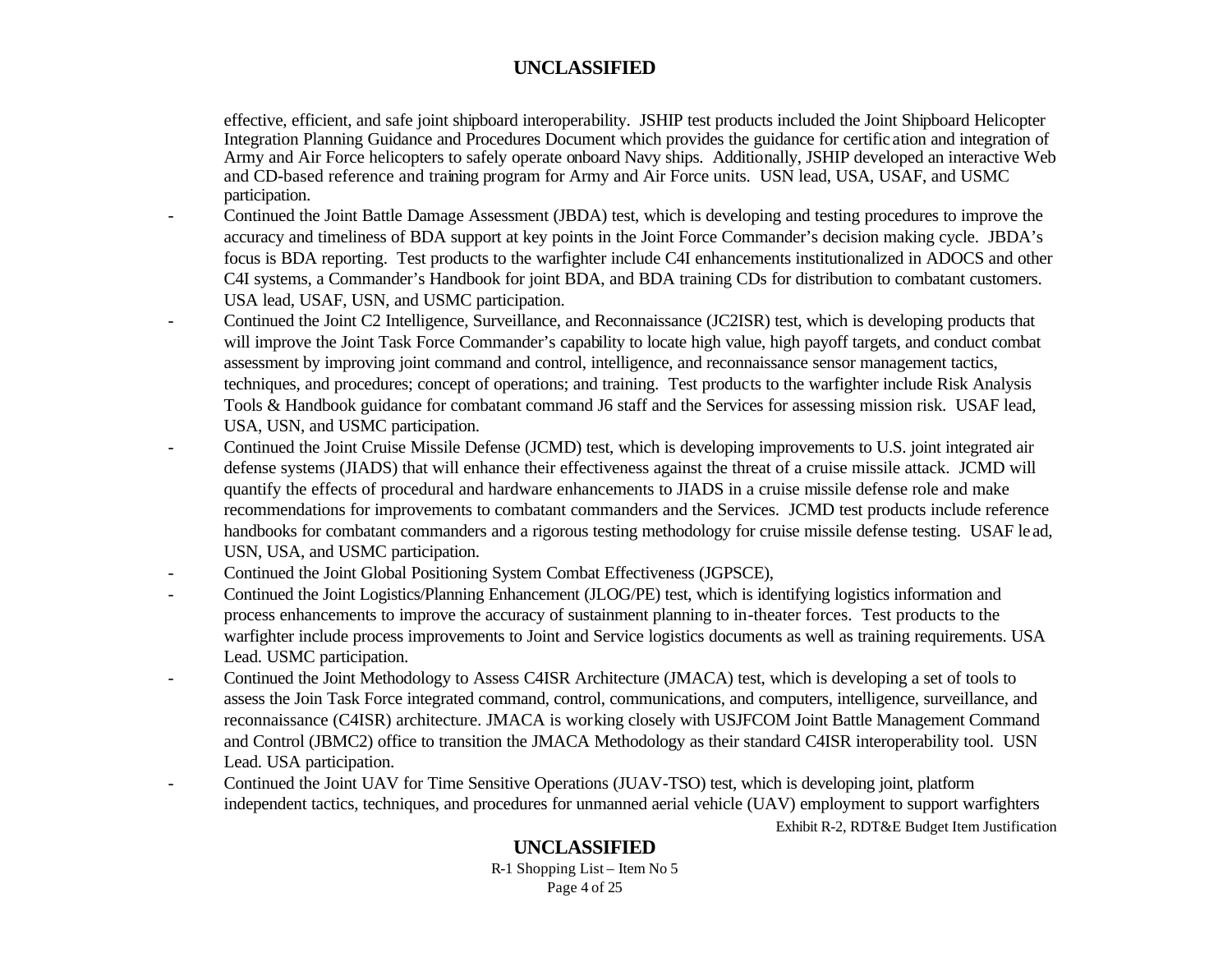effective, efficient, and safe joint shipboard interoperability. JSHIP test products included the Joint Shipboard Helicopter Integration Planning Guidance and Procedures Document which provides the guidance for certification and integration of Army and Air Force helicopters to safely operate onboard Navy ships. Additionally, JSHIP developed an interactive Web and CD-based reference and training program for Army and Air Force units. USN lead, USA, USAF, and USMC participation.

- Continued the Joint Battle Damage Assessment (JBDA) test, which is developing and testing procedures to improve the accuracy and timeliness of BDA support at key points in the Joint Force Commander's decision making cycle. JBDA's focus is BDA reporting. Test products to the warfighter include C4I enhancements institutionalized in ADOCS and other C4I systems, a Commander's Handbook for joint BDA, and BDA training CDs for distribution to combatant customers. USA lead, USAF, USN, and USMC participation.
- Continued the Joint C2 Intelligence, Surveillance, and Reconnaissance (JC2ISR) test, which is developing products that will improve the Joint Task Force Commander's capability to locate high value, high payoff targets, and conduct combat assessment by improving joint command and control, intelligence, and reconnaissance sensor management tactics, techniques, and procedures; concept of operations; and training. Test products to the warfighter include Risk Analysis Tools & Handbook guidance for combatant command J6 staff and the Services for assessing mission risk. USAF lead, USA, USN, and USMC participation.
- Continued the Joint Cruise Missile Defense (JCMD) test, which is developing improvements to U.S. joint integrated air defense systems (JIADS) that will enhance their effectiveness against the threat of a cruise missile attack. JCMD will quantify the effects of procedural and hardware enhancements to JIADS in a cruise missile defense role and make recommendations for improvements to combatant commanders and the Services. JCMD test products include reference handbooks for combatant commanders and a rigorous testing methodology for cruise missile defense testing. USAF lead, USN, USA, and USMC participation.
- Continued the Joint Global Positioning System Combat Effectiveness (JGPSCE),
- Continued the Joint Logistics/Planning Enhancement (JLOG/PE) test, which is identifying logistics information and process enhancements to improve the accuracy of sustainment planning to in-theater forces. Test products to the warfighter include process improvements to Joint and Service logistics documents as well as training requirements. USA Lead. USMC participation.
- Continued the Joint Methodology to Assess C4ISR Architecture (JMACA) test, which is developing a set of tools to assess the Join Task Force integrated command, control, communications, and computers, intelligence, surveillance, and reconnaissance (C4ISR) architecture. JMACA is working closely with USJFCOM Joint Battle Management Command and Control (JBMC2) office to transition the JMACA Methodology as their standard C4ISR interoperability tool. USN Lead. USA participation.
- Continued the Joint UAV for Time Sensitive Operations (JUAV-TSO) test, which is developing joint, platform independent tactics, techniques, and procedures for unmanned aerial vehicle (UAV) employment to support warfighters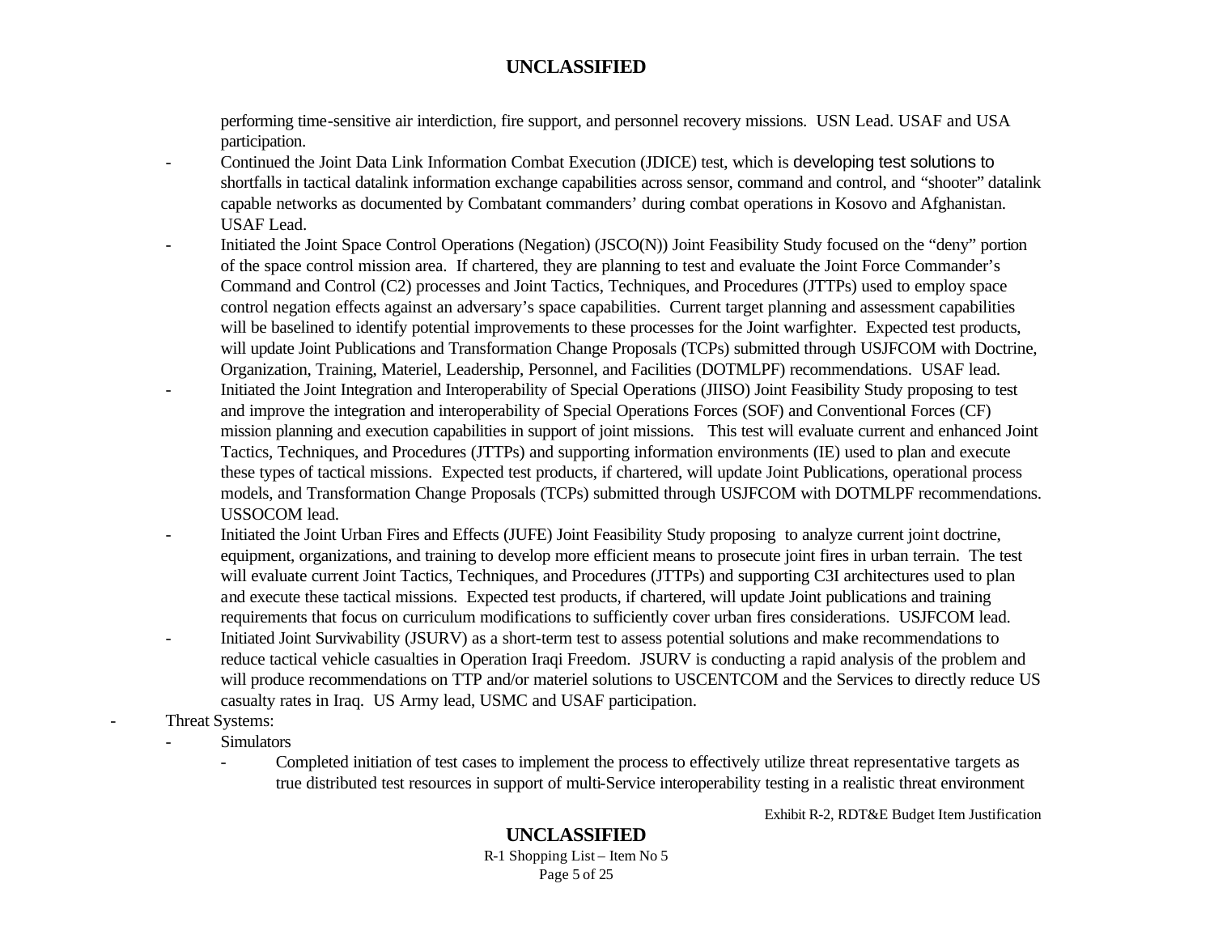performing time-sensitive air interdiction, fire support, and personnel recovery missions. USN Lead. USAF and USA participation.

  - Continued the Joint Data Link Information Combat Execution (JDICE) test, which is developing test solutions to shortfalls in tactical datalink information exchange capabilities across sensor, command and control, and "shooter" datalink capable networks as documented by Combatant commanders' during combat operations in Kosovo and Afghanistan. USAF Lead.
  - Initiated the Joint Space Control Operations (Negation) (JSCO(N)) Joint Feasibility Study focused on the "deny" portion of the space control mission area. If chartered, they are planning to test and evaluate the Joint Force Commander's Command and Control (C2) processes and Joint Tactics, Techniques, and Procedures (JTTPs) used to employ space control negation effects against an adversary's space capabilities. Current target planning and assessment capabilities will be baselined to identify potential improvements to these processes for the Joint warfighter. Expected test products, will update Joint Publications and Transformation Change Proposals (TCPs) submitted through USJFCOM with Doctrine, Organization, Training, Materiel, Leadership, Personnel, and Facilities (DOTMLPF) recommendations. USAF lead.
  - Initiated the Joint Integration and Interoperability of Special Operations (JIISO) Joint Feasibility Study proposing to test and improve the integration and interoperability of Special Operations Forces (SOF) and Conventional Forces (CF) mission planning and execution capabilities in support of joint missions. This test will evaluate current and enhanced Joint Tactics, Techniques, and Procedures (JTTPs) and supporting information environments (IE) used to plan and execute these types of tactical missions. Expected test products, if chartered, will update Joint Publications, operational process models, and Transformation Change Proposals (TCPs) submitted through USJFCOM with DOTMLPF recommendations. USSOCOM lead.
  - Initiated the Joint Urban Fires and Effects (JUFE) Joint Feasibility Study proposing to analyze current joint doctrine, equipment, organizations, and training to develop more efficient means to prosecute joint fires in urban terrain. The test will evaluate current Joint Tactics, Techniques, and Procedures (JTTPs) and supporting C3I architectures used to plan and execute these tactical missions. Expected test products, if chartered, will update Joint publications and training requirements that focus on curriculum modifications to sufficiently cover urban fires considerations. USJFCOM lead.
  - Initiated Joint Survivability (JSURV) as a short-term test to assess potential solutions and make recommendations to reduce tactical vehicle casualties in Operation Iraqi Freedom. JSURV is conducting a rapid analysis of the problem and will produce recommendations on TTP and/or materiel solutions to USCENTCOM and the Services to directly reduce US casualty rates in Iraq. US Army lead, USMC and USAF participation.
- Threat Systems:
  - Simulators
    - Completed initiation of test cases to implement the process to effectively utilize threat representative targets as true distributed test resources in support of multi-Service interoperability testing in a realistic threat environment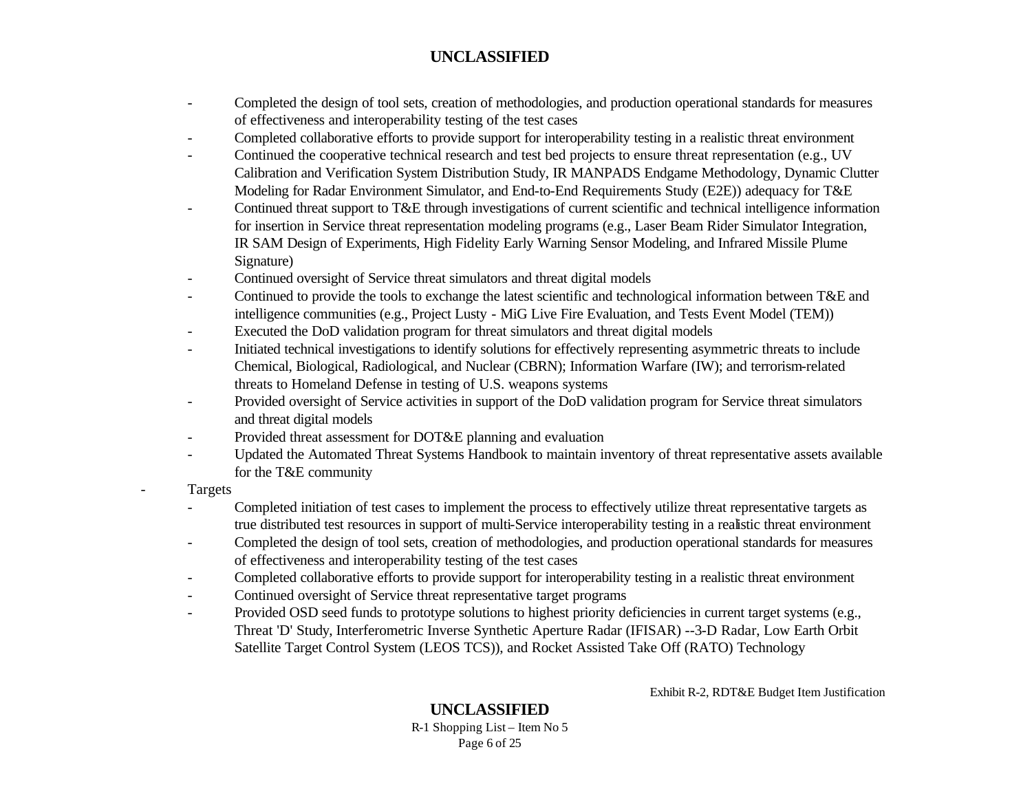- Completed the design of tool sets, creation of methodologies, and production operational standards for measures of effectiveness and interoperability testing of the test cases
- Completed collaborative efforts to provide support for interoperability testing in a realistic threat environment
- Continued the cooperative technical research and test bed projects to ensure threat representation (e.g., UV Calibration and Verification System Distribution Study, IR MANPADS Endgame Methodology, Dynamic Clutter Modeling for Radar Environment Simulator, and End-to-End Requirements Study (E2E)) adequacy for T&E
- Continued threat support to T&E through investigations of current scientific and technical intelligence information for insertion in Service threat representation modeling programs (e.g., Laser Beam Rider Simulator Integration, IR SAM Design of Experiments, High Fidelity Early Warning Sensor Modeling, and Infrared Missile Plume Signature)
- Continued oversight of Service threat simulators and threat digital models
- Continued to provide the tools to exchange the latest scientific and technological information between T&E and intelligence communities (e.g., Project Lusty - MiG Live Fire Evaluation, and Tests Event Model (TEM))
- Executed the DoD validation program for threat simulators and threat digital models
- Initiated technical investigations to identify solutions for effectively representing asymmetric threats to include Chemical, Biological, Radiological, and Nuclear (CBRN); Information Warfare (IW); and terrorism-related threats to Homeland Defense in testing of U.S. weapons systems
- Provided oversight of Service activities in support of the DoD validation program for Service threat simulators and threat digital models
- Provided threat assessment for DOT&E planning and evaluation
- Updated the Automated Threat Systems Handbook to maintain inventory of threat representative assets available for the T&E community

- Targets
  - Completed initiation of test cases to implement the process to effectively utilize threat representative targets as true distributed test resources in support of multi-Service interoperability testing in a realistic threat environment
  - Completed the design of tool sets, creation of methodologies, and production operational standards for measures of effectiveness and interoperability testing of the test cases
  - Completed collaborative efforts to provide support for interoperability testing in a realistic threat environment
  - Continued oversight of Service threat representative target programs
  - Provided OSD seed funds to prototype solutions to highest priority deficiencies in current target systems (e.g., Threat 'D' Study, Interferometric Inverse Synthetic Aperture Radar (IFISAR) --3-D Radar, Low Earth Orbit Satellite Target Control System (LEOS TCS)), and Rocket Assisted Take Off (RATO) Technology

Exhibit R-2, RDT&E Budget Item Justification

R-1 Shopping List – Item No 5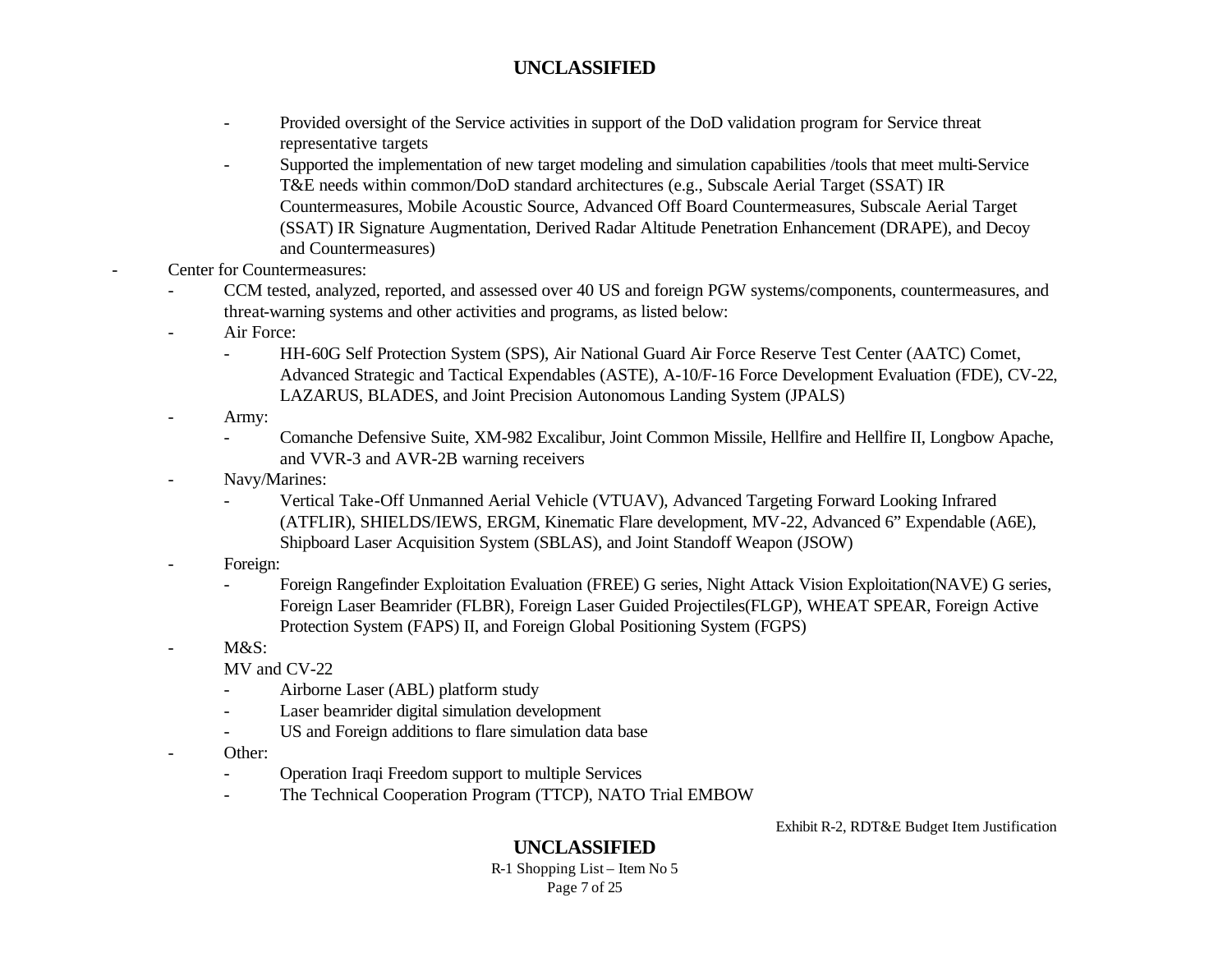- Provided oversight of the Service activities in support of the DoD validation program for Service threat representative targets
    - Supported the implementation of new target modeling and simulation capabilities /tools that meet multi-Service T&E needs within common/DoD standard architectures (e.g., Subscale Aerial Target (SSAT) IR Countermeasures, Mobile Acoustic Source, Advanced Off Board Countermeasures, Subscale Aerial Target (SSAT) IR Signature Augmentation, Derived Radar Altitude Penetration Enhancement (DRAPE), and Decoy and Countermeasures)
- Center for Countermeasures:
  - CCM tested, analyzed, reported, and assessed over 40 US and foreign PGW systems/components, countermeasures, and threat-warning systems and other activities and programs, as listed below:
  - Air Force:
    - HH-60G Self Protection System (SPS), Air National Guard Air Force Reserve Test Center (AATC) Comet, Advanced Strategic and Tactical Expendables (ASTE), A-10/F-16 Force Development Evaluation (FDE), CV-22, LAZARUS, BLADES, and Joint Precision Autonomous Landing System (JPALS)
  - Army:
    - Comanche Defensive Suite, XM-982 Excalibur, Joint Common Missile, Hellfire and Hellfire II, Longbow Apache, and VVR-3 and AVR-2B warning receivers
  - Navy/Marines:
    - Vertical Take-Off Unmanned Aerial Vehicle (VTUAV), Advanced Targeting Forward Looking Infrared (ATFLIR), SHIELDS/IEWS, ERGM, Kinematic Flare development, MV-22, Advanced 6" Expendable (A6E), Shipboard Laser Acquisition System (SBLAS), and Joint Standoff Weapon (JSOW)
  - Foreign:
    - Foreign Rangefinder Exploitation Evaluation (FREE) G series, Night Attack Vision Exploitation(NAVE) G series, Foreign Laser Beamrider (FLBR), Foreign Laser Guided Projectiles(FLGP), WHEAT SPEAR, Foreign Active Protection System (FAPS) II, and Foreign Global Positioning System (FGPS)
  - M&S:
    
    MV and CV-22
    - Airborne Laser (ABL) platform study
    - Laser beamrider digital simulation development
    - US and Foreign additions to flare simulation data base
  - Other:
    - Operation Iraqi Freedom support to multiple Services
    - The Technical Cooperation Program (TTCP), NATO Trial EMBOW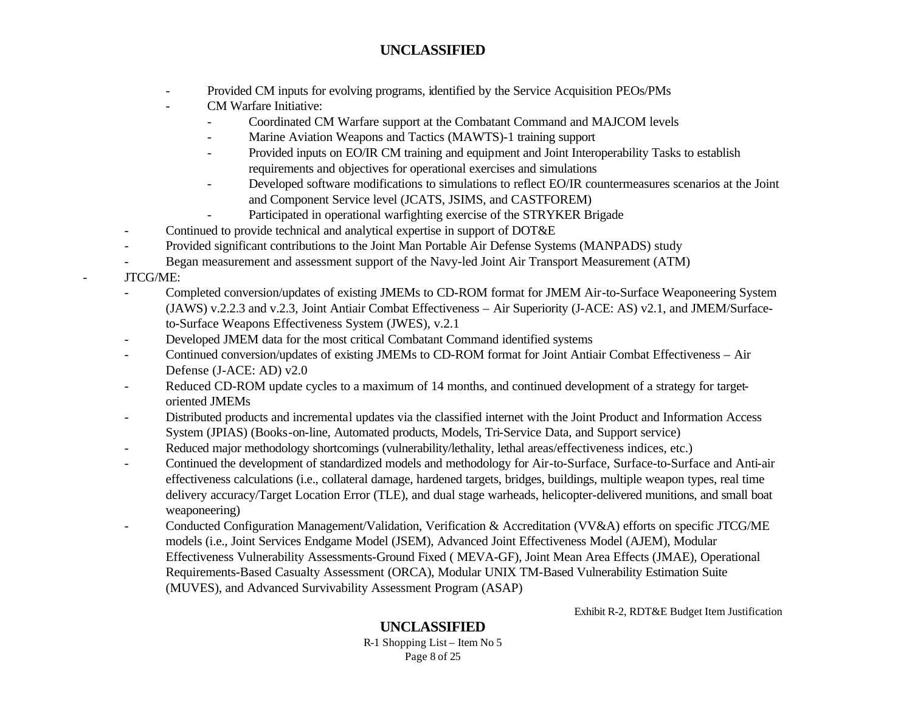- Provided CM inputs for evolving programs, identified by the Service Acquisition PEOs/PMs
- CM Warfare Initiative:
  - Coordinated CM Warfare support at the Combatant Command and MAJCOM levels
  - Marine Aviation Weapons and Tactics (MAWTS)-1 training support
  - Provided inputs on EO/IR CM training and equipment and Joint Interoperability Tasks to establish requirements and objectives for operational exercises and simulations
  - Developed software modifications to simulations to reflect EO/IR countermeasures scenarios at the Joint and Component Service level (JCATS, JSIMS, and CASTFOREM)
  - Participated in operational warfighting exercise of the STRYKER Brigade
- Continued to provide technical and analytical expertise in support of DOT&E
- Provided significant contributions to the Joint Man Portable Air Defense Systems (MANPADS) study
- Began measurement and assessment support of the Navy-led Joint Air Transport Measurement (ATM)

- JTCG/ME:
  - Completed conversion/updates of existing JMEMs to CD-ROM format for JMEM Air-to-Surface Weaponeering System (JAWS) v.2.2.3 and v.2.3, Joint Antiair Combat Effectiveness – Air Superiority (J-ACE: AS) v2.1, and JMEM/Surface-to-Surface Weapons Effectiveness System (JWES), v.2.1
  - Developed JMEM data for the most critical Combatant Command identified systems
  - Continued conversion/updates of existing JMEMs to CD-ROM format for Joint Antiair Combat Effectiveness – Air Defense (J-ACE: AD) v2.0
  - Reduced CD-ROM update cycles to a maximum of 14 months, and continued development of a strategy for target-oriented JMEMs
  - Distributed products and incremental updates via the classified internet with the Joint Product and Information Access System (JPIAS) (Books-on-line, Automated products, Models, Tri-Service Data, and Support service)
  - Reduced major methodology shortcomings (vulnerability/lethality, lethal areas/effectiveness indices, etc.)
  - Continued the development of standardized models and methodology for Air-to-Surface, Surface-to-Surface and Anti-air effectiveness calculations (i.e., collateral damage, hardened targets, bridges, buildings, multiple weapon types, real time delivery accuracy/Target Location Error (TLE), and dual stage warheads, helicopter-delivered munitions, and small boat weaponeering)
  - Conducted Configuration Management/Validation, Verification & Accreditation (VV&A) efforts on specific JTCG/ME models (i.e., Joint Services Endgame Model (JSEM), Advanced Joint Effectiveness Model (AJEM), Modular Effectiveness Vulnerability Assessments-Ground Fixed ( MEVA-GF), Joint Mean Area Effects (JMAE), Operational Requirements-Based Casualty Assessment (ORCA), Modular UNIX TM-Based Vulnerability Estimation Suite (MUVES), and Advanced Survivability Assessment Program (ASAP)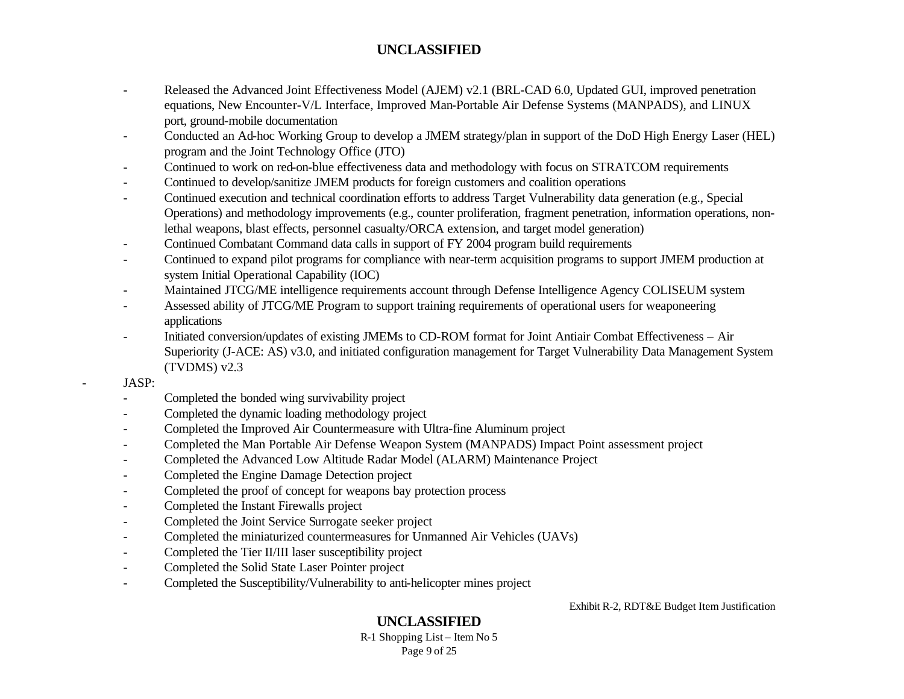- Released the Advanced Joint Effectiveness Model (AJEM) v2.1 (BRL-CAD 6.0, Updated GUI, improved penetration equations, New Encounter-V/L Interface, Improved Man-Portable Air Defense Systems (MANPADS), and LINUX port, ground-mobile documentation
- Conducted an Ad-hoc Working Group to develop a JMEM strategy/plan in support of the DoD High Energy Laser (HEL) program and the Joint Technology Office (JTO)
- Continued to work on red-on-blue effectiveness data and methodology with focus on STRATCOM requirements
- Continued to develop/sanitize JMEM products for foreign customers and coalition operations
- Continued execution and technical coordination efforts to address Target Vulnerability data generation (e.g., Special Operations) and methodology improvements (e.g., counter proliferation, fragment penetration, information operations, non-lethal weapons, blast effects, personnel casualty/ORCA extension, and target model generation)
- Continued Combatant Command data calls in support of FY 2004 program build requirements
- Continued to expand pilot programs for compliance with near-term acquisition programs to support JMEM production at system Initial Operational Capability (IOC)
- Maintained JTCG/ME intelligence requirements account through Defense Intelligence Agency COLISEUM system
- Assessed ability of JTCG/ME Program to support training requirements of operational users for weaponeering applications
- Initiated conversion/updates of existing JMEMs to CD-ROM format for Joint Antiair Combat Effectiveness – Air Superiority (J-ACE: AS) v3.0, and initiated configuration management for Target Vulnerability Data Management System (TVDMS) v2.3

- JASP:
  - Completed the bonded wing survivability project
  - Completed the dynamic loading methodology project
  - Completed the Improved Air Countermeasure with Ultra-fine Aluminum project
  - Completed the Man Portable Air Defense Weapon System (MANPADS) Impact Point assessment project
  - Completed the Advanced Low Altitude Radar Model (ALARM) Maintenance Project
  - Completed the Engine Damage Detection project
  - Completed the proof of concept for weapons bay protection process
  - Completed the Instant Firewalls project
  - Completed the Joint Service Surrogate seeker project
  - Completed the miniaturized countermeasures for Unmanned Air Vehicles (UAVs)
  - Completed the Tier II/III laser susceptibility project
  - Completed the Solid State Laser Pointer project
  - Completed the Susceptibility/Vulnerability to anti-helicopter mines project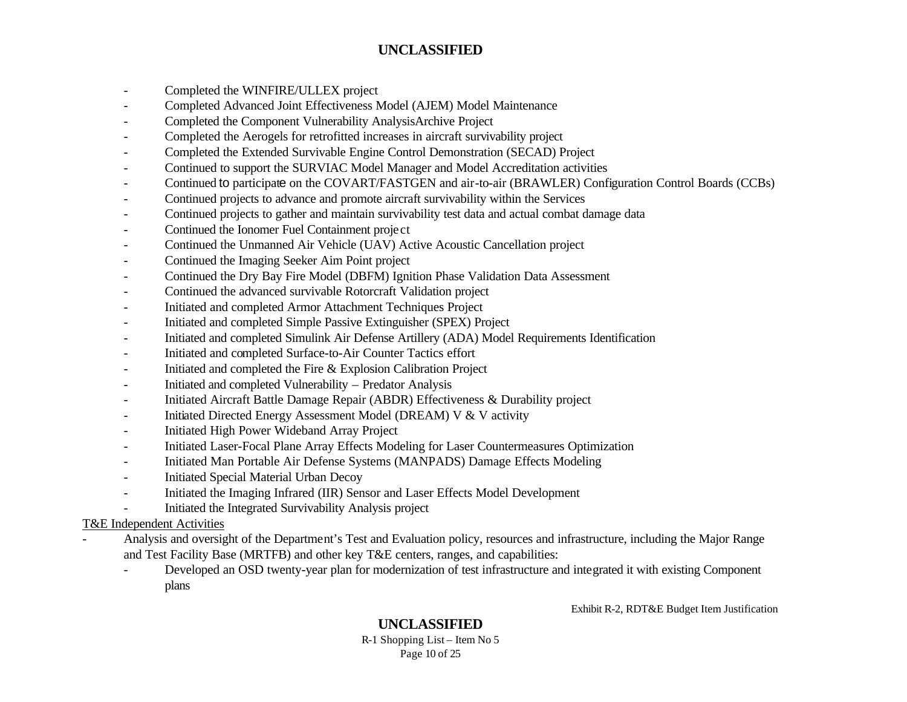- Completed the WINFIRE/ULLEX project
- Completed Advanced Joint Effectiveness Model (AJEM) Model Maintenance
- Completed the Component Vulnerability AnalysisArchive Project
- Completed the Aerogels for retrofitted increases in aircraft survivability project
- Completed the Extended Survivable Engine Control Demonstration (SECAD) Project
- Continued to support the SURVIAC Model Manager and Model Accreditation activities
- Continued to participate on the COVART/FASTGEN and air-to-air (BRAWLER) Configuration Control Boards (CCBs)
- Continued projects to advance and promote aircraft survivability within the Services
- Continued projects to gather and maintain survivability test data and actual combat damage data
- Continued the Ionomer Fuel Containment project
- Continued the Unmanned Air Vehicle (UAV) Active Acoustic Cancellation project
- Continued the Imaging Seeker Aim Point project
- Continued the Dry Bay Fire Model (DBFM) Ignition Phase Validation Data Assessment
- Continued the advanced survivable Rotorcraft Validation project
- Initiated and completed Armor Attachment Techniques Project
- Initiated and completed Simple Passive Extinguisher (SPEX) Project
- Initiated and completed Simulink Air Defense Artillery (ADA) Model Requirements Identification
- Initiated and completed Surface-to-Air Counter Tactics effort
- Initiated and completed the Fire & Explosion Calibration Project
- Initiated and completed Vulnerability – Predator Analysis
- Initiated Aircraft Battle Damage Repair (ABDR) Effectiveness & Durability project
- Initiated Directed Energy Assessment Model (DREAM) V & V activity
- Initiated High Power Wideband Array Project
- Initiated Laser-Focal Plane Array Effects Modeling for Laser Countermeasures Optimization
- Initiated Man Portable Air Defense Systems (MANPADS) Damage Effects Modeling
- Initiated Special Material Urban Decoy
- Initiated the Imaging Infrared (IIR) Sensor and Laser Effects Model Development
- Initiated the Integrated Survivability Analysis project

<u>T&E Independent Activities</u>

- Analysis and oversight of the Department's Test and Evaluation policy, resources and infrastructure, including the Major Range and Test Facility Base (MRTFB) and other key T&E centers, ranges, and capabilities:
  - Developed an OSD twenty-year plan for modernization of test infrastructure and integrated it with existing Component plans

Exhibit R-2, RDT&E Budget Item Justification

R-1 Shopping List – Item No 5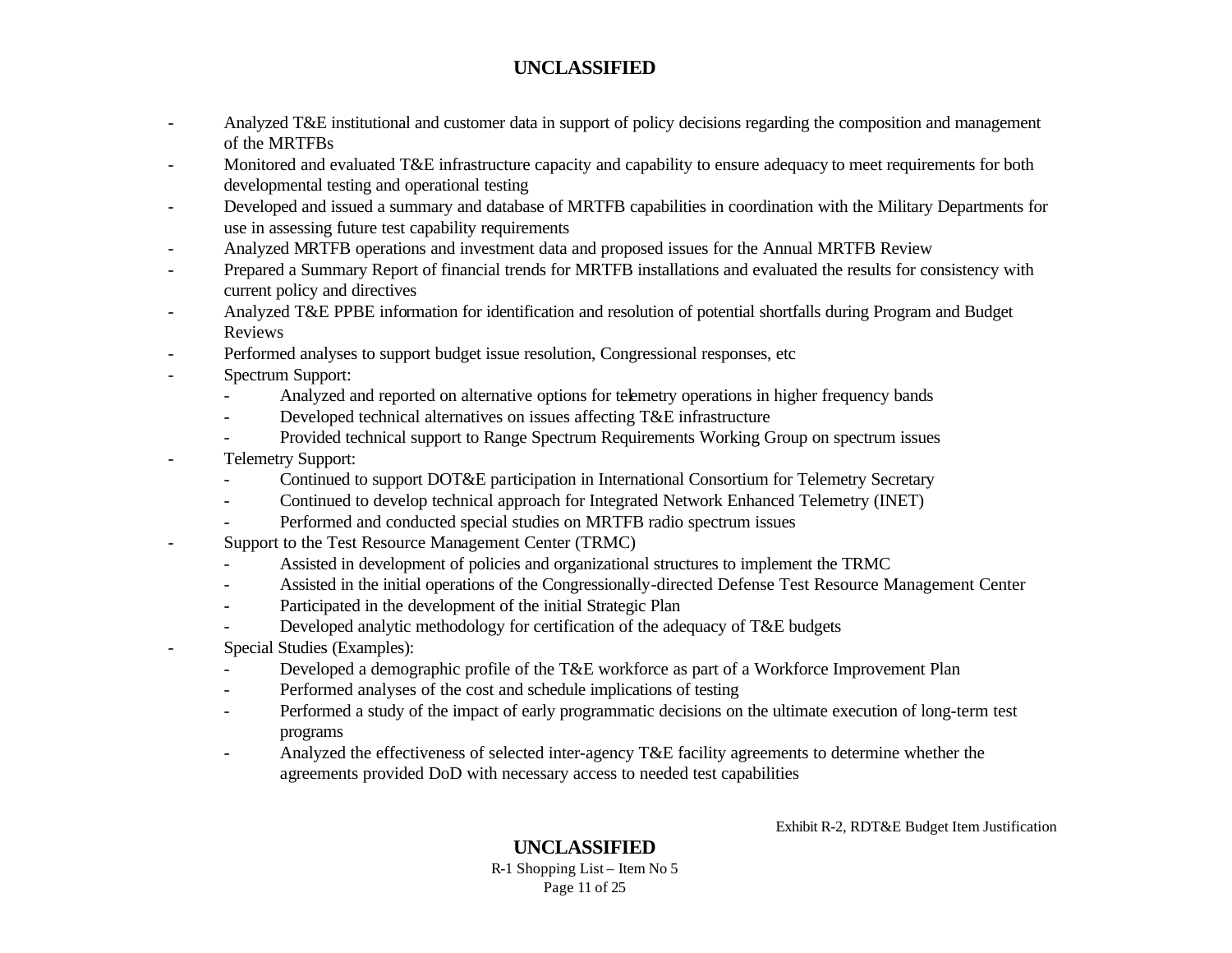- Analyzed T&E institutional and customer data in support of policy decisions regarding the composition and management of the MRTFBs
- Monitored and evaluated T&E infrastructure capacity and capability to ensure adequacy to meet requirements for both developmental testing and operational testing
- Developed and issued a summary and database of MRTFB capabilities in coordination with the Military Departments for use in assessing future test capability requirements
- Analyzed MRTFB operations and investment data and proposed issues for the Annual MRTFB Review
- Prepared a Summary Report of financial trends for MRTFB installations and evaluated the results for consistency with current policy and directives
- Analyzed T&E PPBE information for identification and resolution of potential shortfalls during Program and Budget Reviews
- Performed analyses to support budget issue resolution, Congressional responses, etc
- Spectrum Support:
  - Analyzed and reported on alternative options for telemetry operations in higher frequency bands
  - Developed technical alternatives on issues affecting T&E infrastructure
  - Provided technical support to Range Spectrum Requirements Working Group on spectrum issues
- Telemetry Support:
  - Continued to support DOT&E participation in International Consortium for Telemetry Secretary
  - Continued to develop technical approach for Integrated Network Enhanced Telemetry (INET)
  - Performed and conducted special studies on MRTFB radio spectrum issues
- Support to the Test Resource Management Center (TRMC)
  - Assisted in development of policies and organizational structures to implement the TRMC
  - Assisted in the initial operations of the Congressionally-directed Defense Test Resource Management Center
  - Participated in the development of the initial Strategic Plan
  - Developed analytic methodology for certification of the adequacy of T&E budgets
- Special Studies (Examples):
  - Developed a demographic profile of the T&E workforce as part of a Workforce Improvement Plan
  - Performed analyses of the cost and schedule implications of testing
  - Performed a study of the impact of early programmatic decisions on the ultimate execution of long-term test programs
  - Analyzed the effectiveness of selected inter-agency T&E facility agreements to determine whether the agreements provided DoD with necessary access to needed test capabilities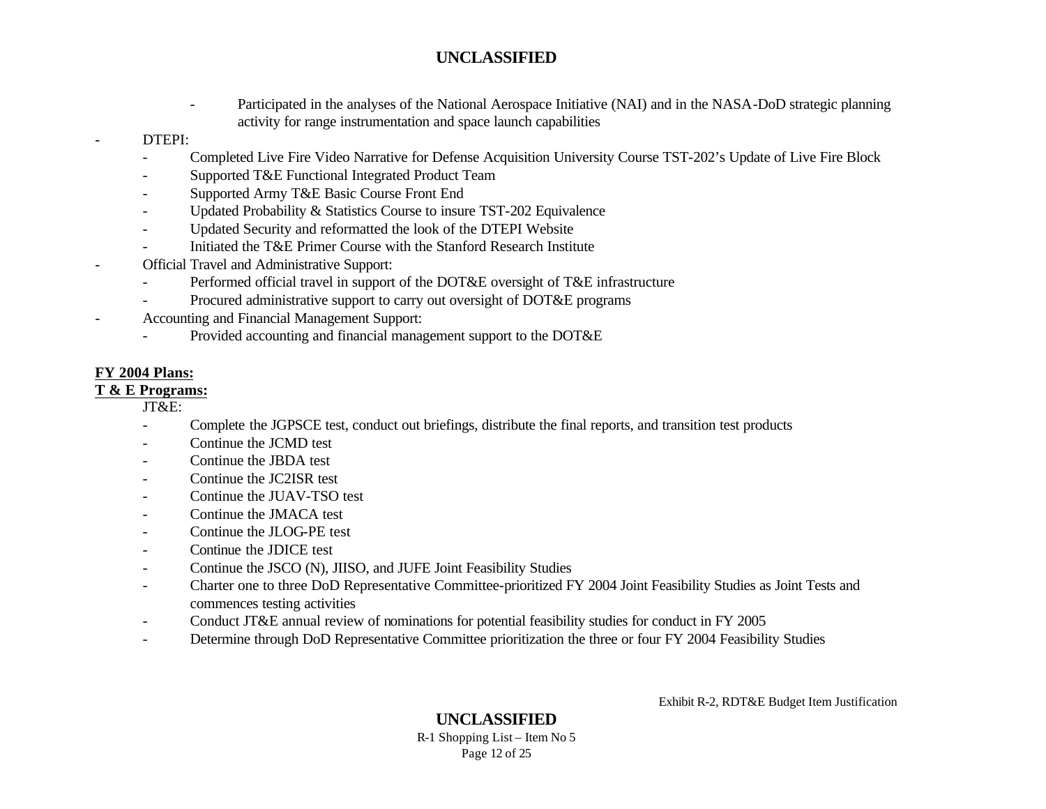- Participated in the analyses of the National Aerospace Initiative (NAI) and in the NASA-DoD strategic planning activity for range instrumentation and space launch capabilities

- DTEPI:
  - Completed Live Fire Video Narrative for Defense Acquisition University Course TST-202's Update of Live Fire Block
  - Supported T&E Functional Integrated Product Team
  - Supported Army T&E Basic Course Front End
  - Updated Probability & Statistics Course to insure TST-202 Equivalence
  - Updated Security and reformatted the look of the DTEPI Website
  - Initiated the T&E Primer Course with the Stanford Research Institute
- Official Travel and Administrative Support:
  - Performed official travel in support of the DOT&E oversight of T&E infrastructure
  - Procured administrative support to carry out oversight of DOT&E programs
- Accounting and Financial Management Support:
  - Provided accounting and financial management support to the DOT&E

**FY 2004 Plans:**

**T & E Programs:**

JT&E:

- Complete the JGPSCE test, conduct out briefings, distribute the final reports, and transition test products
- Continue the JCMD test
- Continue the JBDA test
- Continue the JC2ISR test
- Continue the JUAV-TSO test
- Continue the JMACA test
- Continue the JLOG-PE test
- Continue the JDICE test
- Continue the JSCO (N), JIISO, and JUFE Joint Feasibility Studies
- Charter one to three DoD Representative Committee-prioritized FY 2004 Joint Feasibility Studies as Joint Tests and commences testing activities
- Conduct JT&E annual review of nominations for potential feasibility studies for conduct in FY 2005
- Determine through DoD Representative Committee prioritization the three or four FY 2004 Feasibility Studies

Exhibit R-2, RDT&E Budget Item Justification

R-1 Shopping List – Item No 5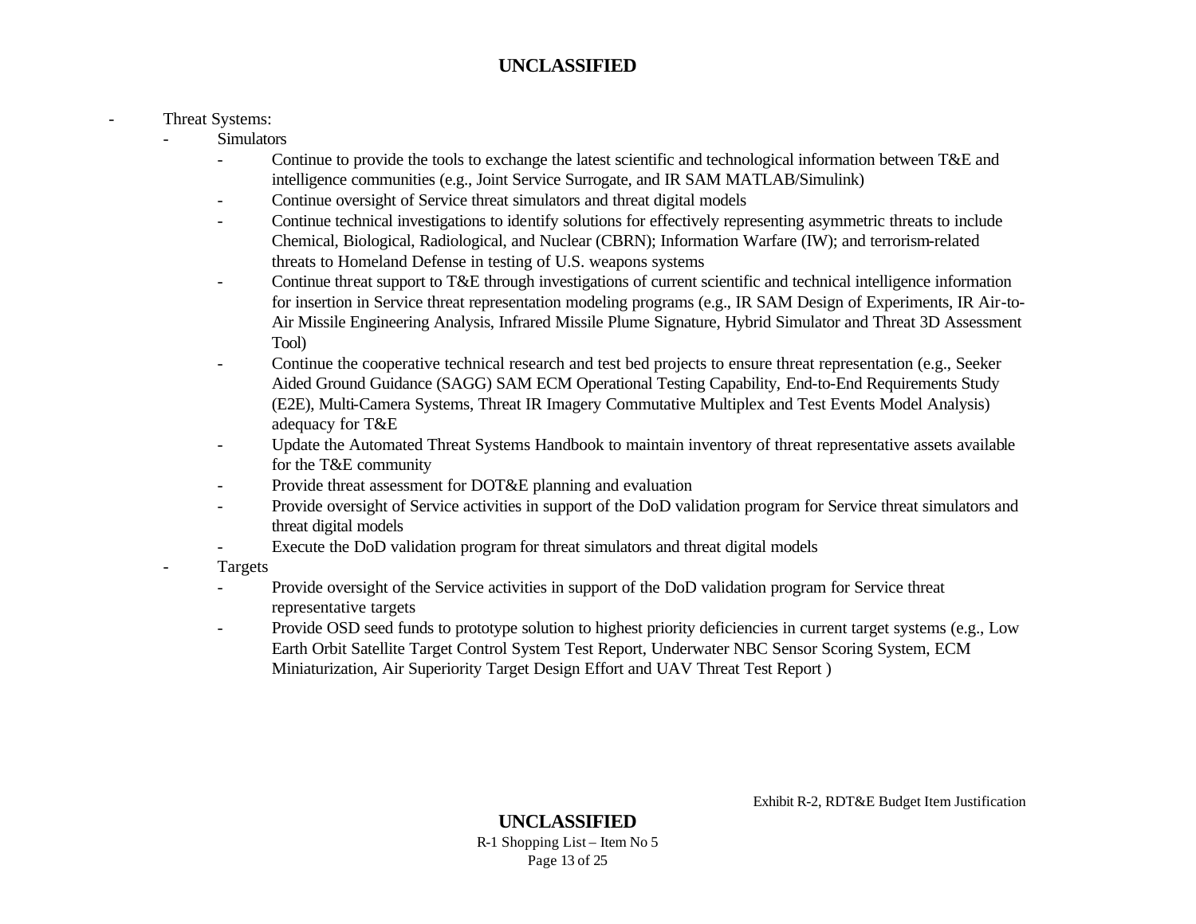- Threat Systems:
  - Simulators
    - Continue to provide the tools to exchange the latest scientific and technological information between T&E and intelligence communities (e.g., Joint Service Surrogate, and IR SAM MATLAB/Simulink)
    - Continue oversight of Service threat simulators and threat digital models
    - Continue technical investigations to identify solutions for effectively representing asymmetric threats to include Chemical, Biological, Radiological, and Nuclear (CBRN); Information Warfare (IW); and terrorism-related threats to Homeland Defense in testing of U.S. weapons systems
    - Continue threat support to T&E through investigations of current scientific and technical intelligence information for insertion in Service threat representation modeling programs (e.g., IR SAM Design of Experiments, IR Air-to-Air Missile Engineering Analysis, Infrared Missile Plume Signature, Hybrid Simulator and Threat 3D Assessment Tool)
    - Continue the cooperative technical research and test bed projects to ensure threat representation (e.g., Seeker Aided Ground Guidance (SAGG) SAM ECM Operational Testing Capability, End-to-End Requirements Study (E2E), Multi-Camera Systems, Threat IR Imagery Commutative Multiplex and Test Events Model Analysis) adequacy for T&E
    - Update the Automated Threat Systems Handbook to maintain inventory of threat representative assets available for the T&E community
    - Provide threat assessment for DOT&E planning and evaluation
    - Provide oversight of Service activities in support of the DoD validation program for Service threat simulators and threat digital models
    - Execute the DoD validation program for threat simulators and threat digital models
  - Targets
    - Provide oversight of the Service activities in support of the DoD validation program for Service threat representative targets
    - Provide OSD seed funds to prototype solution to highest priority deficiencies in current target systems (e.g., Low Earth Orbit Satellite Target Control System Test Report, Underwater NBC Sensor Scoring System, ECM Miniaturization, Air Superiority Target Design Effort and UAV Threat Test Report )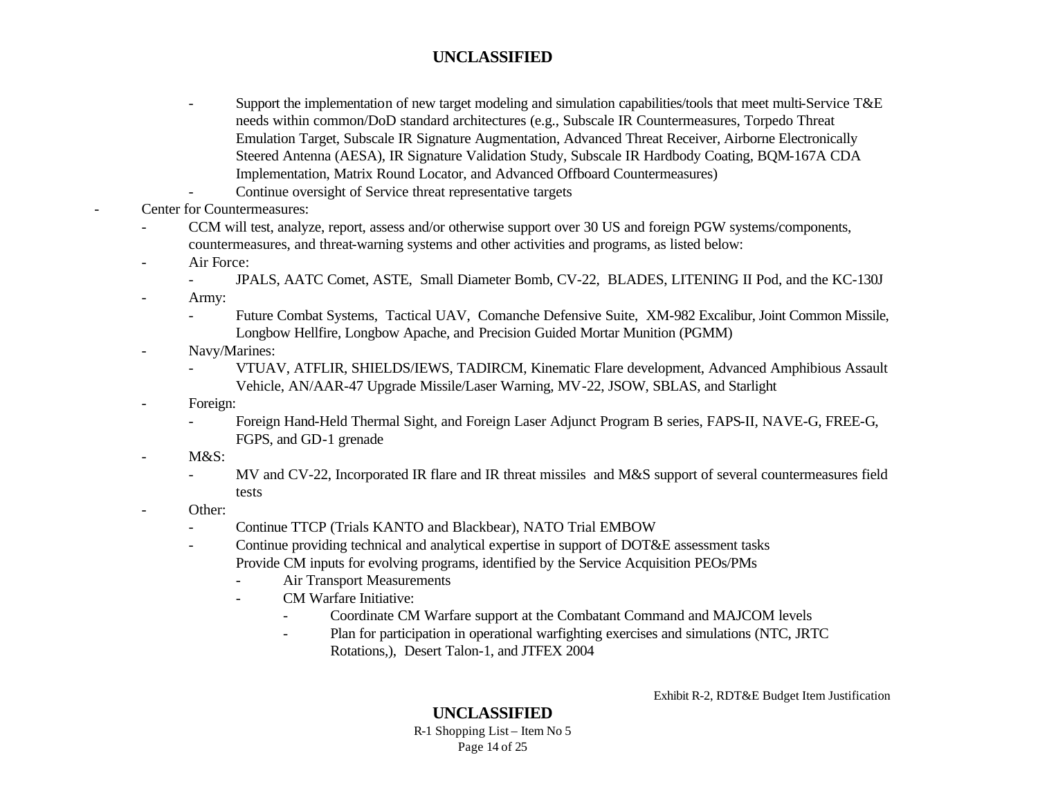- Support the implementation of new target modeling and simulation capabilities/tools that meet multi-Service T&E needs within common/DoD standard architectures (e.g., Subscale IR Countermeasures, Torpedo Threat Emulation Target, Subscale IR Signature Augmentation, Advanced Threat Receiver, Airborne Electronically Steered Antenna (AESA), IR Signature Validation Study, Subscale IR Hardbody Coating, BQM-167A CDA Implementation, Matrix Round Locator, and Advanced Offboard Countermeasures)
- Continue oversight of Service threat representative targets

- Center for Countermeasures:
  - CCM will test, analyze, report, assess and/or otherwise support over 30 US and foreign PGW systems/components, countermeasures, and threat-warning systems and other activities and programs, as listed below:
  - Air Force:
    - JPALS, AATC Comet, ASTE, Small Diameter Bomb, CV-22, BLADES, LITENING II Pod, and the KC-130J
  - Army:
    - Future Combat Systems, Tactical UAV, Comanche Defensive Suite, XM-982 Excalibur, Joint Common Missile, Longbow Hellfire, Longbow Apache, and Precision Guided Mortar Munition (PGMM)
  - Navy/Marines:
    - VTUAV, ATFLIR, SHIELDS/IEWS, TADIRCM, Kinematic Flare development, Advanced Amphibious Assault Vehicle, AN/AAR-47 Upgrade Missile/Laser Warning, MV-22, JSOW, SBLAS, and Starlight
  - Foreign:
    - Foreign Hand-Held Thermal Sight, and Foreign Laser Adjunct Program B series, FAPS-II, NAVE-G, FREE-G, FGPS, and GD-1 grenade
  - M&S:
    - MV and CV-22, Incorporated IR flare and IR threat missiles and M&S support of several countermeasures field tests
  - Other:
    - Continue TTCP (Trials KANTO and Blackbear), NATO Trial EMBOW
    - Continue providing technical and analytical expertise in support of DOT&E assessment tasks
      Provide CM inputs for evolving programs, identified by the Service Acquisition PEOs/PMs
      - Air Transport Measurements
      - CM Warfare Initiative:
        - Coordinate CM Warfare support at the Combatant Command and MAJCOM levels
        - Plan for participation in operational warfighting exercises and simulations (NTC, JRTC Rotations,), Desert Talon-1, and JTFEX 2004

Exhibit R-2, RDT&E Budget Item Justification

R-1 Shopping List – Item No 5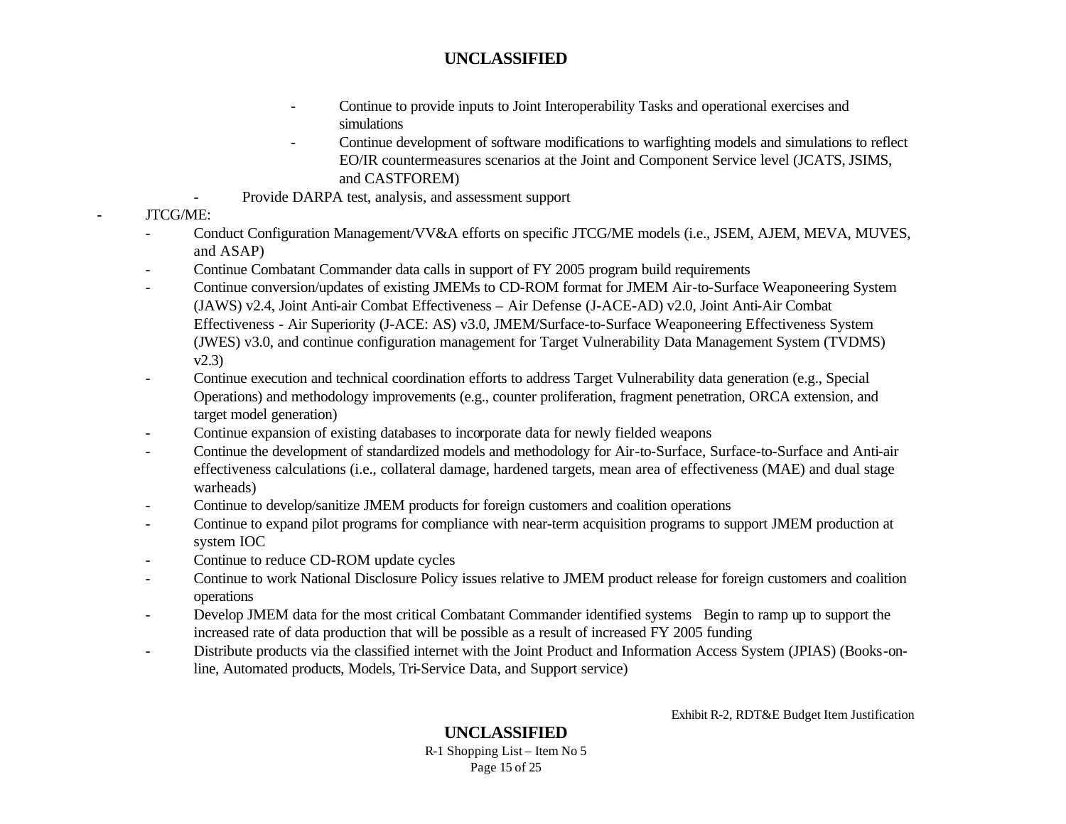- Continue to provide inputs to Joint Interoperability Tasks and operational exercises and simulations
    - Continue development of software modifications to warfighting models and simulations to reflect EO/IR countermeasures scenarios at the Joint and Component Service level (JCATS, JSIMS, and CASTFOREM)
  - Provide DARPA test, analysis, and assessment support
- JTCG/ME:
  - Conduct Configuration Management/VV&A efforts on specific JTCG/ME models (i.e., JSEM, AJEM, MEVA, MUVES, and ASAP)
  - Continue Combatant Commander data calls in support of FY 2005 program build requirements
  - Continue conversion/updates of existing JMEMs to CD-ROM format for JMEM Air-to-Surface Weaponeering System (JAWS) v2.4, Joint Anti-air Combat Effectiveness – Air Defense (J-ACE-AD) v2.0, Joint Anti-Air Combat Effectiveness - Air Superiority (J-ACE: AS) v3.0, JMEM/Surface-to-Surface Weaponeering Effectiveness System (JWES) v3.0, and continue configuration management for Target Vulnerability Data Management System (TVDMS) v2.3)
  - Continue execution and technical coordination efforts to address Target Vulnerability data generation (e.g., Special Operations) and methodology improvements (e.g., counter proliferation, fragment penetration, ORCA extension, and target model generation)
  - Continue expansion of existing databases to incorporate data for newly fielded weapons
  - Continue the development of standardized models and methodology for Air-to-Surface, Surface-to-Surface and Anti-air effectiveness calculations (i.e., collateral damage, hardened targets, mean area of effectiveness (MAE) and dual stage warheads)
  - Continue to develop/sanitize JMEM products for foreign customers and coalition operations
  - Continue to expand pilot programs for compliance with near-term acquisition programs to support JMEM production at system IOC
  - Continue to reduce CD-ROM update cycles
  - Continue to work National Disclosure Policy issues relative to JMEM product release for foreign customers and coalition operations
  - Develop JMEM data for the most critical Combatant Commander identified systems Begin to ramp up to support the increased rate of data production that will be possible as a result of increased FY 2005 funding
  - Distribute products via the classified internet with the Joint Product and Information Access System (JPIAS) (Books-on-line, Automated products, Models, Tri-Service Data, and Support service)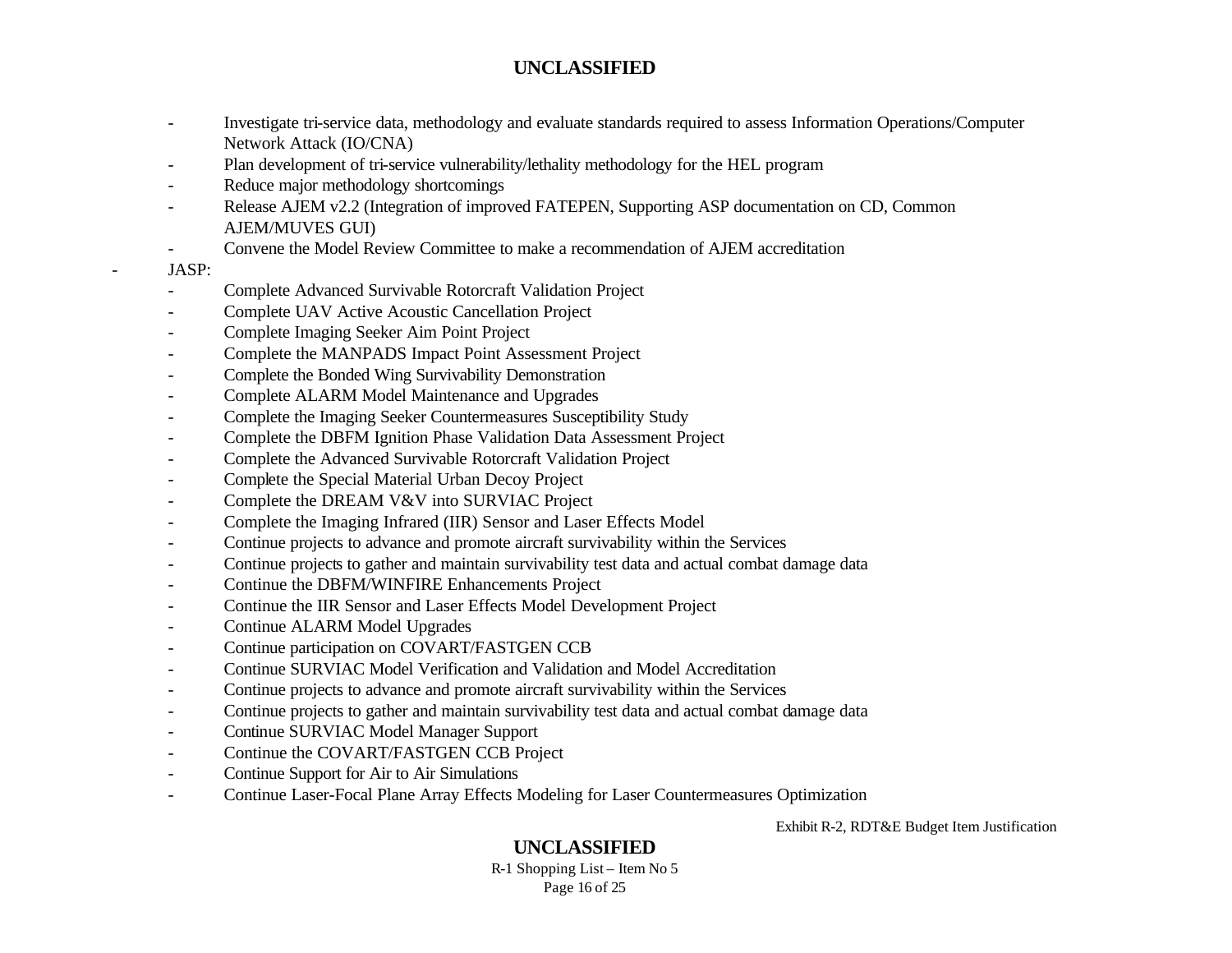- Investigate tri-service data, methodology and evaluate standards required to assess Information Operations/Computer Network Attack (IO/CNA)
- Plan development of tri-service vulnerability/lethality methodology for the HEL program
- Reduce major methodology shortcomings
- Release AJEM v2.2 (Integration of improved FATEPEN, Supporting ASP documentation on CD, Common AJEM/MUVES GUI)
- Convene the Model Review Committee to make a recommendation of AJEM accreditation

- JASP:
  - Complete Advanced Survivable Rotorcraft Validation Project
  - Complete UAV Active Acoustic Cancellation Project
  - Complete Imaging Seeker Aim Point Project
  - Complete the MANPADS Impact Point Assessment Project
  - Complete the Bonded Wing Survivability Demonstration
  - Complete ALARM Model Maintenance and Upgrades
  - Complete the Imaging Seeker Countermeasures Susceptibility Study
  - Complete the DBFM Ignition Phase Validation Data Assessment Project
  - Complete the Advanced Survivable Rotorcraft Validation Project
  - Complete the Special Material Urban Decoy Project
  - Complete the DREAM V&V into SURVIAC Project
  - Complete the Imaging Infrared (IIR) Sensor and Laser Effects Model
  - Continue projects to advance and promote aircraft survivability within the Services
  - Continue projects to gather and maintain survivability test data and actual combat damage data
  - Continue the DBFM/WINFIRE Enhancements Project
  - Continue the IIR Sensor and Laser Effects Model Development Project
  - Continue ALARM Model Upgrades
  - Continue participation on COVART/FASTGEN CCB
  - Continue SURVIAC Model Verification and Validation and Model Accreditation
  - Continue projects to advance and promote aircraft survivability within the Services
  - Continue projects to gather and maintain survivability test data and actual combat damage data
  - Continue SURVIAC Model Manager Support
  - Continue the COVART/FASTGEN CCB Project
  - Continue Support for Air to Air Simulations
  - Continue Laser-Focal Plane Array Effects Modeling for Laser Countermeasures Optimization

Exhibit R-2, RDT&E Budget Item Justification

R-1 Shopping List – Item No 5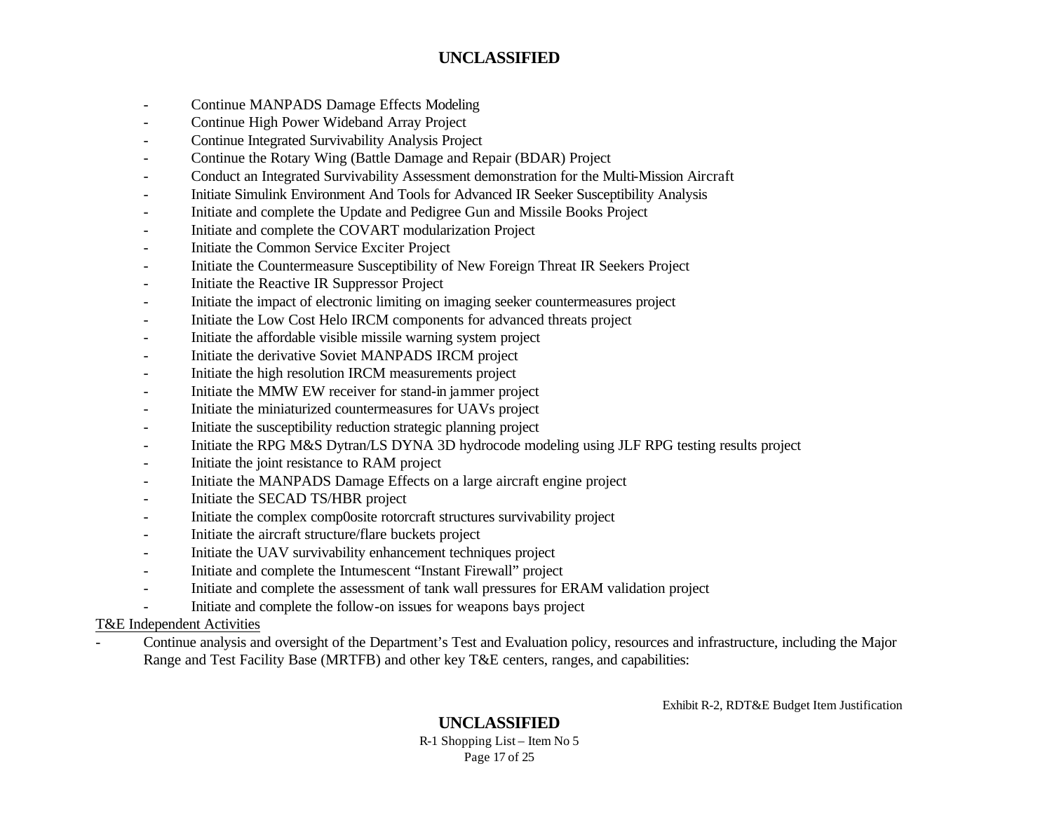- Continue MANPADS Damage Effects Modeling
- Continue High Power Wideband Array Project
- Continue Integrated Survivability Analysis Project
- Continue the Rotary Wing (Battle Damage and Repair (BDAR) Project
- Conduct an Integrated Survivability Assessment demonstration for the Multi-Mission Aircraft
- Initiate Simulink Environment And Tools for Advanced IR Seeker Susceptibility Analysis
- Initiate and complete the Update and Pedigree Gun and Missile Books Project
- Initiate and complete the COVART modularization Project
- Initiate the Common Service Exciter Project
- Initiate the Countermeasure Susceptibility of New Foreign Threat IR Seekers Project
- Initiate the Reactive IR Suppressor Project
- Initiate the impact of electronic limiting on imaging seeker countermeasures project
- Initiate the Low Cost Helo IRCM components for advanced threats project
- Initiate the affordable visible missile warning system project
- Initiate the derivative Soviet MANPADS IRCM project
- Initiate the high resolution IRCM measurements project
- Initiate the MMW EW receiver for stand-in jammer project
- Initiate the miniaturized countermeasures for UAVs project
- Initiate the susceptibility reduction strategic planning project
- Initiate the RPG M&S Dytran/LS DYNA 3D hydrocode modeling using JLF RPG testing results project
- Initiate the joint resistance to RAM project
- Initiate the MANPADS Damage Effects on a large aircraft engine project
- Initiate the SECAD TS/HBR project
- Initiate the complex comp0osite rotorcraft structures survivability project
- Initiate the aircraft structure/flare buckets project
- Initiate the UAV survivability enhancement techniques project
- Initiate and complete the Intumescent "Instant Firewall" project
- Initiate and complete the assessment of tank wall pressures for ERAM validation project
- Initiate and complete the follow-on issues for weapons bays project

<u>T&E Independent Activities</u>

- Continue analysis and oversight of the Department's Test and Evaluation policy, resources and infrastructure, including the Major Range and Test Facility Base (MRTFB) and other key T&E centers, ranges, and capabilities:

Exhibit R-2, RDT&E Budget Item Justification

R-1 Shopping List – Item No 5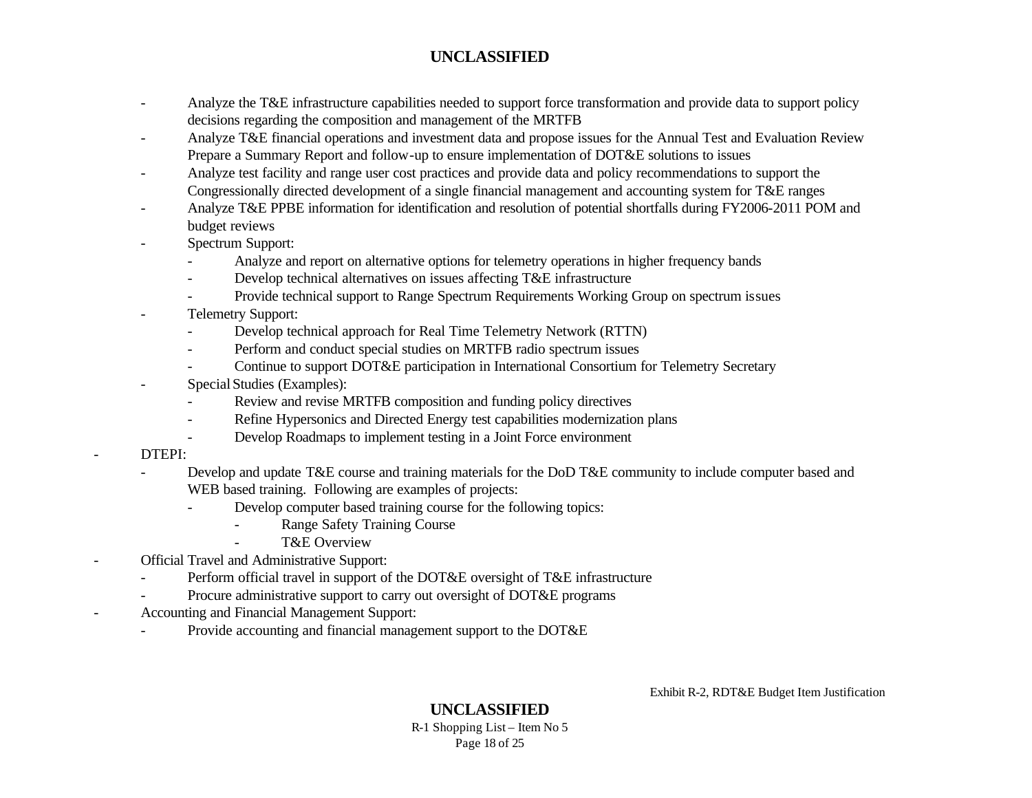- Analyze the T&E infrastructure capabilities needed to support force transformation and provide data to support policy decisions regarding the composition and management of the MRTFB
- Analyze T&E financial operations and investment data and propose issues for the Annual Test and Evaluation Review Prepare a Summary Report and follow-up to ensure implementation of DOT&E solutions to issues
- Analyze test facility and range user cost practices and provide data and policy recommendations to support the Congressionally directed development of a single financial management and accounting system for T&E ranges
- Analyze T&E PPBE information for identification and resolution of potential shortfalls during FY2006-2011 POM and budget reviews
- Spectrum Support:
  - Analyze and report on alternative options for telemetry operations in higher frequency bands
  - Develop technical alternatives on issues affecting T&E infrastructure
  - Provide technical support to Range Spectrum Requirements Working Group on spectrum issues
- Telemetry Support:
  - Develop technical approach for Real Time Telemetry Network (RTTN)
  - Perform and conduct special studies on MRTFB radio spectrum issues
  - Continue to support DOT&E participation in International Consortium for Telemetry Secretary
- Special Studies (Examples):
  - Review and revise MRTFB composition and funding policy directives
  - Refine Hypersonics and Directed Energy test capabilities modernization plans
  - Develop Roadmaps to implement testing in a Joint Force environment

- DTEPI:
  - Develop and update T&E course and training materials for the DoD T&E community to include computer based and WEB based training. Following are examples of projects:
    - Develop computer based training course for the following topics:
      - Range Safety Training Course
      - T&E Overview
- Official Travel and Administrative Support:
  - Perform official travel in support of the DOT&E oversight of T&E infrastructure
  - Procure administrative support to carry out oversight of DOT&E programs
- Accounting and Financial Management Support:
  - Provide accounting and financial management support to the DOT&E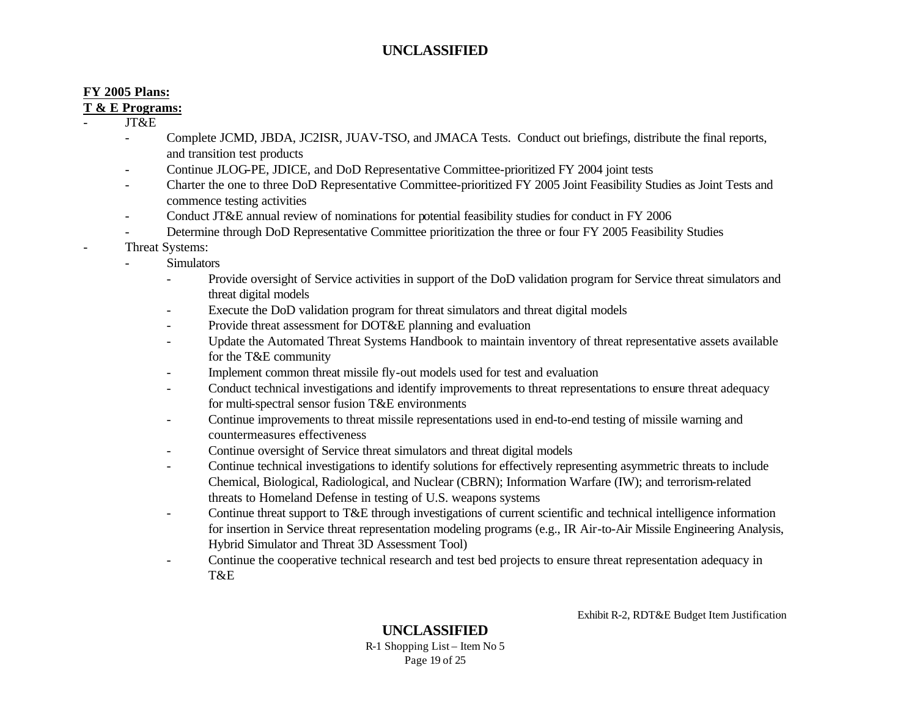**FY 2005 Plans:**

**T & E Programs:**

- JT&E
  - Complete JCMD, JBDA, JC2ISR, JUAV-TSO, and JMACA Tests. Conduct out briefings, distribute the final reports, and transition test products
  - Continue JLOG-PE, JDICE, and DoD Representative Committee-prioritized FY 2004 joint tests
  - Charter the one to three DoD Representative Committee-prioritized FY 2005 Joint Feasibility Studies as Joint Tests and commence testing activities
  - Conduct JT&E annual review of nominations for potential feasibility studies for conduct in FY 2006
  - Determine through DoD Representative Committee prioritization the three or four FY 2005 Feasibility Studies
- Threat Systems:
  - Simulators
    - Provide oversight of Service activities in support of the DoD validation program for Service threat simulators and threat digital models
    - Execute the DoD validation program for threat simulators and threat digital models
    - Provide threat assessment for DOT&E planning and evaluation
    - Update the Automated Threat Systems Handbook to maintain inventory of threat representative assets available for the T&E community
    - Implement common threat missile fly-out models used for test and evaluation
    - Conduct technical investigations and identify improvements to threat representations to ensure threat adequacy for multi-spectral sensor fusion T&E environments
    - Continue improvements to threat missile representations used in end-to-end testing of missile warning and countermeasures effectiveness
    - Continue oversight of Service threat simulators and threat digital models
    - Continue technical investigations to identify solutions for effectively representing asymmetric threats to include Chemical, Biological, Radiological, and Nuclear (CBRN); Information Warfare (IW); and terrorism-related threats to Homeland Defense in testing of U.S. weapons systems
    - Continue threat support to T&E through investigations of current scientific and technical intelligence information for insertion in Service threat representation modeling programs (e.g., IR Air-to-Air Missile Engineering Analysis, Hybrid Simulator and Threat 3D Assessment Tool)
    - Continue the cooperative technical research and test bed projects to ensure threat representation adequacy in T&E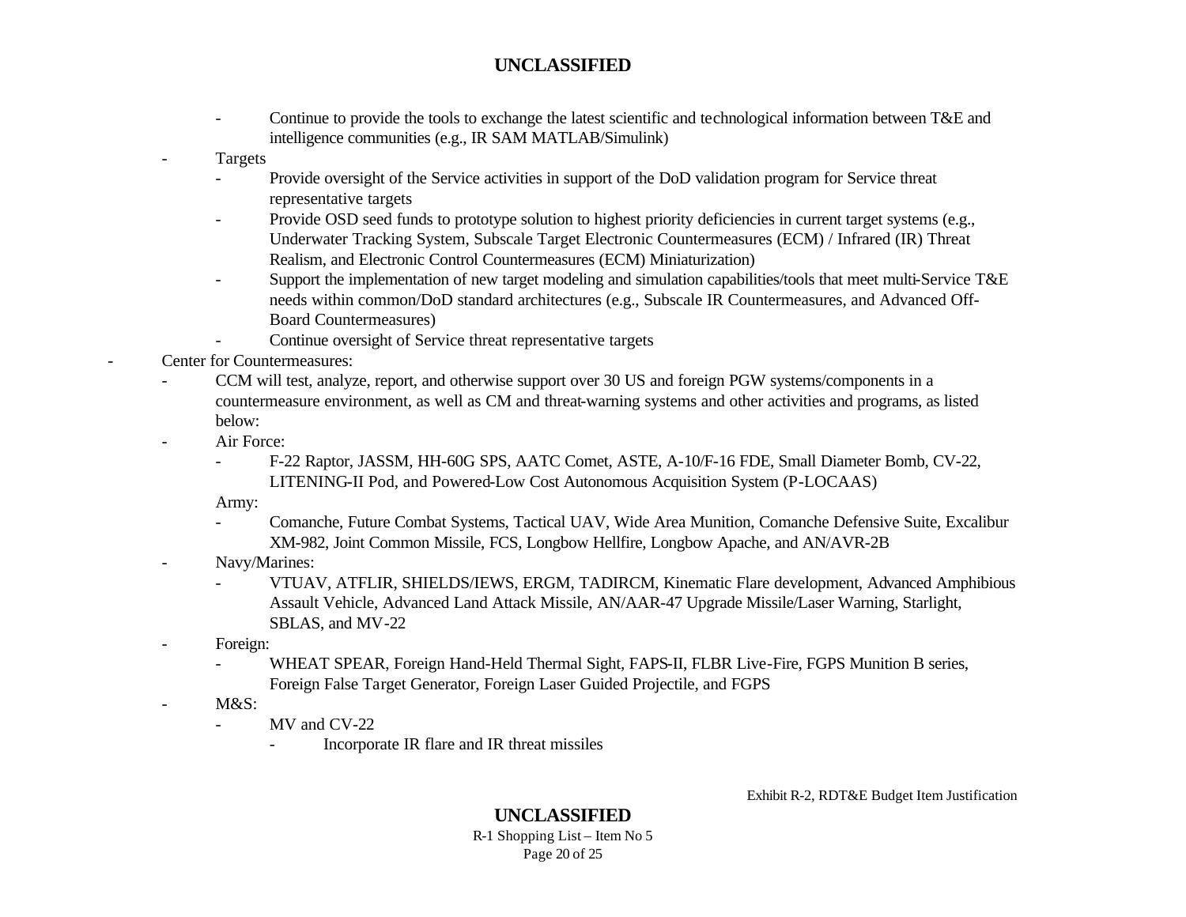- Continue to provide the tools to exchange the latest scientific and technological information between T&E and intelligence communities (e.g., IR SAM MATLAB/Simulink)
- Targets
  - Provide oversight of the Service activities in support of the DoD validation program for Service threat representative targets
  - Provide OSD seed funds to prototype solution to highest priority deficiencies in current target systems (e.g., Underwater Tracking System, Subscale Target Electronic Countermeasures (ECM) / Infrared (IR) Threat Realism, and Electronic Control Countermeasures (ECM) Miniaturization)
  - Support the implementation of new target modeling and simulation capabilities/tools that meet multi-Service T&E needs within common/DoD standard architectures (e.g., Subscale IR Countermeasures, and Advanced Off-Board Countermeasures)
  - Continue oversight of Service threat representative targets

- Center for Countermeasures:
  - CCM will test, analyze, report, and otherwise support over 30 US and foreign PGW systems/components in a countermeasure environment, as well as CM and threat-warning systems and other activities and programs, as listed below:
  - Air Force:
    - F-22 Raptor, JASSM, HH-60G SPS, AATC Comet, ASTE, A-10/F-16 FDE, Small Diameter Bomb, CV-22, LITENING-II Pod, and Powered-Low Cost Autonomous Acquisition System (P-LOCAAS)

    Army:
    - Comanche, Future Combat Systems, Tactical UAV, Wide Area Munition, Comanche Defensive Suite, Excalibur XM-982, Joint Common Missile, FCS, Longbow Hellfire, Longbow Apache, and AN/AVR-2B
  - Navy/Marines:
    - VTUAV, ATFLIR, SHIELDS/IEWS, ERGM, TADIRCM, Kinematic Flare development, Advanced Amphibious Assault Vehicle, Advanced Land Attack Missile, AN/AAR-47 Upgrade Missile/Laser Warning, Starlight, SBLAS, and MV-22
  - Foreign:
    - WHEAT SPEAR, Foreign Hand-Held Thermal Sight, FAPS-II, FLBR Live-Fire, FGPS Munition B series, Foreign False Target Generator, Foreign Laser Guided Projectile, and FGPS
  - M&S:
    - MV and CV-22
      - Incorporate IR flare and IR threat missiles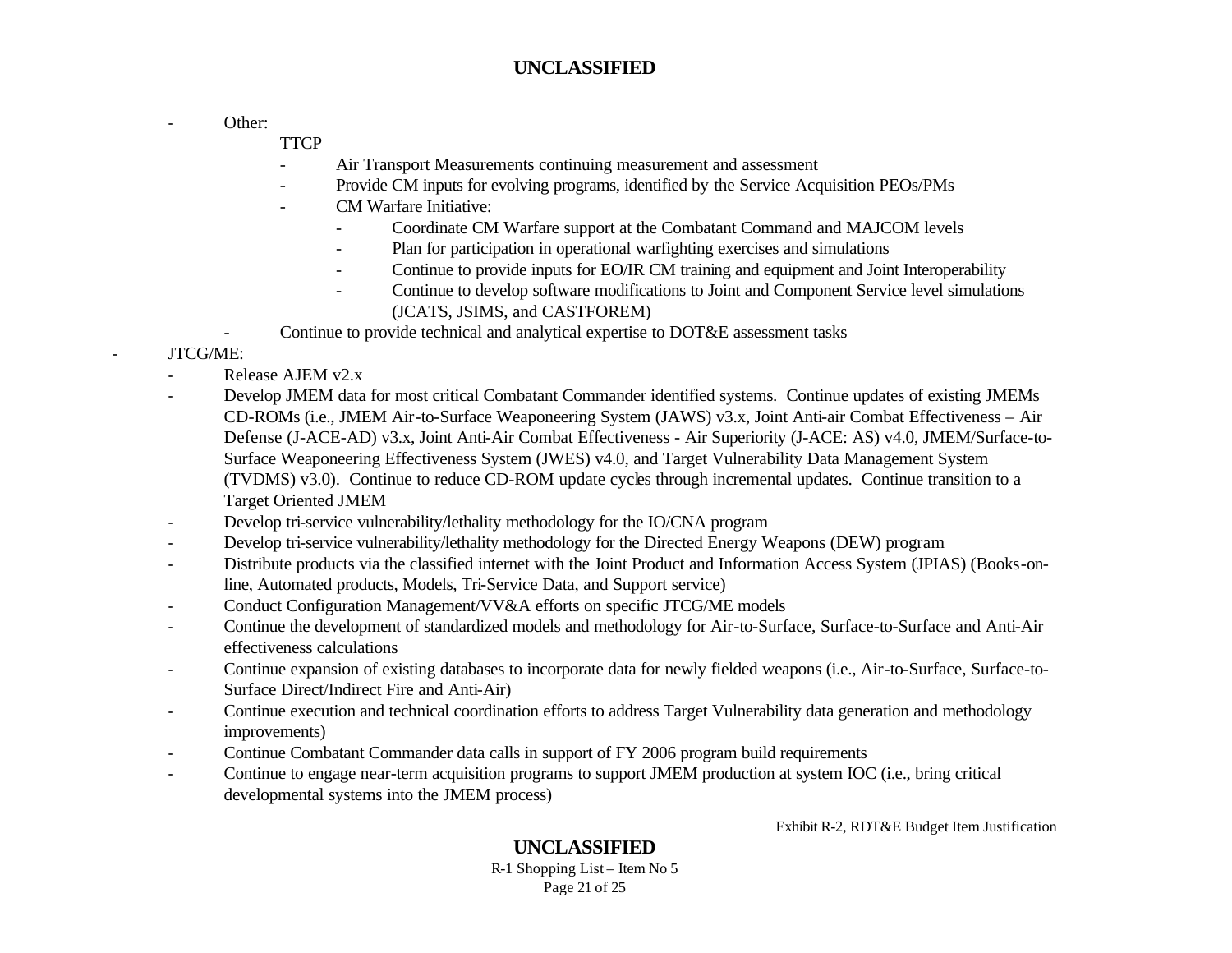- Other:
    - TTCP
        - Air Transport Measurements continuing measurement and assessment
        - Provide CM inputs for evolving programs, identified by the Service Acquisition PEOs/PMs
        - CM Warfare Initiative:
            - Coordinate CM Warfare support at the Combatant Command and MAJCOM levels
            - Plan for participation in operational warfighting exercises and simulations
            - Continue to provide inputs for EO/IR CM training and equipment and Joint Interoperability
            - Continue to develop software modifications to Joint and Component Service level simulations (JCATS, JSIMS, and CASTFOREM)
    - Continue to provide technical and analytical expertise to DOT&E assessment tasks
- JTCG/ME:
    - Release AJEM v2.x
    - Develop JMEM data for most critical Combatant Commander identified systems. Continue updates of existing JMEMs CD-ROMs (i.e., JMEM Air-to-Surface Weaponeering System (JAWS) v3.x, Joint Anti-air Combat Effectiveness – Air Defense (J-ACE-AD) v3.x, Joint Anti-Air Combat Effectiveness - Air Superiority (J-ACE: AS) v4.0, JMEM/Surface-to-Surface Weaponeering Effectiveness System (JWES) v4.0, and Target Vulnerability Data Management System (TVDMS) v3.0). Continue to reduce CD-ROM update cycles through incremental updates. Continue transition to a Target Oriented JMEM
    - Develop tri-service vulnerability/lethality methodology for the IO/CNA program
    - Develop tri-service vulnerability/lethality methodology for the Directed Energy Weapons (DEW) program
    - Distribute products via the classified internet with the Joint Product and Information Access System (JPIAS) (Books-on-line, Automated products, Models, Tri-Service Data, and Support service)
    - Conduct Configuration Management/VV&A efforts on specific JTCG/ME models
    - Continue the development of standardized models and methodology for Air-to-Surface, Surface-to-Surface and Anti-Air effectiveness calculations
    - Continue expansion of existing databases to incorporate data for newly fielded weapons (i.e., Air-to-Surface, Surface-to-Surface Direct/Indirect Fire and Anti-Air)
    - Continue execution and technical coordination efforts to address Target Vulnerability data generation and methodology improvements)
    - Continue Combatant Commander data calls in support of FY 2006 program build requirements
    - Continue to engage near-term acquisition programs to support JMEM production at system IOC (i.e., bring critical developmental systems into the JMEM process)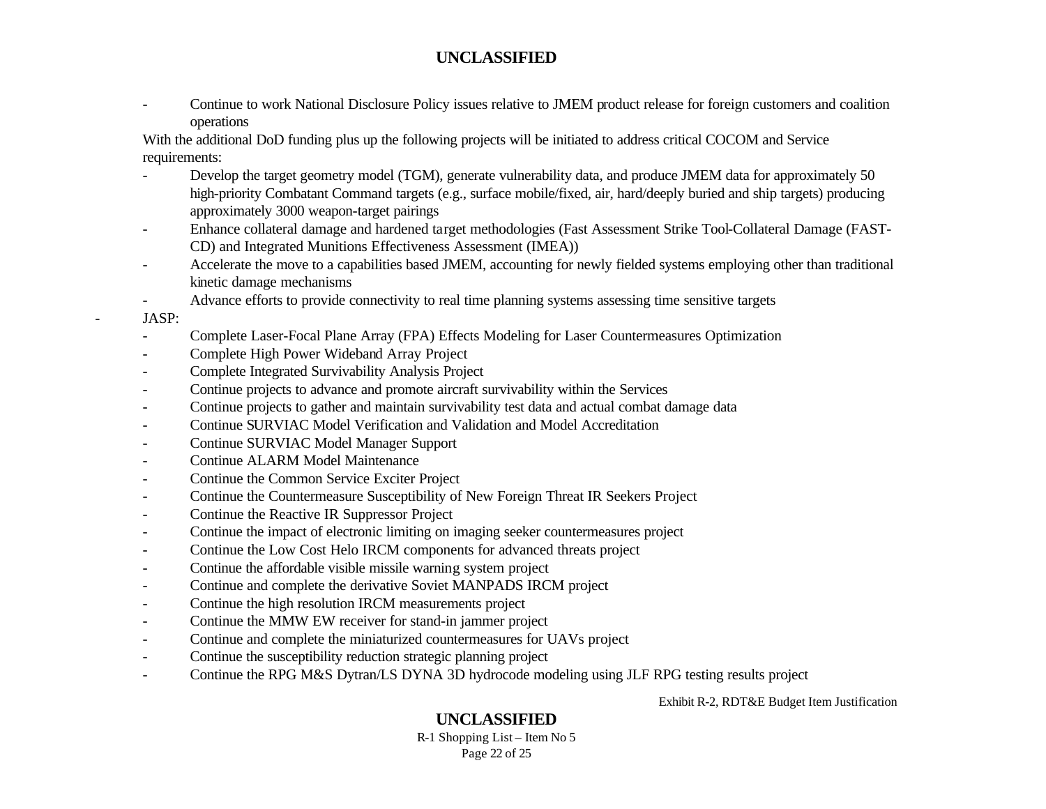- Continue to work National Disclosure Policy issues relative to JMEM product release for foreign customers and coalition operations

With the additional DoD funding plus up the following projects will be initiated to address critical COCOM and Service requirements:

- Develop the target geometry model (TGM), generate vulnerability data, and produce JMEM data for approximately 50 high-priority Combatant Command targets (e.g., surface mobile/fixed, air, hard/deeply buried and ship targets) producing approximately 3000 weapon-target pairings
- Enhance collateral damage and hardened target methodologies (Fast Assessment Strike Tool-Collateral Damage (FAST-CD) and Integrated Munitions Effectiveness Assessment (IMEA))
- Accelerate the move to a capabilities based JMEM, accounting for newly fielded systems employing other than traditional kinetic damage mechanisms
- Advance efforts to provide connectivity to real time planning systems assessing time sensitive targets

- JASP:
  - Complete Laser-Focal Plane Array (FPA) Effects Modeling for Laser Countermeasures Optimization
  - Complete High Power Wideband Array Project
  - Complete Integrated Survivability Analysis Project
  - Continue projects to advance and promote aircraft survivability within the Services
  - Continue projects to gather and maintain survivability test data and actual combat damage data
  - Continue SURVIAC Model Verification and Validation and Model Accreditation
  - Continue SURVIAC Model Manager Support
  - Continue ALARM Model Maintenance
  - Continue the Common Service Exciter Project
  - Continue the Countermeasure Susceptibility of New Foreign Threat IR Seekers Project
  - Continue the Reactive IR Suppressor Project
  - Continue the impact of electronic limiting on imaging seeker countermeasures project
  - Continue the Low Cost Helo IRCM components for advanced threats project
  - Continue the affordable visible missile warning system project
  - Continue and complete the derivative Soviet MANPADS IRCM project
  - Continue the high resolution IRCM measurements project
  - Continue the MMW EW receiver for stand-in jammer project
  - Continue and complete the miniaturized countermeasures for UAVs project
  - Continue the susceptibility reduction strategic planning project
  - Continue the RPG M&S Dytran/LS DYNA 3D hydrocode modeling using JLF RPG testing results project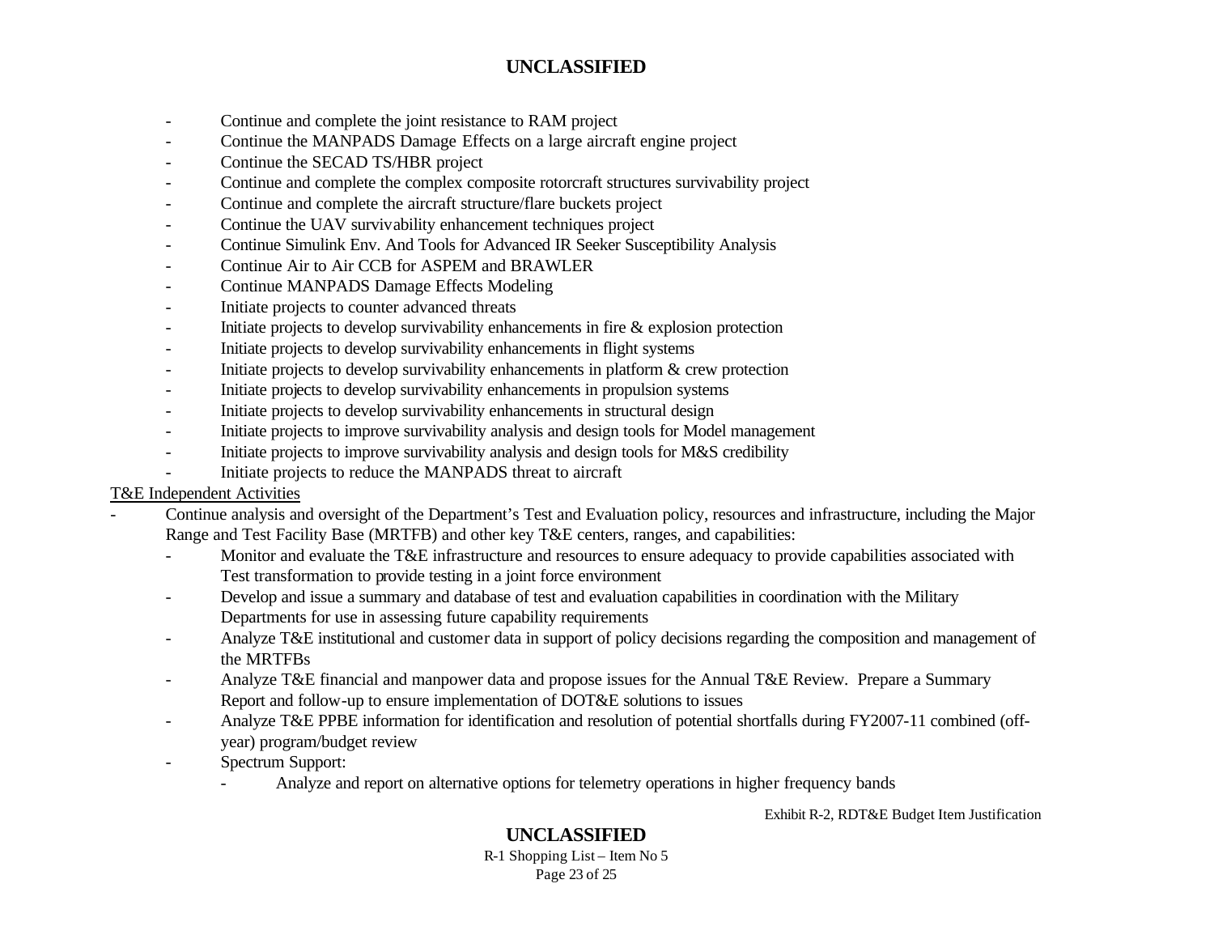- Continue and complete the joint resistance to RAM project
- Continue the MANPADS Damage Effects on a large aircraft engine project
- Continue the SECAD TS/HBR project
- Continue and complete the complex composite rotorcraft structures survivability project
- Continue and complete the aircraft structure/flare buckets project
- Continue the UAV survivability enhancement techniques project
- Continue Simulink Env. And Tools for Advanced IR Seeker Susceptibility Analysis
- Continue Air to Air CCB for ASPEM and BRAWLER
- Continue MANPADS Damage Effects Modeling
- Initiate projects to counter advanced threats
- Initiate projects to develop survivability enhancements in fire & explosion protection
- Initiate projects to develop survivability enhancements in flight systems
- Initiate projects to develop survivability enhancements in platform & crew protection
- Initiate projects to develop survivability enhancements in propulsion systems
- Initiate projects to develop survivability enhancements in structural design
- Initiate projects to improve survivability analysis and design tools for Model management
- Initiate projects to improve survivability analysis and design tools for M&S credibility
- Initiate projects to reduce the MANPADS threat to aircraft

<u>T&E Independent Activities</u>

- Continue analysis and oversight of the Department's Test and Evaluation policy, resources and infrastructure, including the Major Range and Test Facility Base (MRTFB) and other key T&E centers, ranges, and capabilities:
  - Monitor and evaluate the T&E infrastructure and resources to ensure adequacy to provide capabilities associated with Test transformation to provide testing in a joint force environment
  - Develop and issue a summary and database of test and evaluation capabilities in coordination with the Military Departments for use in assessing future capability requirements
  - Analyze T&E institutional and customer data in support of policy decisions regarding the composition and management of the MRTFBs
  - Analyze T&E financial and manpower data and propose issues for the Annual T&E Review. Prepare a Summary Report and follow-up to ensure implementation of DOT&E solutions to issues
  - Analyze T&E PPBE information for identification and resolution of potential shortfalls during FY2007-11 combined (off-year) program/budget review
  - Spectrum Support:
    - Analyze and report on alternative options for telemetry operations in higher frequency bands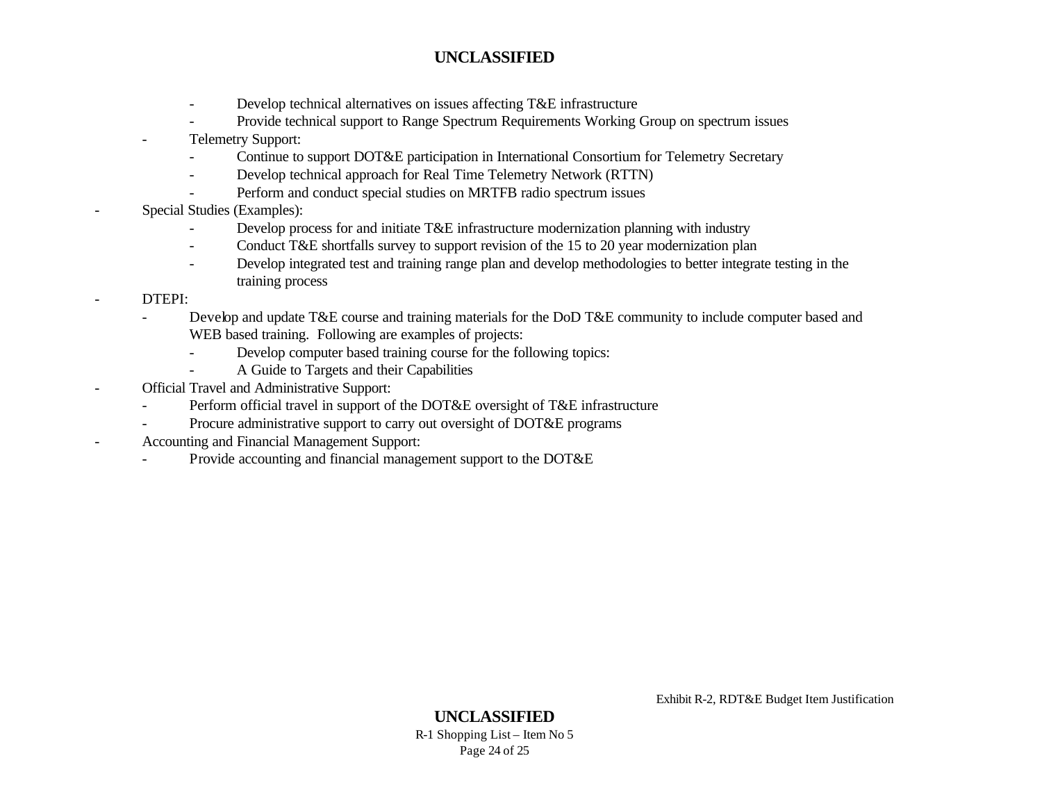- Develop technical alternatives on issues affecting T&E infrastructure
    - Provide technical support to Range Spectrum Requirements Working Group on spectrum issues
  - Telemetry Support:
    - Continue to support DOT&E participation in International Consortium for Telemetry Secretary
    - Develop technical approach for Real Time Telemetry Network (RTTN)
    - Perform and conduct special studies on MRTFB radio spectrum issues
- Special Studies (Examples):
    - Develop process for and initiate T&E infrastructure modernization planning with industry
    - Conduct T&E shortfalls survey to support revision of the 15 to 20 year modernization plan
    - Develop integrated test and training range plan and develop methodologies to better integrate testing in the training process
- DTEPI:
  - Develop and update T&E course and training materials for the DoD T&E community to include computer based and WEB based training. Following are examples of projects:
    - Develop computer based training course for the following topics:
    - A Guide to Targets and their Capabilities
- Official Travel and Administrative Support:
  - Perform official travel in support of the DOT&E oversight of T&E infrastructure
  - Procure administrative support to carry out oversight of DOT&E programs
- Accounting and Financial Management Support:
  - Provide accounting and financial management support to the DOT&E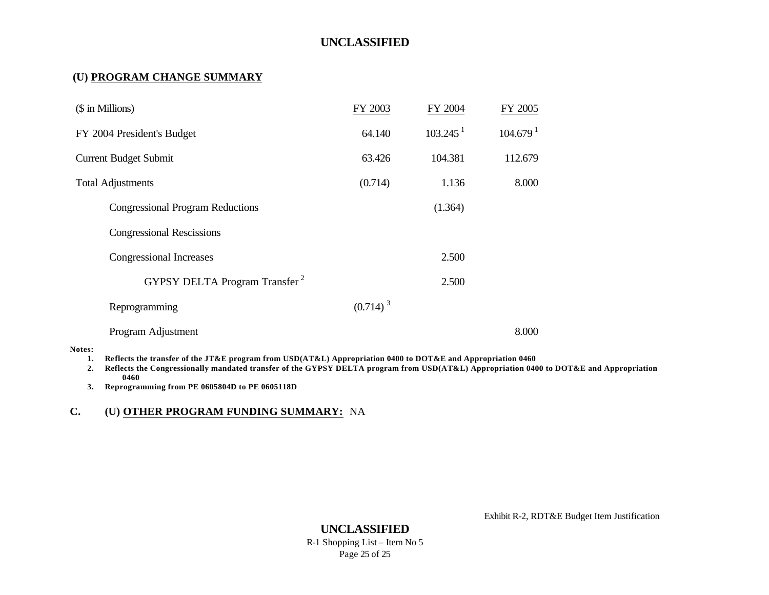## (U) PROGRAM CHANGE SUMMARY

| ($ in Millions) | FY 2003 | FY 2004 | FY 2005 |
|---|---|---|---|
| FY 2004 President's Budget | 64.140 | 103.245 [1] | 104.679 [1] |
| Current Budget Submit | 63.426 | 104.381 | 112.679 |
| Total Adjustments | (0.714) | 1.136 | 8.000 |
| Congressional Program Reductions | | (1.364) | |
| Congressional Rescissions | | | |
| Congressional Increases | | 2.500 | |
| GYPSY DELTA Program Transfer [2] | | 2.500 | |
| Reprogramming | (0.714) [3] | | |
| Program Adjustment | | | 8.000 |

**Notes:**

1. **Reflects the transfer of the JT&E program from USD(AT&L) Appropriation 0400 to DOT&E and Appropriation 0460**
2. **Reflects the Congressionally mandated transfer of the GYPSY DELTA program from USD(AT&L) Appropriation 0400 to DOT&E and Appropriation 0460**
3. **Reprogramming from PE 0605804D to PE 0605118D**

## C. (U) OTHER PROGRAM FUNDING SUMMARY: NA

Exhibit R-2, RDT&E Budget Item Justification

R-1 Shopping List – Item No 5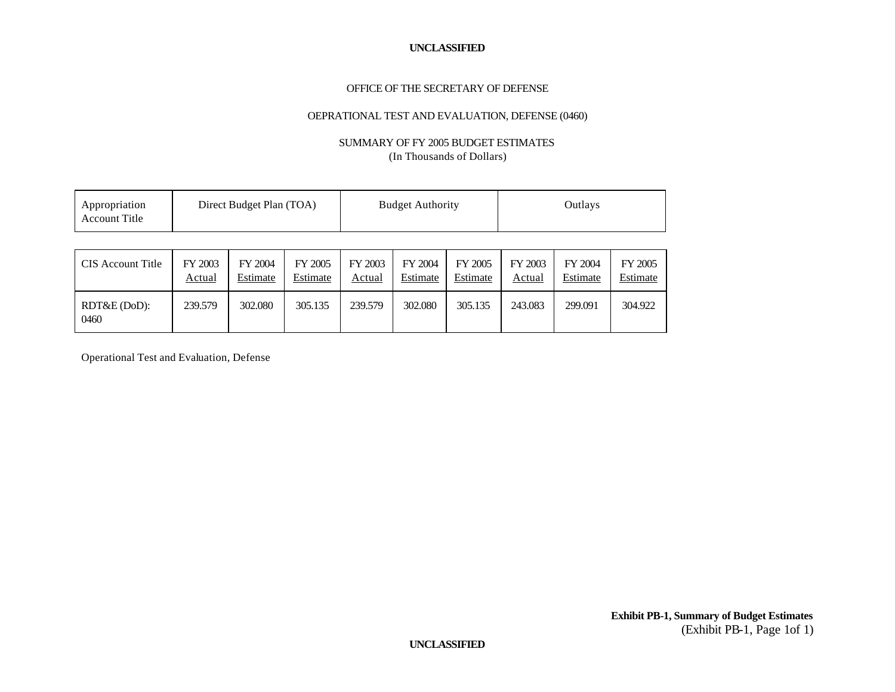**UNCLASSIFIED**

OFFICE OF THE SECRETARY OF DEFENSE

OEPRATIONAL TEST AND EVALUATION, DEFENSE (0460)

SUMMARY OF FY 2005 BUDGET ESTIMATES
(In Thousands of Dollars)

| Appropriation Account Title | Direct Budget Plan (TOA) | | | Budget Authority | | | Outlays | | |
|---|---|---|---|---|---|---|---|---|---|
| CIS Account Title | FY 2003 Actual | FY 2004 Estimate | FY 2005 Estimate | FY 2003 Actual | FY 2004 Estimate | FY 2005 Estimate | FY 2003 Actual | FY 2004 Estimate | FY 2005 Estimate |
| RDT&E (DoD): 0460 | 239.579 | 302.080 | 305.135 | 239.579 | 302.080 | 305.135 | 243.083 | 299.091 | 304.922 |

Operational Test and Evaluation, Defense

**Exhibit PB-1, Summary of Budget Estimates**
(Exhibit PB-1, Page 1of 1)

**UNCLASSIFIED**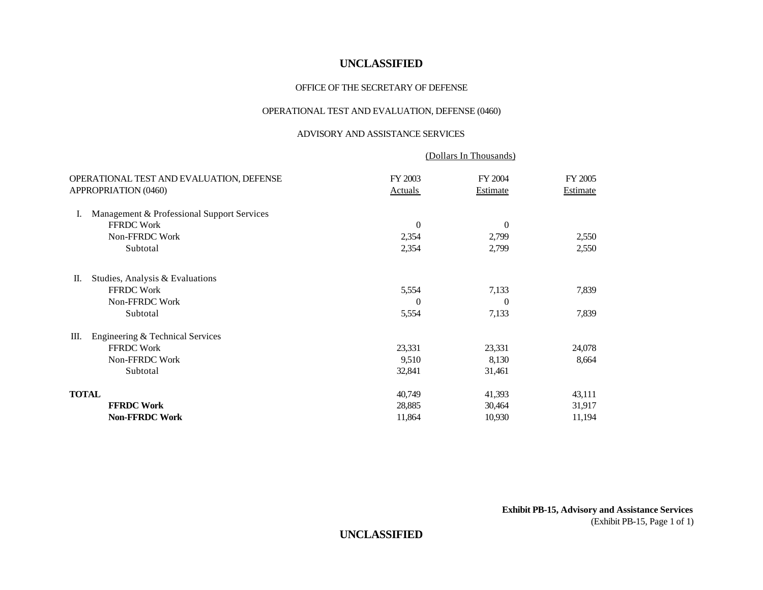**UNCLASSIFIED**

OFFICE OF THE SECRETARY OF DEFENSE

OPERATIONAL TEST AND EVALUATION, DEFENSE (0460)

ADVISORY AND ASSISTANCE SERVICES

| OPERATIONAL TEST AND EVALUATION, DEFENSE APPROPRIATION (0460) | FY 2003 Actuals | FY 2004 Estimate | FY 2005 Estimate |
|---|---|---|---|
| | (Dollars In Thousands) | | |
| I. Management & Professional Support Services | | | |
| FFRDC Work | 0 | 0 | |
| Non-FFRDC Work | 2,354 | 2,799 | 2,550 |
| Subtotal | 2,354 | 2,799 | 2,550 |
| II. Studies, Analysis & Evaluations | | | |
| FFRDC Work | 5,554 | 7,133 | 7,839 |
| Non-FFRDC Work | 0 | 0 | |
| Subtotal | 5,554 | 7,133 | 7,839 |
| III. Engineering & Technical Services | | | |
| FFRDC Work | 23,331 | 23,331 | 24,078 |
| Non-FFRDC Work | 9,510 | 8,130 | 8,664 |
| Subtotal | 32,841 | 31,461 | |
| **TOTAL** | 40,749 | 41,393 | 43,111 |
| **FFRDC Work** | 28,885 | 30,464 | 31,917 |
| **Non-FFRDC Work** | 11,864 | 10,930 | 11,194 |

**Exhibit PB-15, Advisory and Assistance Services**
(Exhibit PB-15, Page 1 of 1)

**UNCLASSIFIED**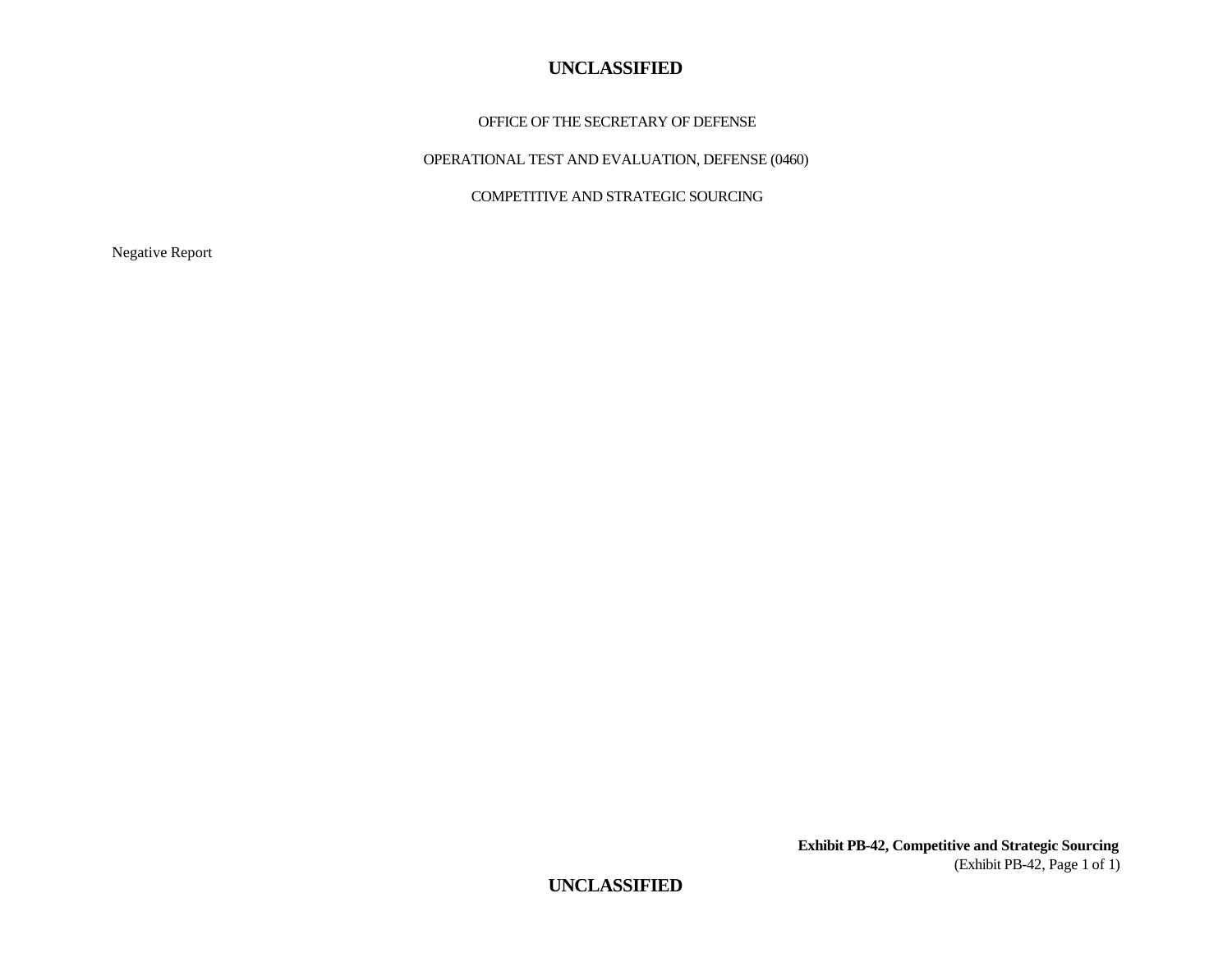OFFICE OF THE SECRETARY OF DEFENSE

OPERATIONAL TEST AND EVALUATION, DEFENSE (0460)

COMPETITIVE AND STRATEGIC SOURCING

Negative Report

**Exhibit PB-42, Competitive and Strategic Sourcing**
(Exhibit PB-42, Page 1 of 1)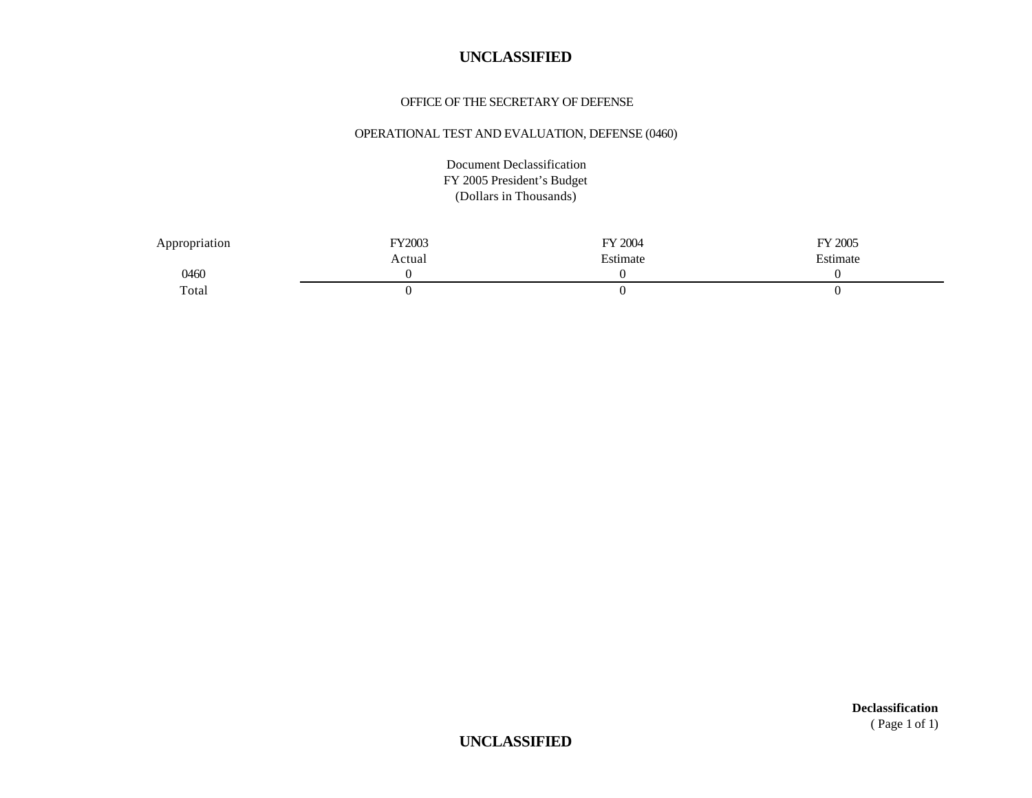OFFICE OF THE SECRETARY OF DEFENSE

OPERATIONAL TEST AND EVALUATION, DEFENSE (0460)

Document Declassification
FY 2005 President's Budget
(Dollars in Thousands)

| Appropriation | FY2003 Actual | FY 2004 Estimate | FY 2005 Estimate |
|---|---|---|---|
| 0460 | 0 | 0 | 0 |
| Total | 0 | 0 | 0 |

**Declassification**
( Page 1 of 1)